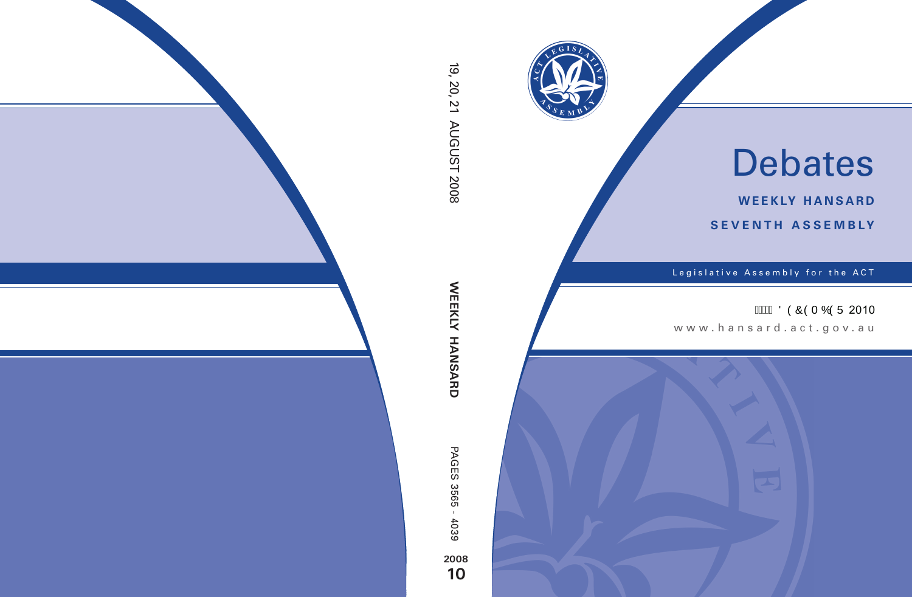# Debates

**WEEKLY HANSARD**

**SEVENTH ASSEMBLY**

Legislative Assembly for the ACT

' (&( 0 %( 5 2010

www.hansard.act.gov.au

19, 20, 21 AUGUST 2008

**WEEKLY HANSARD**

PAGES 3565 - 4039

**2008**

**10**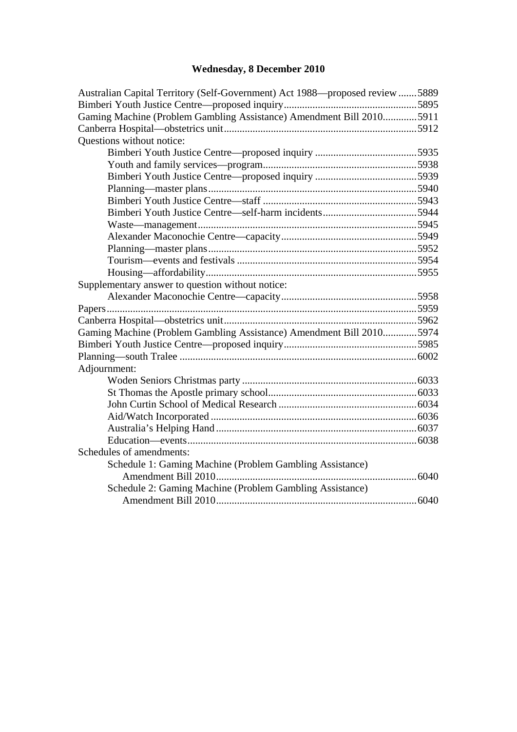## Wednesday, 8 December 2010

Australian Capital Territory (Self-Government) Act 1988—proposed review ....... 5889
Bimberi Youth Justice Centre—proposed inquiry ....... 5895
Gaming Machine (Problem Gambling Assistance) Amendment Bill 2010 ....... 5911
Canberra Hospital—obstetrics unit ....... 5912
Questions without notice:
- Bimberi Youth Justice Centre—proposed inquiry ....... 5935
- Youth and family services—program ....... 5938
- Bimberi Youth Justice Centre—proposed inquiry ....... 5939
- Planning—master plans ....... 5940
- Bimberi Youth Justice Centre—staff ....... 5943
- Bimberi Youth Justice Centre—self-harm incidents ....... 5944
- Waste—management ....... 5945
- Alexander Maconochie Centre—capacity ....... 5949
- Planning—master plans ....... 5952
- Tourism—events and festivals ....... 5954
- Housing—affordability ....... 5955

Supplementary answer to question without notice:
- Alexander Maconochie Centre—capacity ....... 5958

Papers ....... 5959
Canberra Hospital—obstetrics unit ....... 5962
Gaming Machine (Problem Gambling Assistance) Amendment Bill 2010 ....... 5974
Bimberi Youth Justice Centre—proposed inquiry ....... 5985
Planning—south Tralee ....... 6002
Adjournment:
- Woden Seniors Christmas party ....... 6033
- St Thomas the Apostle primary school ....... 6033
- John Curtin School of Medical Research ....... 6034
- Aid/Watch Incorporated ....... 6036
- Australia's Helping Hand ....... 6037
- Education—events ....... 6038

Schedules of amendments:
- Schedule 1: Gaming Machine (Problem Gambling Assistance) Amendment Bill 2010 ....... 6040
- Schedule 2: Gaming Machine (Problem Gambling Assistance) Amendment Bill 2010 ....... 6040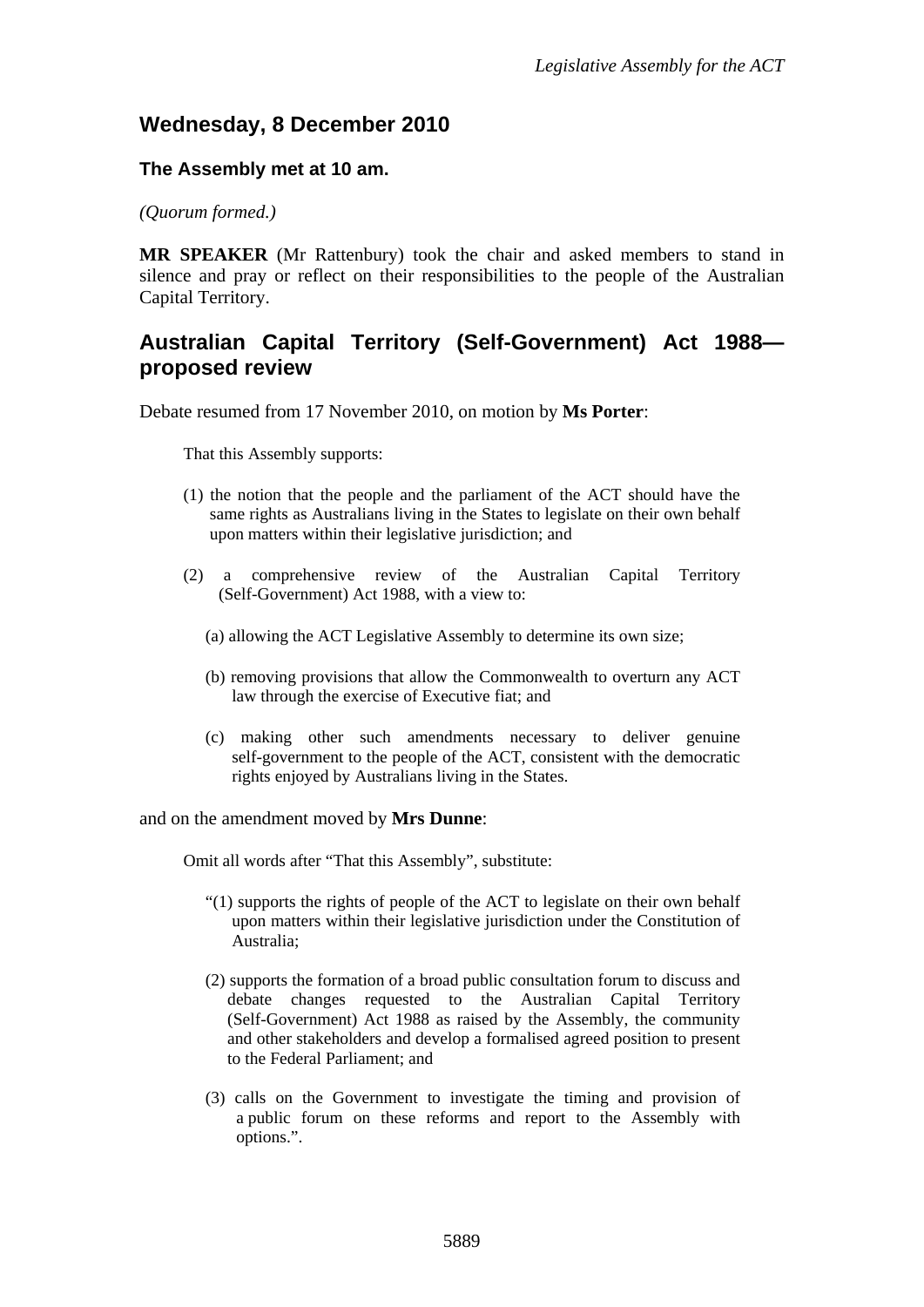## Wednesday, 8 December 2010

### The Assembly met at 10 am.

*(Quorum formed.)*

**MR SPEAKER** (Mr Rattenbury) took the chair and asked members to stand in silence and pray or reflect on their responsibilities to the people of the Australian Capital Territory.

## Australian Capital Territory (Self-Government) Act 1988—proposed review

Debate resumed from 17 November 2010, on motion by **Ms Porter**:

> That this Assembly supports:
>
> (1) the notion that the people and the parliament of the ACT should have the same rights as Australians living in the States to legislate on their own behalf upon matters within their legislative jurisdiction; and
>
> (2) a comprehensive review of the Australian Capital Territory (Self-Government) Act 1988, with a view to:
>
> (a) allowing the ACT Legislative Assembly to determine its own size;
>
> (b) removing provisions that allow the Commonwealth to overturn any ACT law through the exercise of Executive fiat; and
>
> (c) making other such amendments necessary to deliver genuine self-government to the people of the ACT, consistent with the democratic rights enjoyed by Australians living in the States.

and on the amendment moved by **Mrs Dunne**:

> Omit all words after "That this Assembly", substitute:
>
> "(1) supports the rights of people of the ACT to legislate on their own behalf upon matters within their legislative jurisdiction under the Constitution of Australia;
>
> (2) supports the formation of a broad public consultation forum to discuss and debate changes requested to the Australian Capital Territory (Self-Government) Act 1988 as raised by the Assembly, the community and other stakeholders and develop a formalised agreed position to present to the Federal Parliament; and
>
> (3) calls on the Government to investigate the timing and provision of a public forum on these reforms and report to the Assembly with options.".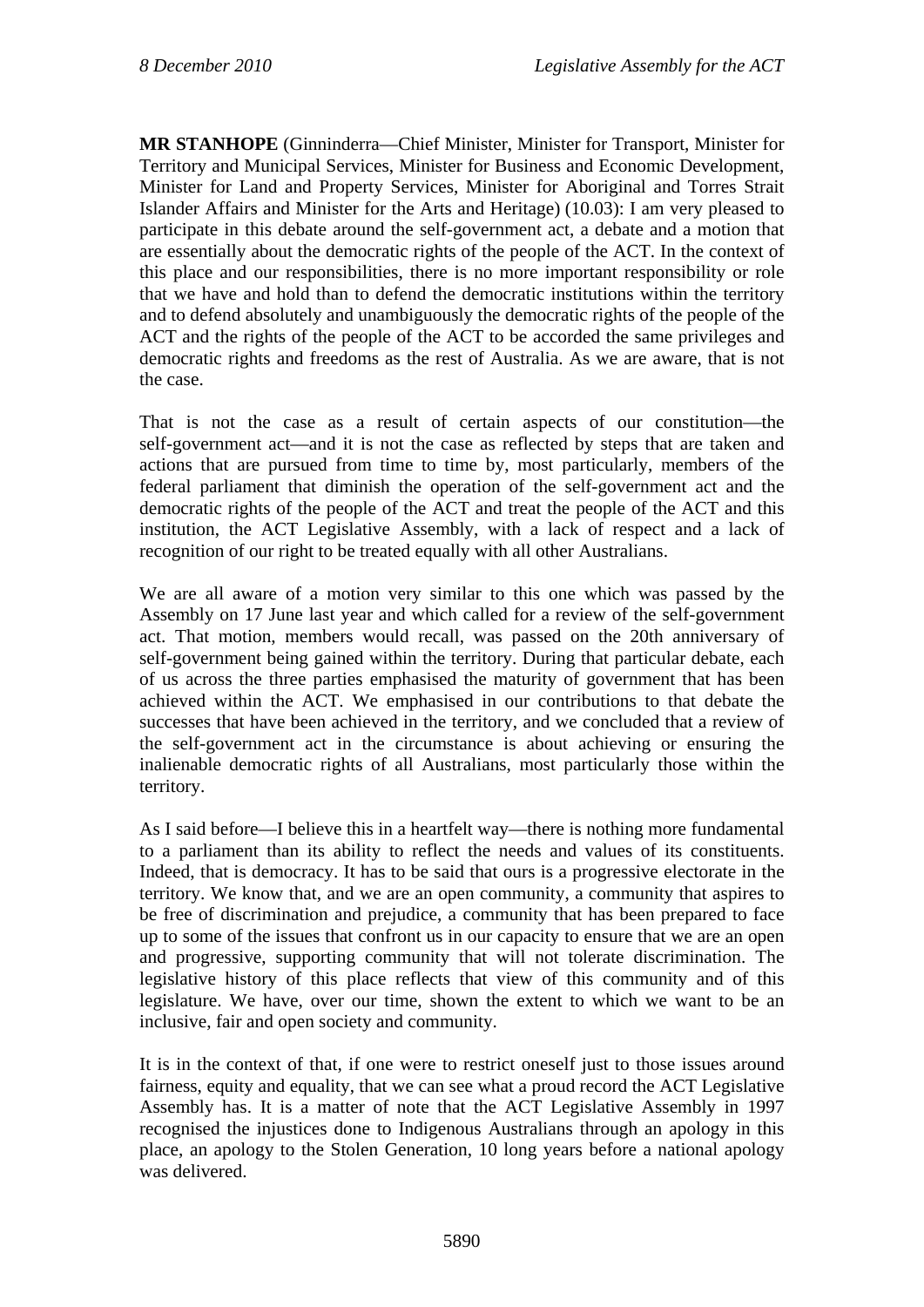**MR STANHOPE** (Ginninderra—Chief Minister, Minister for Transport, Minister for Territory and Municipal Services, Minister for Business and Economic Development, Minister for Land and Property Services, Minister for Aboriginal and Torres Strait Islander Affairs and Minister for the Arts and Heritage) (10.03): I am very pleased to participate in this debate around the self-government act, a debate and a motion that are essentially about the democratic rights of the people of the ACT. In the context of this place and our responsibilities, there is no more important responsibility or role that we have and hold than to defend the democratic institutions within the territory and to defend absolutely and unambiguously the democratic rights of the people of the ACT and the rights of the people of the ACT to be accorded the same privileges and democratic rights and freedoms as the rest of Australia. As we are aware, that is not the case.

That is not the case as a result of certain aspects of our constitution—the self-government act—and it is not the case as reflected by steps that are taken and actions that are pursued from time to time by, most particularly, members of the federal parliament that diminish the operation of the self-government act and the democratic rights of the people of the ACT and treat the people of the ACT and this institution, the ACT Legislative Assembly, with a lack of respect and a lack of recognition of our right to be treated equally with all other Australians.

We are all aware of a motion very similar to this one which was passed by the Assembly on 17 June last year and which called for a review of the self-government act. That motion, members would recall, was passed on the 20th anniversary of self-government being gained within the territory. During that particular debate, each of us across the three parties emphasised the maturity of government that has been achieved within the ACT. We emphasised in our contributions to that debate the successes that have been achieved in the territory, and we concluded that a review of the self-government act in the circumstance is about achieving or ensuring the inalienable democratic rights of all Australians, most particularly those within the territory.

As I said before—I believe this in a heartfelt way—there is nothing more fundamental to a parliament than its ability to reflect the needs and values of its constituents. Indeed, that is democracy. It has to be said that ours is a progressive electorate in the territory. We know that, and we are an open community, a community that aspires to be free of discrimination and prejudice, a community that has been prepared to face up to some of the issues that confront us in our capacity to ensure that we are an open and progressive, supporting community that will not tolerate discrimination. The legislative history of this place reflects that view of this community and of this legislature. We have, over our time, shown the extent to which we want to be an inclusive, fair and open society and community.

It is in the context of that, if one were to restrict oneself just to those issues around fairness, equity and equality, that we can see what a proud record the ACT Legislative Assembly has. It is a matter of note that the ACT Legislative Assembly in 1997 recognised the injustices done to Indigenous Australians through an apology in this place, an apology to the Stolen Generation, 10 long years before a national apology was delivered.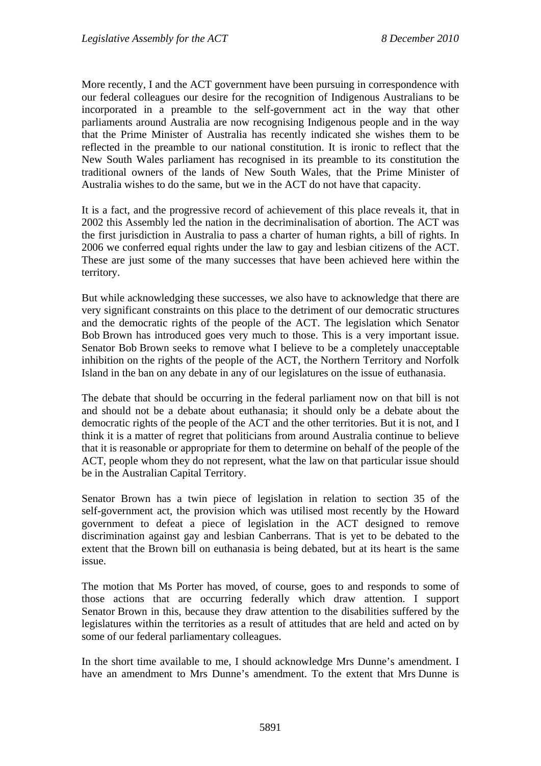More recently, I and the ACT government have been pursuing in correspondence with our federal colleagues our desire for the recognition of Indigenous Australians to be incorporated in a preamble to the self-government act in the way that other parliaments around Australia are now recognising Indigenous people and in the way that the Prime Minister of Australia has recently indicated she wishes them to be reflected in the preamble to our national constitution. It is ironic to reflect that the New South Wales parliament has recognised in its preamble to its constitution the traditional owners of the lands of New South Wales, that the Prime Minister of Australia wishes to do the same, but we in the ACT do not have that capacity.

It is a fact, and the progressive record of achievement of this place reveals it, that in 2002 this Assembly led the nation in the decriminalisation of abortion. The ACT was the first jurisdiction in Australia to pass a charter of human rights, a bill of rights. In 2006 we conferred equal rights under the law to gay and lesbian citizens of the ACT. These are just some of the many successes that have been achieved here within the territory.

But while acknowledging these successes, we also have to acknowledge that there are very significant constraints on this place to the detriment of our democratic structures and the democratic rights of the people of the ACT. The legislation which Senator Bob Brown has introduced goes very much to those. This is a very important issue. Senator Bob Brown seeks to remove what I believe to be a completely unacceptable inhibition on the rights of the people of the ACT, the Northern Territory and Norfolk Island in the ban on any debate in any of our legislatures on the issue of euthanasia.

The debate that should be occurring in the federal parliament now on that bill is not and should not be a debate about euthanasia; it should only be a debate about the democratic rights of the people of the ACT and the other territories. But it is not, and I think it is a matter of regret that politicians from around Australia continue to believe that it is reasonable or appropriate for them to determine on behalf of the people of the ACT, people whom they do not represent, what the law on that particular issue should be in the Australian Capital Territory.

Senator Brown has a twin piece of legislation in relation to section 35 of the self-government act, the provision which was utilised most recently by the Howard government to defeat a piece of legislation in the ACT designed to remove discrimination against gay and lesbian Canberrans. That is yet to be debated to the extent that the Brown bill on euthanasia is being debated, but at its heart is the same issue.

The motion that Ms Porter has moved, of course, goes to and responds to some of those actions that are occurring federally which draw attention. I support Senator Brown in this, because they draw attention to the disabilities suffered by the legislatures within the territories as a result of attitudes that are held and acted on by some of our federal parliamentary colleagues.

In the short time available to me, I should acknowledge Mrs Dunne's amendment. I have an amendment to Mrs Dunne's amendment. To the extent that Mrs Dunne is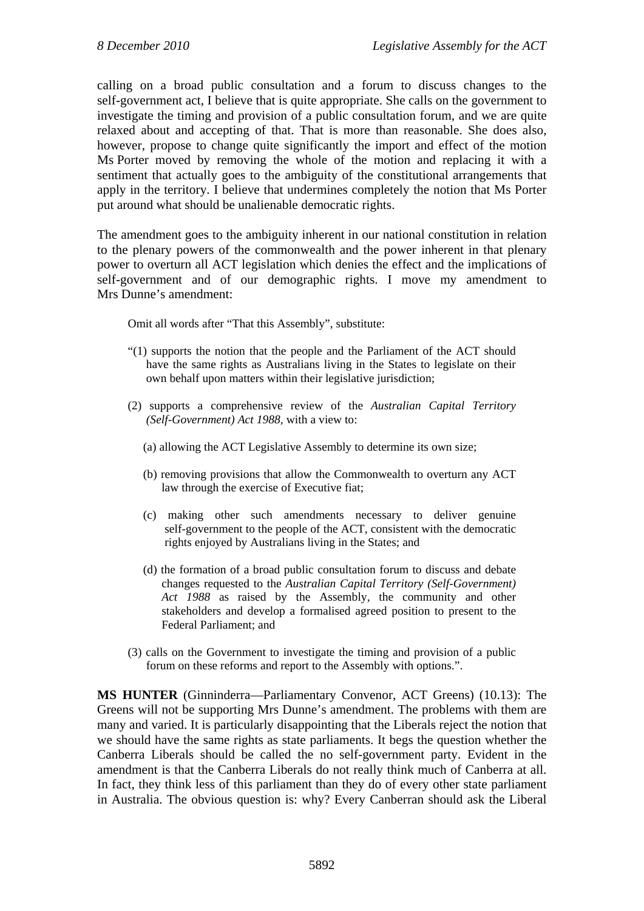calling on a broad public consultation and a forum to discuss changes to the self-government act, I believe that is quite appropriate. She calls on the government to investigate the timing and provision of a public consultation forum, and we are quite relaxed about and accepting of that. That is more than reasonable. She does also, however, propose to change quite significantly the import and effect of the motion Ms Porter moved by removing the whole of the motion and replacing it with a sentiment that actually goes to the ambiguity of the constitutional arrangements that apply in the territory. I believe that undermines completely the notion that Ms Porter put around what should be unalienable democratic rights.

The amendment goes to the ambiguity inherent in our national constitution in relation to the plenary powers of the commonwealth and the power inherent in that plenary power to overturn all ACT legislation which denies the effect and the implications of self-government and of our demographic rights. I move my amendment to Mrs Dunne's amendment:

> Omit all words after "That this Assembly", substitute:
>
> "(1) supports the notion that the people and the Parliament of the ACT should have the same rights as Australians living in the States to legislate on their own behalf upon matters within their legislative jurisdiction;
>
> (2) supports a comprehensive review of the *Australian Capital Territory (Self-Government) Act 1988*, with a view to:
>
> (a) allowing the ACT Legislative Assembly to determine its own size;
>
> (b) removing provisions that allow the Commonwealth to overturn any ACT law through the exercise of Executive fiat;
>
> (c) making other such amendments necessary to deliver genuine self-government to the people of the ACT, consistent with the democratic rights enjoyed by Australians living in the States; and
>
> (d) the formation of a broad public consultation forum to discuss and debate changes requested to the *Australian Capital Territory (Self-Government) Act 1988* as raised by the Assembly, the community and other stakeholders and develop a formalised agreed position to present to the Federal Parliament; and
>
> (3) calls on the Government to investigate the timing and provision of a public forum on these reforms and report to the Assembly with options.".

**MS HUNTER** (Ginninderra—Parliamentary Convenor, ACT Greens) (10.13): The Greens will not be supporting Mrs Dunne's amendment. The problems with them are many and varied. It is particularly disappointing that the Liberals reject the notion that we should have the same rights as state parliaments. It begs the question whether the Canberra Liberals should be called the no self-government party. Evident in the amendment is that the Canberra Liberals do not really think much of Canberra at all. In fact, they think less of this parliament than they do of every other state parliament in Australia. The obvious question is: why? Every Canberran should ask the Liberal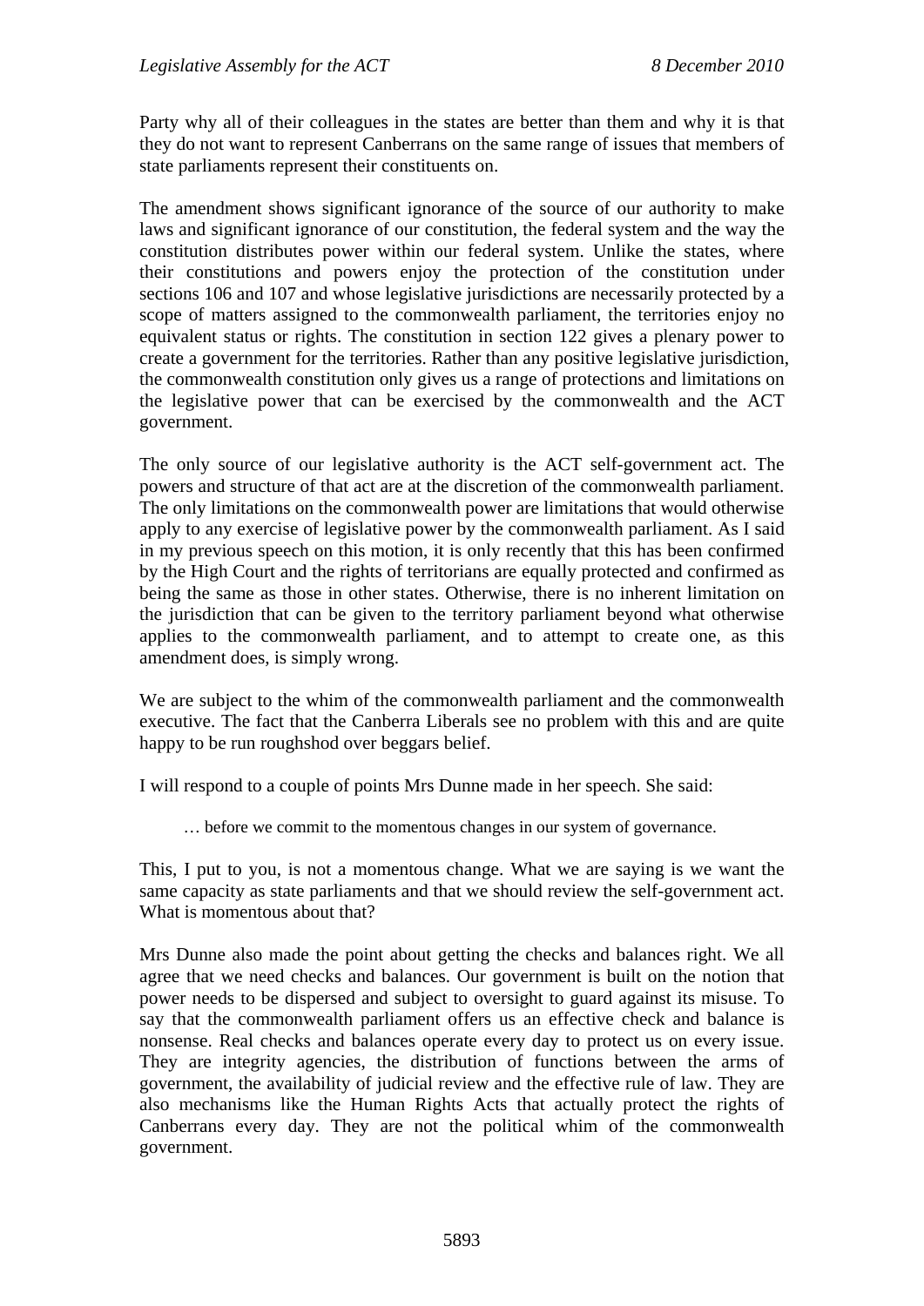Party why all of their colleagues in the states are better than them and why it is that they do not want to represent Canberrans on the same range of issues that members of state parliaments represent their constituents on.

The amendment shows significant ignorance of the source of our authority to make laws and significant ignorance of our constitution, the federal system and the way the constitution distributes power within our federal system. Unlike the states, where their constitutions and powers enjoy the protection of the constitution under sections 106 and 107 and whose legislative jurisdictions are necessarily protected by a scope of matters assigned to the commonwealth parliament, the territories enjoy no equivalent status or rights. The constitution in section 122 gives a plenary power to create a government for the territories. Rather than any positive legislative jurisdiction, the commonwealth constitution only gives us a range of protections and limitations on the legislative power that can be exercised by the commonwealth and the ACT government.

The only source of our legislative authority is the ACT self-government act. The powers and structure of that act are at the discretion of the commonwealth parliament. The only limitations on the commonwealth power are limitations that would otherwise apply to any exercise of legislative power by the commonwealth parliament. As I said in my previous speech on this motion, it is only recently that this has been confirmed by the High Court and the rights of territorians are equally protected and confirmed as being the same as those in other states. Otherwise, there is no inherent limitation on the jurisdiction that can be given to the territory parliament beyond what otherwise applies to the commonwealth parliament, and to attempt to create one, as this amendment does, is simply wrong.

We are subject to the whim of the commonwealth parliament and the commonwealth executive. The fact that the Canberra Liberals see no problem with this and are quite happy to be run roughshod over beggars belief.

I will respond to a couple of points Mrs Dunne made in her speech. She said:

> … before we commit to the momentous changes in our system of governance.

This, I put to you, is not a momentous change. What we are saying is we want the same capacity as state parliaments and that we should review the self-government act. What is momentous about that?

Mrs Dunne also made the point about getting the checks and balances right. We all agree that we need checks and balances. Our government is built on the notion that power needs to be dispersed and subject to oversight to guard against its misuse. To say that the commonwealth parliament offers us an effective check and balance is nonsense. Real checks and balances operate every day to protect us on every issue. They are integrity agencies, the distribution of functions between the arms of government, the availability of judicial review and the effective rule of law. They are also mechanisms like the Human Rights Acts that actually protect the rights of Canberrans every day. They are not the political whim of the commonwealth government.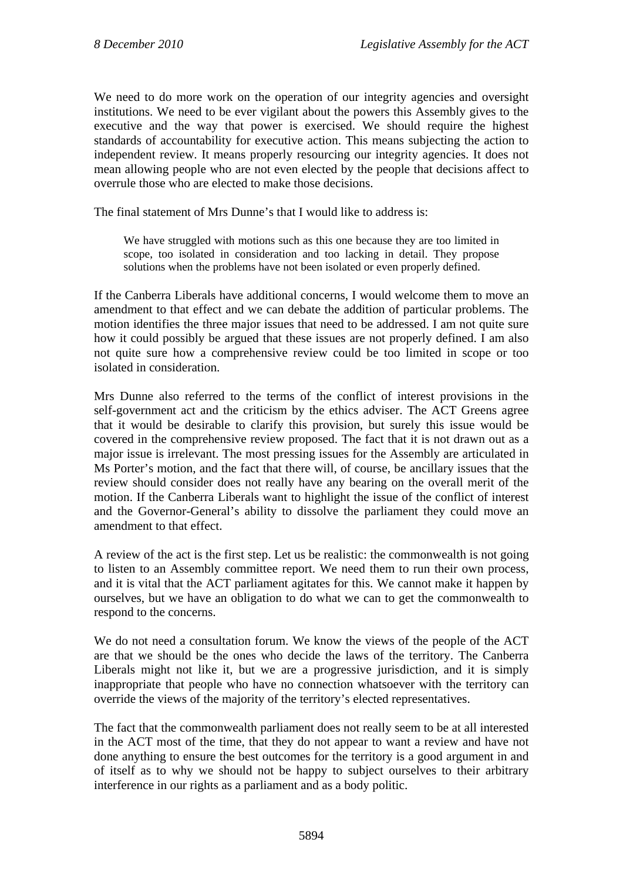We need to do more work on the operation of our integrity agencies and oversight institutions. We need to be ever vigilant about the powers this Assembly gives to the executive and the way that power is exercised. We should require the highest standards of accountability for executive action. This means subjecting the action to independent review. It means properly resourcing our integrity agencies. It does not mean allowing people who are not even elected by the people that decisions affect to overrule those who are elected to make those decisions.

The final statement of Mrs Dunne's that I would like to address is:

> We have struggled with motions such as this one because they are too limited in scope, too isolated in consideration and too lacking in detail. They propose solutions when the problems have not been isolated or even properly defined.

If the Canberra Liberals have additional concerns, I would welcome them to move an amendment to that effect and we can debate the addition of particular problems. The motion identifies the three major issues that need to be addressed. I am not quite sure how it could possibly be argued that these issues are not properly defined. I am also not quite sure how a comprehensive review could be too limited in scope or too isolated in consideration.

Mrs Dunne also referred to the terms of the conflict of interest provisions in the self-government act and the criticism by the ethics adviser. The ACT Greens agree that it would be desirable to clarify this provision, but surely this issue would be covered in the comprehensive review proposed. The fact that it is not drawn out as a major issue is irrelevant. The most pressing issues for the Assembly are articulated in Ms Porter's motion, and the fact that there will, of course, be ancillary issues that the review should consider does not really have any bearing on the overall merit of the motion. If the Canberra Liberals want to highlight the issue of the conflict of interest and the Governor-General's ability to dissolve the parliament they could move an amendment to that effect.

A review of the act is the first step. Let us be realistic: the commonwealth is not going to listen to an Assembly committee report. We need them to run their own process, and it is vital that the ACT parliament agitates for this. We cannot make it happen by ourselves, but we have an obligation to do what we can to get the commonwealth to respond to the concerns.

We do not need a consultation forum. We know the views of the people of the ACT are that we should be the ones who decide the laws of the territory. The Canberra Liberals might not like it, but we are a progressive jurisdiction, and it is simply inappropriate that people who have no connection whatsoever with the territory can override the views of the majority of the territory's elected representatives.

The fact that the commonwealth parliament does not really seem to be at all interested in the ACT most of the time, that they do not appear to want a review and have not done anything to ensure the best outcomes for the territory is a good argument in and of itself as to why we should not be happy to subject ourselves to their arbitrary interference in our rights as a parliament and as a body politic.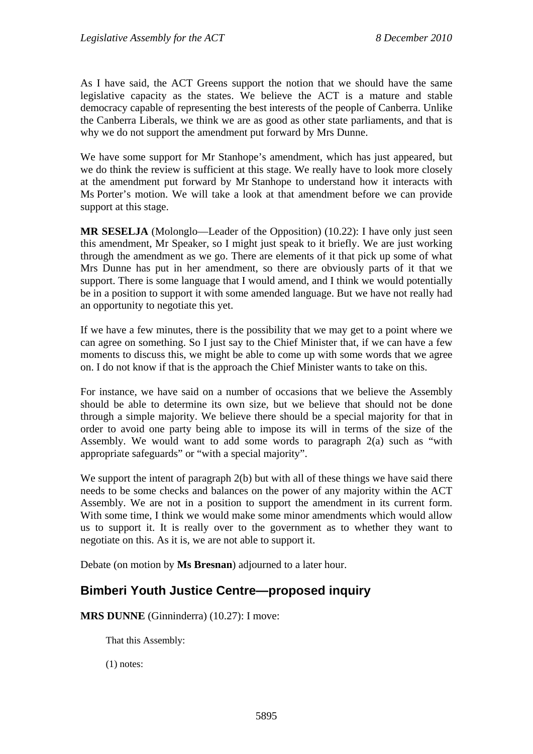As I have said, the ACT Greens support the notion that we should have the same legislative capacity as the states. We believe the ACT is a mature and stable democracy capable of representing the best interests of the people of Canberra. Unlike the Canberra Liberals, we think we are as good as other state parliaments, and that is why we do not support the amendment put forward by Mrs Dunne.

We have some support for Mr Stanhope's amendment, which has just appeared, but we do think the review is sufficient at this stage. We really have to look more closely at the amendment put forward by Mr Stanhope to understand how it interacts with Ms Porter's motion. We will take a look at that amendment before we can provide support at this stage.

**MR SESELJA** (Molonglo—Leader of the Opposition) (10.22): I have only just seen this amendment, Mr Speaker, so I might just speak to it briefly. We are just working through the amendment as we go. There are elements of it that pick up some of what Mrs Dunne has put in her amendment, so there are obviously parts of it that we support. There is some language that I would amend, and I think we would potentially be in a position to support it with some amended language. But we have not really had an opportunity to negotiate this yet.

If we have a few minutes, there is the possibility that we may get to a point where we can agree on something. So I just say to the Chief Minister that, if we can have a few moments to discuss this, we might be able to come up with some words that we agree on. I do not know if that is the approach the Chief Minister wants to take on this.

For instance, we have said on a number of occasions that we believe the Assembly should be able to determine its own size, but we believe that should not be done through a simple majority. We believe there should be a special majority for that in order to avoid one party being able to impose its will in terms of the size of the Assembly. We would want to add some words to paragraph 2(a) such as "with appropriate safeguards" or "with a special majority".

We support the intent of paragraph 2(b) but with all of these things we have said there needs to be some checks and balances on the power of any majority within the ACT Assembly. We are not in a position to support the amendment in its current form. With some time, I think we would make some minor amendments which would allow us to support it. It is really over to the government as to whether they want to negotiate on this. As it is, we are not able to support it.

Debate (on motion by **Ms Bresnan**) adjourned to a later hour.

## Bimberi Youth Justice Centre—proposed inquiry

**MRS DUNNE** (Ginninderra) (10.27): I move:

> That this Assembly:
>
> (1) notes: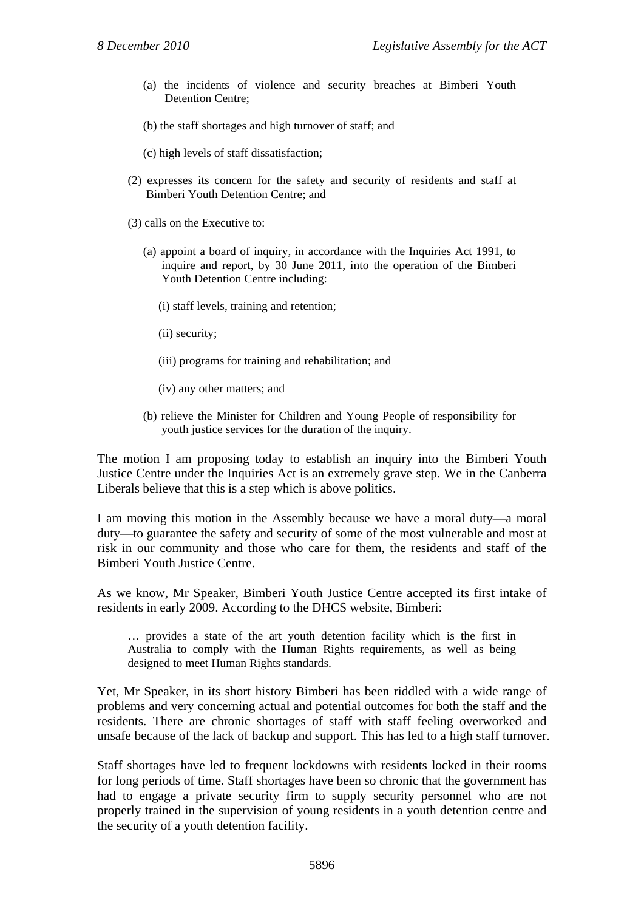(a) the incidents of violence and security breaches at Bimberi Youth Detention Centre;

(b) the staff shortages and high turnover of staff; and

(c) high levels of staff dissatisfaction;

(2) expresses its concern for the safety and security of residents and staff at Bimberi Youth Detention Centre; and

(3) calls on the Executive to:

(a) appoint a board of inquiry, in accordance with the Inquiries Act 1991, to inquire and report, by 30 June 2011, into the operation of the Bimberi Youth Detention Centre including:

(i) staff levels, training and retention;

(ii) security;

(iii) programs for training and rehabilitation; and

(iv) any other matters; and

(b) relieve the Minister for Children and Young People of responsibility for youth justice services for the duration of the inquiry.

The motion I am proposing today to establish an inquiry into the Bimberi Youth Justice Centre under the Inquiries Act is an extremely grave step. We in the Canberra Liberals believe that this is a step which is above politics.

I am moving this motion in the Assembly because we have a moral duty—a moral duty—to guarantee the safety and security of some of the most vulnerable and most at risk in our community and those who care for them, the residents and staff of the Bimberi Youth Justice Centre.

As we know, Mr Speaker, Bimberi Youth Justice Centre accepted its first intake of residents in early 2009. According to the DHCS website, Bimberi:

> … provides a state of the art youth detention facility which is the first in Australia to comply with the Human Rights requirements, as well as being designed to meet Human Rights standards.

Yet, Mr Speaker, in its short history Bimberi has been riddled with a wide range of problems and very concerning actual and potential outcomes for both the staff and the residents. There are chronic shortages of staff with staff feeling overworked and unsafe because of the lack of backup and support. This has led to a high staff turnover.

Staff shortages have led to frequent lockdowns with residents locked in their rooms for long periods of time. Staff shortages have been so chronic that the government has had to engage a private security firm to supply security personnel who are not properly trained in the supervision of young residents in a youth detention centre and the security of a youth detention facility.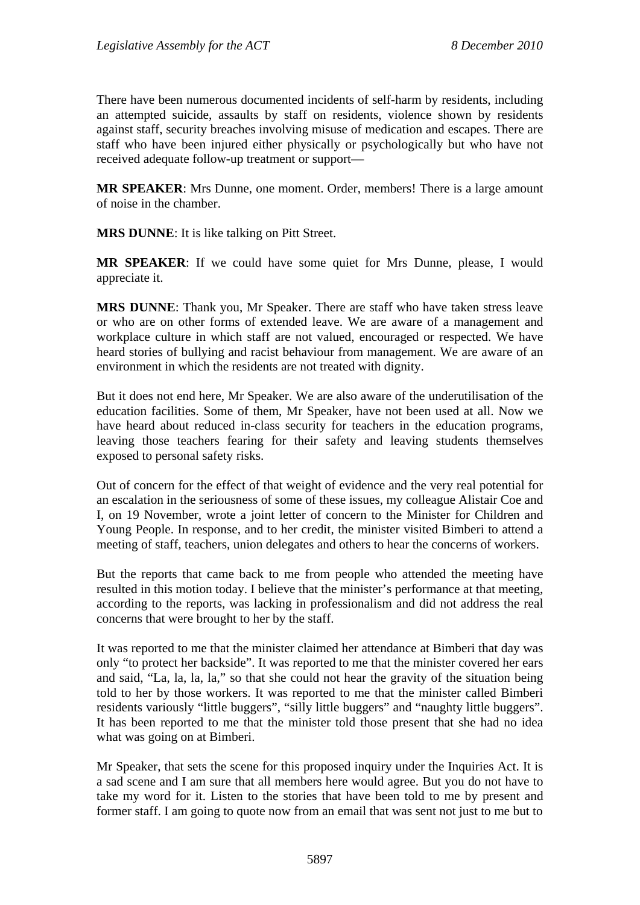There have been numerous documented incidents of self-harm by residents, including an attempted suicide, assaults by staff on residents, violence shown by residents against staff, security breaches involving misuse of medication and escapes. There are staff who have been injured either physically or psychologically but who have not received adequate follow-up treatment or support—

**MR SPEAKER**: Mrs Dunne, one moment. Order, members! There is a large amount of noise in the chamber.

**MRS DUNNE**: It is like talking on Pitt Street.

**MR SPEAKER**: If we could have some quiet for Mrs Dunne, please, I would appreciate it.

**MRS DUNNE**: Thank you, Mr Speaker. There are staff who have taken stress leave or who are on other forms of extended leave. We are aware of a management and workplace culture in which staff are not valued, encouraged or respected. We have heard stories of bullying and racist behaviour from management. We are aware of an environment in which the residents are not treated with dignity.

But it does not end here, Mr Speaker. We are also aware of the underutilisation of the education facilities. Some of them, Mr Speaker, have not been used at all. Now we have heard about reduced in-class security for teachers in the education programs, leaving those teachers fearing for their safety and leaving students themselves exposed to personal safety risks.

Out of concern for the effect of that weight of evidence and the very real potential for an escalation in the seriousness of some of these issues, my colleague Alistair Coe and I, on 19 November, wrote a joint letter of concern to the Minister for Children and Young People. In response, and to her credit, the minister visited Bimberi to attend a meeting of staff, teachers, union delegates and others to hear the concerns of workers.

But the reports that came back to me from people who attended the meeting have resulted in this motion today. I believe that the minister's performance at that meeting, according to the reports, was lacking in professionalism and did not address the real concerns that were brought to her by the staff.

It was reported to me that the minister claimed her attendance at Bimberi that day was only "to protect her backside". It was reported to me that the minister covered her ears and said, "La, la, la, la," so that she could not hear the gravity of the situation being told to her by those workers. It was reported to me that the minister called Bimberi residents variously "little buggers", "silly little buggers" and "naughty little buggers". It has been reported to me that the minister told those present that she had no idea what was going on at Bimberi.

Mr Speaker, that sets the scene for this proposed inquiry under the Inquiries Act. It is a sad scene and I am sure that all members here would agree. But you do not have to take my word for it. Listen to the stories that have been told to me by present and former staff. I am going to quote now from an email that was sent not just to me but to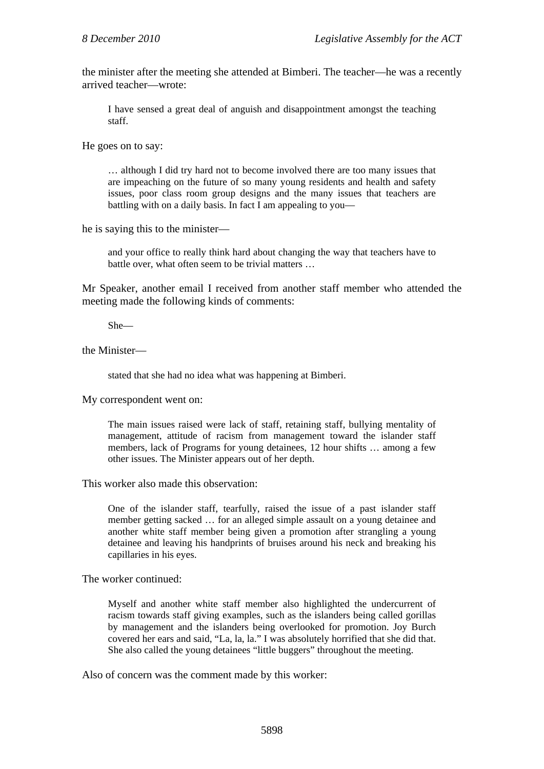the minister after the meeting she attended at Bimberi. The teacher—he was a recently arrived teacher—wrote:

> I have sensed a great deal of anguish and disappointment amongst the teaching staff.

He goes on to say:

> … although I did try hard not to become involved there are too many issues that are impeaching on the future of so many young residents and health and safety issues, poor class room group designs and the many issues that teachers are battling with on a daily basis. In fact I am appealing to you—

he is saying this to the minister—

> and your office to really think hard about changing the way that teachers have to battle over, what often seem to be trivial matters …

Mr Speaker, another email I received from another staff member who attended the meeting made the following kinds of comments:

> She—

the Minister—

> stated that she had no idea what was happening at Bimberi.

My correspondent went on:

> The main issues raised were lack of staff, retaining staff, bullying mentality of management, attitude of racism from management toward the islander staff members, lack of Programs for young detainees, 12 hour shifts … among a few other issues. The Minister appears out of her depth.

This worker also made this observation:

> One of the islander staff, tearfully, raised the issue of a past islander staff member getting sacked … for an alleged simple assault on a young detainee and another white staff member being given a promotion after strangling a young detainee and leaving his handprints of bruises around his neck and breaking his capillaries in his eyes.

The worker continued:

> Myself and another white staff member also highlighted the undercurrent of racism towards staff giving examples, such as the islanders being called gorillas by management and the islanders being overlooked for promotion. Joy Burch covered her ears and said, "La, la, la." I was absolutely horrified that she did that. She also called the young detainees "little buggers" throughout the meeting.

Also of concern was the comment made by this worker: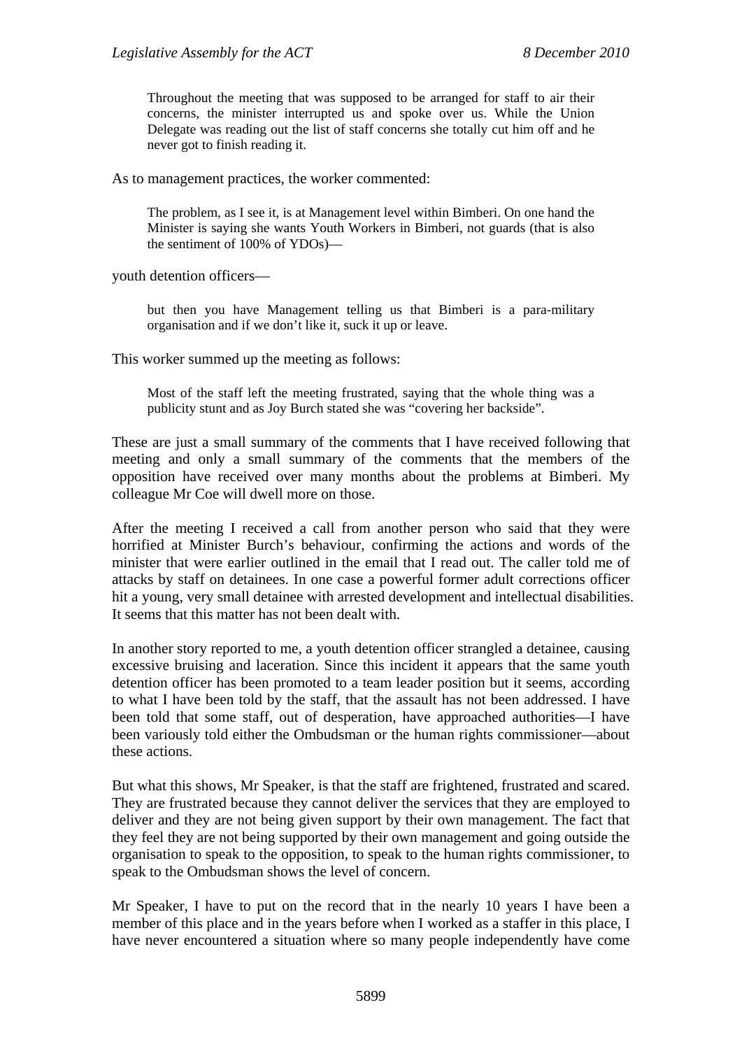> Throughout the meeting that was supposed to be arranged for staff to air their concerns, the minister interrupted us and spoke over us. While the Union Delegate was reading out the list of staff concerns she totally cut him off and he never got to finish reading it.

As to management practices, the worker commented:

> The problem, as I see it, is at Management level within Bimberi. On one hand the Minister is saying she wants Youth Workers in Bimberi, not guards (that is also the sentiment of 100% of YDOs)—

youth detention officers—

> but then you have Management telling us that Bimberi is a para-military organisation and if we don't like it, suck it up or leave.

This worker summed up the meeting as follows:

> Most of the staff left the meeting frustrated, saying that the whole thing was a publicity stunt and as Joy Burch stated she was "covering her backside".

These are just a small summary of the comments that I have received following that meeting and only a small summary of the comments that the members of the opposition have received over many months about the problems at Bimberi. My colleague Mr Coe will dwell more on those.

After the meeting I received a call from another person who said that they were horrified at Minister Burch's behaviour, confirming the actions and words of the minister that were earlier outlined in the email that I read out. The caller told me of attacks by staff on detainees. In one case a powerful former adult corrections officer hit a young, very small detainee with arrested development and intellectual disabilities. It seems that this matter has not been dealt with.

In another story reported to me, a youth detention officer strangled a detainee, causing excessive bruising and laceration. Since this incident it appears that the same youth detention officer has been promoted to a team leader position but it seems, according to what I have been told by the staff, that the assault has not been addressed. I have been told that some staff, out of desperation, have approached authorities—I have been variously told either the Ombudsman or the human rights commissioner—about these actions.

But what this shows, Mr Speaker, is that the staff are frightened, frustrated and scared. They are frustrated because they cannot deliver the services that they are employed to deliver and they are not being given support by their own management. The fact that they feel they are not being supported by their own management and going outside the organisation to speak to the opposition, to speak to the human rights commissioner, to speak to the Ombudsman shows the level of concern.

Mr Speaker, I have to put on the record that in the nearly 10 years I have been a member of this place and in the years before when I worked as a staffer in this place, I have never encountered a situation where so many people independently have come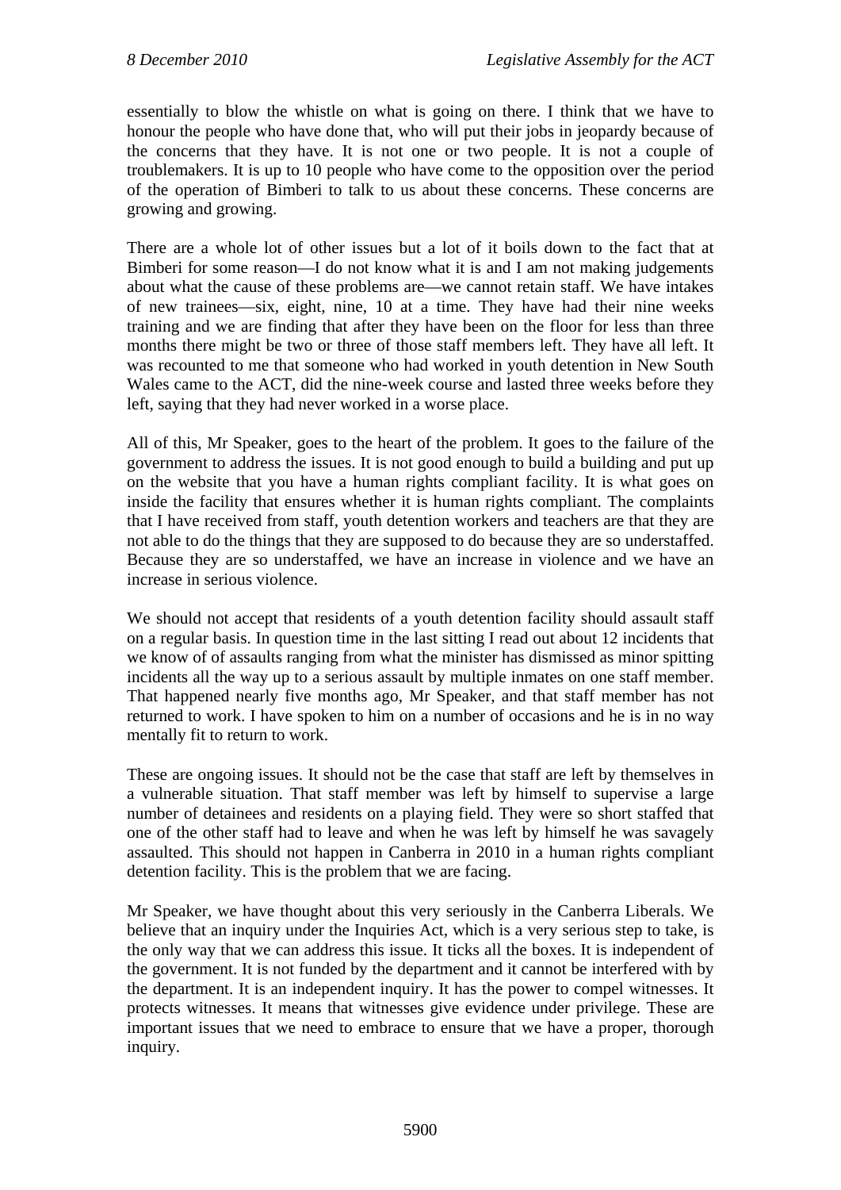essentially to blow the whistle on what is going on there. I think that we have to honour the people who have done that, who will put their jobs in jeopardy because of the concerns that they have. It is not one or two people. It is not a couple of troublemakers. It is up to 10 people who have come to the opposition over the period of the operation of Bimberi to talk to us about these concerns. These concerns are growing and growing.

There are a whole lot of other issues but a lot of it boils down to the fact that at Bimberi for some reason—I do not know what it is and I am not making judgements about what the cause of these problems are—we cannot retain staff. We have intakes of new trainees—six, eight, nine, 10 at a time. They have had their nine weeks training and we are finding that after they have been on the floor for less than three months there might be two or three of those staff members left. They have all left. It was recounted to me that someone who had worked in youth detention in New South Wales came to the ACT, did the nine-week course and lasted three weeks before they left, saying that they had never worked in a worse place.

All of this, Mr Speaker, goes to the heart of the problem. It goes to the failure of the government to address the issues. It is not good enough to build a building and put up on the website that you have a human rights compliant facility. It is what goes on inside the facility that ensures whether it is human rights compliant. The complaints that I have received from staff, youth detention workers and teachers are that they are not able to do the things that they are supposed to do because they are so understaffed. Because they are so understaffed, we have an increase in violence and we have an increase in serious violence.

We should not accept that residents of a youth detention facility should assault staff on a regular basis. In question time in the last sitting I read out about 12 incidents that we know of of assaults ranging from what the minister has dismissed as minor spitting incidents all the way up to a serious assault by multiple inmates on one staff member. That happened nearly five months ago, Mr Speaker, and that staff member has not returned to work. I have spoken to him on a number of occasions and he is in no way mentally fit to return to work.

These are ongoing issues. It should not be the case that staff are left by themselves in a vulnerable situation. That staff member was left by himself to supervise a large number of detainees and residents on a playing field. They were so short staffed that one of the other staff had to leave and when he was left by himself he was savagely assaulted. This should not happen in Canberra in 2010 in a human rights compliant detention facility. This is the problem that we are facing.

Mr Speaker, we have thought about this very seriously in the Canberra Liberals. We believe that an inquiry under the Inquiries Act, which is a very serious step to take, is the only way that we can address this issue. It ticks all the boxes. It is independent of the government. It is not funded by the department and it cannot be interfered with by the department. It is an independent inquiry. It has the power to compel witnesses. It protects witnesses. It means that witnesses give evidence under privilege. These are important issues that we need to embrace to ensure that we have a proper, thorough inquiry.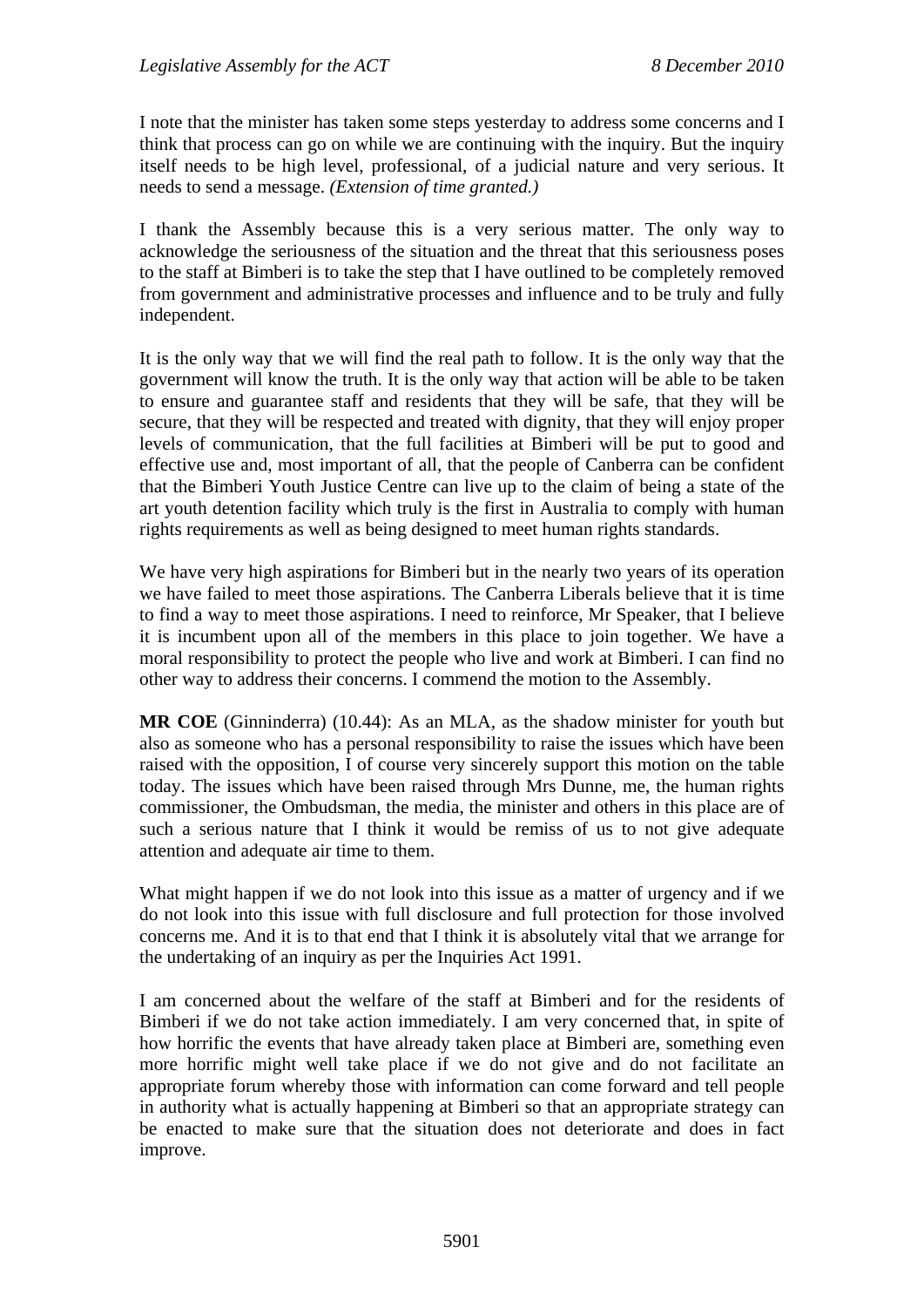I note that the minister has taken some steps yesterday to address some concerns and I think that process can go on while we are continuing with the inquiry. But the inquiry itself needs to be high level, professional, of a judicial nature and very serious. It needs to send a message. *(Extension of time granted.)*

I thank the Assembly because this is a very serious matter. The only way to acknowledge the seriousness of the situation and the threat that this seriousness poses to the staff at Bimberi is to take the step that I have outlined to be completely removed from government and administrative processes and influence and to be truly and fully independent.

It is the only way that we will find the real path to follow. It is the only way that the government will know the truth. It is the only way that action will be able to be taken to ensure and guarantee staff and residents that they will be safe, that they will be secure, that they will be respected and treated with dignity, that they will enjoy proper levels of communication, that the full facilities at Bimberi will be put to good and effective use and, most important of all, that the people of Canberra can be confident that the Bimberi Youth Justice Centre can live up to the claim of being a state of the art youth detention facility which truly is the first in Australia to comply with human rights requirements as well as being designed to meet human rights standards.

We have very high aspirations for Bimberi but in the nearly two years of its operation we have failed to meet those aspirations. The Canberra Liberals believe that it is time to find a way to meet those aspirations. I need to reinforce, Mr Speaker, that I believe it is incumbent upon all of the members in this place to join together. We have a moral responsibility to protect the people who live and work at Bimberi. I can find no other way to address their concerns. I commend the motion to the Assembly.

**MR COE** (Ginninderra) (10.44): As an MLA, as the shadow minister for youth but also as someone who has a personal responsibility to raise the issues which have been raised with the opposition, I of course very sincerely support this motion on the table today. The issues which have been raised through Mrs Dunne, me, the human rights commissioner, the Ombudsman, the media, the minister and others in this place are of such a serious nature that I think it would be remiss of us to not give adequate attention and adequate air time to them.

What might happen if we do not look into this issue as a matter of urgency and if we do not look into this issue with full disclosure and full protection for those involved concerns me. And it is to that end that I think it is absolutely vital that we arrange for the undertaking of an inquiry as per the Inquiries Act 1991.

I am concerned about the welfare of the staff at Bimberi and for the residents of Bimberi if we do not take action immediately. I am very concerned that, in spite of how horrific the events that have already taken place at Bimberi are, something even more horrific might well take place if we do not give and do not facilitate an appropriate forum whereby those with information can come forward and tell people in authority what is actually happening at Bimberi so that an appropriate strategy can be enacted to make sure that the situation does not deteriorate and does in fact improve.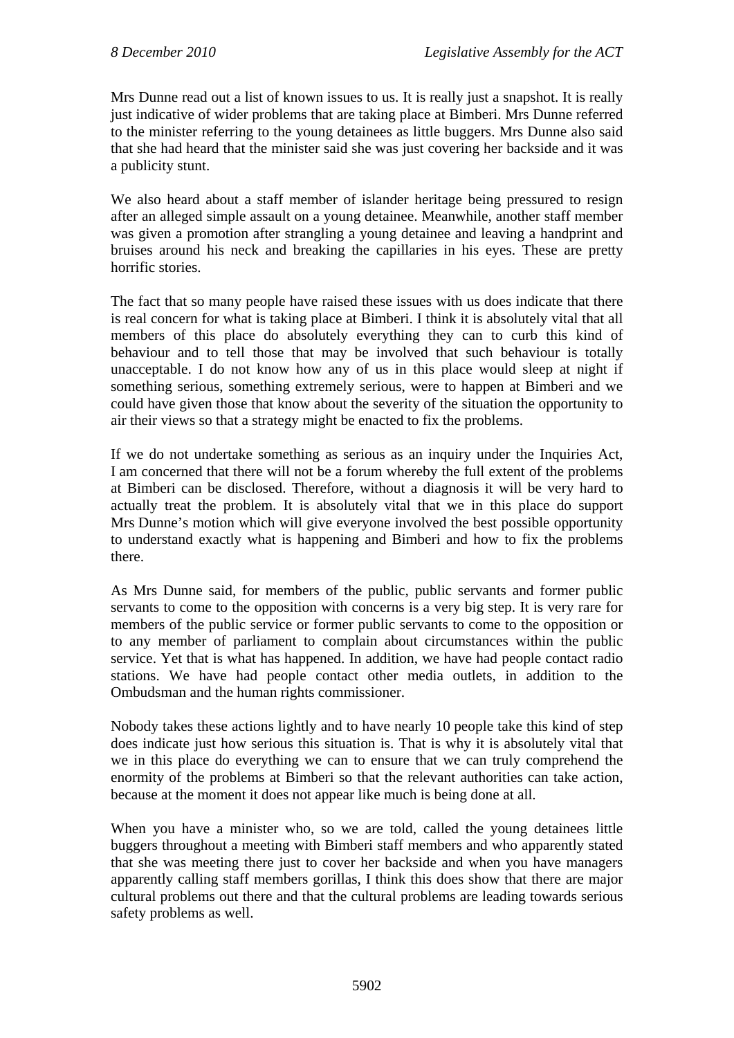Mrs Dunne read out a list of known issues to us. It is really just a snapshot. It is really just indicative of wider problems that are taking place at Bimberi. Mrs Dunne referred to the minister referring to the young detainees as little buggers. Mrs Dunne also said that she had heard that the minister said she was just covering her backside and it was a publicity stunt.

We also heard about a staff member of islander heritage being pressured to resign after an alleged simple assault on a young detainee. Meanwhile, another staff member was given a promotion after strangling a young detainee and leaving a handprint and bruises around his neck and breaking the capillaries in his eyes. These are pretty horrific stories.

The fact that so many people have raised these issues with us does indicate that there is real concern for what is taking place at Bimberi. I think it is absolutely vital that all members of this place do absolutely everything they can to curb this kind of behaviour and to tell those that may be involved that such behaviour is totally unacceptable. I do not know how any of us in this place would sleep at night if something serious, something extremely serious, were to happen at Bimberi and we could have given those that know about the severity of the situation the opportunity to air their views so that a strategy might be enacted to fix the problems.

If we do not undertake something as serious as an inquiry under the Inquiries Act, I am concerned that there will not be a forum whereby the full extent of the problems at Bimberi can be disclosed. Therefore, without a diagnosis it will be very hard to actually treat the problem. It is absolutely vital that we in this place do support Mrs Dunne's motion which will give everyone involved the best possible opportunity to understand exactly what is happening and Bimberi and how to fix the problems there.

As Mrs Dunne said, for members of the public, public servants and former public servants to come to the opposition with concerns is a very big step. It is very rare for members of the public service or former public servants to come to the opposition or to any member of parliament to complain about circumstances within the public service. Yet that is what has happened. In addition, we have had people contact radio stations. We have had people contact other media outlets, in addition to the Ombudsman and the human rights commissioner.

Nobody takes these actions lightly and to have nearly 10 people take this kind of step does indicate just how serious this situation is. That is why it is absolutely vital that we in this place do everything we can to ensure that we can truly comprehend the enormity of the problems at Bimberi so that the relevant authorities can take action, because at the moment it does not appear like much is being done at all.

When you have a minister who, so we are told, called the young detainees little buggers throughout a meeting with Bimberi staff members and who apparently stated that she was meeting there just to cover her backside and when you have managers apparently calling staff members gorillas, I think this does show that there are major cultural problems out there and that the cultural problems are leading towards serious safety problems as well.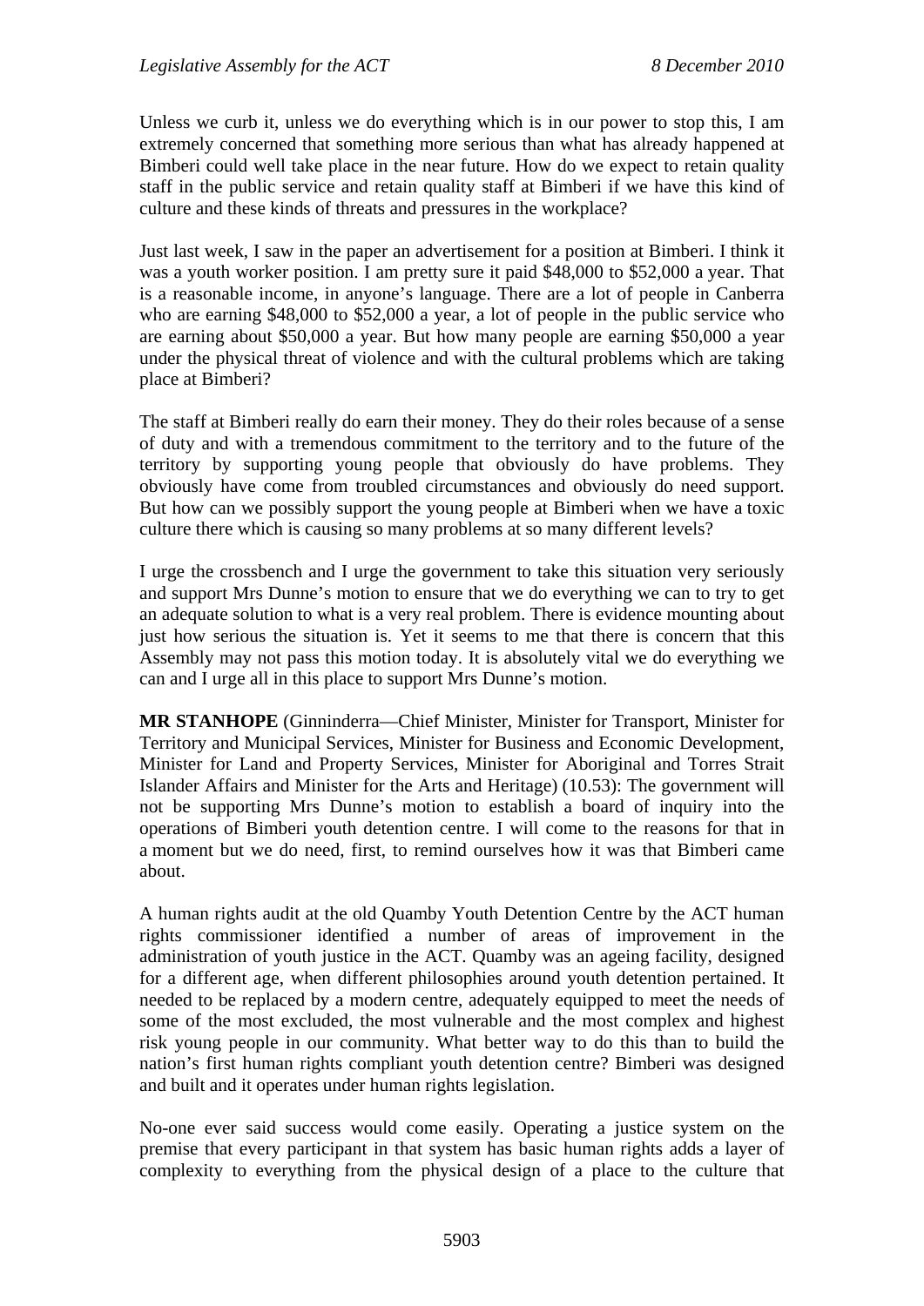Unless we curb it, unless we do everything which is in our power to stop this, I am extremely concerned that something more serious than what has already happened at Bimberi could well take place in the near future. How do we expect to retain quality staff in the public service and retain quality staff at Bimberi if we have this kind of culture and these kinds of threats and pressures in the workplace?

Just last week, I saw in the paper an advertisement for a position at Bimberi. I think it was a youth worker position. I am pretty sure it paid $48,000 to $52,000 a year. That is a reasonable income, in anyone's language. There are a lot of people in Canberra who are earning $48,000 to $52,000 a year, a lot of people in the public service who are earning about $50,000 a year. But how many people are earning $50,000 a year under the physical threat of violence and with the cultural problems which are taking place at Bimberi?

The staff at Bimberi really do earn their money. They do their roles because of a sense of duty and with a tremendous commitment to the territory and to the future of the territory by supporting young people that obviously do have problems. They obviously have come from troubled circumstances and obviously do need support. But how can we possibly support the young people at Bimberi when we have a toxic culture there which is causing so many problems at so many different levels?

I urge the crossbench and I urge the government to take this situation very seriously and support Mrs Dunne's motion to ensure that we do everything we can to try to get an adequate solution to what is a very real problem. There is evidence mounting about just how serious the situation is. Yet it seems to me that there is concern that this Assembly may not pass this motion today. It is absolutely vital we do everything we can and I urge all in this place to support Mrs Dunne's motion.

**MR STANHOPE** (Ginninderra—Chief Minister, Minister for Transport, Minister for Territory and Municipal Services, Minister for Business and Economic Development, Minister for Land and Property Services, Minister for Aboriginal and Torres Strait Islander Affairs and Minister for the Arts and Heritage) (10.53): The government will not be supporting Mrs Dunne's motion to establish a board of inquiry into the operations of Bimberi youth detention centre. I will come to the reasons for that in a moment but we do need, first, to remind ourselves how it was that Bimberi came about.

A human rights audit at the old Quamby Youth Detention Centre by the ACT human rights commissioner identified a number of areas of improvement in the administration of youth justice in the ACT. Quamby was an ageing facility, designed for a different age, when different philosophies around youth detention pertained. It needed to be replaced by a modern centre, adequately equipped to meet the needs of some of the most excluded, the most vulnerable and the most complex and highest risk young people in our community. What better way to do this than to build the nation's first human rights compliant youth detention centre? Bimberi was designed and built and it operates under human rights legislation.

No-one ever said success would come easily. Operating a justice system on the premise that every participant in that system has basic human rights adds a layer of complexity to everything from the physical design of a place to the culture that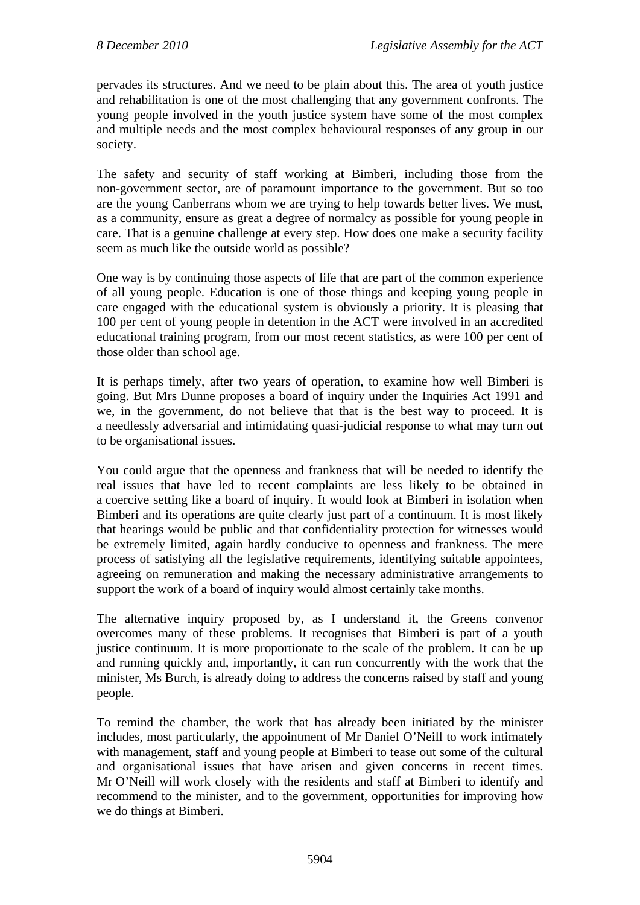pervades its structures. And we need to be plain about this. The area of youth justice and rehabilitation is one of the most challenging that any government confronts. The young people involved in the youth justice system have some of the most complex and multiple needs and the most complex behavioural responses of any group in our society.

The safety and security of staff working at Bimberi, including those from the non-government sector, are of paramount importance to the government. But so too are the young Canberrans whom we are trying to help towards better lives. We must, as a community, ensure as great a degree of normalcy as possible for young people in care. That is a genuine challenge at every step. How does one make a security facility seem as much like the outside world as possible?

One way is by continuing those aspects of life that are part of the common experience of all young people. Education is one of those things and keeping young people in care engaged with the educational system is obviously a priority. It is pleasing that 100 per cent of young people in detention in the ACT were involved in an accredited educational training program, from our most recent statistics, as were 100 per cent of those older than school age.

It is perhaps timely, after two years of operation, to examine how well Bimberi is going. But Mrs Dunne proposes a board of inquiry under the Inquiries Act 1991 and we, in the government, do not believe that that is the best way to proceed. It is a needlessly adversarial and intimidating quasi-judicial response to what may turn out to be organisational issues.

You could argue that the openness and frankness that will be needed to identify the real issues that have led to recent complaints are less likely to be obtained in a coercive setting like a board of inquiry. It would look at Bimberi in isolation when Bimberi and its operations are quite clearly just part of a continuum. It is most likely that hearings would be public and that confidentiality protection for witnesses would be extremely limited, again hardly conducive to openness and frankness. The mere process of satisfying all the legislative requirements, identifying suitable appointees, agreeing on remuneration and making the necessary administrative arrangements to support the work of a board of inquiry would almost certainly take months.

The alternative inquiry proposed by, as I understand it, the Greens convenor overcomes many of these problems. It recognises that Bimberi is part of a youth justice continuum. It is more proportionate to the scale of the problem. It can be up and running quickly and, importantly, it can run concurrently with the work that the minister, Ms Burch, is already doing to address the concerns raised by staff and young people.

To remind the chamber, the work that has already been initiated by the minister includes, most particularly, the appointment of Mr Daniel O'Neill to work intimately with management, staff and young people at Bimberi to tease out some of the cultural and organisational issues that have arisen and given concerns in recent times. Mr O'Neill will work closely with the residents and staff at Bimberi to identify and recommend to the minister, and to the government, opportunities for improving how we do things at Bimberi.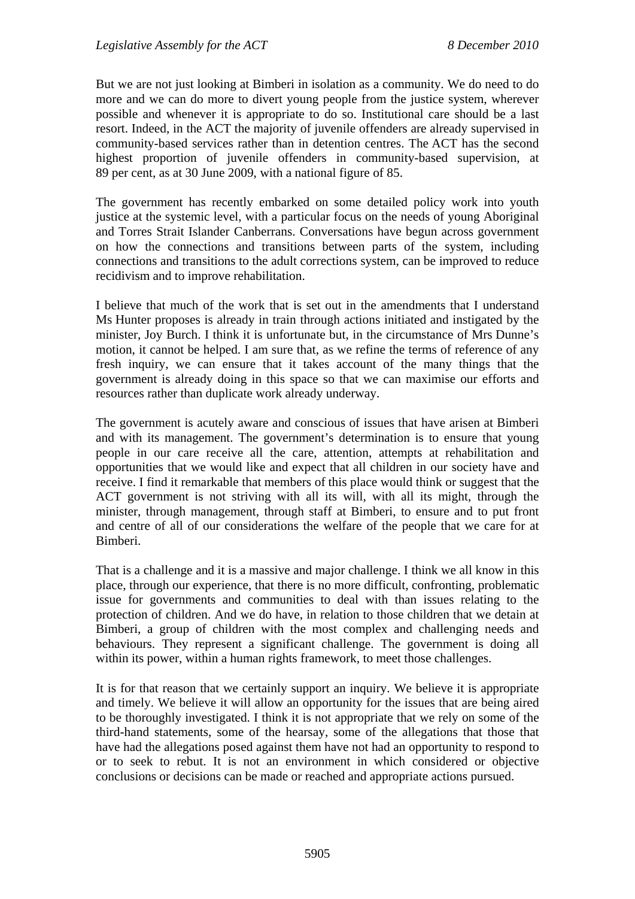But we are not just looking at Bimberi in isolation as a community. We do need to do more and we can do more to divert young people from the justice system, wherever possible and whenever it is appropriate to do so. Institutional care should be a last resort. Indeed, in the ACT the majority of juvenile offenders are already supervised in community-based services rather than in detention centres. The ACT has the second highest proportion of juvenile offenders in community-based supervision, at 89 per cent, as at 30 June 2009, with a national figure of 85.

The government has recently embarked on some detailed policy work into youth justice at the systemic level, with a particular focus on the needs of young Aboriginal and Torres Strait Islander Canberrans. Conversations have begun across government on how the connections and transitions between parts of the system, including connections and transitions to the adult corrections system, can be improved to reduce recidivism and to improve rehabilitation.

I believe that much of the work that is set out in the amendments that I understand Ms Hunter proposes is already in train through actions initiated and instigated by the minister, Joy Burch. I think it is unfortunate but, in the circumstance of Mrs Dunne's motion, it cannot be helped. I am sure that, as we refine the terms of reference of any fresh inquiry, we can ensure that it takes account of the many things that the government is already doing in this space so that we can maximise our efforts and resources rather than duplicate work already underway.

The government is acutely aware and conscious of issues that have arisen at Bimberi and with its management. The government's determination is to ensure that young people in our care receive all the care, attention, attempts at rehabilitation and opportunities that we would like and expect that all children in our society have and receive. I find it remarkable that members of this place would think or suggest that the ACT government is not striving with all its will, with all its might, through the minister, through management, through staff at Bimberi, to ensure and to put front and centre of all of our considerations the welfare of the people that we care for at Bimberi.

That is a challenge and it is a massive and major challenge. I think we all know in this place, through our experience, that there is no more difficult, confronting, problematic issue for governments and communities to deal with than issues relating to the protection of children. And we do have, in relation to those children that we detain at Bimberi, a group of children with the most complex and challenging needs and behaviours. They represent a significant challenge. The government is doing all within its power, within a human rights framework, to meet those challenges.

It is for that reason that we certainly support an inquiry. We believe it is appropriate and timely. We believe it will allow an opportunity for the issues that are being aired to be thoroughly investigated. I think it is not appropriate that we rely on some of the third-hand statements, some of the hearsay, some of the allegations that those that have had the allegations posed against them have not had an opportunity to respond to or to seek to rebut. It is not an environment in which considered or objective conclusions or decisions can be made or reached and appropriate actions pursued.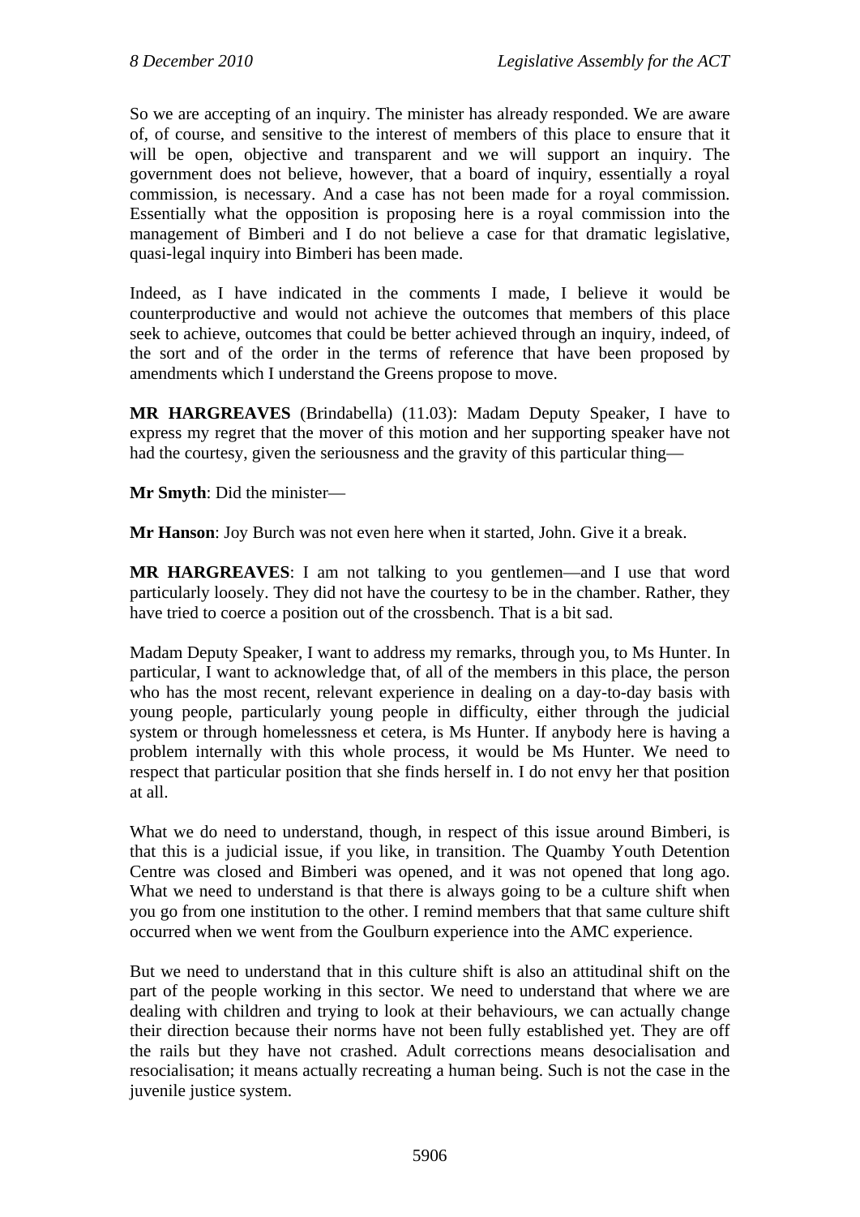So we are accepting of an inquiry. The minister has already responded. We are aware of, of course, and sensitive to the interest of members of this place to ensure that it will be open, objective and transparent and we will support an inquiry. The government does not believe, however, that a board of inquiry, essentially a royal commission, is necessary. And a case has not been made for a royal commission. Essentially what the opposition is proposing here is a royal commission into the management of Bimberi and I do not believe a case for that dramatic legislative, quasi-legal inquiry into Bimberi has been made.

Indeed, as I have indicated in the comments I made, I believe it would be counterproductive and would not achieve the outcomes that members of this place seek to achieve, outcomes that could be better achieved through an inquiry, indeed, of the sort and of the order in the terms of reference that have been proposed by amendments which I understand the Greens propose to move.

**MR HARGREAVES** (Brindabella) (11.03): Madam Deputy Speaker, I have to express my regret that the mover of this motion and her supporting speaker have not had the courtesy, given the seriousness and the gravity of this particular thing—

**Mr Smyth**: Did the minister—

**Mr Hanson**: Joy Burch was not even here when it started, John. Give it a break.

**MR HARGREAVES**: I am not talking to you gentlemen—and I use that word particularly loosely. They did not have the courtesy to be in the chamber. Rather, they have tried to coerce a position out of the crossbench. That is a bit sad.

Madam Deputy Speaker, I want to address my remarks, through you, to Ms Hunter. In particular, I want to acknowledge that, of all of the members in this place, the person who has the most recent, relevant experience in dealing on a day-to-day basis with young people, particularly young people in difficulty, either through the judicial system or through homelessness et cetera, is Ms Hunter. If anybody here is having a problem internally with this whole process, it would be Ms Hunter. We need to respect that particular position that she finds herself in. I do not envy her that position at all.

What we do need to understand, though, in respect of this issue around Bimberi, is that this is a judicial issue, if you like, in transition. The Quamby Youth Detention Centre was closed and Bimberi was opened, and it was not opened that long ago. What we need to understand is that there is always going to be a culture shift when you go from one institution to the other. I remind members that that same culture shift occurred when we went from the Goulburn experience into the AMC experience.

But we need to understand that in this culture shift is also an attitudinal shift on the part of the people working in this sector. We need to understand that where we are dealing with children and trying to look at their behaviours, we can actually change their direction because their norms have not been fully established yet. They are off the rails but they have not crashed. Adult corrections means desocialisation and resocialisation; it means actually recreating a human being. Such is not the case in the juvenile justice system.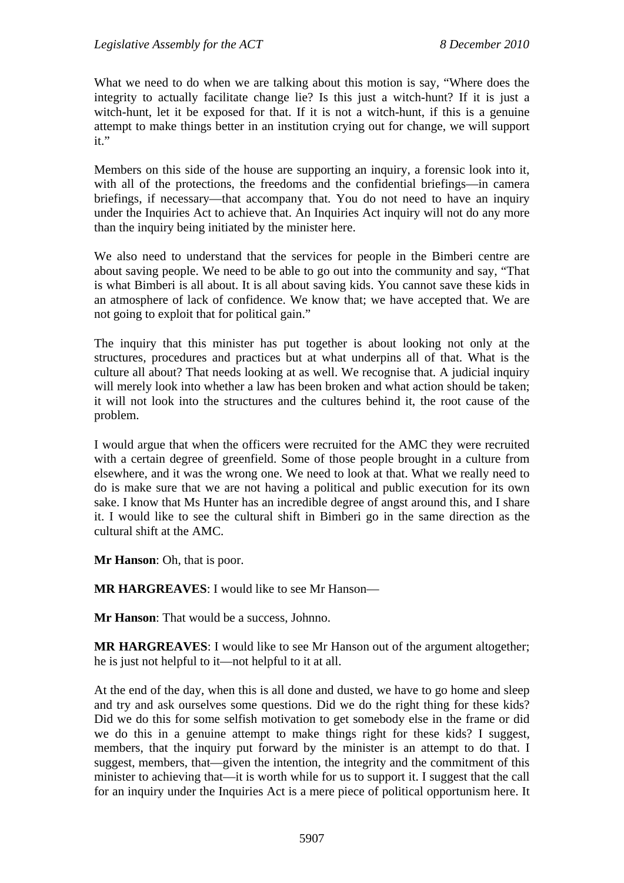What we need to do when we are talking about this motion is say, "Where does the integrity to actually facilitate change lie? Is this just a witch-hunt? If it is just a witch-hunt, let it be exposed for that. If it is not a witch-hunt, if this is a genuine attempt to make things better in an institution crying out for change, we will support it."

Members on this side of the house are supporting an inquiry, a forensic look into it, with all of the protections, the freedoms and the confidential briefings—in camera briefings, if necessary—that accompany that. You do not need to have an inquiry under the Inquiries Act to achieve that. An Inquiries Act inquiry will not do any more than the inquiry being initiated by the minister here.

We also need to understand that the services for people in the Bimberi centre are about saving people. We need to be able to go out into the community and say, "That is what Bimberi is all about. It is all about saving kids. You cannot save these kids in an atmosphere of lack of confidence. We know that; we have accepted that. We are not going to exploit that for political gain."

The inquiry that this minister has put together is about looking not only at the structures, procedures and practices but at what underpins all of that. What is the culture all about? That needs looking at as well. We recognise that. A judicial inquiry will merely look into whether a law has been broken and what action should be taken; it will not look into the structures and the cultures behind it, the root cause of the problem.

I would argue that when the officers were recruited for the AMC they were recruited with a certain degree of greenfield. Some of those people brought in a culture from elsewhere, and it was the wrong one. We need to look at that. What we really need to do is make sure that we are not having a political and public execution for its own sake. I know that Ms Hunter has an incredible degree of angst around this, and I share it. I would like to see the cultural shift in Bimberi go in the same direction as the cultural shift at the AMC.

**Mr Hanson**: Oh, that is poor.

**MR HARGREAVES**: I would like to see Mr Hanson—

**Mr Hanson**: That would be a success, Johnno.

**MR HARGREAVES**: I would like to see Mr Hanson out of the argument altogether; he is just not helpful to it—not helpful to it at all.

At the end of the day, when this is all done and dusted, we have to go home and sleep and try and ask ourselves some questions. Did we do the right thing for these kids? Did we do this for some selfish motivation to get somebody else in the frame or did we do this in a genuine attempt to make things right for these kids? I suggest, members, that the inquiry put forward by the minister is an attempt to do that. I suggest, members, that—given the intention, the integrity and the commitment of this minister to achieving that—it is worth while for us to support it. I suggest that the call for an inquiry under the Inquiries Act is a mere piece of political opportunism here. It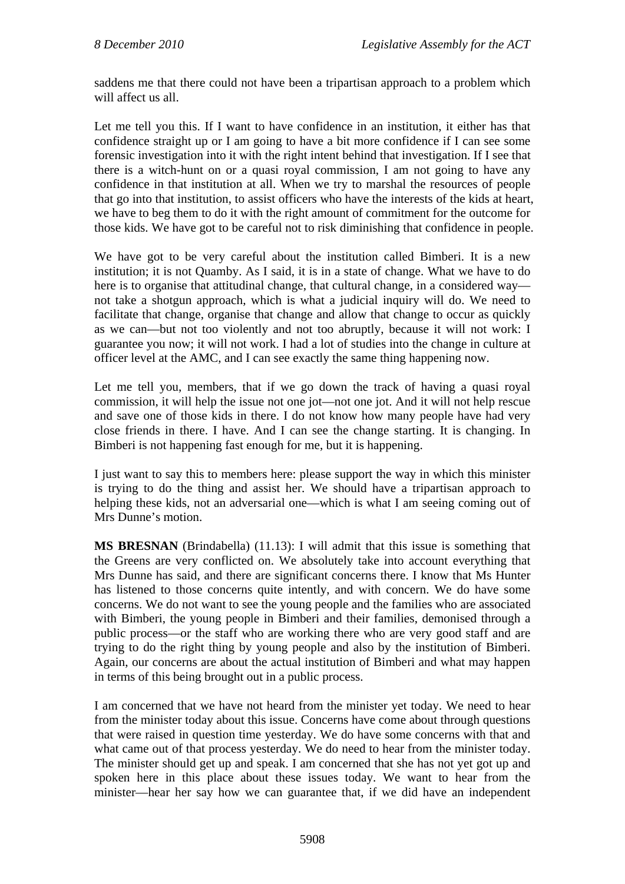saddens me that there could not have been a tripartisan approach to a problem which will affect us all.

Let me tell you this. If I want to have confidence in an institution, it either has that confidence straight up or I am going to have a bit more confidence if I can see some forensic investigation into it with the right intent behind that investigation. If I see that there is a witch-hunt on or a quasi royal commission, I am not going to have any confidence in that institution at all. When we try to marshal the resources of people that go into that institution, to assist officers who have the interests of the kids at heart, we have to beg them to do it with the right amount of commitment for the outcome for those kids. We have got to be careful not to risk diminishing that confidence in people.

We have got to be very careful about the institution called Bimberi. It is a new institution; it is not Quamby. As I said, it is in a state of change. What we have to do here is to organise that attitudinal change, that cultural change, in a considered way—not take a shotgun approach, which is what a judicial inquiry will do. We need to facilitate that change, organise that change and allow that change to occur as quickly as we can—but not too violently and not too abruptly, because it will not work: I guarantee you now; it will not work. I had a lot of studies into the change in culture at officer level at the AMC, and I can see exactly the same thing happening now.

Let me tell you, members, that if we go down the track of having a quasi royal commission, it will help the issue not one jot—not one jot. And it will not help rescue and save one of those kids in there. I do not know how many people have had very close friends in there. I have. And I can see the change starting. It is changing. In Bimberi is not happening fast enough for me, but it is happening.

I just want to say this to members here: please support the way in which this minister is trying to do the thing and assist her. We should have a tripartisan approach to helping these kids, not an adversarial one—which is what I am seeing coming out of Mrs Dunne's motion.

**MS BRESNAN** (Brindabella) (11.13): I will admit that this issue is something that the Greens are very conflicted on. We absolutely take into account everything that Mrs Dunne has said, and there are significant concerns there. I know that Ms Hunter has listened to those concerns quite intently, and with concern. We do have some concerns. We do not want to see the young people and the families who are associated with Bimberi, the young people in Bimberi and their families, demonised through a public process—or the staff who are working there who are very good staff and are trying to do the right thing by young people and also by the institution of Bimberi. Again, our concerns are about the actual institution of Bimberi and what may happen in terms of this being brought out in a public process.

I am concerned that we have not heard from the minister yet today. We need to hear from the minister today about this issue. Concerns have come about through questions that were raised in question time yesterday. We do have some concerns with that and what came out of that process yesterday. We do need to hear from the minister today. The minister should get up and speak. I am concerned that she has not yet got up and spoken here in this place about these issues today. We want to hear from the minister—hear her say how we can guarantee that, if we did have an independent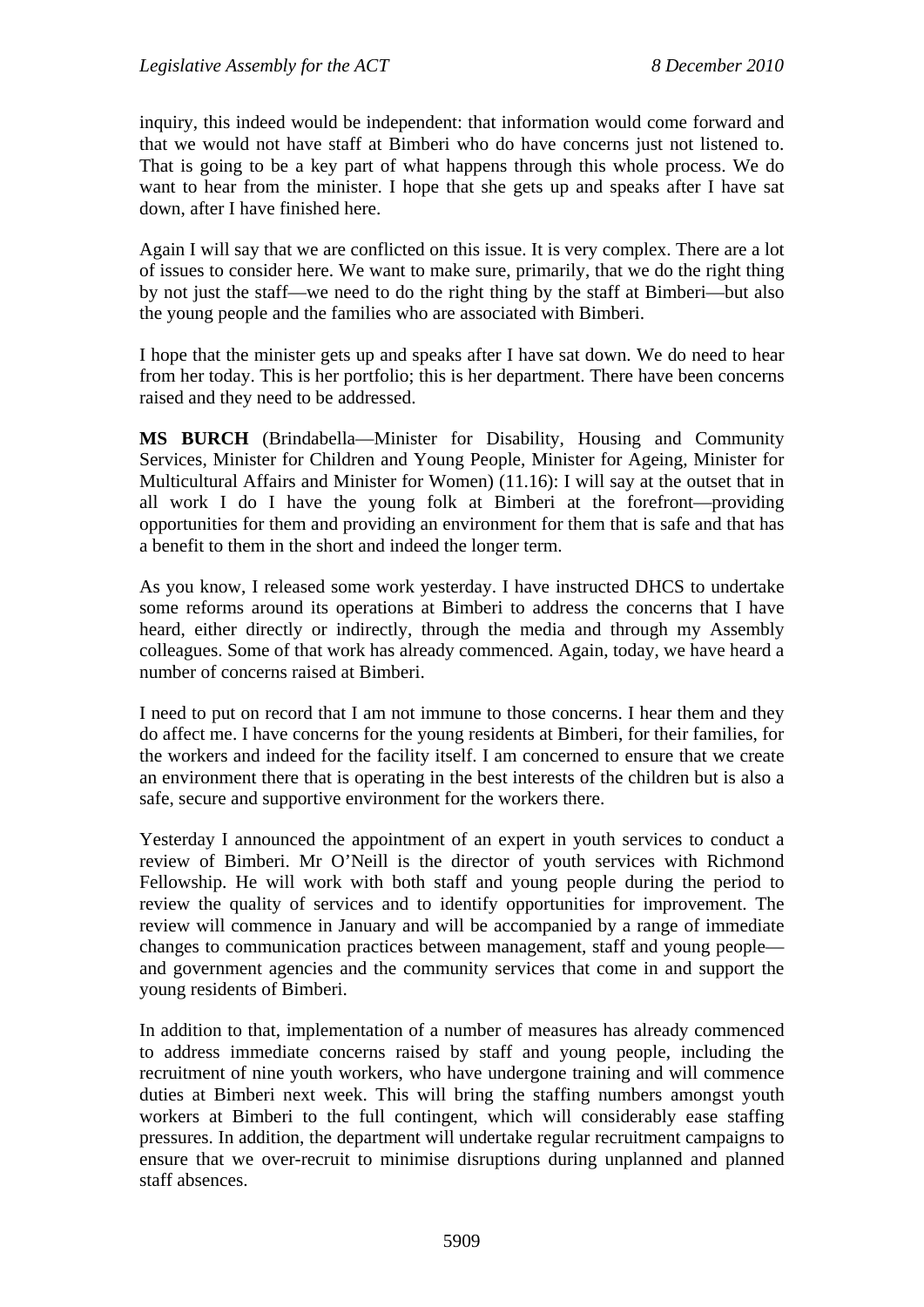inquiry, this indeed would be independent: that information would come forward and that we would not have staff at Bimberi who do have concerns just not listened to. That is going to be a key part of what happens through this whole process. We do want to hear from the minister. I hope that she gets up and speaks after I have sat down, after I have finished here.

Again I will say that we are conflicted on this issue. It is very complex. There are a lot of issues to consider here. We want to make sure, primarily, that we do the right thing by not just the staff—we need to do the right thing by the staff at Bimberi—but also the young people and the families who are associated with Bimberi.

I hope that the minister gets up and speaks after I have sat down. We do need to hear from her today. This is her portfolio; this is her department. There have been concerns raised and they need to be addressed.

**MS BURCH** (Brindabella—Minister for Disability, Housing and Community Services, Minister for Children and Young People, Minister for Ageing, Minister for Multicultural Affairs and Minister for Women) (11.16): I will say at the outset that in all work I do I have the young folk at Bimberi at the forefront—providing opportunities for them and providing an environment for them that is safe and that has a benefit to them in the short and indeed the longer term.

As you know, I released some work yesterday. I have instructed DHCS to undertake some reforms around its operations at Bimberi to address the concerns that I have heard, either directly or indirectly, through the media and through my Assembly colleagues. Some of that work has already commenced. Again, today, we have heard a number of concerns raised at Bimberi.

I need to put on record that I am not immune to those concerns. I hear them and they do affect me. I have concerns for the young residents at Bimberi, for their families, for the workers and indeed for the facility itself. I am concerned to ensure that we create an environment there that is operating in the best interests of the children but is also a safe, secure and supportive environment for the workers there.

Yesterday I announced the appointment of an expert in youth services to conduct a review of Bimberi. Mr O'Neill is the director of youth services with Richmond Fellowship. He will work with both staff and young people during the period to review the quality of services and to identify opportunities for improvement. The review will commence in January and will be accompanied by a range of immediate changes to communication practices between management, staff and young people—and government agencies and the community services that come in and support the young residents of Bimberi.

In addition to that, implementation of a number of measures has already commenced to address immediate concerns raised by staff and young people, including the recruitment of nine youth workers, who have undergone training and will commence duties at Bimberi next week. This will bring the staffing numbers amongst youth workers at Bimberi to the full contingent, which will considerably ease staffing pressures. In addition, the department will undertake regular recruitment campaigns to ensure that we over-recruit to minimise disruptions during unplanned and planned staff absences.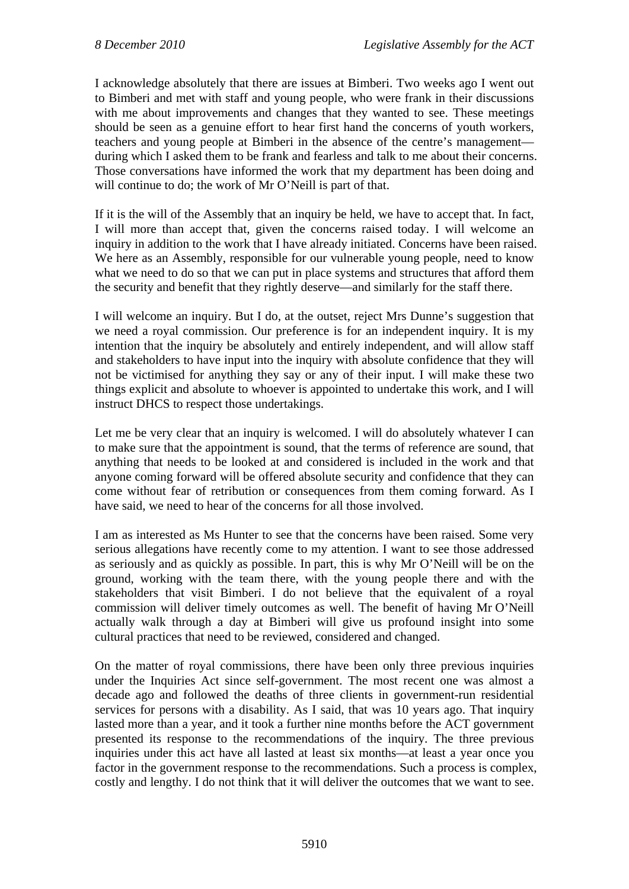I acknowledge absolutely that there are issues at Bimberi. Two weeks ago I went out to Bimberi and met with staff and young people, who were frank in their discussions with me about improvements and changes that they wanted to see. These meetings should be seen as a genuine effort to hear first hand the concerns of youth workers, teachers and young people at Bimberi in the absence of the centre's management—during which I asked them to be frank and fearless and talk to me about their concerns. Those conversations have informed the work that my department has been doing and will continue to do; the work of Mr O'Neill is part of that.

If it is the will of the Assembly that an inquiry be held, we have to accept that. In fact, I will more than accept that, given the concerns raised today. I will welcome an inquiry in addition to the work that I have already initiated. Concerns have been raised. We here as an Assembly, responsible for our vulnerable young people, need to know what we need to do so that we can put in place systems and structures that afford them the security and benefit that they rightly deserve—and similarly for the staff there.

I will welcome an inquiry. But I do, at the outset, reject Mrs Dunne's suggestion that we need a royal commission. Our preference is for an independent inquiry. It is my intention that the inquiry be absolutely and entirely independent, and will allow staff and stakeholders to have input into the inquiry with absolute confidence that they will not be victimised for anything they say or any of their input. I will make these two things explicit and absolute to whoever is appointed to undertake this work, and I will instruct DHCS to respect those undertakings.

Let me be very clear that an inquiry is welcomed. I will do absolutely whatever I can to make sure that the appointment is sound, that the terms of reference are sound, that anything that needs to be looked at and considered is included in the work and that anyone coming forward will be offered absolute security and confidence that they can come without fear of retribution or consequences from them coming forward. As I have said, we need to hear of the concerns for all those involved.

I am as interested as Ms Hunter to see that the concerns have been raised. Some very serious allegations have recently come to my attention. I want to see those addressed as seriously and as quickly as possible. In part, this is why Mr O'Neill will be on the ground, working with the team there, with the young people there and with the stakeholders that visit Bimberi. I do not believe that the equivalent of a royal commission will deliver timely outcomes as well. The benefit of having Mr O'Neill actually walk through a day at Bimberi will give us profound insight into some cultural practices that need to be reviewed, considered and changed.

On the matter of royal commissions, there have been only three previous inquiries under the Inquiries Act since self-government. The most recent one was almost a decade ago and followed the deaths of three clients in government-run residential services for persons with a disability. As I said, that was 10 years ago. That inquiry lasted more than a year, and it took a further nine months before the ACT government presented its response to the recommendations of the inquiry. The three previous inquiries under this act have all lasted at least six months—at least a year once you factor in the government response to the recommendations. Such a process is complex, costly and lengthy. I do not think that it will deliver the outcomes that we want to see.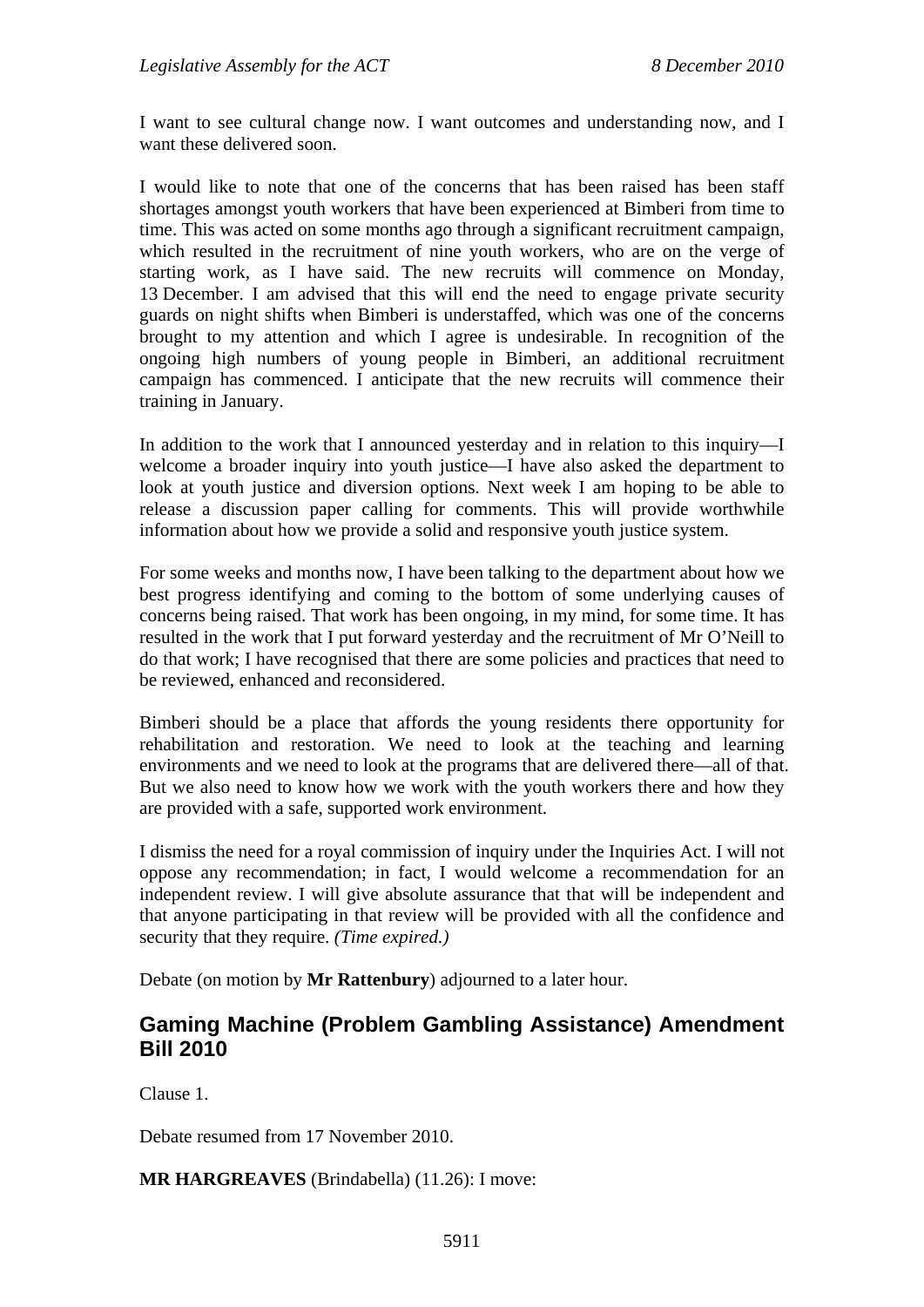I want to see cultural change now. I want outcomes and understanding now, and I want these delivered soon.

I would like to note that one of the concerns that has been raised has been staff shortages amongst youth workers that have been experienced at Bimberi from time to time. This was acted on some months ago through a significant recruitment campaign, which resulted in the recruitment of nine youth workers, who are on the verge of starting work, as I have said. The new recruits will commence on Monday, 13 December. I am advised that this will end the need to engage private security guards on night shifts when Bimberi is understaffed, which was one of the concerns brought to my attention and which I agree is undesirable. In recognition of the ongoing high numbers of young people in Bimberi, an additional recruitment campaign has commenced. I anticipate that the new recruits will commence their training in January.

In addition to the work that I announced yesterday and in relation to this inquiry—I welcome a broader inquiry into youth justice—I have also asked the department to look at youth justice and diversion options. Next week I am hoping to be able to release a discussion paper calling for comments. This will provide worthwhile information about how we provide a solid and responsive youth justice system.

For some weeks and months now, I have been talking to the department about how we best progress identifying and coming to the bottom of some underlying causes of concerns being raised. That work has been ongoing, in my mind, for some time. It has resulted in the work that I put forward yesterday and the recruitment of Mr O'Neill to do that work; I have recognised that there are some policies and practices that need to be reviewed, enhanced and reconsidered.

Bimberi should be a place that affords the young residents there opportunity for rehabilitation and restoration. We need to look at the teaching and learning environments and we need to look at the programs that are delivered there—all of that. But we also need to know how we work with the youth workers there and how they are provided with a safe, supported work environment.

I dismiss the need for a royal commission of inquiry under the Inquiries Act. I will not oppose any recommendation; in fact, I would welcome a recommendation for an independent review. I will give absolute assurance that that will be independent and that anyone participating in that review will be provided with all the confidence and security that they require. *(Time expired.)*

Debate (on motion by **Mr Rattenbury**) adjourned to a later hour.

## Gaming Machine (Problem Gambling Assistance) Amendment Bill 2010

Clause 1.

Debate resumed from 17 November 2010.

**MR HARGREAVES** (Brindabella) (11.26): I move: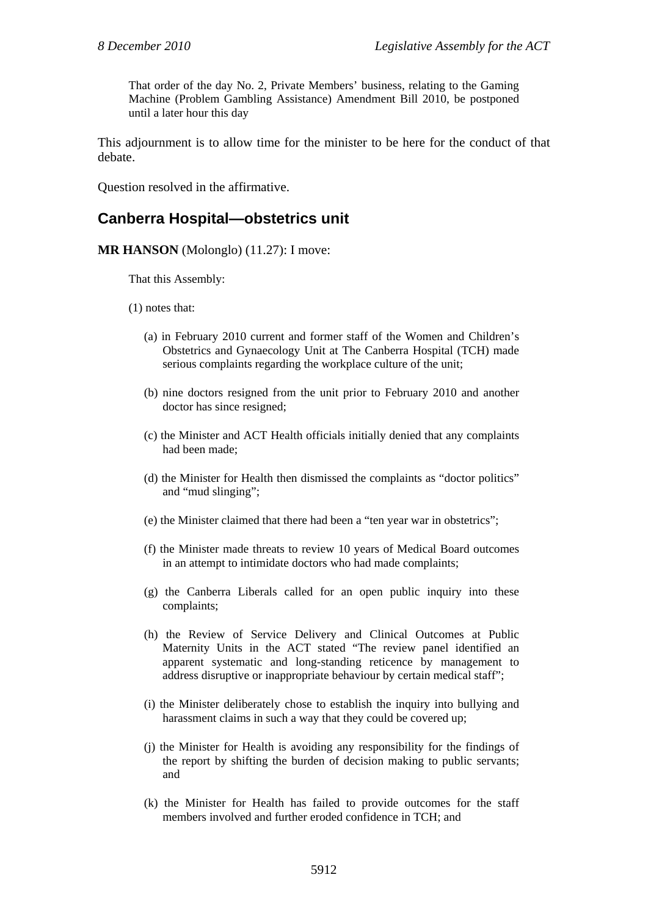That order of the day No. 2, Private Members' business, relating to the Gaming Machine (Problem Gambling Assistance) Amendment Bill 2010, be postponed until a later hour this day

This adjournment is to allow time for the minister to be here for the conduct of that debate.

Question resolved in the affirmative.

## Canberra Hospital—obstetrics unit

**MR HANSON** (Molonglo) (11.27): I move:

That this Assembly:

(1) notes that:

(a) in February 2010 current and former staff of the Women and Children's Obstetrics and Gynaecology Unit at The Canberra Hospital (TCH) made serious complaints regarding the workplace culture of the unit;

(b) nine doctors resigned from the unit prior to February 2010 and another doctor has since resigned;

(c) the Minister and ACT Health officials initially denied that any complaints had been made;

(d) the Minister for Health then dismissed the complaints as "doctor politics" and "mud slinging";

(e) the Minister claimed that there had been a "ten year war in obstetrics";

(f) the Minister made threats to review 10 years of Medical Board outcomes in an attempt to intimidate doctors who had made complaints;

(g) the Canberra Liberals called for an open public inquiry into these complaints;

(h) the Review of Service Delivery and Clinical Outcomes at Public Maternity Units in the ACT stated "The review panel identified an apparent systematic and long-standing reticence by management to address disruptive or inappropriate behaviour by certain medical staff";

(i) the Minister deliberately chose to establish the inquiry into bullying and harassment claims in such a way that they could be covered up;

(j) the Minister for Health is avoiding any responsibility for the findings of the report by shifting the burden of decision making to public servants; and

(k) the Minister for Health has failed to provide outcomes for the staff members involved and further eroded confidence in TCH; and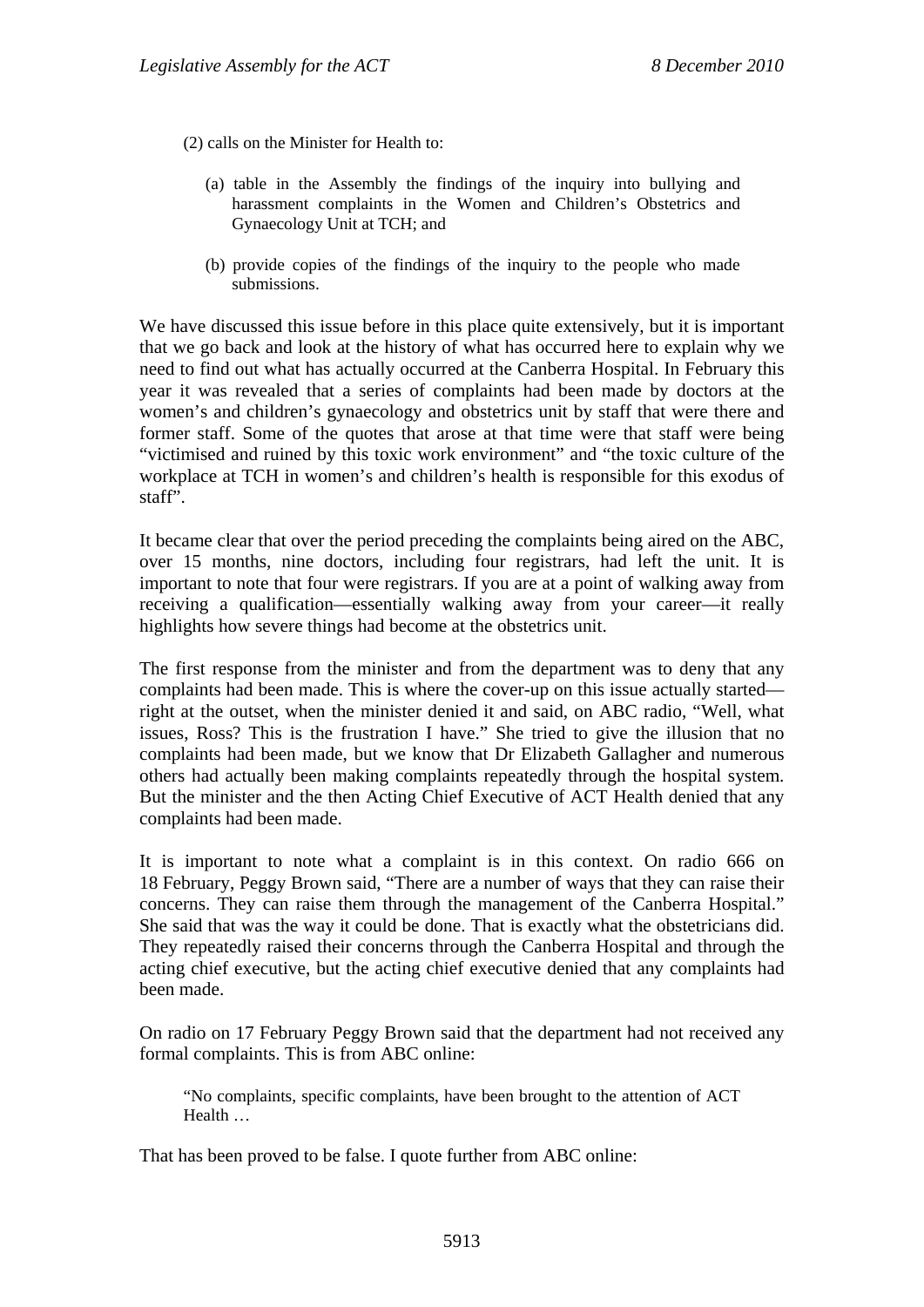(2) calls on the Minister for Health to:

(a) table in the Assembly the findings of the inquiry into bullying and harassment complaints in the Women and Children's Obstetrics and Gynaecology Unit at TCH; and

(b) provide copies of the findings of the inquiry to the people who made submissions.

We have discussed this issue before in this place quite extensively, but it is important that we go back and look at the history of what has occurred here to explain why we need to find out what has actually occurred at the Canberra Hospital. In February this year it was revealed that a series of complaints had been made by doctors at the women's and children's gynaecology and obstetrics unit by staff that were there and former staff. Some of the quotes that arose at that time were that staff were being "victimised and ruined by this toxic work environment" and "the toxic culture of the workplace at TCH in women's and children's health is responsible for this exodus of staff".

It became clear that over the period preceding the complaints being aired on the ABC, over 15 months, nine doctors, including four registrars, had left the unit. It is important to note that four were registrars. If you are at a point of walking away from receiving a qualification—essentially walking away from your career—it really highlights how severe things had become at the obstetrics unit.

The first response from the minister and from the department was to deny that any complaints had been made. This is where the cover-up on this issue actually started—right at the outset, when the minister denied it and said, on ABC radio, "Well, what issues, Ross? This is the frustration I have." She tried to give the illusion that no complaints had been made, but we know that Dr Elizabeth Gallagher and numerous others had actually been making complaints repeatedly through the hospital system. But the minister and the then Acting Chief Executive of ACT Health denied that any complaints had been made.

It is important to note what a complaint is in this context. On radio 666 on 18 February, Peggy Brown said, "There are a number of ways that they can raise their concerns. They can raise them through the management of the Canberra Hospital." She said that was the way it could be done. That is exactly what the obstetricians did. They repeatedly raised their concerns through the Canberra Hospital and through the acting chief executive, but the acting chief executive denied that any complaints had been made.

On radio on 17 February Peggy Brown said that the department had not received any formal complaints. This is from ABC online:

> "No complaints, specific complaints, have been brought to the attention of ACT Health …

That has been proved to be false. I quote further from ABC online: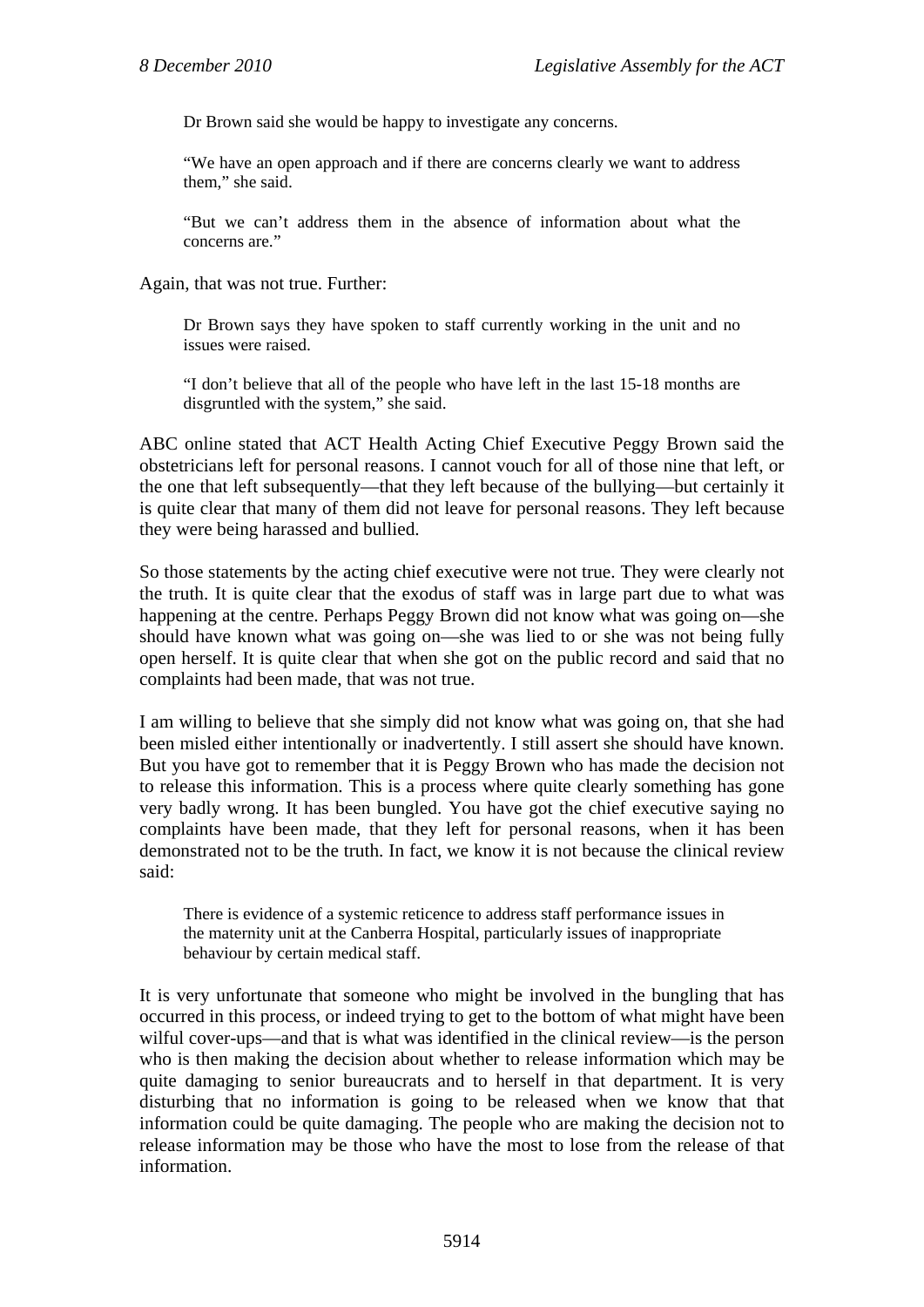> Dr Brown said she would be happy to investigate any concerns.
>
> "We have an open approach and if there are concerns clearly we want to address them," she said.
>
> "But we can't address them in the absence of information about what the concerns are."

Again, that was not true. Further:

> Dr Brown says they have spoken to staff currently working in the unit and no issues were raised.
>
> "I don't believe that all of the people who have left in the last 15-18 months are disgruntled with the system," she said.

ABC online stated that ACT Health Acting Chief Executive Peggy Brown said the obstetricians left for personal reasons. I cannot vouch for all of those nine that left, or the one that left subsequently—that they left because of the bullying—but certainly it is quite clear that many of them did not leave for personal reasons. They left because they were being harassed and bullied.

So those statements by the acting chief executive were not true. They were clearly not the truth. It is quite clear that the exodus of staff was in large part due to what was happening at the centre. Perhaps Peggy Brown did not know what was going on—she should have known what was going on—she was lied to or she was not being fully open herself. It is quite clear that when she got on the public record and said that no complaints had been made, that was not true.

I am willing to believe that she simply did not know what was going on, that she had been misled either intentionally or inadvertently. I still assert she should have known. But you have got to remember that it is Peggy Brown who has made the decision not to release this information. This is a process where quite clearly something has gone very badly wrong. It has been bungled. You have got the chief executive saying no complaints have been made, that they left for personal reasons, when it has been demonstrated not to be the truth. In fact, we know it is not because the clinical review said:

> There is evidence of a systemic reticence to address staff performance issues in the maternity unit at the Canberra Hospital, particularly issues of inappropriate behaviour by certain medical staff.

It is very unfortunate that someone who might be involved in the bungling that has occurred in this process, or indeed trying to get to the bottom of what might have been wilful cover-ups—and that is what was identified in the clinical review—is the person who is then making the decision about whether to release information which may be quite damaging to senior bureaucrats and to herself in that department. It is very disturbing that no information is going to be released when we know that that information could be quite damaging. The people who are making the decision not to release information may be those who have the most to lose from the release of that information.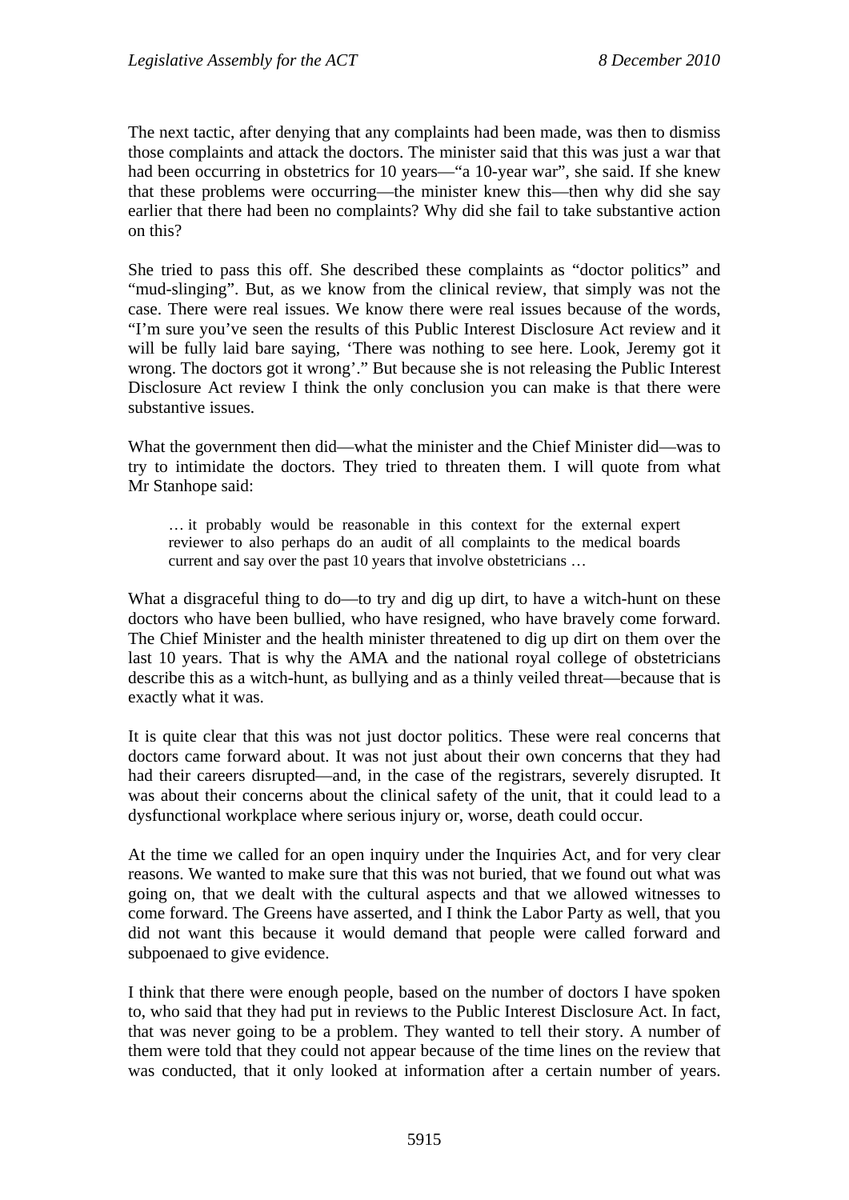The next tactic, after denying that any complaints had been made, was then to dismiss those complaints and attack the doctors. The minister said that this was just a war that had been occurring in obstetrics for 10 years—"a 10-year war", she said. If she knew that these problems were occurring—the minister knew this—then why did she say earlier that there had been no complaints? Why did she fail to take substantive action on this?

She tried to pass this off. She described these complaints as "doctor politics" and "mud-slinging". But, as we know from the clinical review, that simply was not the case. There were real issues. We know there were real issues because of the words, "I'm sure you've seen the results of this Public Interest Disclosure Act review and it will be fully laid bare saying, 'There was nothing to see here. Look, Jeremy got it wrong. The doctors got it wrong'." But because she is not releasing the Public Interest Disclosure Act review I think the only conclusion you can make is that there were substantive issues.

What the government then did—what the minister and the Chief Minister did—was to try to intimidate the doctors. They tried to threaten them. I will quote from what Mr Stanhope said:

> … it probably would be reasonable in this context for the external expert reviewer to also perhaps do an audit of all complaints to the medical boards current and say over the past 10 years that involve obstetricians …

What a disgraceful thing to do—to try and dig up dirt, to have a witch-hunt on these doctors who have been bullied, who have resigned, who have bravely come forward. The Chief Minister and the health minister threatened to dig up dirt on them over the last 10 years. That is why the AMA and the national royal college of obstetricians describe this as a witch-hunt, as bullying and as a thinly veiled threat—because that is exactly what it was.

It is quite clear that this was not just doctor politics. These were real concerns that doctors came forward about. It was not just about their own concerns that they had had their careers disrupted—and, in the case of the registrars, severely disrupted. It was about their concerns about the clinical safety of the unit, that it could lead to a dysfunctional workplace where serious injury or, worse, death could occur.

At the time we called for an open inquiry under the Inquiries Act, and for very clear reasons. We wanted to make sure that this was not buried, that we found out what was going on, that we dealt with the cultural aspects and that we allowed witnesses to come forward. The Greens have asserted, and I think the Labor Party as well, that you did not want this because it would demand that people were called forward and subpoenaed to give evidence.

I think that there were enough people, based on the number of doctors I have spoken to, who said that they had put in reviews to the Public Interest Disclosure Act. In fact, that was never going to be a problem. They wanted to tell their story. A number of them were told that they could not appear because of the time lines on the review that was conducted, that it only looked at information after a certain number of years.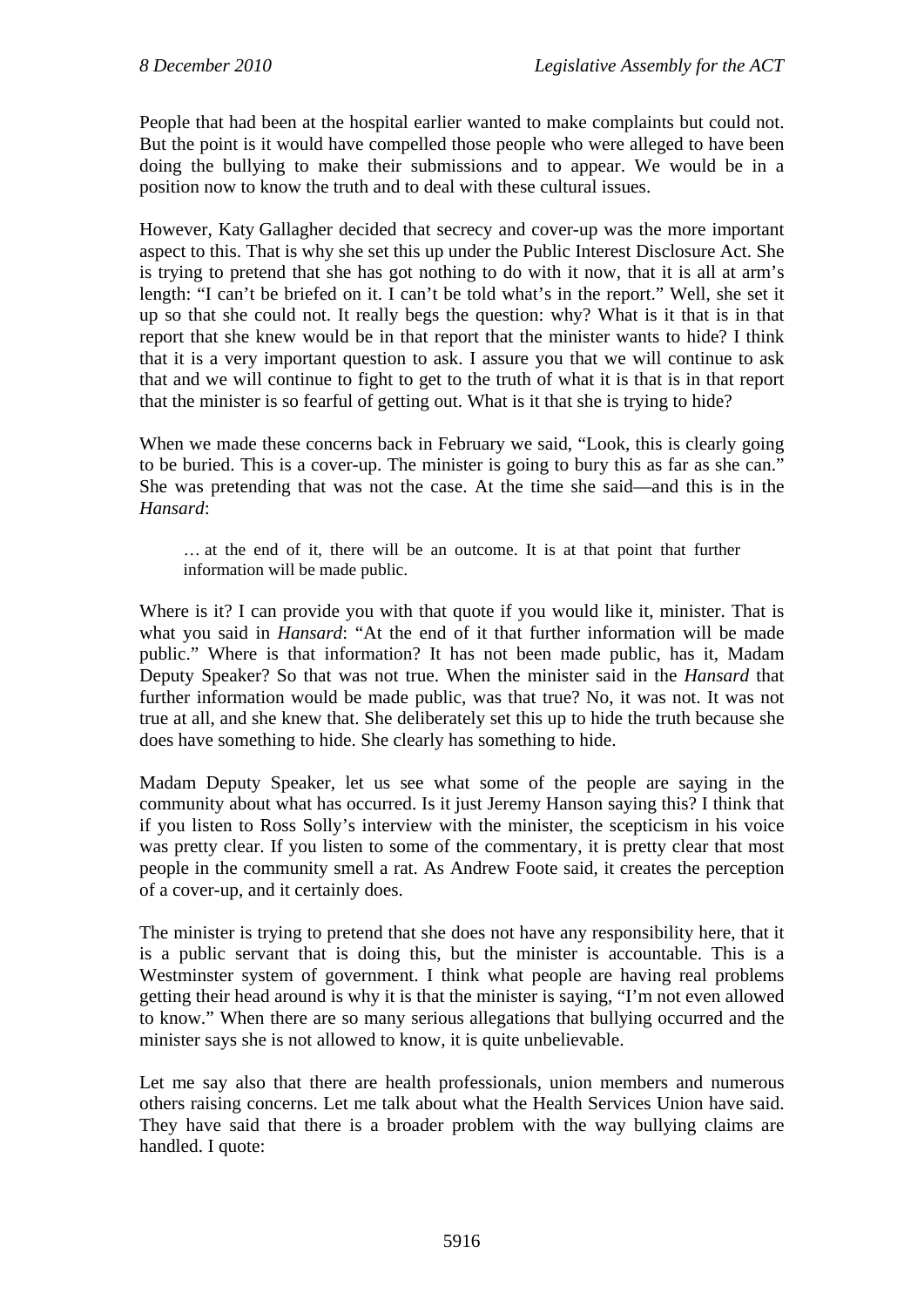People that had been at the hospital earlier wanted to make complaints but could not. But the point is it would have compelled those people who were alleged to have been doing the bullying to make their submissions and to appear. We would be in a position now to know the truth and to deal with these cultural issues.

However, Katy Gallagher decided that secrecy and cover-up was the more important aspect to this. That is why she set this up under the Public Interest Disclosure Act. She is trying to pretend that she has got nothing to do with it now, that it is all at arm's length: "I can't be briefed on it. I can't be told what's in the report." Well, she set it up so that she could not. It really begs the question: why? What is it that is in that report that she knew would be in that report that the minister wants to hide? I think that it is a very important question to ask. I assure you that we will continue to ask that and we will continue to fight to get to the truth of what it is that is in that report that the minister is so fearful of getting out. What is it that she is trying to hide?

When we made these concerns back in February we said, "Look, this is clearly going to be buried. This is a cover-up. The minister is going to bury this as far as she can." She was pretending that was not the case. At the time she said—and this is in the *Hansard*:

> … at the end of it, there will be an outcome. It is at that point that further information will be made public.

Where is it? I can provide you with that quote if you would like it, minister. That is what you said in *Hansard*: "At the end of it that further information will be made public." Where is that information? It has not been made public, has it, Madam Deputy Speaker? So that was not true. When the minister said in the *Hansard* that further information would be made public, was that true? No, it was not. It was not true at all, and she knew that. She deliberately set this up to hide the truth because she does have something to hide. She clearly has something to hide.

Madam Deputy Speaker, let us see what some of the people are saying in the community about what has occurred. Is it just Jeremy Hanson saying this? I think that if you listen to Ross Solly's interview with the minister, the scepticism in his voice was pretty clear. If you listen to some of the commentary, it is pretty clear that most people in the community smell a rat. As Andrew Foote said, it creates the perception of a cover-up, and it certainly does.

The minister is trying to pretend that she does not have any responsibility here, that it is a public servant that is doing this, but the minister is accountable. This is a Westminster system of government. I think what people are having real problems getting their head around is why it is that the minister is saying, "I'm not even allowed to know." When there are so many serious allegations that bullying occurred and the minister says she is not allowed to know, it is quite unbelievable.

Let me say also that there are health professionals, union members and numerous others raising concerns. Let me talk about what the Health Services Union have said. They have said that there is a broader problem with the way bullying claims are handled. I quote: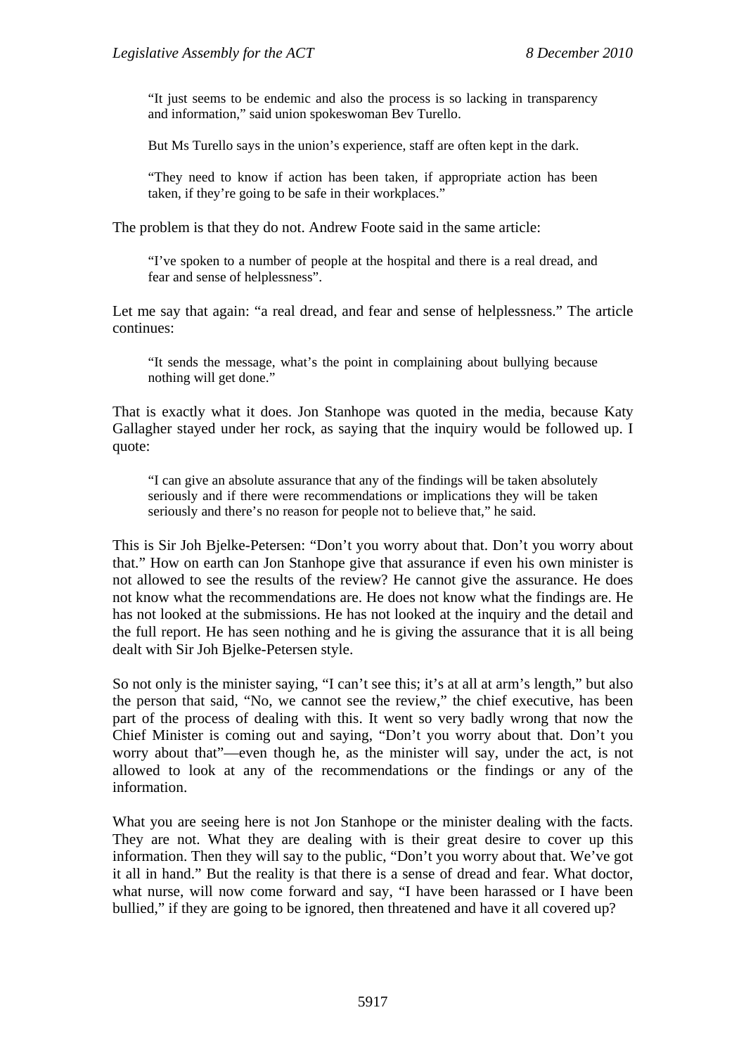> "It just seems to be endemic and also the process is so lacking in transparency and information," said union spokeswoman Bev Turello.
>
> But Ms Turello says in the union's experience, staff are often kept in the dark.
>
> "They need to know if action has been taken, if appropriate action has been taken, if they're going to be safe in their workplaces."

The problem is that they do not. Andrew Foote said in the same article:

> "I've spoken to a number of people at the hospital and there is a real dread, and fear and sense of helplessness".

Let me say that again: "a real dread, and fear and sense of helplessness." The article continues:

> "It sends the message, what's the point in complaining about bullying because nothing will get done."

That is exactly what it does. Jon Stanhope was quoted in the media, because Katy Gallagher stayed under her rock, as saying that the inquiry would be followed up. I quote:

> "I can give an absolute assurance that any of the findings will be taken absolutely seriously and if there were recommendations or implications they will be taken seriously and there's no reason for people not to believe that," he said.

This is Sir Joh Bjelke-Petersen: "Don't you worry about that. Don't you worry about that." How on earth can Jon Stanhope give that assurance if even his own minister is not allowed to see the results of the review? He cannot give the assurance. He does not know what the recommendations are. He does not know what the findings are. He has not looked at the submissions. He has not looked at the inquiry and the detail and the full report. He has seen nothing and he is giving the assurance that it is all being dealt with Sir Joh Bjelke-Petersen style.

So not only is the minister saying, "I can't see this; it's at all at arm's length," but also the person that said, "No, we cannot see the review," the chief executive, has been part of the process of dealing with this. It went so very badly wrong that now the Chief Minister is coming out and saying, "Don't you worry about that. Don't you worry about that"—even though he, as the minister will say, under the act, is not allowed to look at any of the recommendations or the findings or any of the information.

What you are seeing here is not Jon Stanhope or the minister dealing with the facts. They are not. What they are dealing with is their great desire to cover up this information. Then they will say to the public, "Don't you worry about that. We've got it all in hand." But the reality is that there is a sense of dread and fear. What doctor, what nurse, will now come forward and say, "I have been harassed or I have been bullied," if they are going to be ignored, then threatened and have it all covered up?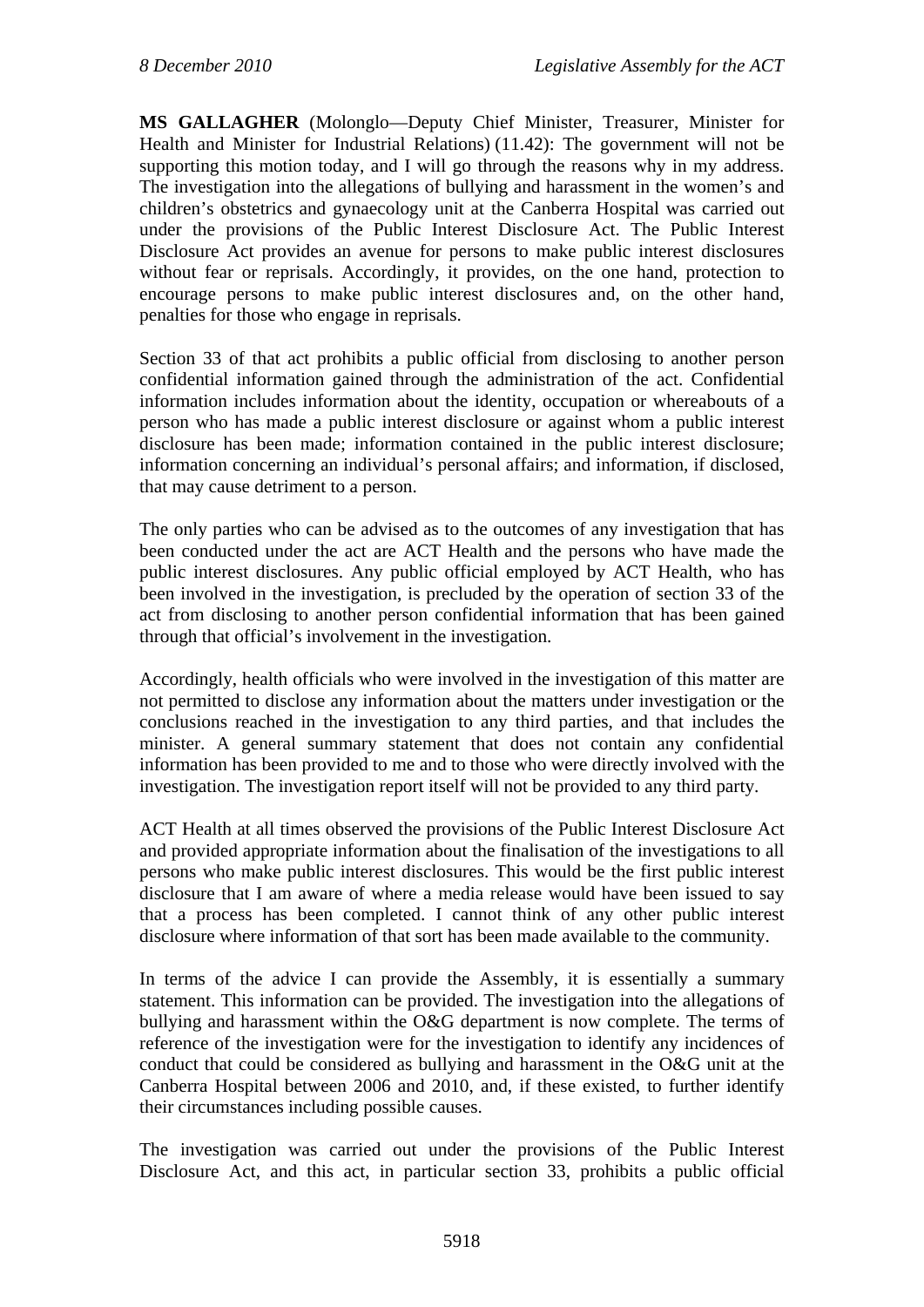**MS GALLAGHER** (Molonglo—Deputy Chief Minister, Treasurer, Minister for Health and Minister for Industrial Relations) (11.42): The government will not be supporting this motion today, and I will go through the reasons why in my address. The investigation into the allegations of bullying and harassment in the women's and children's obstetrics and gynaecology unit at the Canberra Hospital was carried out under the provisions of the Public Interest Disclosure Act. The Public Interest Disclosure Act provides an avenue for persons to make public interest disclosures without fear or reprisals. Accordingly, it provides, on the one hand, protection to encourage persons to make public interest disclosures and, on the other hand, penalties for those who engage in reprisals.

Section 33 of that act prohibits a public official from disclosing to another person confidential information gained through the administration of the act. Confidential information includes information about the identity, occupation or whereabouts of a person who has made a public interest disclosure or against whom a public interest disclosure has been made; information contained in the public interest disclosure; information concerning an individual's personal affairs; and information, if disclosed, that may cause detriment to a person.

The only parties who can be advised as to the outcomes of any investigation that has been conducted under the act are ACT Health and the persons who have made the public interest disclosures. Any public official employed by ACT Health, who has been involved in the investigation, is precluded by the operation of section 33 of the act from disclosing to another person confidential information that has been gained through that official's involvement in the investigation.

Accordingly, health officials who were involved in the investigation of this matter are not permitted to disclose any information about the matters under investigation or the conclusions reached in the investigation to any third parties, and that includes the minister. A general summary statement that does not contain any confidential information has been provided to me and to those who were directly involved with the investigation. The investigation report itself will not be provided to any third party.

ACT Health at all times observed the provisions of the Public Interest Disclosure Act and provided appropriate information about the finalisation of the investigations to all persons who make public interest disclosures. This would be the first public interest disclosure that I am aware of where a media release would have been issued to say that a process has been completed. I cannot think of any other public interest disclosure where information of that sort has been made available to the community.

In terms of the advice I can provide the Assembly, it is essentially a summary statement. This information can be provided. The investigation into the allegations of bullying and harassment within the O&G department is now complete. The terms of reference of the investigation were for the investigation to identify any incidences of conduct that could be considered as bullying and harassment in the O&G unit at the Canberra Hospital between 2006 and 2010, and, if these existed, to further identify their circumstances including possible causes.

The investigation was carried out under the provisions of the Public Interest Disclosure Act, and this act, in particular section 33, prohibits a public official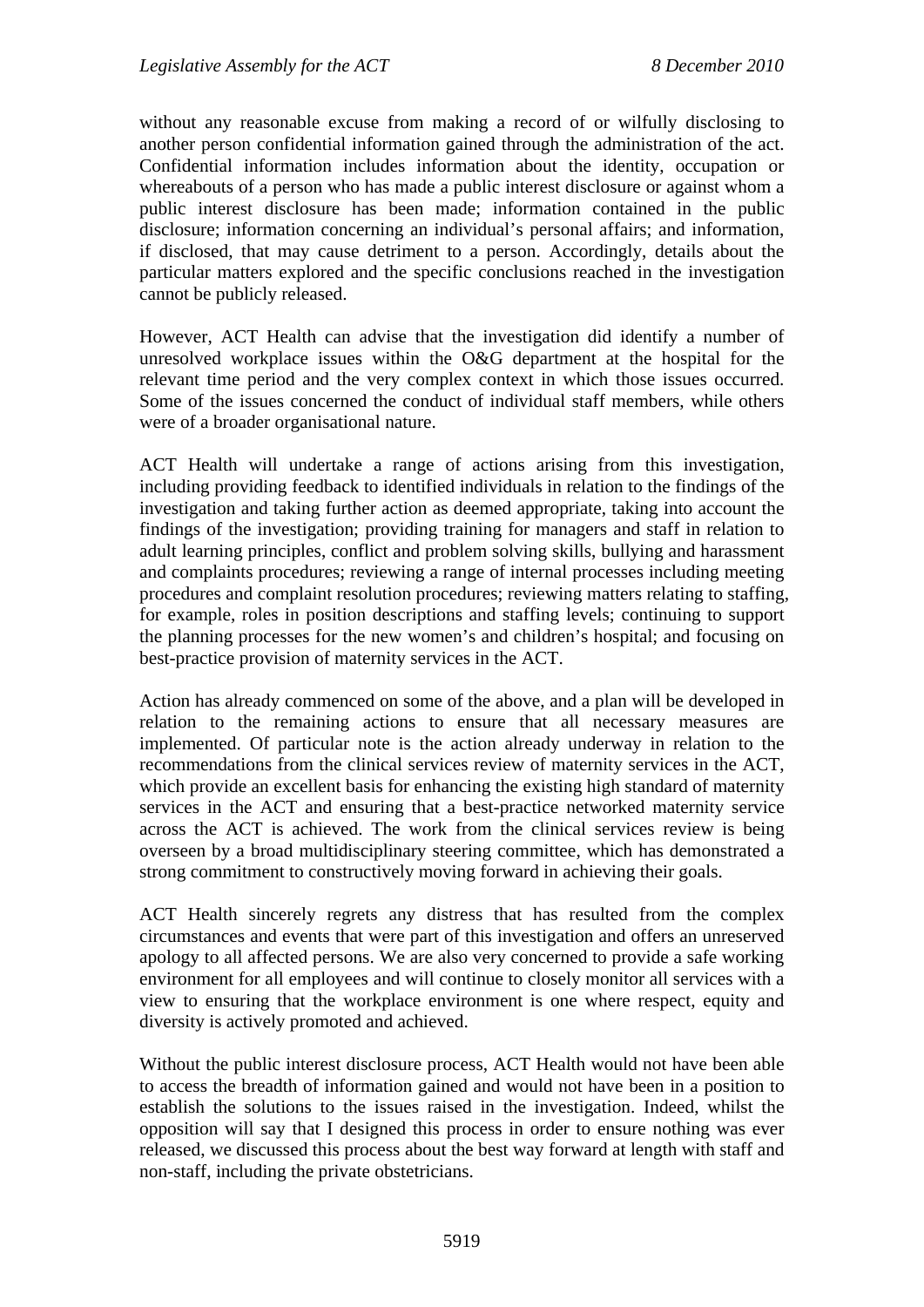without any reasonable excuse from making a record of or wilfully disclosing to another person confidential information gained through the administration of the act. Confidential information includes information about the identity, occupation or whereabouts of a person who has made a public interest disclosure or against whom a public interest disclosure has been made; information contained in the public disclosure; information concerning an individual's personal affairs; and information, if disclosed, that may cause detriment to a person. Accordingly, details about the particular matters explored and the specific conclusions reached in the investigation cannot be publicly released.

However, ACT Health can advise that the investigation did identify a number of unresolved workplace issues within the O&G department at the hospital for the relevant time period and the very complex context in which those issues occurred. Some of the issues concerned the conduct of individual staff members, while others were of a broader organisational nature.

ACT Health will undertake a range of actions arising from this investigation, including providing feedback to identified individuals in relation to the findings of the investigation and taking further action as deemed appropriate, taking into account the findings of the investigation; providing training for managers and staff in relation to adult learning principles, conflict and problem solving skills, bullying and harassment and complaints procedures; reviewing a range of internal processes including meeting procedures and complaint resolution procedures; reviewing matters relating to staffing, for example, roles in position descriptions and staffing levels; continuing to support the planning processes for the new women's and children's hospital; and focusing on best-practice provision of maternity services in the ACT.

Action has already commenced on some of the above, and a plan will be developed in relation to the remaining actions to ensure that all necessary measures are implemented. Of particular note is the action already underway in relation to the recommendations from the clinical services review of maternity services in the ACT, which provide an excellent basis for enhancing the existing high standard of maternity services in the ACT and ensuring that a best-practice networked maternity service across the ACT is achieved. The work from the clinical services review is being overseen by a broad multidisciplinary steering committee, which has demonstrated a strong commitment to constructively moving forward in achieving their goals.

ACT Health sincerely regrets any distress that has resulted from the complex circumstances and events that were part of this investigation and offers an unreserved apology to all affected persons. We are also very concerned to provide a safe working environment for all employees and will continue to closely monitor all services with a view to ensuring that the workplace environment is one where respect, equity and diversity is actively promoted and achieved.

Without the public interest disclosure process, ACT Health would not have been able to access the breadth of information gained and would not have been in a position to establish the solutions to the issues raised in the investigation. Indeed, whilst the opposition will say that I designed this process in order to ensure nothing was ever released, we discussed this process about the best way forward at length with staff and non-staff, including the private obstetricians.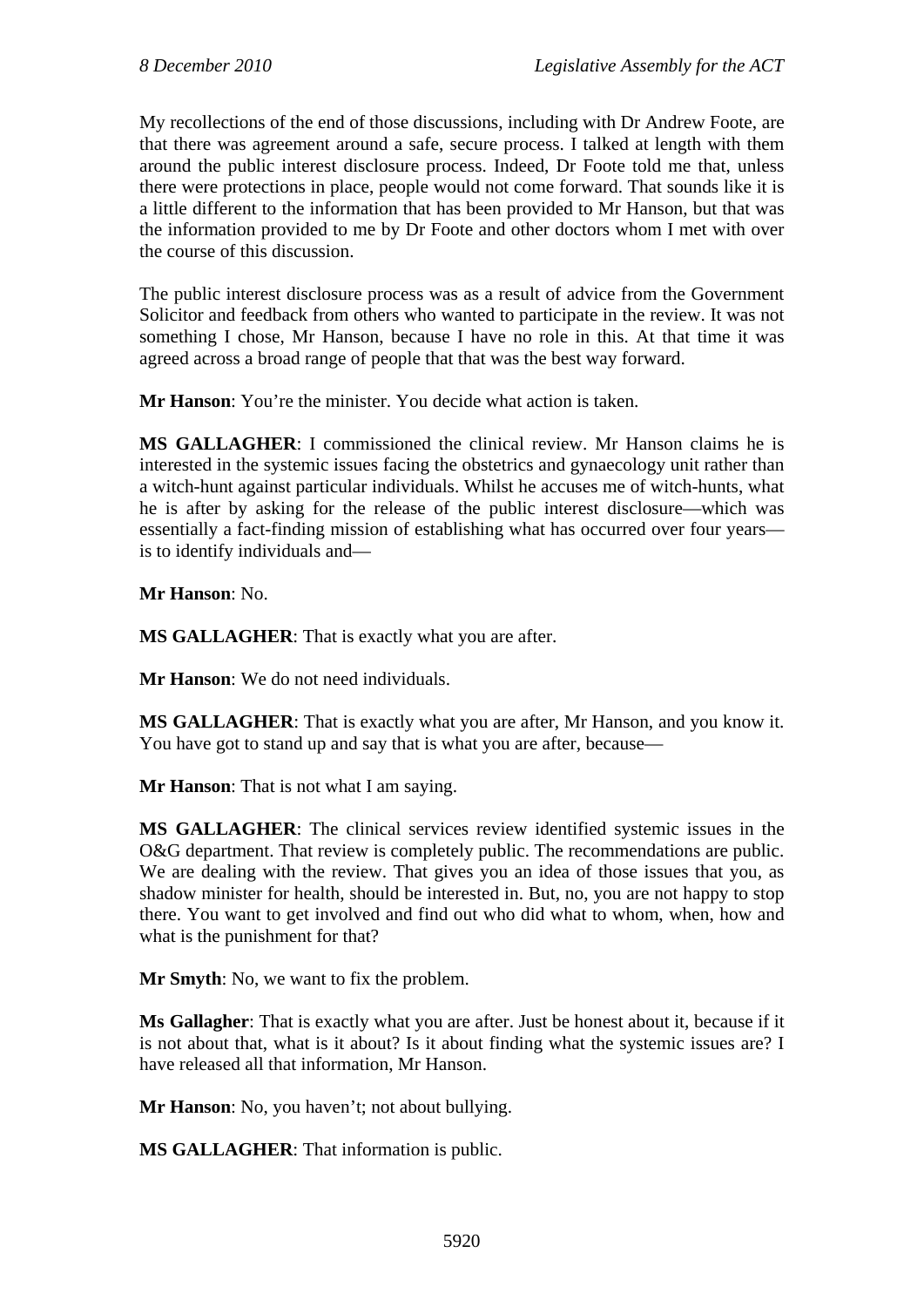My recollections of the end of those discussions, including with Dr Andrew Foote, are that there was agreement around a safe, secure process. I talked at length with them around the public interest disclosure process. Indeed, Dr Foote told me that, unless there were protections in place, people would not come forward. That sounds like it is a little different to the information that has been provided to Mr Hanson, but that was the information provided to me by Dr Foote and other doctors whom I met with over the course of this discussion.

The public interest disclosure process was as a result of advice from the Government Solicitor and feedback from others who wanted to participate in the review. It was not something I chose, Mr Hanson, because I have no role in this. At that time it was agreed across a broad range of people that that was the best way forward.

**Mr Hanson**: You're the minister. You decide what action is taken.

**MS GALLAGHER**: I commissioned the clinical review. Mr Hanson claims he is interested in the systemic issues facing the obstetrics and gynaecology unit rather than a witch-hunt against particular individuals. Whilst he accuses me of witch-hunts, what he is after by asking for the release of the public interest disclosure—which was essentially a fact-finding mission of establishing what has occurred over four years—is to identify individuals and—

**Mr Hanson**: No.

**MS GALLAGHER**: That is exactly what you are after.

**Mr Hanson**: We do not need individuals.

**MS GALLAGHER**: That is exactly what you are after, Mr Hanson, and you know it. You have got to stand up and say that is what you are after, because—

**Mr Hanson**: That is not what I am saying.

**MS GALLAGHER**: The clinical services review identified systemic issues in the O&G department. That review is completely public. The recommendations are public. We are dealing with the review. That gives you an idea of those issues that you, as shadow minister for health, should be interested in. But, no, you are not happy to stop there. You want to get involved and find out who did what to whom, when, how and what is the punishment for that?

**Mr Smyth**: No, we want to fix the problem.

**Ms Gallagher**: That is exactly what you are after. Just be honest about it, because if it is not about that, what is it about? Is it about finding what the systemic issues are? I have released all that information, Mr Hanson.

**Mr Hanson**: No, you haven't; not about bullying.

**MS GALLAGHER**: That information is public.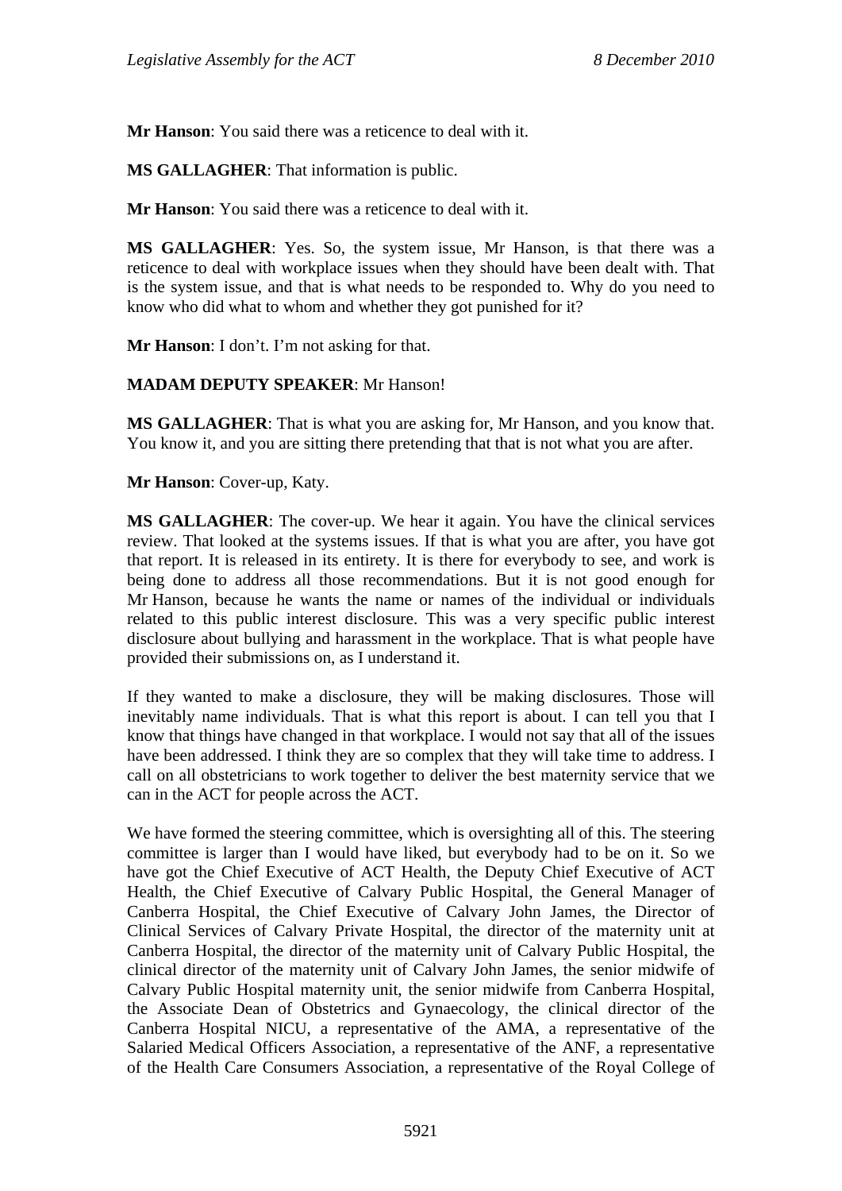**Mr Hanson**: You said there was a reticence to deal with it.

**MS GALLAGHER**: That information is public.

**Mr Hanson**: You said there was a reticence to deal with it.

**MS GALLAGHER**: Yes. So, the system issue, Mr Hanson, is that there was a reticence to deal with workplace issues when they should have been dealt with. That is the system issue, and that is what needs to be responded to. Why do you need to know who did what to whom and whether they got punished for it?

**Mr Hanson**: I don't. I'm not asking for that.

**MADAM DEPUTY SPEAKER**: Mr Hanson!

**MS GALLAGHER**: That is what you are asking for, Mr Hanson, and you know that. You know it, and you are sitting there pretending that that is not what you are after.

**Mr Hanson**: Cover-up, Katy.

**MS GALLAGHER**: The cover-up. We hear it again. You have the clinical services review. That looked at the systems issues. If that is what you are after, you have got that report. It is released in its entirety. It is there for everybody to see, and work is being done to address all those recommendations. But it is not good enough for Mr Hanson, because he wants the name or names of the individual or individuals related to this public interest disclosure. This was a very specific public interest disclosure about bullying and harassment in the workplace. That is what people have provided their submissions on, as I understand it.

If they wanted to make a disclosure, they will be making disclosures. Those will inevitably name individuals. That is what this report is about. I can tell you that I know that things have changed in that workplace. I would not say that all of the issues have been addressed. I think they are so complex that they will take time to address. I call on all obstetricians to work together to deliver the best maternity service that we can in the ACT for people across the ACT.

We have formed the steering committee, which is oversighting all of this. The steering committee is larger than I would have liked, but everybody had to be on it. So we have got the Chief Executive of ACT Health, the Deputy Chief Executive of ACT Health, the Chief Executive of Calvary Public Hospital, the General Manager of Canberra Hospital, the Chief Executive of Calvary John James, the Director of Clinical Services of Calvary Private Hospital, the director of the maternity unit at Canberra Hospital, the director of the maternity unit of Calvary Public Hospital, the clinical director of the maternity unit of Calvary John James, the senior midwife of Calvary Public Hospital maternity unit, the senior midwife from Canberra Hospital, the Associate Dean of Obstetrics and Gynaecology, the clinical director of the Canberra Hospital NICU, a representative of the AMA, a representative of the Salaried Medical Officers Association, a representative of the ANF, a representative of the Health Care Consumers Association, a representative of the Royal College of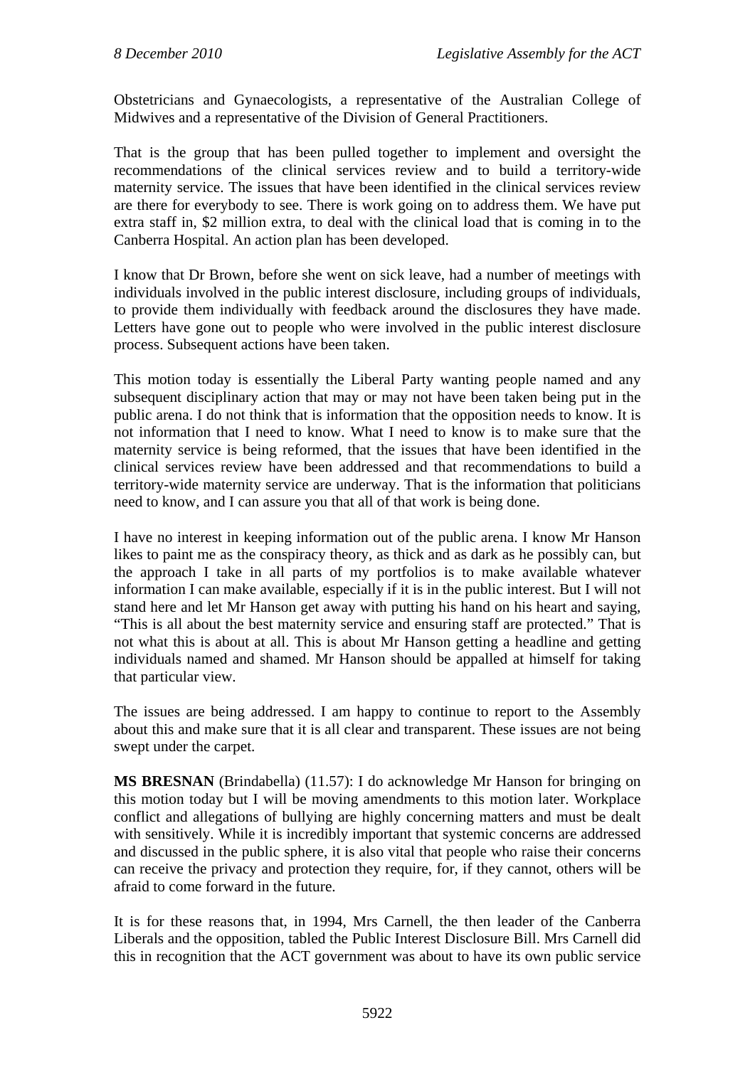Obstetricians and Gynaecologists, a representative of the Australian College of Midwives and a representative of the Division of General Practitioners.

That is the group that has been pulled together to implement and oversight the recommendations of the clinical services review and to build a territory-wide maternity service. The issues that have been identified in the clinical services review are there for everybody to see. There is work going on to address them. We have put extra staff in, $2 million extra, to deal with the clinical load that is coming in to the Canberra Hospital. An action plan has been developed.

I know that Dr Brown, before she went on sick leave, had a number of meetings with individuals involved in the public interest disclosure, including groups of individuals, to provide them individually with feedback around the disclosures they have made. Letters have gone out to people who were involved in the public interest disclosure process. Subsequent actions have been taken.

This motion today is essentially the Liberal Party wanting people named and any subsequent disciplinary action that may or may not have been taken being put in the public arena. I do not think that is information that the opposition needs to know. It is not information that I need to know. What I need to know is to make sure that the maternity service is being reformed, that the issues that have been identified in the clinical services review have been addressed and that recommendations to build a territory-wide maternity service are underway. That is the information that politicians need to know, and I can assure you that all of that work is being done.

I have no interest in keeping information out of the public arena. I know Mr Hanson likes to paint me as the conspiracy theory, as thick and as dark as he possibly can, but the approach I take in all parts of my portfolios is to make available whatever information I can make available, especially if it is in the public interest. But I will not stand here and let Mr Hanson get away with putting his hand on his heart and saying, "This is all about the best maternity service and ensuring staff are protected." That is not what this is about at all. This is about Mr Hanson getting a headline and getting individuals named and shamed. Mr Hanson should be appalled at himself for taking that particular view.

The issues are being addressed. I am happy to continue to report to the Assembly about this and make sure that it is all clear and transparent. These issues are not being swept under the carpet.

**MS BRESNAN** (Brindabella) (11.57): I do acknowledge Mr Hanson for bringing on this motion today but I will be moving amendments to this motion later. Workplace conflict and allegations of bullying are highly concerning matters and must be dealt with sensitively. While it is incredibly important that systemic concerns are addressed and discussed in the public sphere, it is also vital that people who raise their concerns can receive the privacy and protection they require, for, if they cannot, others will be afraid to come forward in the future.

It is for these reasons that, in 1994, Mrs Carnell, the then leader of the Canberra Liberals and the opposition, tabled the Public Interest Disclosure Bill. Mrs Carnell did this in recognition that the ACT government was about to have its own public service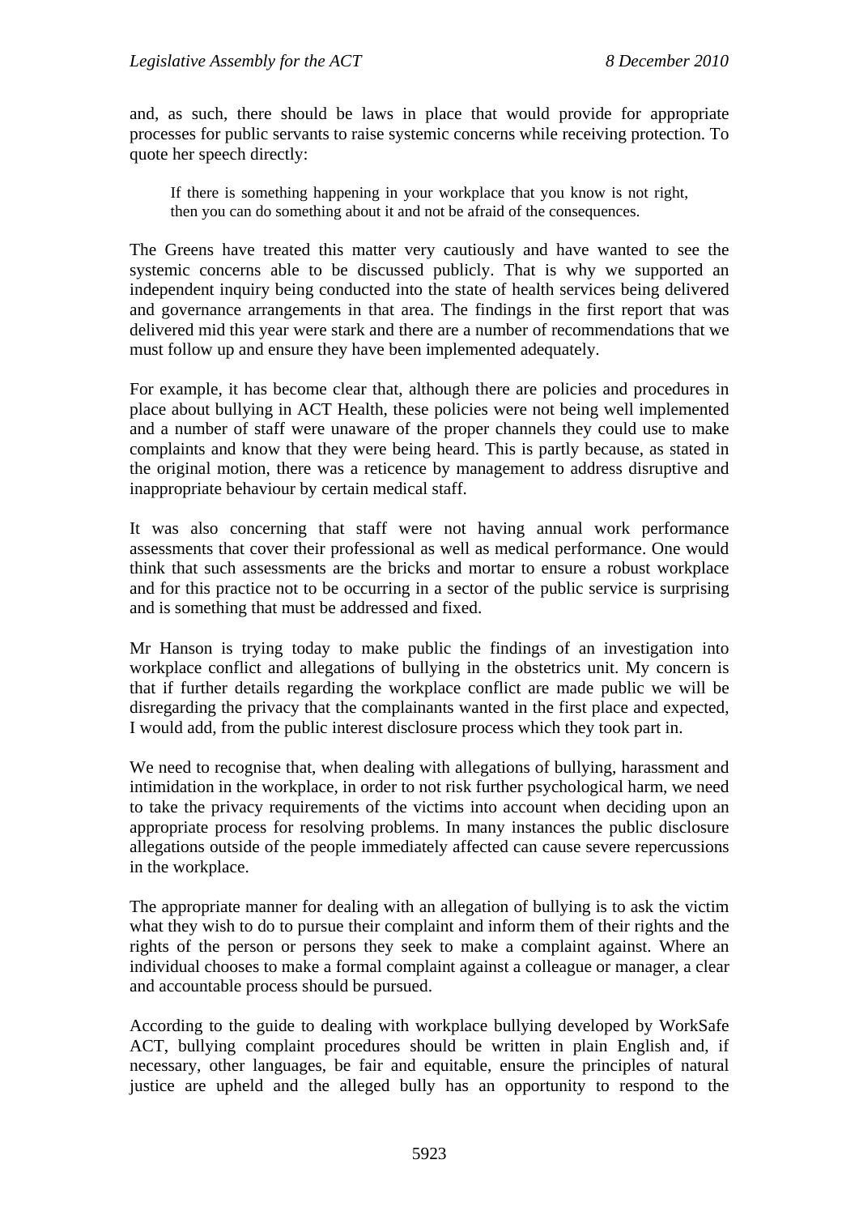and, as such, there should be laws in place that would provide for appropriate processes for public servants to raise systemic concerns while receiving protection. To quote her speech directly:

> If there is something happening in your workplace that you know is not right, then you can do something about it and not be afraid of the consequences.

The Greens have treated this matter very cautiously and have wanted to see the systemic concerns able to be discussed publicly. That is why we supported an independent inquiry being conducted into the state of health services being delivered and governance arrangements in that area. The findings in the first report that was delivered mid this year were stark and there are a number of recommendations that we must follow up and ensure they have been implemented adequately.

For example, it has become clear that, although there are policies and procedures in place about bullying in ACT Health, these policies were not being well implemented and a number of staff were unaware of the proper channels they could use to make complaints and know that they were being heard. This is partly because, as stated in the original motion, there was a reticence by management to address disruptive and inappropriate behaviour by certain medical staff.

It was also concerning that staff were not having annual work performance assessments that cover their professional as well as medical performance. One would think that such assessments are the bricks and mortar to ensure a robust workplace and for this practice not to be occurring in a sector of the public service is surprising and is something that must be addressed and fixed.

Mr Hanson is trying today to make public the findings of an investigation into workplace conflict and allegations of bullying in the obstetrics unit. My concern is that if further details regarding the workplace conflict are made public we will be disregarding the privacy that the complainants wanted in the first place and expected, I would add, from the public interest disclosure process which they took part in.

We need to recognise that, when dealing with allegations of bullying, harassment and intimidation in the workplace, in order to not risk further psychological harm, we need to take the privacy requirements of the victims into account when deciding upon an appropriate process for resolving problems. In many instances the public disclosure allegations outside of the people immediately affected can cause severe repercussions in the workplace.

The appropriate manner for dealing with an allegation of bullying is to ask the victim what they wish to do to pursue their complaint and inform them of their rights and the rights of the person or persons they seek to make a complaint against. Where an individual chooses to make a formal complaint against a colleague or manager, a clear and accountable process should be pursued.

According to the guide to dealing with workplace bullying developed by WorkSafe ACT, bullying complaint procedures should be written in plain English and, if necessary, other languages, be fair and equitable, ensure the principles of natural justice are upheld and the alleged bully has an opportunity to respond to the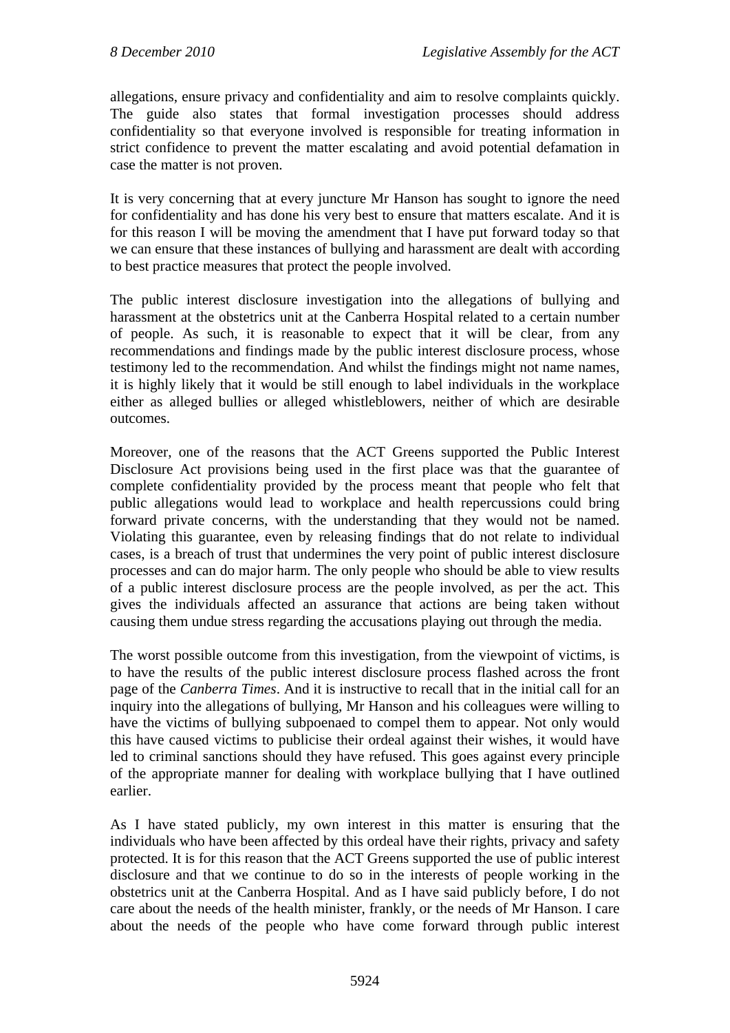allegations, ensure privacy and confidentiality and aim to resolve complaints quickly. The guide also states that formal investigation processes should address confidentiality so that everyone involved is responsible for treating information in strict confidence to prevent the matter escalating and avoid potential defamation in case the matter is not proven.

It is very concerning that at every juncture Mr Hanson has sought to ignore the need for confidentiality and has done his very best to ensure that matters escalate. And it is for this reason I will be moving the amendment that I have put forward today so that we can ensure that these instances of bullying and harassment are dealt with according to best practice measures that protect the people involved.

The public interest disclosure investigation into the allegations of bullying and harassment at the obstetrics unit at the Canberra Hospital related to a certain number of people. As such, it is reasonable to expect that it will be clear, from any recommendations and findings made by the public interest disclosure process, whose testimony led to the recommendation. And whilst the findings might not name names, it is highly likely that it would be still enough to label individuals in the workplace either as alleged bullies or alleged whistleblowers, neither of which are desirable outcomes.

Moreover, one of the reasons that the ACT Greens supported the Public Interest Disclosure Act provisions being used in the first place was that the guarantee of complete confidentiality provided by the process meant that people who felt that public allegations would lead to workplace and health repercussions could bring forward private concerns, with the understanding that they would not be named. Violating this guarantee, even by releasing findings that do not relate to individual cases, is a breach of trust that undermines the very point of public interest disclosure processes and can do major harm. The only people who should be able to view results of a public interest disclosure process are the people involved, as per the act. This gives the individuals affected an assurance that actions are being taken without causing them undue stress regarding the accusations playing out through the media.

The worst possible outcome from this investigation, from the viewpoint of victims, is to have the results of the public interest disclosure process flashed across the front page of the *Canberra Times*. And it is instructive to recall that in the initial call for an inquiry into the allegations of bullying, Mr Hanson and his colleagues were willing to have the victims of bullying subpoenaed to compel them to appear. Not only would this have caused victims to publicise their ordeal against their wishes, it would have led to criminal sanctions should they have refused. This goes against every principle of the appropriate manner for dealing with workplace bullying that I have outlined earlier.

As I have stated publicly, my own interest in this matter is ensuring that the individuals who have been affected by this ordeal have their rights, privacy and safety protected. It is for this reason that the ACT Greens supported the use of public interest disclosure and that we continue to do so in the interests of people working in the obstetrics unit at the Canberra Hospital. And as I have said publicly before, I do not care about the needs of the health minister, frankly, or the needs of Mr Hanson. I care about the needs of the people who have come forward through public interest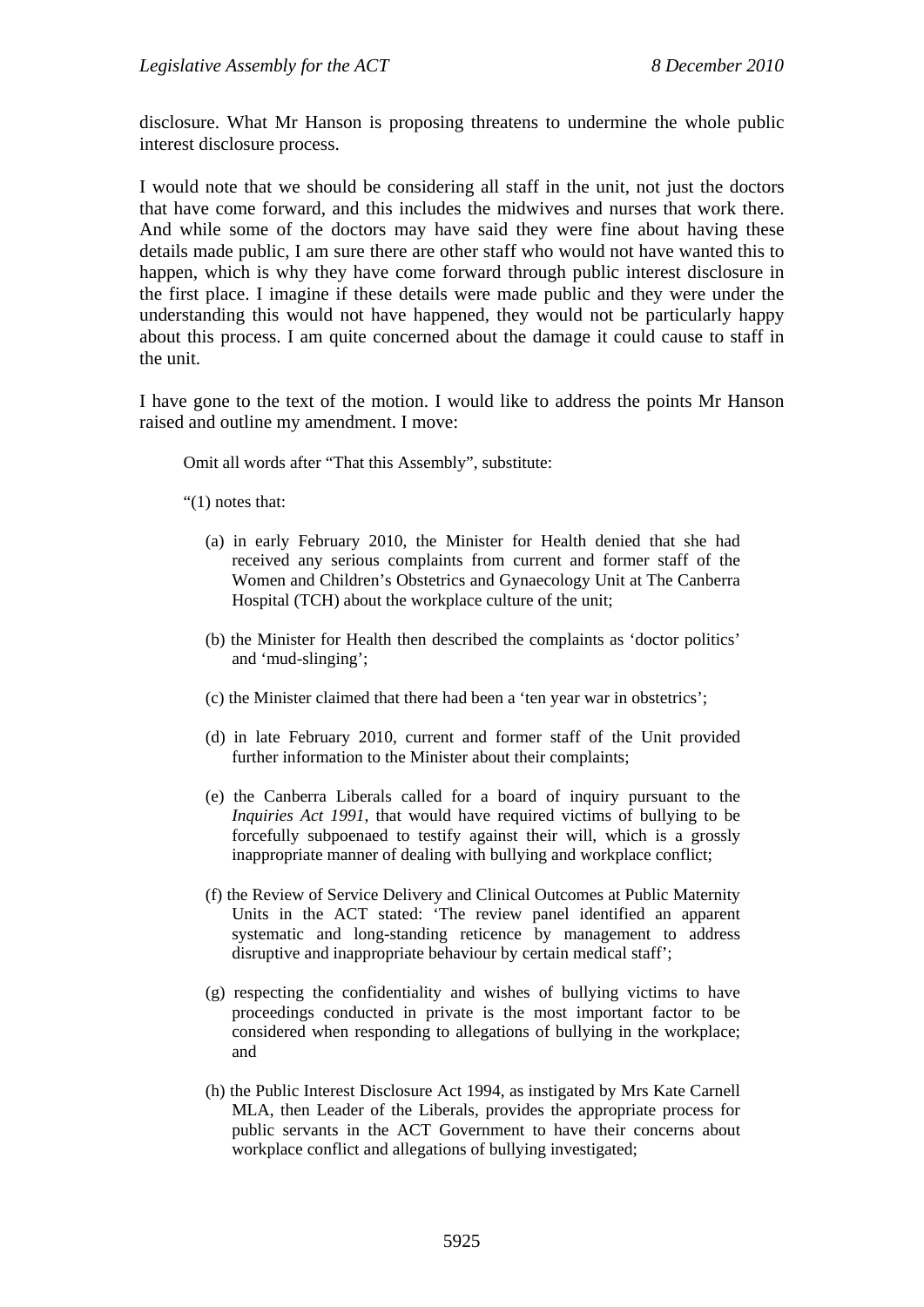disclosure. What Mr Hanson is proposing threatens to undermine the whole public interest disclosure process.

I would note that we should be considering all staff in the unit, not just the doctors that have come forward, and this includes the midwives and nurses that work there. And while some of the doctors may have said they were fine about having these details made public, I am sure there are other staff who would not have wanted this to happen, which is why they have come forward through public interest disclosure in the first place. I imagine if these details were made public and they were under the understanding this would not have happened, they would not be particularly happy about this process. I am quite concerned about the damage it could cause to staff in the unit.

I have gone to the text of the motion. I would like to address the points Mr Hanson raised and outline my amendment. I move:

> Omit all words after "That this Assembly", substitute:
>
> "(1) notes that:
>
> (a) in early February 2010, the Minister for Health denied that she had received any serious complaints from current and former staff of the Women and Children's Obstetrics and Gynaecology Unit at The Canberra Hospital (TCH) about the workplace culture of the unit;
>
> (b) the Minister for Health then described the complaints as 'doctor politics' and 'mud-slinging';
>
> (c) the Minister claimed that there had been a 'ten year war in obstetrics';
>
> (d) in late February 2010, current and former staff of the Unit provided further information to the Minister about their complaints;
>
> (e) the Canberra Liberals called for a board of inquiry pursuant to the *Inquiries Act 1991*, that would have required victims of bullying to be forcefully subpoenaed to testify against their will, which is a grossly inappropriate manner of dealing with bullying and workplace conflict;
>
> (f) the Review of Service Delivery and Clinical Outcomes at Public Maternity Units in the ACT stated: 'The review panel identified an apparent systematic and long-standing reticence by management to address disruptive and inappropriate behaviour by certain medical staff';
>
> (g) respecting the confidentiality and wishes of bullying victims to have proceedings conducted in private is the most important factor to be considered when responding to allegations of bullying in the workplace; and
>
> (h) the Public Interest Disclosure Act 1994, as instigated by Mrs Kate Carnell MLA, then Leader of the Liberals, provides the appropriate process for public servants in the ACT Government to have their concerns about workplace conflict and allegations of bullying investigated;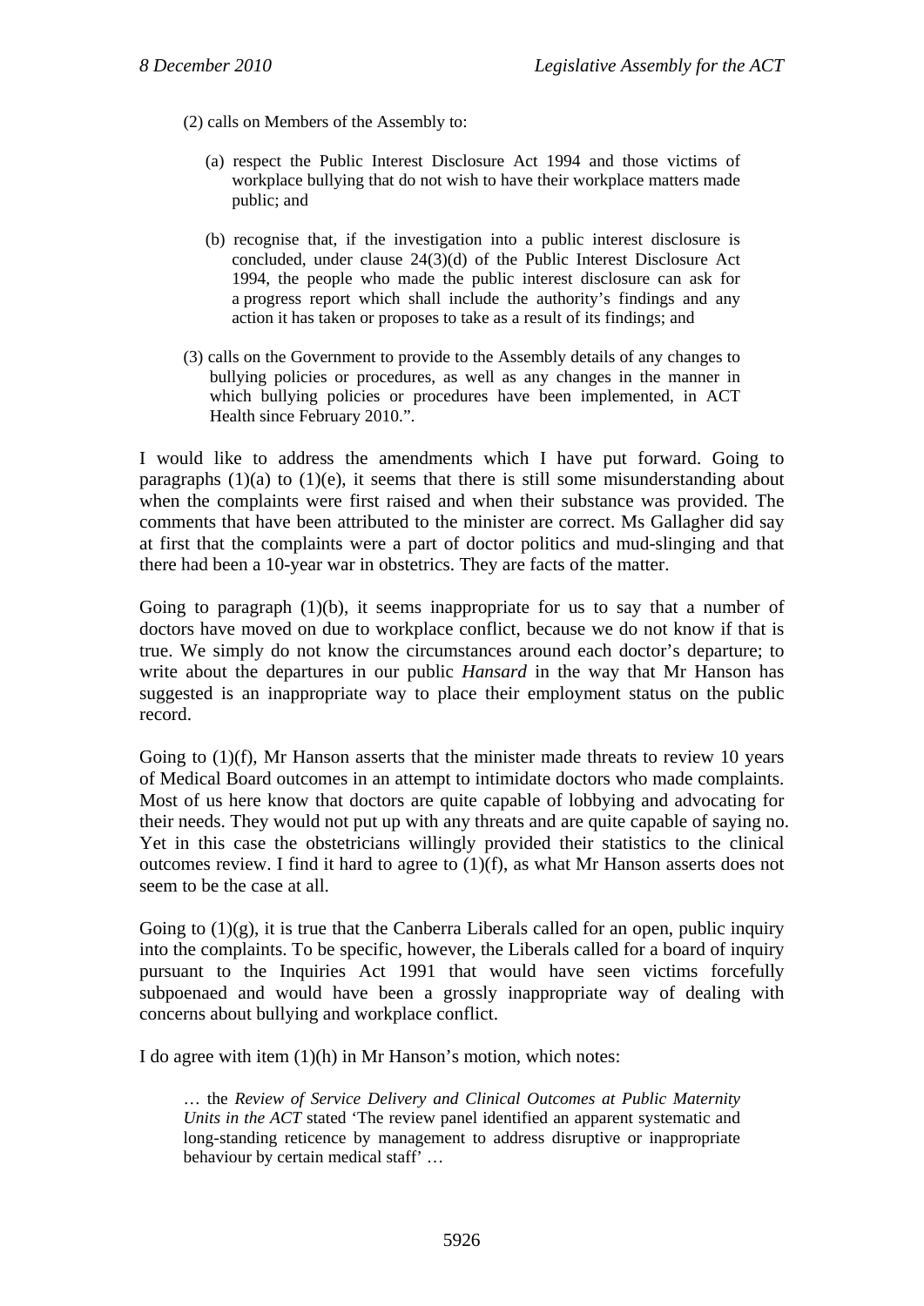(2) calls on Members of the Assembly to:

(a) respect the Public Interest Disclosure Act 1994 and those victims of workplace bullying that do not wish to have their workplace matters made public; and

(b) recognise that, if the investigation into a public interest disclosure is concluded, under clause 24(3)(d) of the Public Interest Disclosure Act 1994, the people who made the public interest disclosure can ask for a progress report which shall include the authority's findings and any action it has taken or proposes to take as a result of its findings; and

(3) calls on the Government to provide to the Assembly details of any changes to bullying policies or procedures, as well as any changes in the manner in which bullying policies or procedures have been implemented, in ACT Health since February 2010.".

I would like to address the amendments which I have put forward. Going to paragraphs (1)(a) to (1)(e), it seems that there is still some misunderstanding about when the complaints were first raised and when their substance was provided. The comments that have been attributed to the minister are correct. Ms Gallagher did say at first that the complaints were a part of doctor politics and mud-slinging and that there had been a 10-year war in obstetrics. They are facts of the matter.

Going to paragraph (1)(b), it seems inappropriate for us to say that a number of doctors have moved on due to workplace conflict, because we do not know if that is true. We simply do not know the circumstances around each doctor's departure; to write about the departures in our public *Hansard* in the way that Mr Hanson has suggested is an inappropriate way to place their employment status on the public record.

Going to (1)(f), Mr Hanson asserts that the minister made threats to review 10 years of Medical Board outcomes in an attempt to intimidate doctors who made complaints. Most of us here know that doctors are quite capable of lobbying and advocating for their needs. They would not put up with any threats and are quite capable of saying no. Yet in this case the obstetricians willingly provided their statistics to the clinical outcomes review. I find it hard to agree to (1)(f), as what Mr Hanson asserts does not seem to be the case at all.

Going to (1)(g), it is true that the Canberra Liberals called for an open, public inquiry into the complaints. To be specific, however, the Liberals called for a board of inquiry pursuant to the Inquiries Act 1991 that would have seen victims forcefully subpoenaed and would have been a grossly inappropriate way of dealing with concerns about bullying and workplace conflict.

I do agree with item (1)(h) in Mr Hanson's motion, which notes:

> … the *Review of Service Delivery and Clinical Outcomes at Public Maternity Units in the ACT* stated 'The review panel identified an apparent systematic and long-standing reticence by management to address disruptive or inappropriate behaviour by certain medical staff' …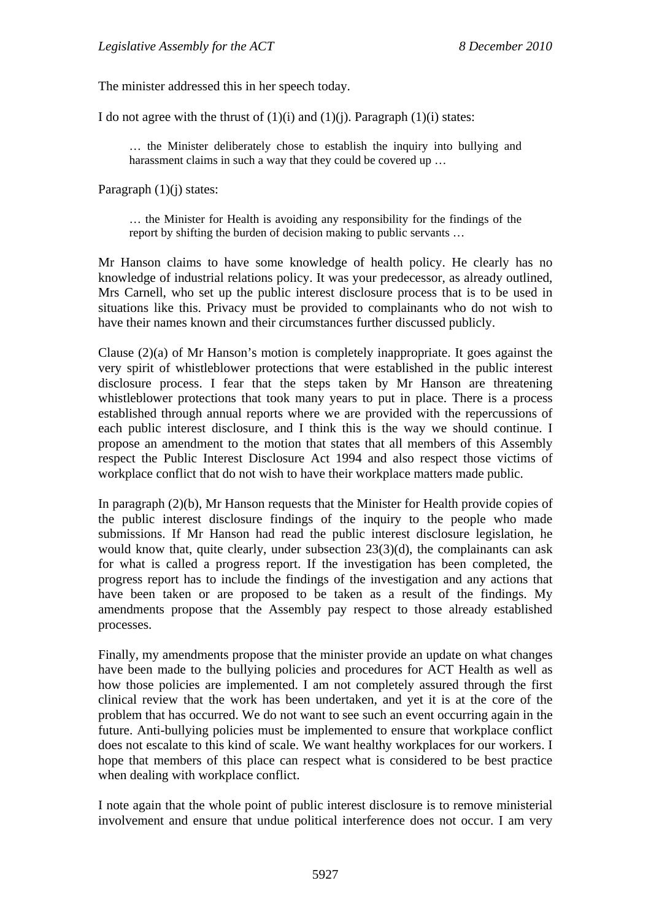The minister addressed this in her speech today.

I do not agree with the thrust of (1)(i) and (1)(j). Paragraph (1)(i) states:

> … the Minister deliberately chose to establish the inquiry into bullying and harassment claims in such a way that they could be covered up …

Paragraph (1)(j) states:

> … the Minister for Health is avoiding any responsibility for the findings of the report by shifting the burden of decision making to public servants …

Mr Hanson claims to have some knowledge of health policy. He clearly has no knowledge of industrial relations policy. It was your predecessor, as already outlined, Mrs Carnell, who set up the public interest disclosure process that is to be used in situations like this. Privacy must be provided to complainants who do not wish to have their names known and their circumstances further discussed publicly.

Clause (2)(a) of Mr Hanson's motion is completely inappropriate. It goes against the very spirit of whistleblower protections that were established in the public interest disclosure process. I fear that the steps taken by Mr Hanson are threatening whistleblower protections that took many years to put in place. There is a process established through annual reports where we are provided with the repercussions of each public interest disclosure, and I think this is the way we should continue. I propose an amendment to the motion that states that all members of this Assembly respect the Public Interest Disclosure Act 1994 and also respect those victims of workplace conflict that do not wish to have their workplace matters made public.

In paragraph (2)(b), Mr Hanson requests that the Minister for Health provide copies of the public interest disclosure findings of the inquiry to the people who made submissions. If Mr Hanson had read the public interest disclosure legislation, he would know that, quite clearly, under subsection 23(3)(d), the complainants can ask for what is called a progress report. If the investigation has been completed, the progress report has to include the findings of the investigation and any actions that have been taken or are proposed to be taken as a result of the findings. My amendments propose that the Assembly pay respect to those already established processes.

Finally, my amendments propose that the minister provide an update on what changes have been made to the bullying policies and procedures for ACT Health as well as how those policies are implemented. I am not completely assured through the first clinical review that the work has been undertaken, and yet it is at the core of the problem that has occurred. We do not want to see such an event occurring again in the future. Anti-bullying policies must be implemented to ensure that workplace conflict does not escalate to this kind of scale. We want healthy workplaces for our workers. I hope that members of this place can respect what is considered to be best practice when dealing with workplace conflict.

I note again that the whole point of public interest disclosure is to remove ministerial involvement and ensure that undue political interference does not occur. I am very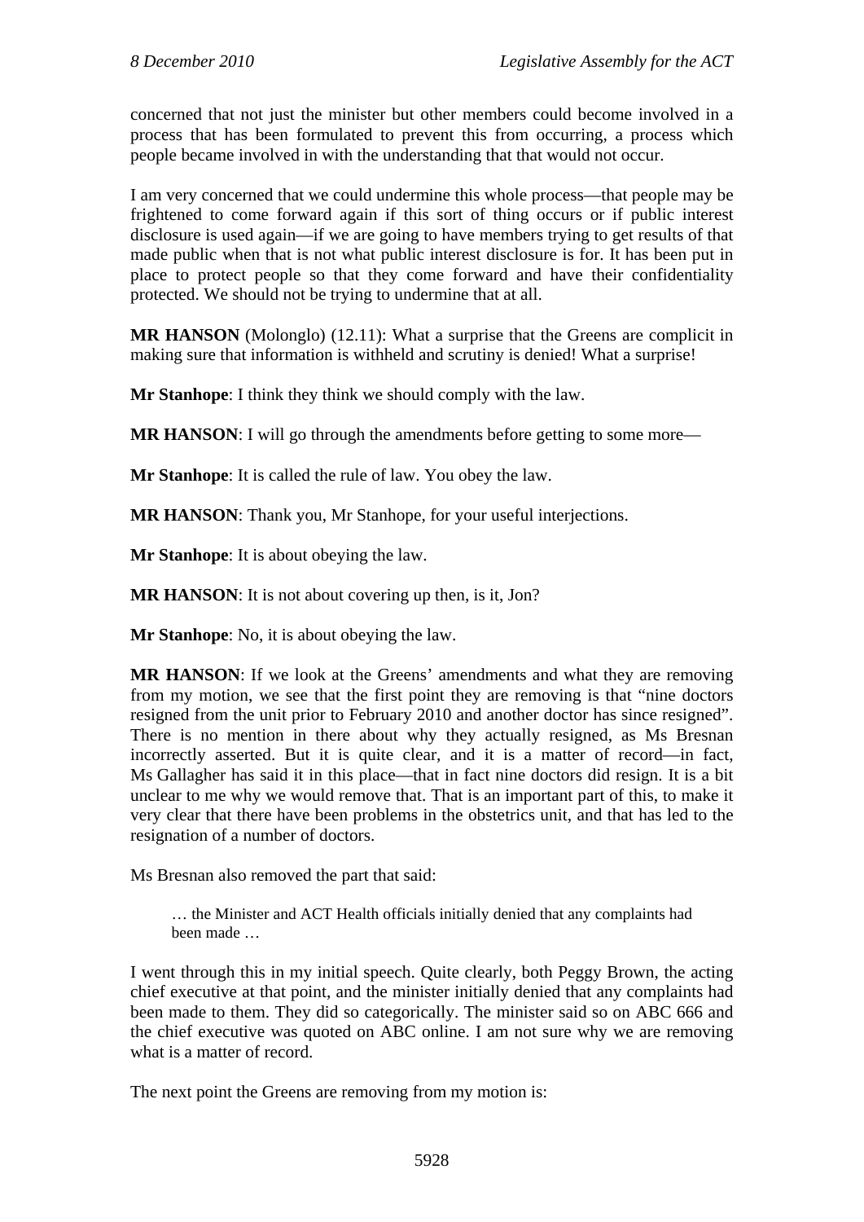concerned that not just the minister but other members could become involved in a process that has been formulated to prevent this from occurring, a process which people became involved in with the understanding that that would not occur.

I am very concerned that we could undermine this whole process—that people may be frightened to come forward again if this sort of thing occurs or if public interest disclosure is used again—if we are going to have members trying to get results of that made public when that is not what public interest disclosure is for. It has been put in place to protect people so that they come forward and have their confidentiality protected. We should not be trying to undermine that at all.

**MR HANSON** (Molonglo) (12.11): What a surprise that the Greens are complicit in making sure that information is withheld and scrutiny is denied! What a surprise!

**Mr Stanhope**: I think they think we should comply with the law.

**MR HANSON**: I will go through the amendments before getting to some more—

**Mr Stanhope**: It is called the rule of law. You obey the law.

**MR HANSON**: Thank you, Mr Stanhope, for your useful interjections.

**Mr Stanhope**: It is about obeying the law.

**MR HANSON**: It is not about covering up then, is it, Jon?

**Mr Stanhope**: No, it is about obeying the law.

**MR HANSON**: If we look at the Greens' amendments and what they are removing from my motion, we see that the first point they are removing is that "nine doctors resigned from the unit prior to February 2010 and another doctor has since resigned". There is no mention in there about why they actually resigned, as Ms Bresnan incorrectly asserted. But it is quite clear, and it is a matter of record—in fact, Ms Gallagher has said it in this place—that in fact nine doctors did resign. It is a bit unclear to me why we would remove that. That is an important part of this, to make it very clear that there have been problems in the obstetrics unit, and that has led to the resignation of a number of doctors.

Ms Bresnan also removed the part that said:

> … the Minister and ACT Health officials initially denied that any complaints had been made …

I went through this in my initial speech. Quite clearly, both Peggy Brown, the acting chief executive at that point, and the minister initially denied that any complaints had been made to them. They did so categorically. The minister said so on ABC 666 and the chief executive was quoted on ABC online. I am not sure why we are removing what is a matter of record.

The next point the Greens are removing from my motion is: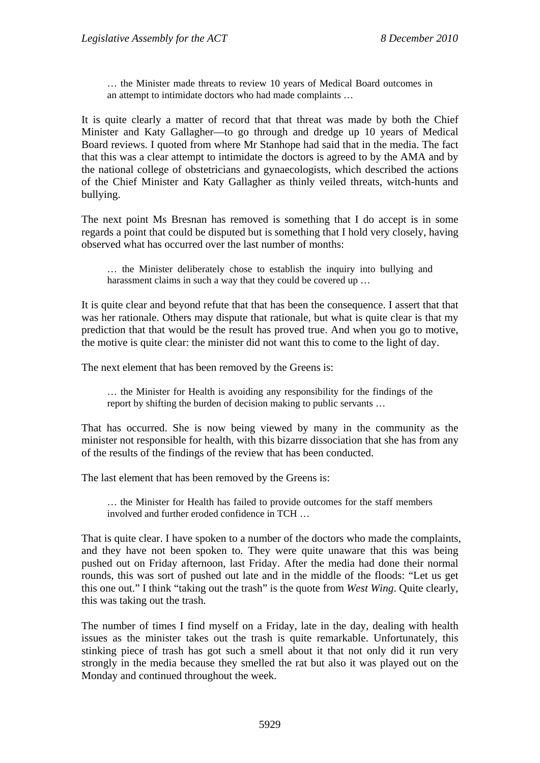> … the Minister made threats to review 10 years of Medical Board outcomes in an attempt to intimidate doctors who had made complaints …

It is quite clearly a matter of record that that threat was made by both the Chief Minister and Katy Gallagher—to go through and dredge up 10 years of Medical Board reviews. I quoted from where Mr Stanhope had said that in the media. The fact that this was a clear attempt to intimidate the doctors is agreed to by the AMA and by the national college of obstetricians and gynaecologists, which described the actions of the Chief Minister and Katy Gallagher as thinly veiled threats, witch-hunts and bullying.

The next point Ms Bresnan has removed is something that I do accept is in some regards a point that could be disputed but is something that I hold very closely, having observed what has occurred over the last number of months:

> … the Minister deliberately chose to establish the inquiry into bullying and harassment claims in such a way that they could be covered up …

It is quite clear and beyond refute that that has been the consequence. I assert that that was her rationale. Others may dispute that rationale, but what is quite clear is that my prediction that that would be the result has proved true. And when you go to motive, the motive is quite clear: the minister did not want this to come to the light of day.

The next element that has been removed by the Greens is:

> … the Minister for Health is avoiding any responsibility for the findings of the report by shifting the burden of decision making to public servants …

That has occurred. She is now being viewed by many in the community as the minister not responsible for health, with this bizarre dissociation that she has from any of the results of the findings of the review that has been conducted.

The last element that has been removed by the Greens is:

> … the Minister for Health has failed to provide outcomes for the staff members involved and further eroded confidence in TCH …

That is quite clear. I have spoken to a number of the doctors who made the complaints, and they have not been spoken to. They were quite unaware that this was being pushed out on Friday afternoon, last Friday. After the media had done their normal rounds, this was sort of pushed out late and in the middle of the floods: "Let us get this one out." I think "taking out the trash" is the quote from *West Wing*. Quite clearly, this was taking out the trash.

The number of times I find myself on a Friday, late in the day, dealing with health issues as the minister takes out the trash is quite remarkable. Unfortunately, this stinking piece of trash has got such a smell about it that not only did it run very strongly in the media because they smelled the rat but also it was played out on the Monday and continued throughout the week.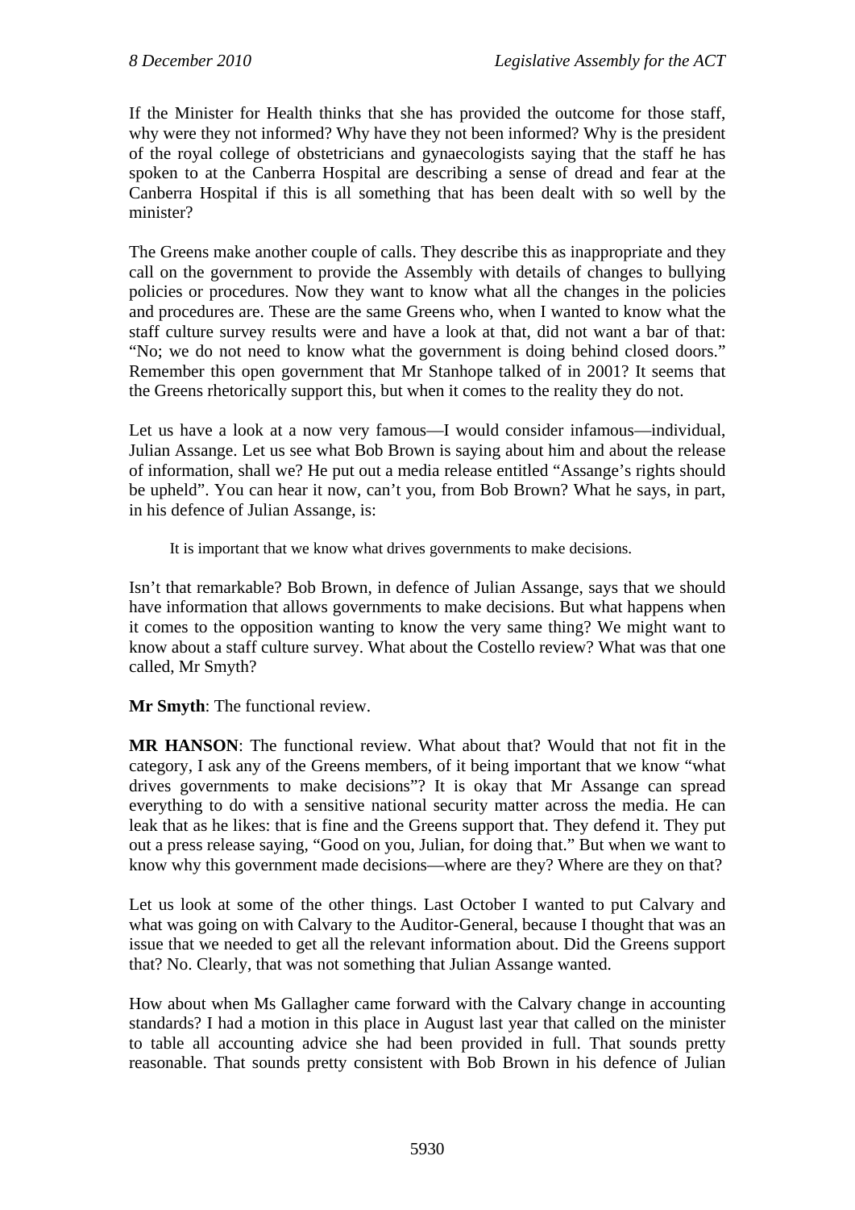If the Minister for Health thinks that she has provided the outcome for those staff, why were they not informed? Why have they not been informed? Why is the president of the royal college of obstetricians and gynaecologists saying that the staff he has spoken to at the Canberra Hospital are describing a sense of dread and fear at the Canberra Hospital if this is all something that has been dealt with so well by the minister?

The Greens make another couple of calls. They describe this as inappropriate and they call on the government to provide the Assembly with details of changes to bullying policies or procedures. Now they want to know what all the changes in the policies and procedures are. These are the same Greens who, when I wanted to know what the staff culture survey results were and have a look at that, did not want a bar of that: "No; we do not need to know what the government is doing behind closed doors." Remember this open government that Mr Stanhope talked of in 2001? It seems that the Greens rhetorically support this, but when it comes to the reality they do not.

Let us have a look at a now very famous—I would consider infamous—individual, Julian Assange. Let us see what Bob Brown is saying about him and about the release of information, shall we? He put out a media release entitled "Assange's rights should be upheld". You can hear it now, can't you, from Bob Brown? What he says, in part, in his defence of Julian Assange, is:

> It is important that we know what drives governments to make decisions.

Isn't that remarkable? Bob Brown, in defence of Julian Assange, says that we should have information that allows governments to make decisions. But what happens when it comes to the opposition wanting to know the very same thing? We might want to know about a staff culture survey. What about the Costello review? What was that one called, Mr Smyth?

**Mr Smyth**: The functional review.

**MR HANSON**: The functional review. What about that? Would that not fit in the category, I ask any of the Greens members, of it being important that we know "what drives governments to make decisions"? It is okay that Mr Assange can spread everything to do with a sensitive national security matter across the media. He can leak that as he likes: that is fine and the Greens support that. They defend it. They put out a press release saying, "Good on you, Julian, for doing that." But when we want to know why this government made decisions—where are they? Where are they on that?

Let us look at some of the other things. Last October I wanted to put Calvary and what was going on with Calvary to the Auditor-General, because I thought that was an issue that we needed to get all the relevant information about. Did the Greens support that? No. Clearly, that was not something that Julian Assange wanted.

How about when Ms Gallagher came forward with the Calvary change in accounting standards? I had a motion in this place in August last year that called on the minister to table all accounting advice she had been provided in full. That sounds pretty reasonable. That sounds pretty consistent with Bob Brown in his defence of Julian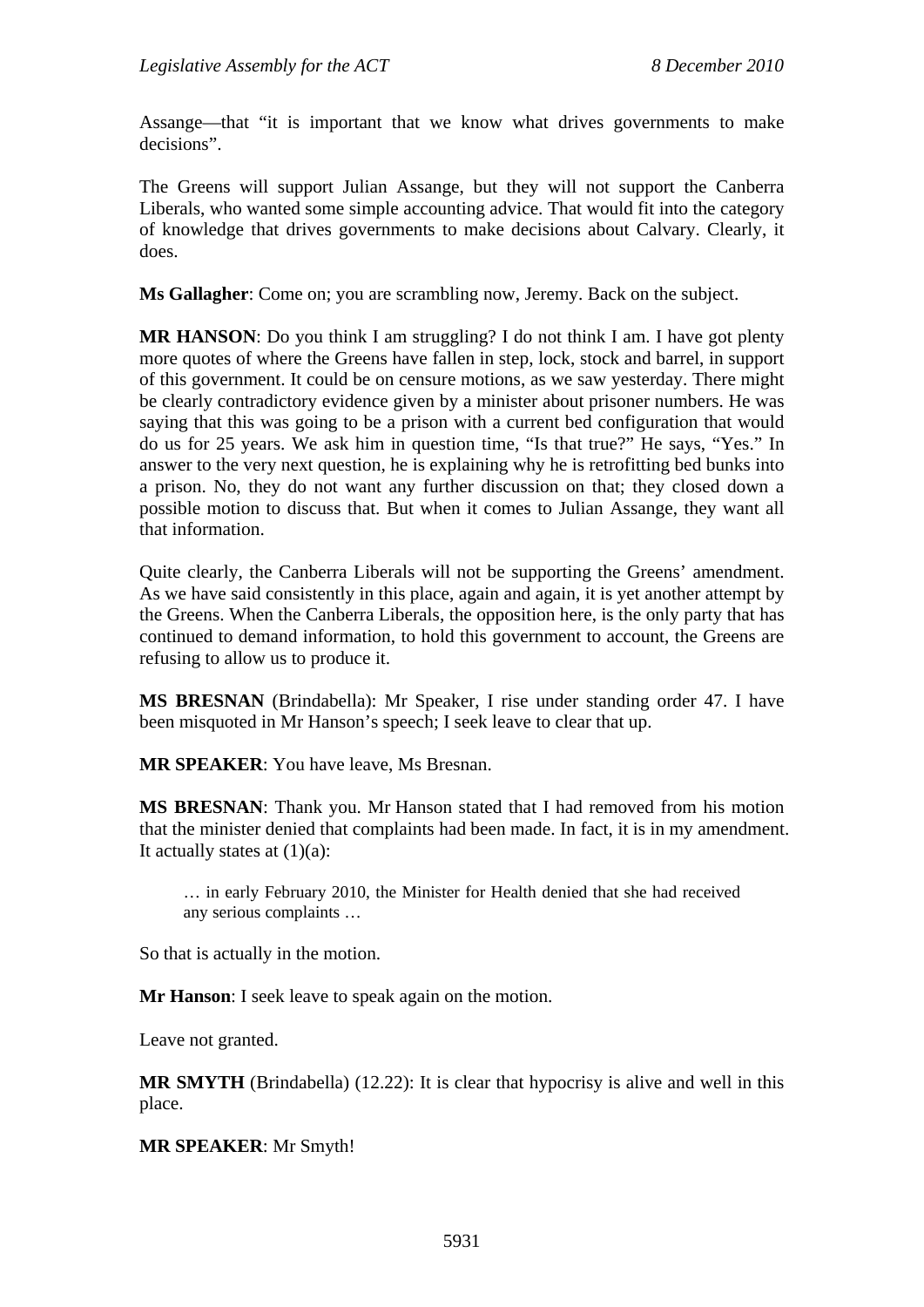Assange—that "it is important that we know what drives governments to make decisions".

The Greens will support Julian Assange, but they will not support the Canberra Liberals, who wanted some simple accounting advice. That would fit into the category of knowledge that drives governments to make decisions about Calvary. Clearly, it does.

**Ms Gallagher**: Come on; you are scrambling now, Jeremy. Back on the subject.

**MR HANSON**: Do you think I am struggling? I do not think I am. I have got plenty more quotes of where the Greens have fallen in step, lock, stock and barrel, in support of this government. It could be on censure motions, as we saw yesterday. There might be clearly contradictory evidence given by a minister about prisoner numbers. He was saying that this was going to be a prison with a current bed configuration that would do us for 25 years. We ask him in question time, "Is that true?" He says, "Yes." In answer to the very next question, he is explaining why he is retrofitting bed bunks into a prison. No, they do not want any further discussion on that; they closed down a possible motion to discuss that. But when it comes to Julian Assange, they want all that information.

Quite clearly, the Canberra Liberals will not be supporting the Greens' amendment. As we have said consistently in this place, again and again, it is yet another attempt by the Greens. When the Canberra Liberals, the opposition here, is the only party that has continued to demand information, to hold this government to account, the Greens are refusing to allow us to produce it.

**MS BRESNAN** (Brindabella): Mr Speaker, I rise under standing order 47. I have been misquoted in Mr Hanson's speech; I seek leave to clear that up.

**MR SPEAKER**: You have leave, Ms Bresnan.

**MS BRESNAN**: Thank you. Mr Hanson stated that I had removed from his motion that the minister denied that complaints had been made. In fact, it is in my amendment. It actually states at (1)(a):

> … in early February 2010, the Minister for Health denied that she had received any serious complaints …

So that is actually in the motion.

**Mr Hanson**: I seek leave to speak again on the motion.

Leave not granted.

**MR SMYTH** (Brindabella) (12.22): It is clear that hypocrisy is alive and well in this place.

**MR SPEAKER**: Mr Smyth!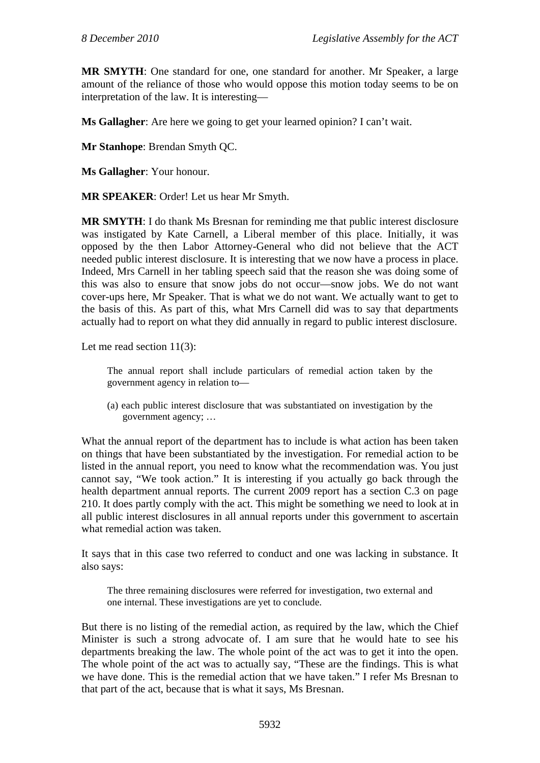**MR SMYTH**: One standard for one, one standard for another. Mr Speaker, a large amount of the reliance of those who would oppose this motion today seems to be on interpretation of the law. It is interesting—

**Ms Gallagher**: Are here we going to get your learned opinion? I can't wait.

**Mr Stanhope**: Brendan Smyth QC.

**Ms Gallagher**: Your honour.

**MR SPEAKER**: Order! Let us hear Mr Smyth.

**MR SMYTH**: I do thank Ms Bresnan for reminding me that public interest disclosure was instigated by Kate Carnell, a Liberal member of this place. Initially, it was opposed by the then Labor Attorney-General who did not believe that the ACT needed public interest disclosure. It is interesting that we now have a process in place. Indeed, Mrs Carnell in her tabling speech said that the reason she was doing some of this was also to ensure that snow jobs do not occur—snow jobs. We do not want cover-ups here, Mr Speaker. That is what we do not want. We actually want to get to the basis of this. As part of this, what Mrs Carnell did was to say that departments actually had to report on what they did annually in regard to public interest disclosure.

Let me read section 11(3):

> The annual report shall include particulars of remedial action taken by the government agency in relation to—
>
> (a) each public interest disclosure that was substantiated on investigation by the government agency; …

What the annual report of the department has to include is what action has been taken on things that have been substantiated by the investigation. For remedial action to be listed in the annual report, you need to know what the recommendation was. You just cannot say, "We took action." It is interesting if you actually go back through the health department annual reports. The current 2009 report has a section C.3 on page 210. It does partly comply with the act. This might be something we need to look at in all public interest disclosures in all annual reports under this government to ascertain what remedial action was taken.

It says that in this case two referred to conduct and one was lacking in substance. It also says:

> The three remaining disclosures were referred for investigation, two external and one internal. These investigations are yet to conclude.

But there is no listing of the remedial action, as required by the law, which the Chief Minister is such a strong advocate of. I am sure that he would hate to see his departments breaking the law. The whole point of the act was to get it into the open. The whole point of the act was to actually say, "These are the findings. This is what we have done. This is the remedial action that we have taken." I refer Ms Bresnan to that part of the act, because that is what it says, Ms Bresnan.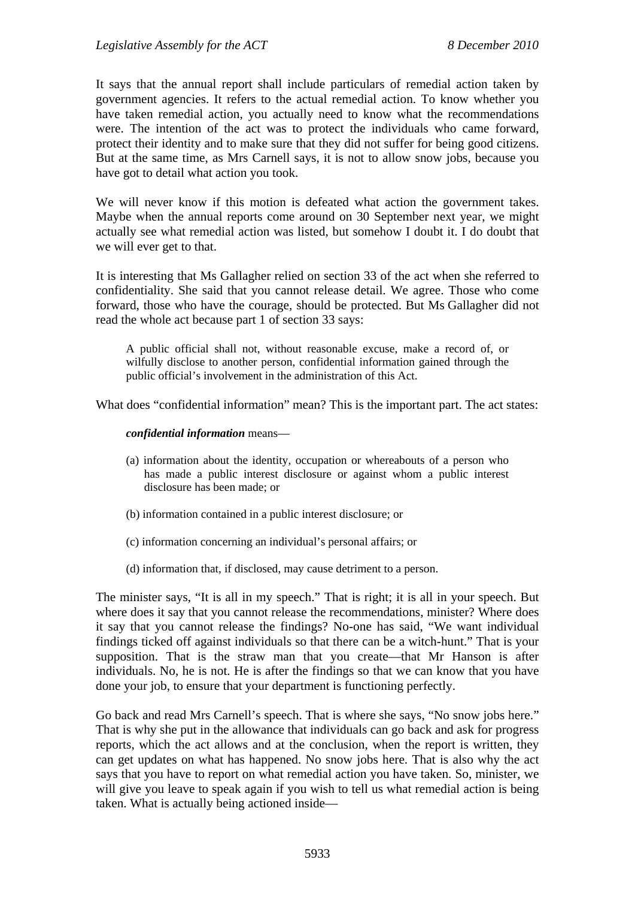It says that the annual report shall include particulars of remedial action taken by government agencies. It refers to the actual remedial action. To know whether you have taken remedial action, you actually need to know what the recommendations were. The intention of the act was to protect the individuals who came forward, protect their identity and to make sure that they did not suffer for being good citizens. But at the same time, as Mrs Carnell says, it is not to allow snow jobs, because you have got to detail what action you took.

We will never know if this motion is defeated what action the government takes. Maybe when the annual reports come around on 30 September next year, we might actually see what remedial action was listed, but somehow I doubt it. I do doubt that we will ever get to that.

It is interesting that Ms Gallagher relied on section 33 of the act when she referred to confidentiality. She said that you cannot release detail. We agree. Those who come forward, those who have the courage, should be protected. But Ms Gallagher did not read the whole act because part 1 of section 33 says:

> A public official shall not, without reasonable excuse, make a record of, or wilfully disclose to another person, confidential information gained through the public official's involvement in the administration of this Act.

What does "confidential information" mean? This is the important part. The act states:

> ***confidential information*** means—
>
> (a) information about the identity, occupation or whereabouts of a person who has made a public interest disclosure or against whom a public interest disclosure has been made; or
>
> (b) information contained in a public interest disclosure; or
>
> (c) information concerning an individual's personal affairs; or
>
> (d) information that, if disclosed, may cause detriment to a person.

The minister says, "It is all in my speech." That is right; it is all in your speech. But where does it say that you cannot release the recommendations, minister? Where does it say that you cannot release the findings? No-one has said, "We want individual findings ticked off against individuals so that there can be a witch-hunt." That is your supposition. That is the straw man that you create—that Mr Hanson is after individuals. No, he is not. He is after the findings so that we can know that you have done your job, to ensure that your department is functioning perfectly.

Go back and read Mrs Carnell's speech. That is where she says, "No snow jobs here." That is why she put in the allowance that individuals can go back and ask for progress reports, which the act allows and at the conclusion, when the report is written, they can get updates on what has happened. No snow jobs here. That is also why the act says that you have to report on what remedial action you have taken. So, minister, we will give you leave to speak again if you wish to tell us what remedial action is being taken. What is actually being actioned inside—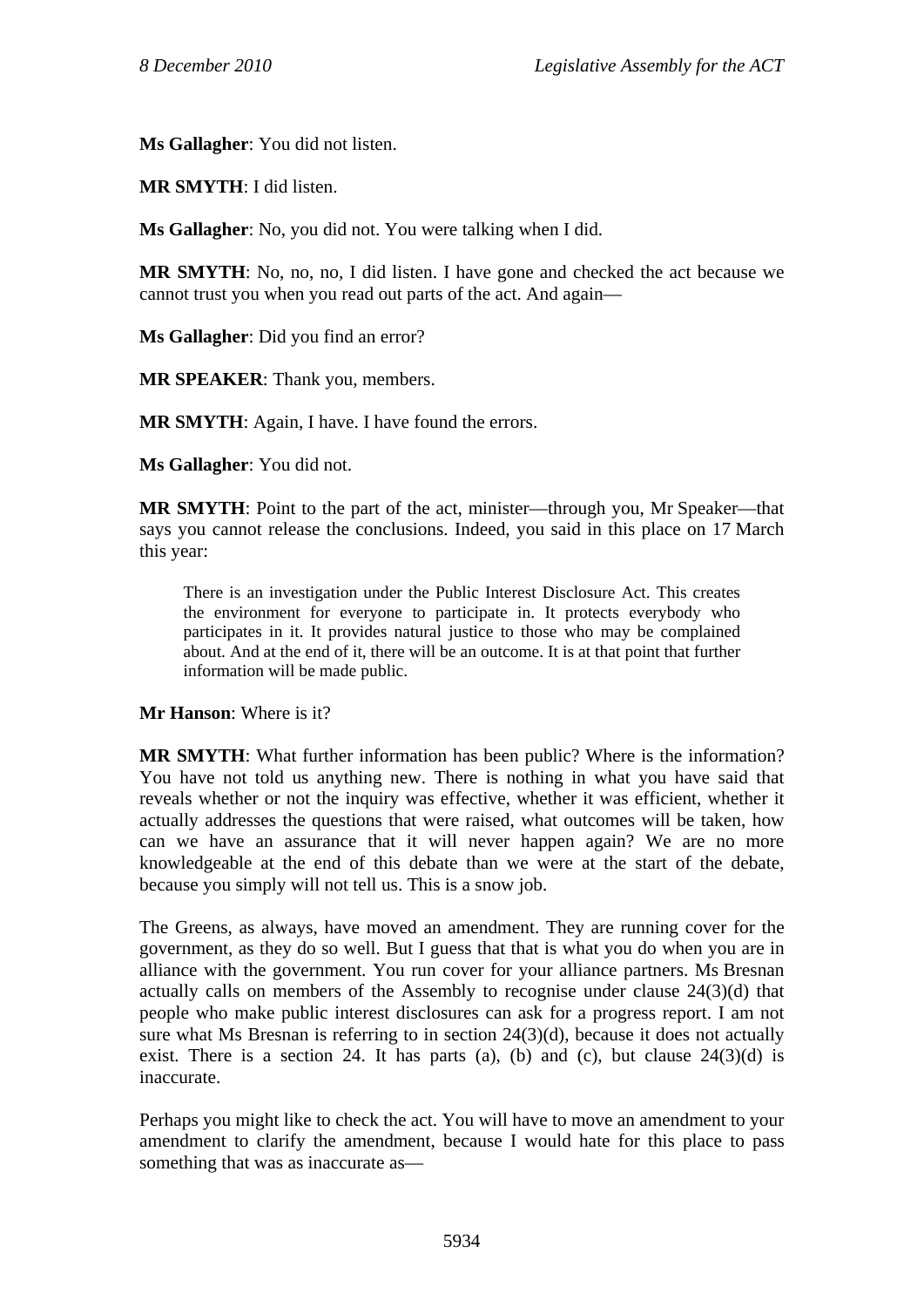**Ms Gallagher**: You did not listen.

**MR SMYTH**: I did listen.

**Ms Gallagher**: No, you did not. You were talking when I did.

**MR SMYTH**: No, no, no, I did listen. I have gone and checked the act because we cannot trust you when you read out parts of the act. And again—

**Ms Gallagher**: Did you find an error?

**MR SPEAKER**: Thank you, members.

**MR SMYTH**: Again, I have. I have found the errors.

**Ms Gallagher**: You did not.

**MR SMYTH**: Point to the part of the act, minister—through you, Mr Speaker—that says you cannot release the conclusions. Indeed, you said in this place on 17 March this year:

> There is an investigation under the Public Interest Disclosure Act. This creates the environment for everyone to participate in. It protects everybody who participates in it. It provides natural justice to those who may be complained about. And at the end of it, there will be an outcome. It is at that point that further information will be made public.

**Mr Hanson**: Where is it?

**MR SMYTH**: What further information has been public? Where is the information? You have not told us anything new. There is nothing in what you have said that reveals whether or not the inquiry was effective, whether it was efficient, whether it actually addresses the questions that were raised, what outcomes will be taken, how can we have an assurance that it will never happen again? We are no more knowledgeable at the end of this debate than we were at the start of the debate, because you simply will not tell us. This is a snow job.

The Greens, as always, have moved an amendment. They are running cover for the government, as they do so well. But I guess that that is what you do when you are in alliance with the government. You run cover for your alliance partners. Ms Bresnan actually calls on members of the Assembly to recognise under clause 24(3)(d) that people who make public interest disclosures can ask for a progress report. I am not sure what Ms Bresnan is referring to in section 24(3)(d), because it does not actually exist. There is a section 24. It has parts (a), (b) and (c), but clause 24(3)(d) is inaccurate.

Perhaps you might like to check the act. You will have to move an amendment to your amendment to clarify the amendment, because I would hate for this place to pass something that was as inaccurate as—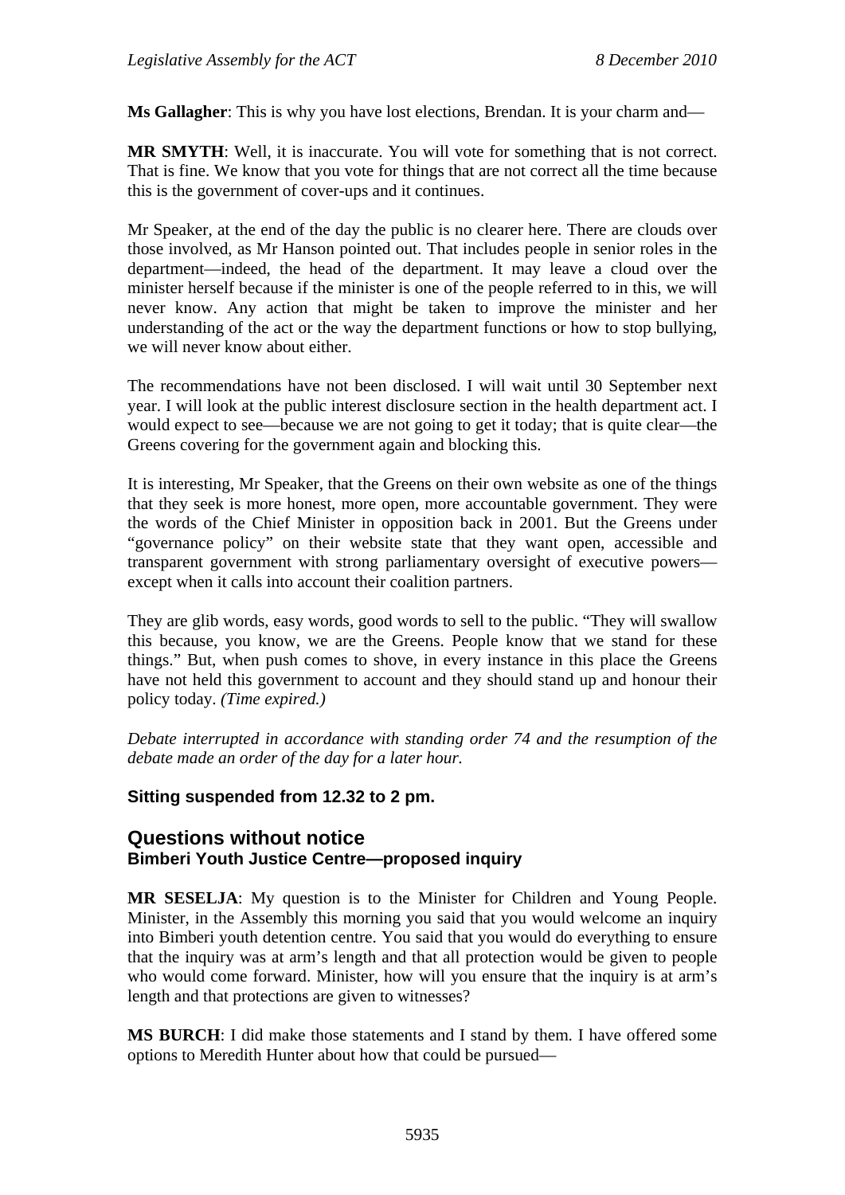**Ms Gallagher**: This is why you have lost elections, Brendan. It is your charm and—

**MR SMYTH**: Well, it is inaccurate. You will vote for something that is not correct. That is fine. We know that you vote for things that are not correct all the time because this is the government of cover-ups and it continues.

Mr Speaker, at the end of the day the public is no clearer here. There are clouds over those involved, as Mr Hanson pointed out. That includes people in senior roles in the department—indeed, the head of the department. It may leave a cloud over the minister herself because if the minister is one of the people referred to in this, we will never know. Any action that might be taken to improve the minister and her understanding of the act or the way the department functions or how to stop bullying, we will never know about either.

The recommendations have not been disclosed. I will wait until 30 September next year. I will look at the public interest disclosure section in the health department act. I would expect to see—because we are not going to get it today; that is quite clear—the Greens covering for the government again and blocking this.

It is interesting, Mr Speaker, that the Greens on their own website as one of the things that they seek is more honest, more open, more accountable government. They were the words of the Chief Minister in opposition back in 2001. But the Greens under "governance policy" on their website state that they want open, accessible and transparent government with strong parliamentary oversight of executive powers—except when it calls into account their coalition partners.

They are glib words, easy words, good words to sell to the public. "They will swallow this because, you know, we are the Greens. People know that we stand for these things." But, when push comes to shove, in every instance in this place the Greens have not held this government to account and they should stand up and honour their policy today. *(Time expired.)*

*Debate interrupted in accordance with standing order 74 and the resumption of the debate made an order of the day for a later hour.*

**Sitting suspended from 12.32 to 2 pm.**

## Questions without notice

### Bimberi Youth Justice Centre—proposed inquiry

**MR SESELJA**: My question is to the Minister for Children and Young People. Minister, in the Assembly this morning you said that you would welcome an inquiry into Bimberi youth detention centre. You said that you would do everything to ensure that the inquiry was at arm's length and that all protection would be given to people who would come forward. Minister, how will you ensure that the inquiry is at arm's length and that protections are given to witnesses?

**MS BURCH**: I did make those statements and I stand by them. I have offered some options to Meredith Hunter about how that could be pursued—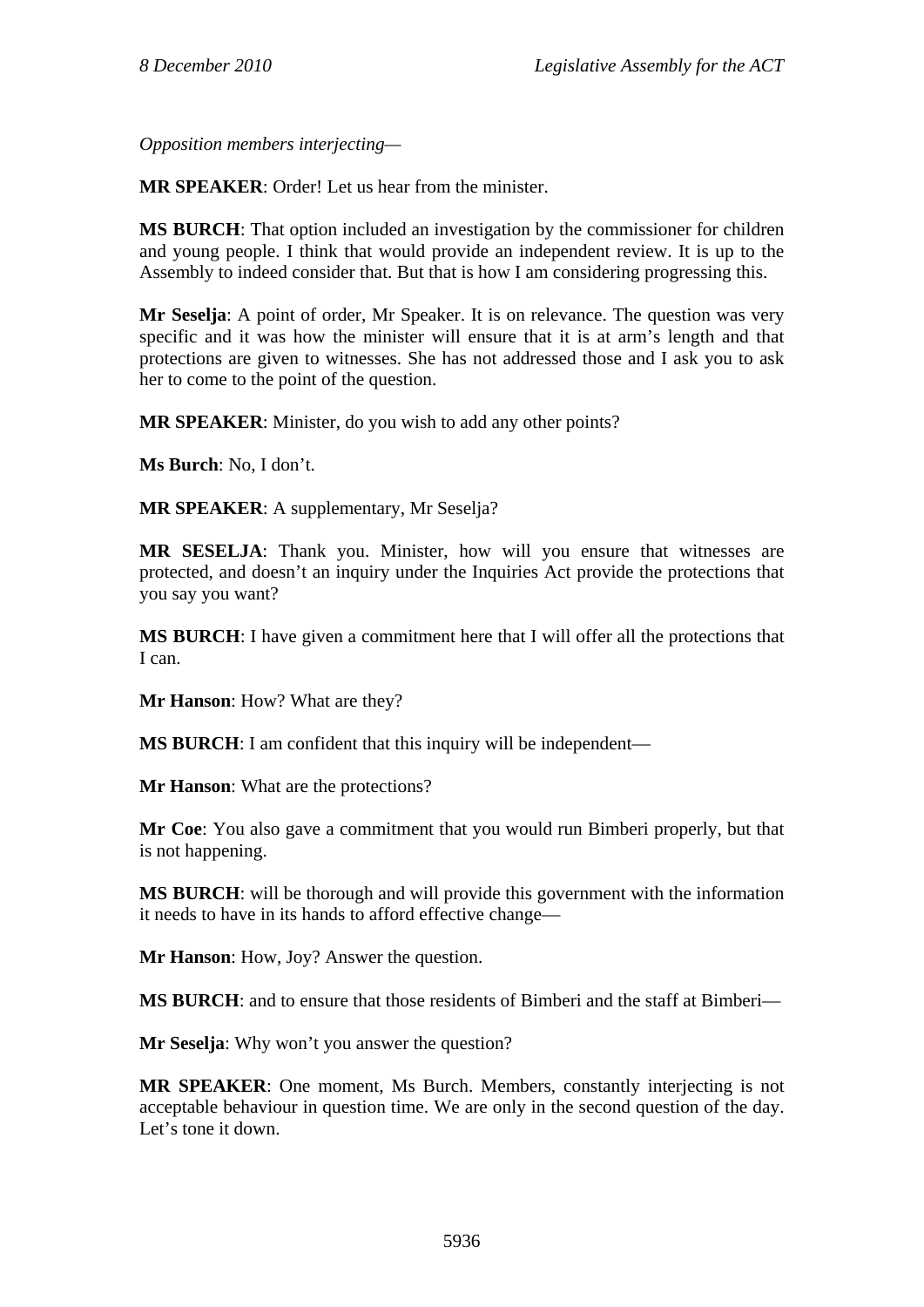*Opposition members interjecting*—

**MR SPEAKER**: Order! Let us hear from the minister.

**MS BURCH**: That option included an investigation by the commissioner for children and young people. I think that would provide an independent review. It is up to the Assembly to indeed consider that. But that is how I am considering progressing this.

**Mr Seselja**: A point of order, Mr Speaker. It is on relevance. The question was very specific and it was how the minister will ensure that it is at arm's length and that protections are given to witnesses. She has not addressed those and I ask you to ask her to come to the point of the question.

**MR SPEAKER**: Minister, do you wish to add any other points?

**Ms Burch**: No, I don't.

**MR SPEAKER**: A supplementary, Mr Seselja?

**MR SESELJA**: Thank you. Minister, how will you ensure that witnesses are protected, and doesn't an inquiry under the Inquiries Act provide the protections that you say you want?

**MS BURCH**: I have given a commitment here that I will offer all the protections that I can.

**Mr Hanson**: How? What are they?

**MS BURCH**: I am confident that this inquiry will be independent—

**Mr Hanson**: What are the protections?

**Mr Coe**: You also gave a commitment that you would run Bimberi properly, but that is not happening.

**MS BURCH**: will be thorough and will provide this government with the information it needs to have in its hands to afford effective change—

**Mr Hanson**: How, Joy? Answer the question.

**MS BURCH**: and to ensure that those residents of Bimberi and the staff at Bimberi—

**Mr Seselja**: Why won't you answer the question?

**MR SPEAKER**: One moment, Ms Burch. Members, constantly interjecting is not acceptable behaviour in question time. We are only in the second question of the day. Let's tone it down.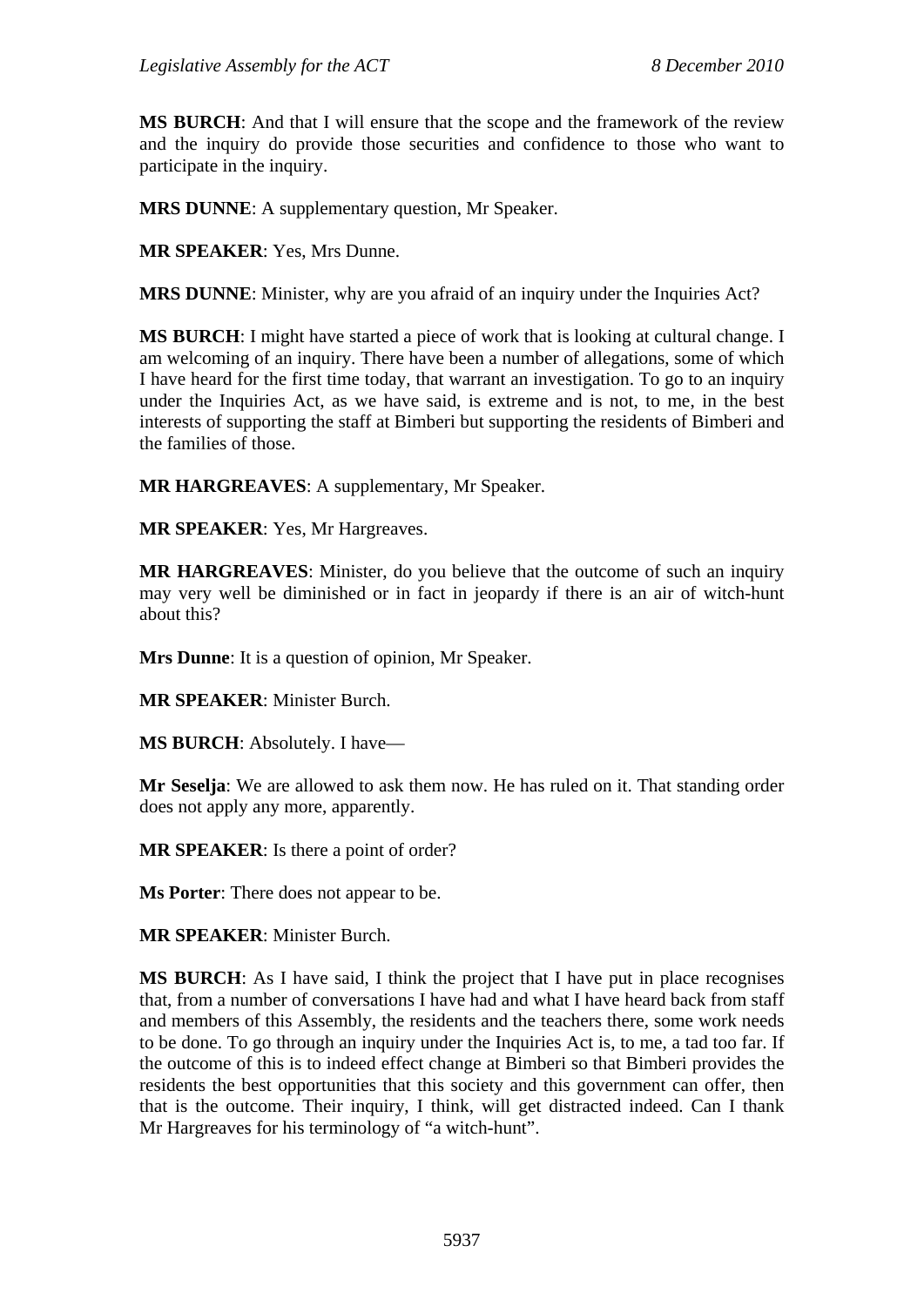**MS BURCH**: And that I will ensure that the scope and the framework of the review and the inquiry do provide those securities and confidence to those who want to participate in the inquiry.

**MRS DUNNE**: A supplementary question, Mr Speaker.

**MR SPEAKER**: Yes, Mrs Dunne.

**MRS DUNNE**: Minister, why are you afraid of an inquiry under the Inquiries Act?

**MS BURCH**: I might have started a piece of work that is looking at cultural change. I am welcoming of an inquiry. There have been a number of allegations, some of which I have heard for the first time today, that warrant an investigation. To go to an inquiry under the Inquiries Act, as we have said, is extreme and is not, to me, in the best interests of supporting the staff at Bimberi but supporting the residents of Bimberi and the families of those.

**MR HARGREAVES**: A supplementary, Mr Speaker.

**MR SPEAKER**: Yes, Mr Hargreaves.

**MR HARGREAVES**: Minister, do you believe that the outcome of such an inquiry may very well be diminished or in fact in jeopardy if there is an air of witch-hunt about this?

**Mrs Dunne**: It is a question of opinion, Mr Speaker.

**MR SPEAKER**: Minister Burch.

**MS BURCH**: Absolutely. I have—

**Mr Seselja**: We are allowed to ask them now. He has ruled on it. That standing order does not apply any more, apparently.

**MR SPEAKER**: Is there a point of order?

**Ms Porter**: There does not appear to be.

**MR SPEAKER**: Minister Burch.

**MS BURCH**: As I have said, I think the project that I have put in place recognises that, from a number of conversations I have had and what I have heard back from staff and members of this Assembly, the residents and the teachers there, some work needs to be done. To go through an inquiry under the Inquiries Act is, to me, a tad too far. If the outcome of this is to indeed effect change at Bimberi so that Bimberi provides the residents the best opportunities that this society and this government can offer, then that is the outcome. Their inquiry, I think, will get distracted indeed. Can I thank Mr Hargreaves for his terminology of "a witch-hunt".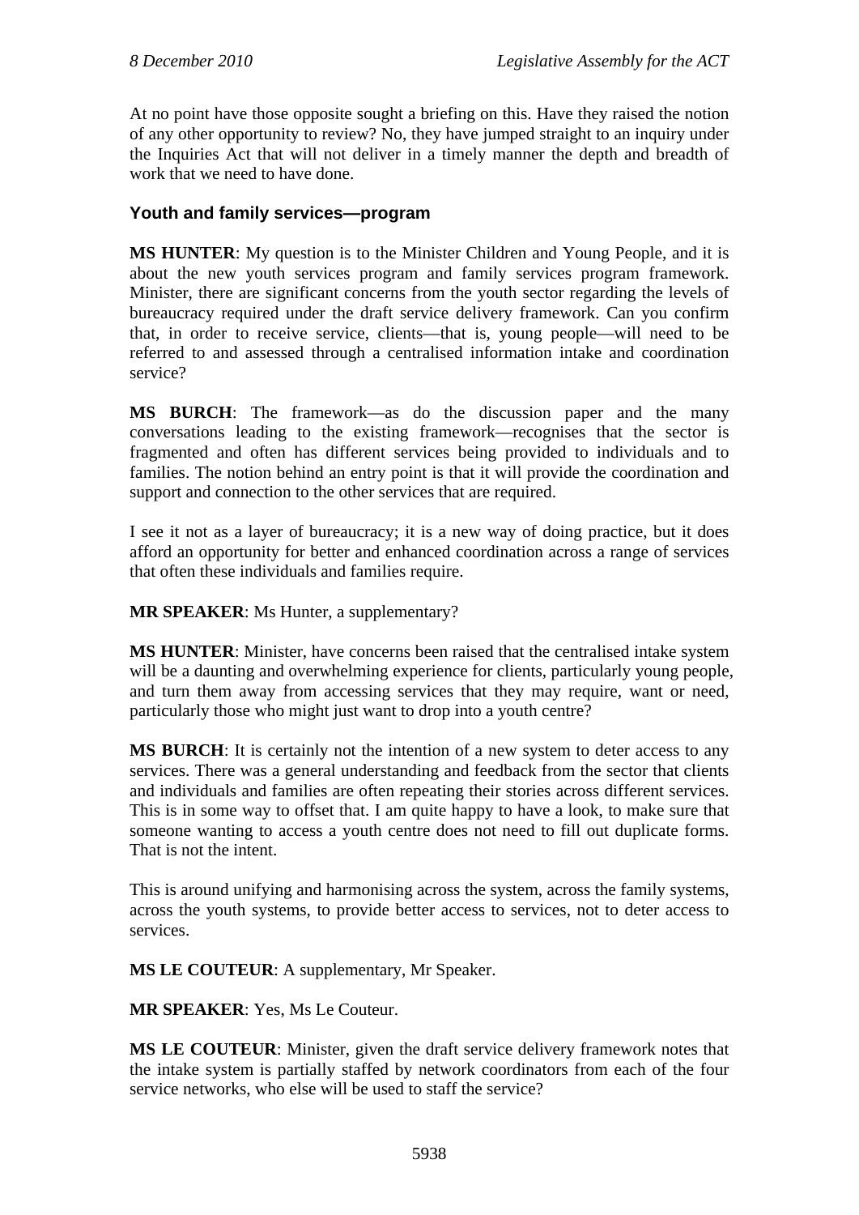At no point have those opposite sought a briefing on this. Have they raised the notion of any other opportunity to review? No, they have jumped straight to an inquiry under the Inquiries Act that will not deliver in a timely manner the depth and breadth of work that we need to have done.

### Youth and family services—program

**MS HUNTER**: My question is to the Minister Children and Young People, and it is about the new youth services program and family services program framework. Minister, there are significant concerns from the youth sector regarding the levels of bureaucracy required under the draft service delivery framework. Can you confirm that, in order to receive service, clients—that is, young people—will need to be referred to and assessed through a centralised information intake and coordination service?

**MS BURCH**: The framework—as do the discussion paper and the many conversations leading to the existing framework—recognises that the sector is fragmented and often has different services being provided to individuals and to families. The notion behind an entry point is that it will provide the coordination and support and connection to the other services that are required.

I see it not as a layer of bureaucracy; it is a new way of doing practice, but it does afford an opportunity for better and enhanced coordination across a range of services that often these individuals and families require.

**MR SPEAKER**: Ms Hunter, a supplementary?

**MS HUNTER**: Minister, have concerns been raised that the centralised intake system will be a daunting and overwhelming experience for clients, particularly young people, and turn them away from accessing services that they may require, want or need, particularly those who might just want to drop into a youth centre?

**MS BURCH**: It is certainly not the intention of a new system to deter access to any services. There was a general understanding and feedback from the sector that clients and individuals and families are often repeating their stories across different services. This is in some way to offset that. I am quite happy to have a look, to make sure that someone wanting to access a youth centre does not need to fill out duplicate forms. That is not the intent.

This is around unifying and harmonising across the system, across the family systems, across the youth systems, to provide better access to services, not to deter access to services.

**MS LE COUTEUR**: A supplementary, Mr Speaker.

**MR SPEAKER**: Yes, Ms Le Couteur.

**MS LE COUTEUR**: Minister, given the draft service delivery framework notes that the intake system is partially staffed by network coordinators from each of the four service networks, who else will be used to staff the service?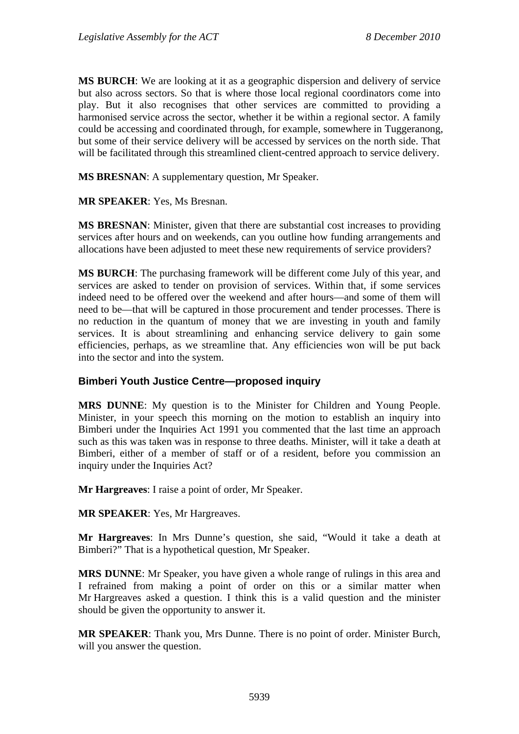**MS BURCH**: We are looking at it as a geographic dispersion and delivery of service but also across sectors. So that is where those local regional coordinators come into play. But it also recognises that other services are committed to providing a harmonised service across the sector, whether it be within a regional sector. A family could be accessing and coordinated through, for example, somewhere in Tuggeranong, but some of their service delivery will be accessed by services on the north side. That will be facilitated through this streamlined client-centred approach to service delivery.

**MS BRESNAN**: A supplementary question, Mr Speaker.

**MR SPEAKER**: Yes, Ms Bresnan.

**MS BRESNAN**: Minister, given that there are substantial cost increases to providing services after hours and on weekends, can you outline how funding arrangements and allocations have been adjusted to meet these new requirements of service providers?

**MS BURCH**: The purchasing framework will be different come July of this year, and services are asked to tender on provision of services. Within that, if some services indeed need to be offered over the weekend and after hours—and some of them will need to be—that will be captured in those procurement and tender processes. There is no reduction in the quantum of money that we are investing in youth and family services. It is about streamlining and enhancing service delivery to gain some efficiencies, perhaps, as we streamline that. Any efficiencies won will be put back into the sector and into the system.

### Bimberi Youth Justice Centre—proposed inquiry

**MRS DUNNE**: My question is to the Minister for Children and Young People. Minister, in your speech this morning on the motion to establish an inquiry into Bimberi under the Inquiries Act 1991 you commented that the last time an approach such as this was taken was in response to three deaths. Minister, will it take a death at Bimberi, either of a member of staff or of a resident, before you commission an inquiry under the Inquiries Act?

**Mr Hargreaves**: I raise a point of order, Mr Speaker.

**MR SPEAKER**: Yes, Mr Hargreaves.

**Mr Hargreaves**: In Mrs Dunne's question, she said, "Would it take a death at Bimberi?" That is a hypothetical question, Mr Speaker.

**MRS DUNNE**: Mr Speaker, you have given a whole range of rulings in this area and I refrained from making a point of order on this or a similar matter when Mr Hargreaves asked a question. I think this is a valid question and the minister should be given the opportunity to answer it.

**MR SPEAKER**: Thank you, Mrs Dunne. There is no point of order. Minister Burch, will you answer the question.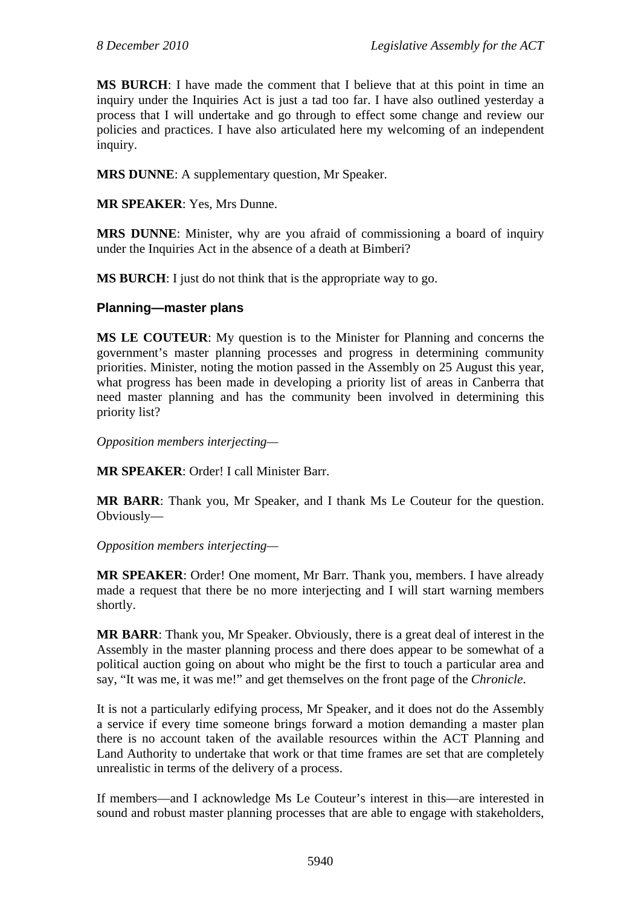**MS BURCH**: I have made the comment that I believe that at this point in time an inquiry under the Inquiries Act is just a tad too far. I have also outlined yesterday a process that I will undertake and go through to effect some change and review our policies and practices. I have also articulated here my welcoming of an independent inquiry.

**MRS DUNNE**: A supplementary question, Mr Speaker.

**MR SPEAKER**: Yes, Mrs Dunne.

**MRS DUNNE**: Minister, why are you afraid of commissioning a board of inquiry under the Inquiries Act in the absence of a death at Bimberi?

**MS BURCH**: I just do not think that is the appropriate way to go.

### Planning—master plans

**MS LE COUTEUR**: My question is to the Minister for Planning and concerns the government's master planning processes and progress in determining community priorities. Minister, noting the motion passed in the Assembly on 25 August this year, what progress has been made in developing a priority list of areas in Canberra that need master planning and has the community been involved in determining this priority list?

*Opposition members interjecting—*

**MR SPEAKER**: Order! I call Minister Barr.

**MR BARR**: Thank you, Mr Speaker, and I thank Ms Le Couteur for the question. Obviously—

*Opposition members interjecting—*

**MR SPEAKER**: Order! One moment, Mr Barr. Thank you, members. I have already made a request that there be no more interjecting and I will start warning members shortly.

**MR BARR**: Thank you, Mr Speaker. Obviously, there is a great deal of interest in the Assembly in the master planning process and there does appear to be somewhat of a political auction going on about who might be the first to touch a particular area and say, "It was me, it was me!" and get themselves on the front page of the *Chronicle*.

It is not a particularly edifying process, Mr Speaker, and it does not do the Assembly a service if every time someone brings forward a motion demanding a master plan there is no account taken of the available resources within the ACT Planning and Land Authority to undertake that work or that time frames are set that are completely unrealistic in terms of the delivery of a process.

If members—and I acknowledge Ms Le Couteur's interest in this—are interested in sound and robust master planning processes that are able to engage with stakeholders,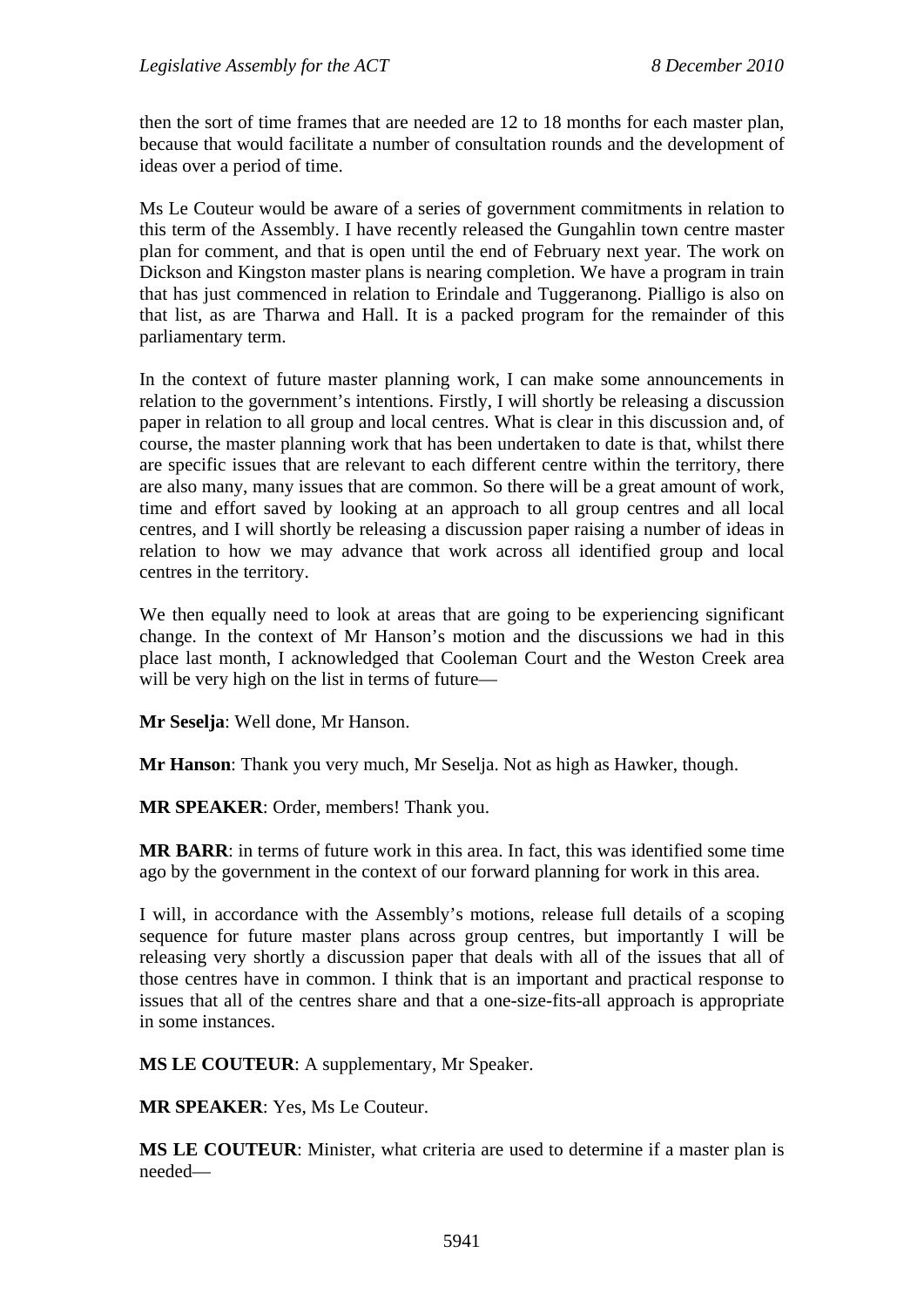then the sort of time frames that are needed are 12 to 18 months for each master plan, because that would facilitate a number of consultation rounds and the development of ideas over a period of time.

Ms Le Couteur would be aware of a series of government commitments in relation to this term of the Assembly. I have recently released the Gungahlin town centre master plan for comment, and that is open until the end of February next year. The work on Dickson and Kingston master plans is nearing completion. We have a program in train that has just commenced in relation to Erindale and Tuggeranong. Pialligo is also on that list, as are Tharwa and Hall. It is a packed program for the remainder of this parliamentary term.

In the context of future master planning work, I can make some announcements in relation to the government's intentions. Firstly, I will shortly be releasing a discussion paper in relation to all group and local centres. What is clear in this discussion and, of course, the master planning work that has been undertaken to date is that, whilst there are specific issues that are relevant to each different centre within the territory, there are also many, many issues that are common. So there will be a great amount of work, time and effort saved by looking at an approach to all group centres and all local centres, and I will shortly be releasing a discussion paper raising a number of ideas in relation to how we may advance that work across all identified group and local centres in the territory.

We then equally need to look at areas that are going to be experiencing significant change. In the context of Mr Hanson's motion and the discussions we had in this place last month, I acknowledged that Cooleman Court and the Weston Creek area will be very high on the list in terms of future—

**Mr Seselja**: Well done, Mr Hanson.

**Mr Hanson**: Thank you very much, Mr Seselja. Not as high as Hawker, though.

**MR SPEAKER**: Order, members! Thank you.

**MR BARR**: in terms of future work in this area. In fact, this was identified some time ago by the government in the context of our forward planning for work in this area.

I will, in accordance with the Assembly's motions, release full details of a scoping sequence for future master plans across group centres, but importantly I will be releasing very shortly a discussion paper that deals with all of the issues that all of those centres have in common. I think that is an important and practical response to issues that all of the centres share and that a one-size-fits-all approach is appropriate in some instances.

**MS LE COUTEUR**: A supplementary, Mr Speaker.

**MR SPEAKER**: Yes, Ms Le Couteur.

**MS LE COUTEUR**: Minister, what criteria are used to determine if a master plan is needed—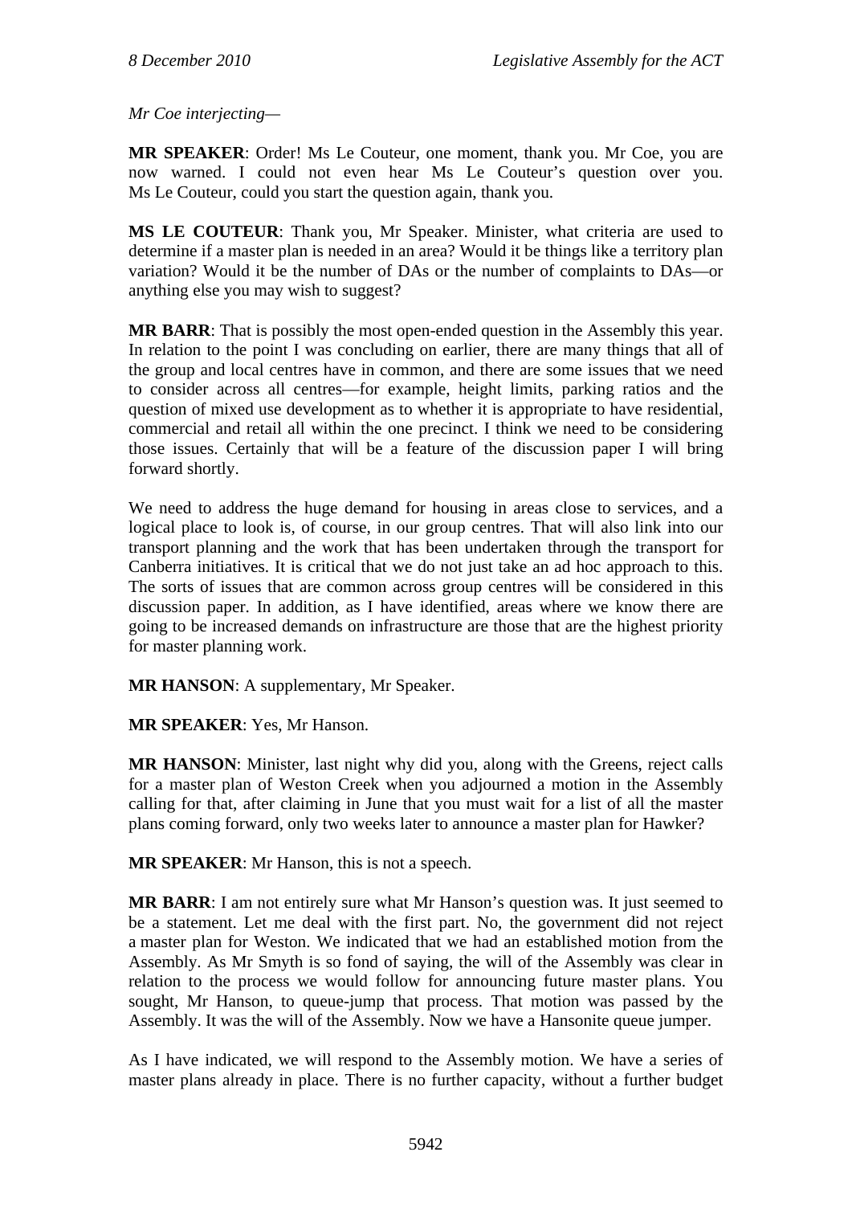*Mr Coe interjecting—*

**MR SPEAKER**: Order! Ms Le Couteur, one moment, thank you. Mr Coe, you are now warned. I could not even hear Ms Le Couteur's question over you. Ms Le Couteur, could you start the question again, thank you.

**MS LE COUTEUR**: Thank you, Mr Speaker. Minister, what criteria are used to determine if a master plan is needed in an area? Would it be things like a territory plan variation? Would it be the number of DAs or the number of complaints to DAs—or anything else you may wish to suggest?

**MR BARR**: That is possibly the most open-ended question in the Assembly this year. In relation to the point I was concluding on earlier, there are many things that all of the group and local centres have in common, and there are some issues that we need to consider across all centres—for example, height limits, parking ratios and the question of mixed use development as to whether it is appropriate to have residential, commercial and retail all within the one precinct. I think we need to be considering those issues. Certainly that will be a feature of the discussion paper I will bring forward shortly.

We need to address the huge demand for housing in areas close to services, and a logical place to look is, of course, in our group centres. That will also link into our transport planning and the work that has been undertaken through the transport for Canberra initiatives. It is critical that we do not just take an ad hoc approach to this. The sorts of issues that are common across group centres will be considered in this discussion paper. In addition, as I have identified, areas where we know there are going to be increased demands on infrastructure are those that are the highest priority for master planning work.

**MR HANSON**: A supplementary, Mr Speaker.

**MR SPEAKER**: Yes, Mr Hanson.

**MR HANSON**: Minister, last night why did you, along with the Greens, reject calls for a master plan of Weston Creek when you adjourned a motion in the Assembly calling for that, after claiming in June that you must wait for a list of all the master plans coming forward, only two weeks later to announce a master plan for Hawker?

**MR SPEAKER**: Mr Hanson, this is not a speech.

**MR BARR**: I am not entirely sure what Mr Hanson's question was. It just seemed to be a statement. Let me deal with the first part. No, the government did not reject a master plan for Weston. We indicated that we had an established motion from the Assembly. As Mr Smyth is so fond of saying, the will of the Assembly was clear in relation to the process we would follow for announcing future master plans. You sought, Mr Hanson, to queue-jump that process. That motion was passed by the Assembly. It was the will of the Assembly. Now we have a Hansonite queue jumper.

As I have indicated, we will respond to the Assembly motion. We have a series of master plans already in place. There is no further capacity, without a further budget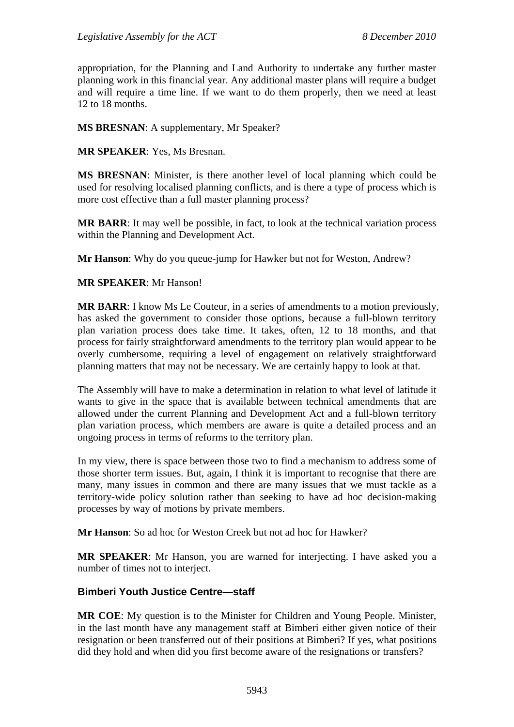appropriation, for the Planning and Land Authority to undertake any further master planning work in this financial year. Any additional master plans will require a budget and will require a time line. If we want to do them properly, then we need at least 12 to 18 months.

**MS BRESNAN**: A supplementary, Mr Speaker?

**MR SPEAKER**: Yes, Ms Bresnan.

**MS BRESNAN**: Minister, is there another level of local planning which could be used for resolving localised planning conflicts, and is there a type of process which is more cost effective than a full master planning process?

**MR BARR**: It may well be possible, in fact, to look at the technical variation process within the Planning and Development Act.

**Mr Hanson**: Why do you queue-jump for Hawker but not for Weston, Andrew?

**MR SPEAKER**: Mr Hanson!

**MR BARR**: I know Ms Le Couteur, in a series of amendments to a motion previously, has asked the government to consider those options, because a full-blown territory plan variation process does take time. It takes, often, 12 to 18 months, and that process for fairly straightforward amendments to the territory plan would appear to be overly cumbersome, requiring a level of engagement on relatively straightforward planning matters that may not be necessary. We are certainly happy to look at that.

The Assembly will have to make a determination in relation to what level of latitude it wants to give in the space that is available between technical amendments that are allowed under the current Planning and Development Act and a full-blown territory plan variation process, which members are aware is quite a detailed process and an ongoing process in terms of reforms to the territory plan.

In my view, there is space between those two to find a mechanism to address some of those shorter term issues. But, again, I think it is important to recognise that there are many, many issues in common and there are many issues that we must tackle as a territory-wide policy solution rather than seeking to have ad hoc decision-making processes by way of motions by private members.

**Mr Hanson**: So ad hoc for Weston Creek but not ad hoc for Hawker?

**MR SPEAKER**: Mr Hanson, you are warned for interjecting. I have asked you a number of times not to interject.

## Bimberi Youth Justice Centre—staff

**MR COE**: My question is to the Minister for Children and Young People. Minister, in the last month have any management staff at Bimberi either given notice of their resignation or been transferred out of their positions at Bimberi? If yes, what positions did they hold and when did you first become aware of the resignations or transfers?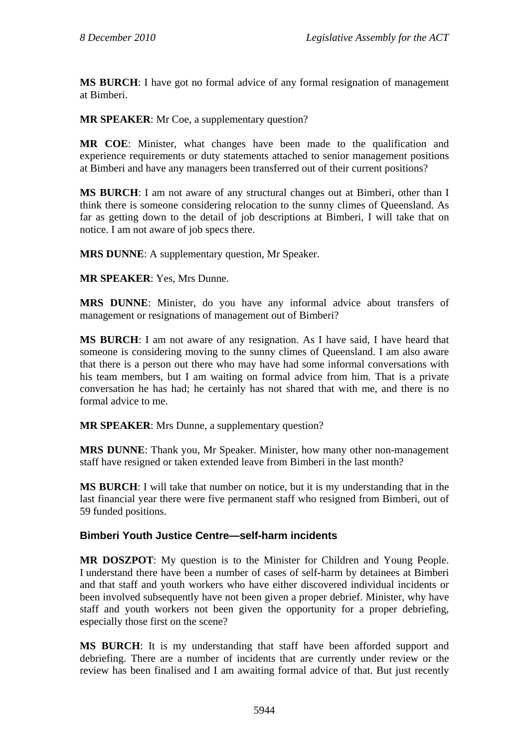**MS BURCH**: I have got no formal advice of any formal resignation of management at Bimberi.

**MR SPEAKER**: Mr Coe, a supplementary question?

**MR COE**: Minister, what changes have been made to the qualification and experience requirements or duty statements attached to senior management positions at Bimberi and have any managers been transferred out of their current positions?

**MS BURCH**: I am not aware of any structural changes out at Bimberi, other than I think there is someone considering relocation to the sunny climes of Queensland. As far as getting down to the detail of job descriptions at Bimberi, I will take that on notice. I am not aware of job specs there.

**MRS DUNNE**: A supplementary question, Mr Speaker.

**MR SPEAKER**: Yes, Mrs Dunne.

**MRS DUNNE**: Minister, do you have any informal advice about transfers of management or resignations of management out of Bimberi?

**MS BURCH**: I am not aware of any resignation. As I have said, I have heard that someone is considering moving to the sunny climes of Queensland. I am also aware that there is a person out there who may have had some informal conversations with his team members, but I am waiting on formal advice from him. That is a private conversation he has had; he certainly has not shared that with me, and there is no formal advice to me.

**MR SPEAKER**: Mrs Dunne, a supplementary question?

**MRS DUNNE**: Thank you, Mr Speaker. Minister, how many other non-management staff have resigned or taken extended leave from Bimberi in the last month?

**MS BURCH**: I will take that number on notice, but it is my understanding that in the last financial year there were five permanent staff who resigned from Bimberi, out of 59 funded positions.

### Bimberi Youth Justice Centre—self-harm incidents

**MR DOSZPOT**: My question is to the Minister for Children and Young People. I understand there have been a number of cases of self-harm by detainees at Bimberi and that staff and youth workers who have either discovered individual incidents or been involved subsequently have not been given a proper debrief. Minister, why have staff and youth workers not been given the opportunity for a proper debriefing, especially those first on the scene?

**MS BURCH**: It is my understanding that staff have been afforded support and debriefing. There are a number of incidents that are currently under review or the review has been finalised and I am awaiting formal advice of that. But just recently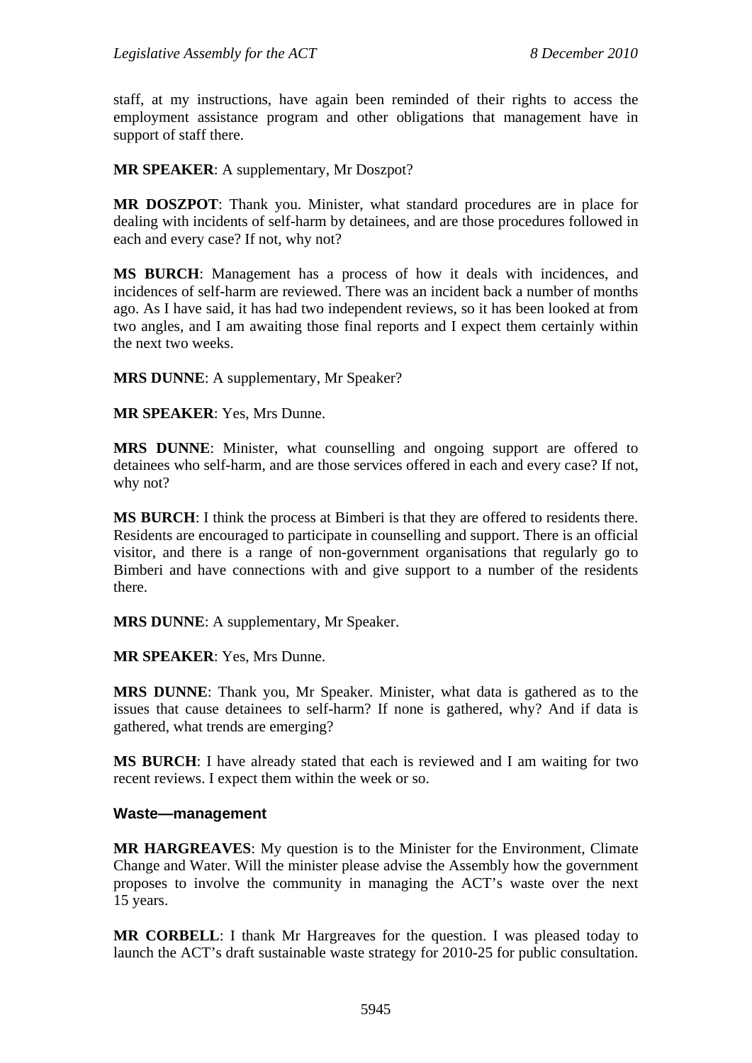staff, at my instructions, have again been reminded of their rights to access the employment assistance program and other obligations that management have in support of staff there.

**MR SPEAKER**: A supplementary, Mr Doszpot?

**MR DOSZPOT**: Thank you. Minister, what standard procedures are in place for dealing with incidents of self-harm by detainees, and are those procedures followed in each and every case? If not, why not?

**MS BURCH**: Management has a process of how it deals with incidences, and incidences of self-harm are reviewed. There was an incident back a number of months ago. As I have said, it has had two independent reviews, so it has been looked at from two angles, and I am awaiting those final reports and I expect them certainly within the next two weeks.

**MRS DUNNE**: A supplementary, Mr Speaker?

**MR SPEAKER**: Yes, Mrs Dunne.

**MRS DUNNE**: Minister, what counselling and ongoing support are offered to detainees who self-harm, and are those services offered in each and every case? If not, why not?

**MS BURCH**: I think the process at Bimberi is that they are offered to residents there. Residents are encouraged to participate in counselling and support. There is an official visitor, and there is a range of non-government organisations that regularly go to Bimberi and have connections with and give support to a number of the residents there.

**MRS DUNNE**: A supplementary, Mr Speaker.

**MR SPEAKER**: Yes, Mrs Dunne.

**MRS DUNNE**: Thank you, Mr Speaker. Minister, what data is gathered as to the issues that cause detainees to self-harm? If none is gathered, why? And if data is gathered, what trends are emerging?

**MS BURCH**: I have already stated that each is reviewed and I am waiting for two recent reviews. I expect them within the week or so.

### Waste—management

**MR HARGREAVES**: My question is to the Minister for the Environment, Climate Change and Water. Will the minister please advise the Assembly how the government proposes to involve the community in managing the ACT's waste over the next 15 years.

**MR CORBELL**: I thank Mr Hargreaves for the question. I was pleased today to launch the ACT's draft sustainable waste strategy for 2010-25 for public consultation.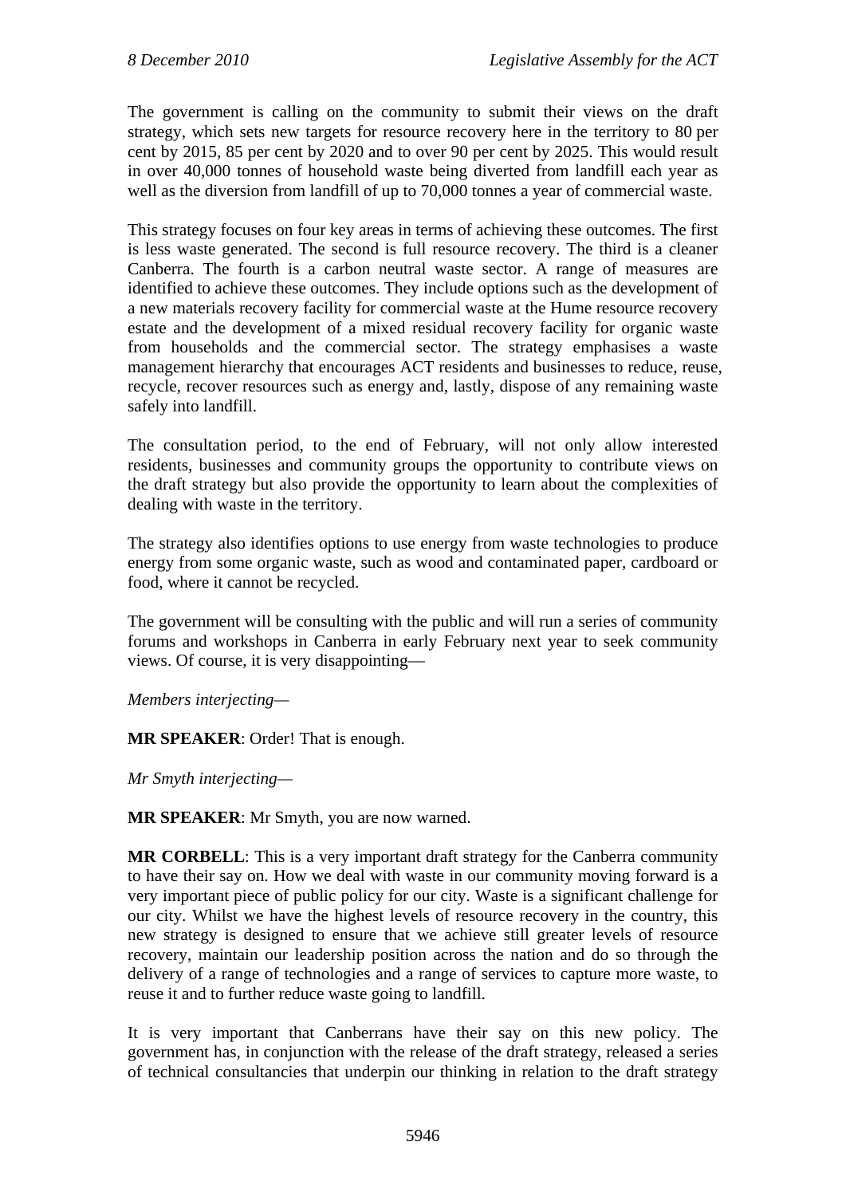The government is calling on the community to submit their views on the draft strategy, which sets new targets for resource recovery here in the territory to 80 per cent by 2015, 85 per cent by 2020 and to over 90 per cent by 2025. This would result in over 40,000 tonnes of household waste being diverted from landfill each year as well as the diversion from landfill of up to 70,000 tonnes a year of commercial waste.

This strategy focuses on four key areas in terms of achieving these outcomes. The first is less waste generated. The second is full resource recovery. The third is a cleaner Canberra. The fourth is a carbon neutral waste sector. A range of measures are identified to achieve these outcomes. They include options such as the development of a new materials recovery facility for commercial waste at the Hume resource recovery estate and the development of a mixed residual recovery facility for organic waste from households and the commercial sector. The strategy emphasises a waste management hierarchy that encourages ACT residents and businesses to reduce, reuse, recycle, recover resources such as energy and, lastly, dispose of any remaining waste safely into landfill.

The consultation period, to the end of February, will not only allow interested residents, businesses and community groups the opportunity to contribute views on the draft strategy but also provide the opportunity to learn about the complexities of dealing with waste in the territory.

The strategy also identifies options to use energy from waste technologies to produce energy from some organic waste, such as wood and contaminated paper, cardboard or food, where it cannot be recycled.

The government will be consulting with the public and will run a series of community forums and workshops in Canberra in early February next year to seek community views. Of course, it is very disappointing—

*Members interjecting*—

**MR SPEAKER**: Order! That is enough.

*Mr Smyth interjecting*—

**MR SPEAKER**: Mr Smyth, you are now warned.

**MR CORBELL**: This is a very important draft strategy for the Canberra community to have their say on. How we deal with waste in our community moving forward is a very important piece of public policy for our city. Waste is a significant challenge for our city. Whilst we have the highest levels of resource recovery in the country, this new strategy is designed to ensure that we achieve still greater levels of resource recovery, maintain our leadership position across the nation and do so through the delivery of a range of technologies and a range of services to capture more waste, to reuse it and to further reduce waste going to landfill.

It is very important that Canberrans have their say on this new policy. The government has, in conjunction with the release of the draft strategy, released a series of technical consultancies that underpin our thinking in relation to the draft strategy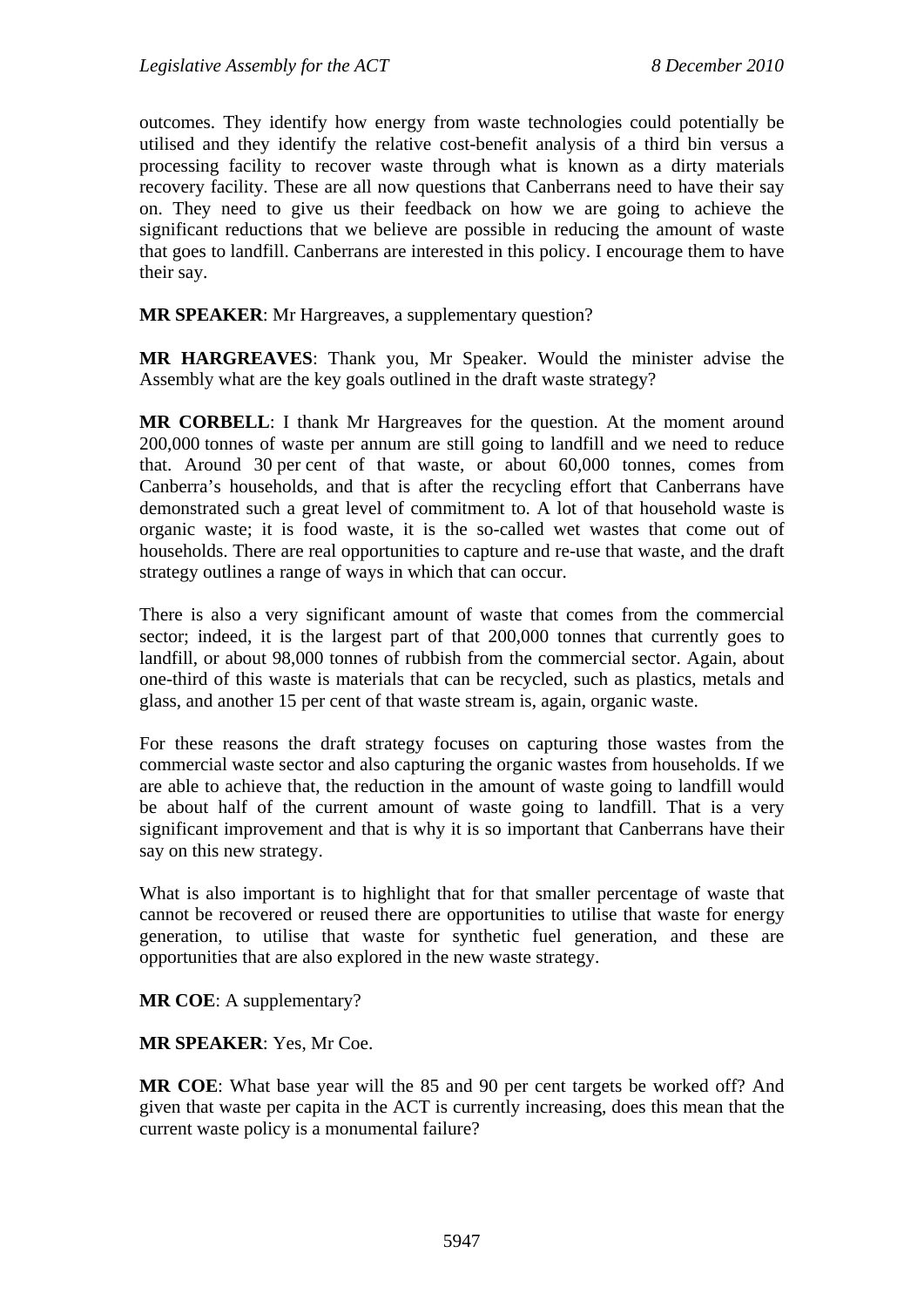outcomes. They identify how energy from waste technologies could potentially be utilised and they identify the relative cost-benefit analysis of a third bin versus a processing facility to recover waste through what is known as a dirty materials recovery facility. These are all now questions that Canberrans need to have their say on. They need to give us their feedback on how we are going to achieve the significant reductions that we believe are possible in reducing the amount of waste that goes to landfill. Canberrans are interested in this policy. I encourage them to have their say.

**MR SPEAKER**: Mr Hargreaves, a supplementary question?

**MR HARGREAVES**: Thank you, Mr Speaker. Would the minister advise the Assembly what are the key goals outlined in the draft waste strategy?

**MR CORBELL**: I thank Mr Hargreaves for the question. At the moment around 200,000 tonnes of waste per annum are still going to landfill and we need to reduce that. Around 30 per cent of that waste, or about 60,000 tonnes, comes from Canberra's households, and that is after the recycling effort that Canberrans have demonstrated such a great level of commitment to. A lot of that household waste is organic waste; it is food waste, it is the so-called wet wastes that come out of households. There are real opportunities to capture and re-use that waste, and the draft strategy outlines a range of ways in which that can occur.

There is also a very significant amount of waste that comes from the commercial sector; indeed, it is the largest part of that 200,000 tonnes that currently goes to landfill, or about 98,000 tonnes of rubbish from the commercial sector. Again, about one-third of this waste is materials that can be recycled, such as plastics, metals and glass, and another 15 per cent of that waste stream is, again, organic waste.

For these reasons the draft strategy focuses on capturing those wastes from the commercial waste sector and also capturing the organic wastes from households. If we are able to achieve that, the reduction in the amount of waste going to landfill would be about half of the current amount of waste going to landfill. That is a very significant improvement and that is why it is so important that Canberrans have their say on this new strategy.

What is also important is to highlight that for that smaller percentage of waste that cannot be recovered or reused there are opportunities to utilise that waste for energy generation, to utilise that waste for synthetic fuel generation, and these are opportunities that are also explored in the new waste strategy.

**MR COE**: A supplementary?

**MR SPEAKER**: Yes, Mr Coe.

**MR COE**: What base year will the 85 and 90 per cent targets be worked off? And given that waste per capita in the ACT is currently increasing, does this mean that the current waste policy is a monumental failure?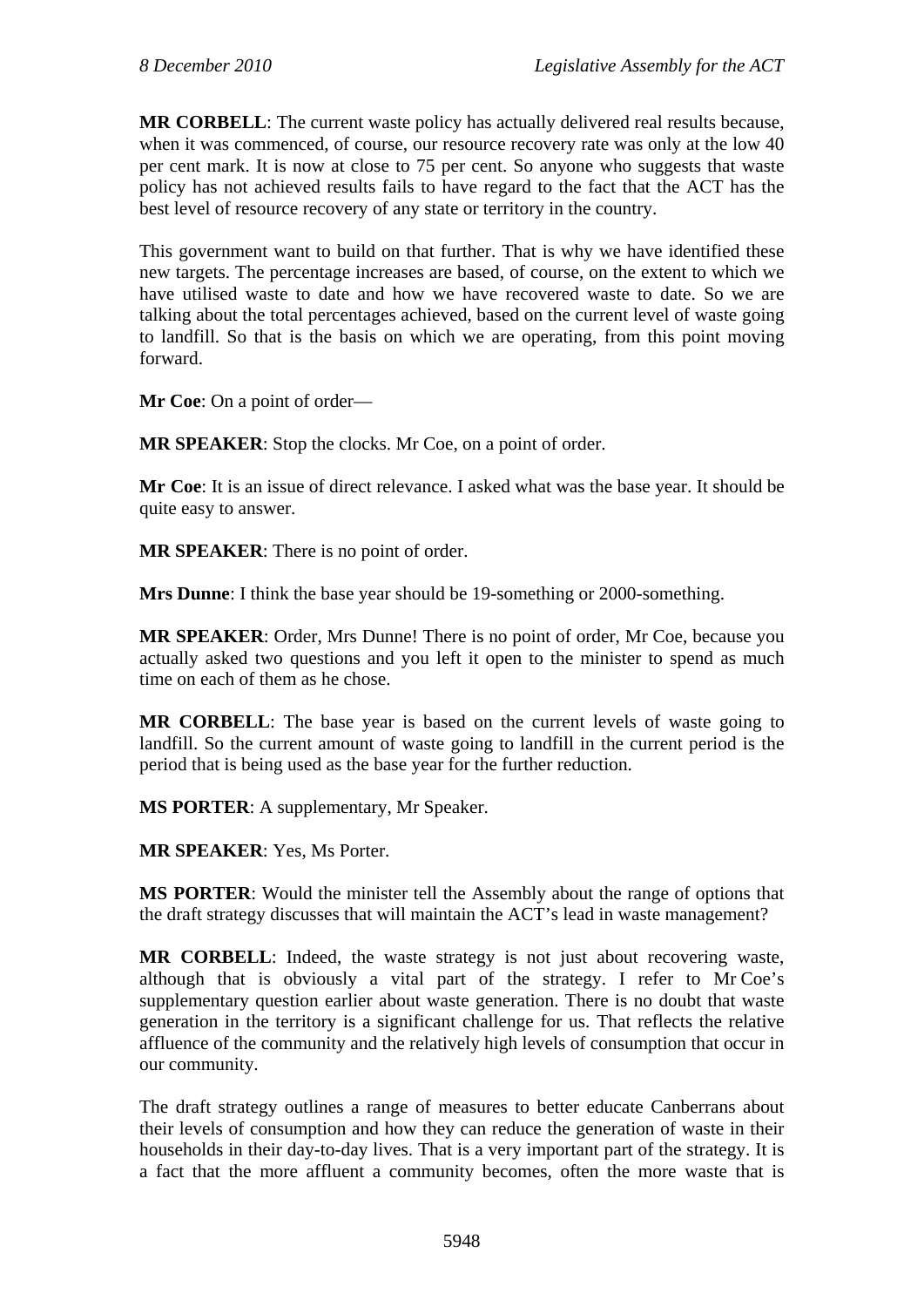**MR CORBELL**: The current waste policy has actually delivered real results because, when it was commenced, of course, our resource recovery rate was only at the low 40 per cent mark. It is now at close to 75 per cent. So anyone who suggests that waste policy has not achieved results fails to have regard to the fact that the ACT has the best level of resource recovery of any state or territory in the country.

This government want to build on that further. That is why we have identified these new targets. The percentage increases are based, of course, on the extent to which we have utilised waste to date and how we have recovered waste to date. So we are talking about the total percentages achieved, based on the current level of waste going to landfill. So that is the basis on which we are operating, from this point moving forward.

**Mr Coe**: On a point of order—

**MR SPEAKER**: Stop the clocks. Mr Coe, on a point of order.

**Mr Coe**: It is an issue of direct relevance. I asked what was the base year. It should be quite easy to answer.

**MR SPEAKER**: There is no point of order.

**Mrs Dunne**: I think the base year should be 19-something or 2000-something.

**MR SPEAKER**: Order, Mrs Dunne! There is no point of order, Mr Coe, because you actually asked two questions and you left it open to the minister to spend as much time on each of them as he chose.

**MR CORBELL**: The base year is based on the current levels of waste going to landfill. So the current amount of waste going to landfill in the current period is the period that is being used as the base year for the further reduction.

**MS PORTER**: A supplementary, Mr Speaker.

**MR SPEAKER**: Yes, Ms Porter.

**MS PORTER**: Would the minister tell the Assembly about the range of options that the draft strategy discusses that will maintain the ACT's lead in waste management?

**MR CORBELL**: Indeed, the waste strategy is not just about recovering waste, although that is obviously a vital part of the strategy. I refer to Mr Coe's supplementary question earlier about waste generation. There is no doubt that waste generation in the territory is a significant challenge for us. That reflects the relative affluence of the community and the relatively high levels of consumption that occur in our community.

The draft strategy outlines a range of measures to better educate Canberrans about their levels of consumption and how they can reduce the generation of waste in their households in their day-to-day lives. That is a very important part of the strategy. It is a fact that the more affluent a community becomes, often the more waste that is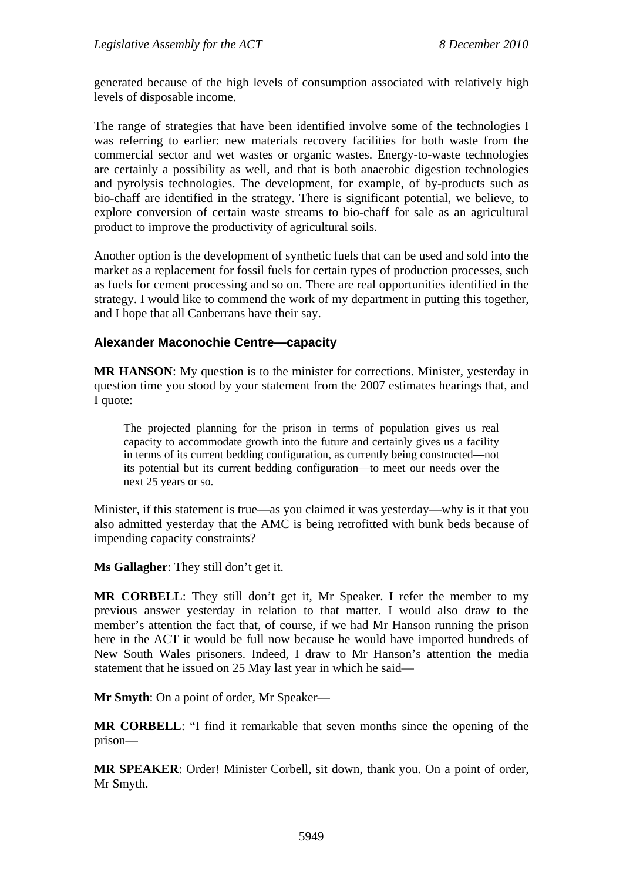generated because of the high levels of consumption associated with relatively high levels of disposable income.

The range of strategies that have been identified involve some of the technologies I was referring to earlier: new materials recovery facilities for both waste from the commercial sector and wet wastes or organic wastes. Energy-to-waste technologies are certainly a possibility as well, and that is both anaerobic digestion technologies and pyrolysis technologies. The development, for example, of by-products such as bio-chaff are identified in the strategy. There is significant potential, we believe, to explore conversion of certain waste streams to bio-chaff for sale as an agricultural product to improve the productivity of agricultural soils.

Another option is the development of synthetic fuels that can be used and sold into the market as a replacement for fossil fuels for certain types of production processes, such as fuels for cement processing and so on. There are real opportunities identified in the strategy. I would like to commend the work of my department in putting this together, and I hope that all Canberrans have their say.

### Alexander Maconochie Centre—capacity

**MR HANSON**: My question is to the minister for corrections. Minister, yesterday in question time you stood by your statement from the 2007 estimates hearings that, and I quote:

> The projected planning for the prison in terms of population gives us real capacity to accommodate growth into the future and certainly gives us a facility in terms of its current bedding configuration, as currently being constructed—not its potential but its current bedding configuration—to meet our needs over the next 25 years or so.

Minister, if this statement is true—as you claimed it was yesterday—why is it that you also admitted yesterday that the AMC is being retrofitted with bunk beds because of impending capacity constraints?

**Ms Gallagher**: They still don't get it.

**MR CORBELL**: They still don't get it, Mr Speaker. I refer the member to my previous answer yesterday in relation to that matter. I would also draw to the member's attention the fact that, of course, if we had Mr Hanson running the prison here in the ACT it would be full now because he would have imported hundreds of New South Wales prisoners. Indeed, I draw to Mr Hanson's attention the media statement that he issued on 25 May last year in which he said—

**Mr Smyth**: On a point of order, Mr Speaker—

**MR CORBELL**: "I find it remarkable that seven months since the opening of the prison—

**MR SPEAKER**: Order! Minister Corbell, sit down, thank you. On a point of order, Mr Smyth.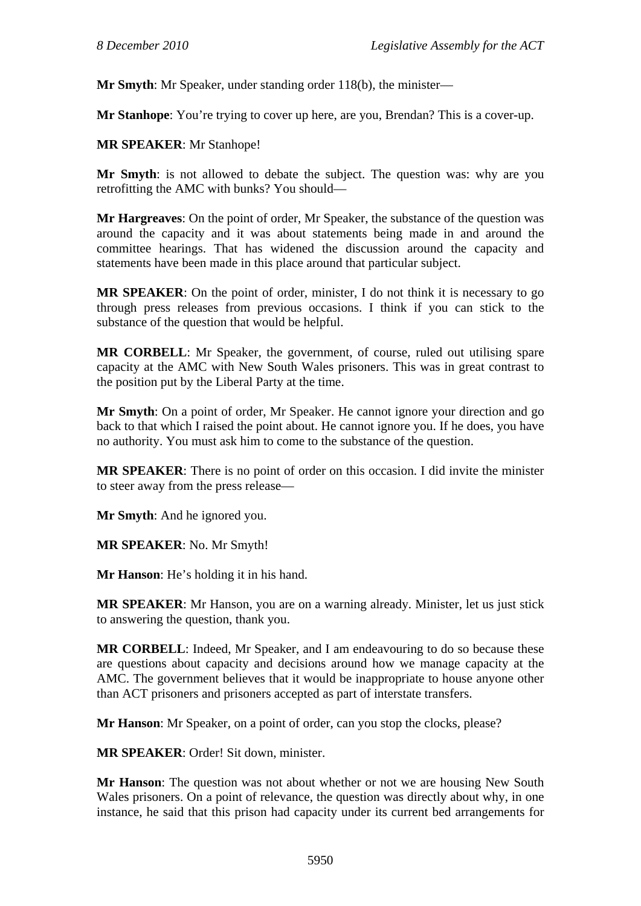**Mr Smyth**: Mr Speaker, under standing order 118(b), the minister—

**Mr Stanhope**: You're trying to cover up here, are you, Brendan? This is a cover-up.

**MR SPEAKER**: Mr Stanhope!

**Mr Smyth**: is not allowed to debate the subject. The question was: why are you retrofitting the AMC with bunks? You should—

**Mr Hargreaves**: On the point of order, Mr Speaker, the substance of the question was around the capacity and it was about statements being made in and around the committee hearings. That has widened the discussion around the capacity and statements have been made in this place around that particular subject.

**MR SPEAKER**: On the point of order, minister, I do not think it is necessary to go through press releases from previous occasions. I think if you can stick to the substance of the question that would be helpful.

**MR CORBELL**: Mr Speaker, the government, of course, ruled out utilising spare capacity at the AMC with New South Wales prisoners. This was in great contrast to the position put by the Liberal Party at the time.

**Mr Smyth**: On a point of order, Mr Speaker. He cannot ignore your direction and go back to that which I raised the point about. He cannot ignore you. If he does, you have no authority. You must ask him to come to the substance of the question.

**MR SPEAKER**: There is no point of order on this occasion. I did invite the minister to steer away from the press release—

**Mr Smyth**: And he ignored you.

**MR SPEAKER**: No. Mr Smyth!

**Mr Hanson**: He's holding it in his hand.

**MR SPEAKER**: Mr Hanson, you are on a warning already. Minister, let us just stick to answering the question, thank you.

**MR CORBELL**: Indeed, Mr Speaker, and I am endeavouring to do so because these are questions about capacity and decisions around how we manage capacity at the AMC. The government believes that it would be inappropriate to house anyone other than ACT prisoners and prisoners accepted as part of interstate transfers.

**Mr Hanson**: Mr Speaker, on a point of order, can you stop the clocks, please?

**MR SPEAKER**: Order! Sit down, minister.

**Mr Hanson**: The question was not about whether or not we are housing New South Wales prisoners. On a point of relevance, the question was directly about why, in one instance, he said that this prison had capacity under its current bed arrangements for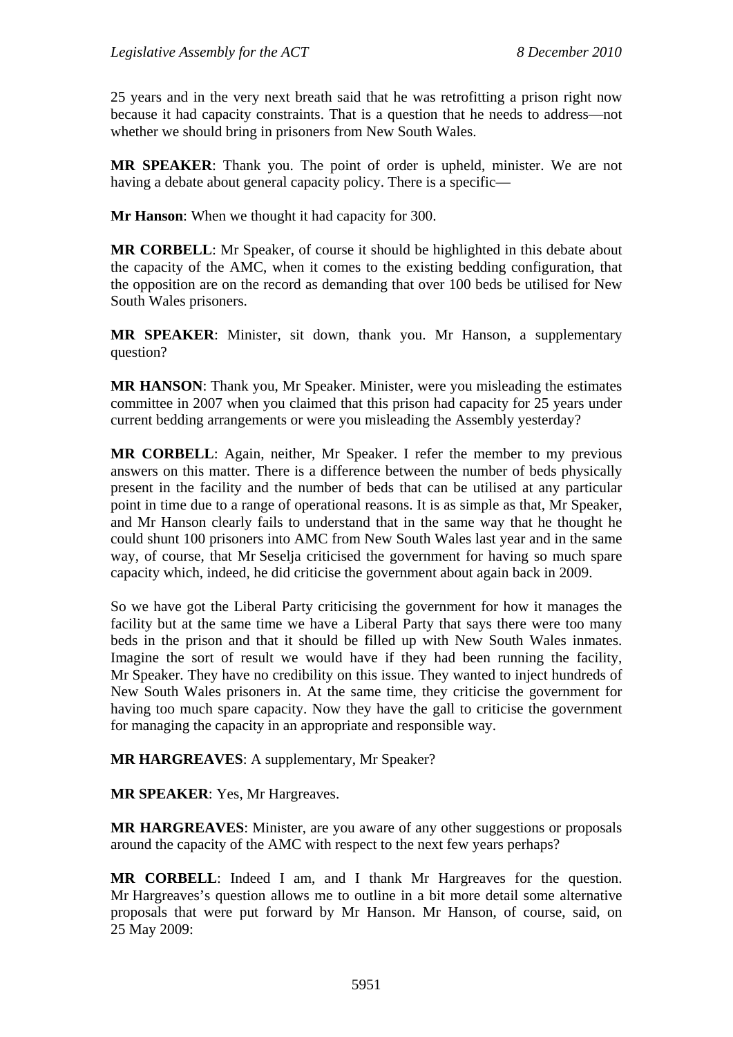25 years and in the very next breath said that he was retrofitting a prison right now because it had capacity constraints. That is a question that he needs to address—not whether we should bring in prisoners from New South Wales.

**MR SPEAKER**: Thank you. The point of order is upheld, minister. We are not having a debate about general capacity policy. There is a specific—

**Mr Hanson**: When we thought it had capacity for 300.

**MR CORBELL**: Mr Speaker, of course it should be highlighted in this debate about the capacity of the AMC, when it comes to the existing bedding configuration, that the opposition are on the record as demanding that over 100 beds be utilised for New South Wales prisoners.

**MR SPEAKER**: Minister, sit down, thank you. Mr Hanson, a supplementary question?

**MR HANSON**: Thank you, Mr Speaker. Minister, were you misleading the estimates committee in 2007 when you claimed that this prison had capacity for 25 years under current bedding arrangements or were you misleading the Assembly yesterday?

**MR CORBELL**: Again, neither, Mr Speaker. I refer the member to my previous answers on this matter. There is a difference between the number of beds physically present in the facility and the number of beds that can be utilised at any particular point in time due to a range of operational reasons. It is as simple as that, Mr Speaker, and Mr Hanson clearly fails to understand that in the same way that he thought he could shunt 100 prisoners into AMC from New South Wales last year and in the same way, of course, that Mr Seselja criticised the government for having so much spare capacity which, indeed, he did criticise the government about again back in 2009.

So we have got the Liberal Party criticising the government for how it manages the facility but at the same time we have a Liberal Party that says there were too many beds in the prison and that it should be filled up with New South Wales inmates. Imagine the sort of result we would have if they had been running the facility, Mr Speaker. They have no credibility on this issue. They wanted to inject hundreds of New South Wales prisoners in. At the same time, they criticise the government for having too much spare capacity. Now they have the gall to criticise the government for managing the capacity in an appropriate and responsible way.

**MR HARGREAVES**: A supplementary, Mr Speaker?

**MR SPEAKER**: Yes, Mr Hargreaves.

**MR HARGREAVES**: Minister, are you aware of any other suggestions or proposals around the capacity of the AMC with respect to the next few years perhaps?

**MR CORBELL**: Indeed I am, and I thank Mr Hargreaves for the question. Mr Hargreaves's question allows me to outline in a bit more detail some alternative proposals that were put forward by Mr Hanson. Mr Hanson, of course, said, on 25 May 2009: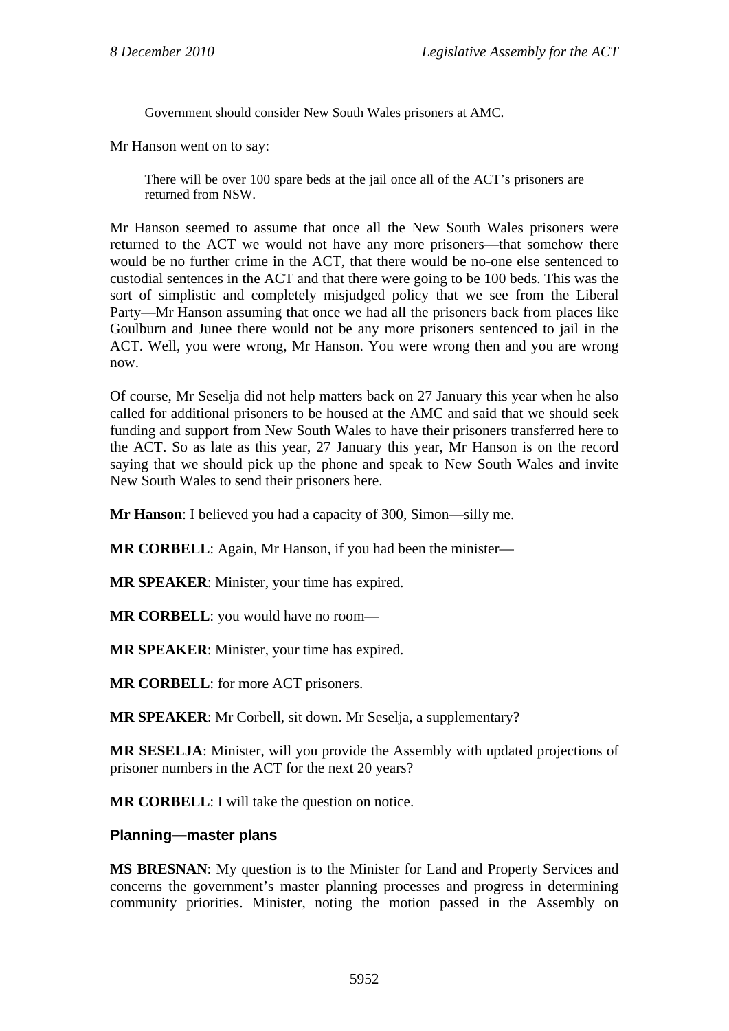> Government should consider New South Wales prisoners at AMC.

Mr Hanson went on to say:

> There will be over 100 spare beds at the jail once all of the ACT's prisoners are returned from NSW.

Mr Hanson seemed to assume that once all the New South Wales prisoners were returned to the ACT we would not have any more prisoners—that somehow there would be no further crime in the ACT, that there would be no-one else sentenced to custodial sentences in the ACT and that there were going to be 100 beds. This was the sort of simplistic and completely misjudged policy that we see from the Liberal Party—Mr Hanson assuming that once we had all the prisoners back from places like Goulburn and Junee there would not be any more prisoners sentenced to jail in the ACT. Well, you were wrong, Mr Hanson. You were wrong then and you are wrong now.

Of course, Mr Seselja did not help matters back on 27 January this year when he also called for additional prisoners to be housed at the AMC and said that we should seek funding and support from New South Wales to have their prisoners transferred here to the ACT. So as late as this year, 27 January this year, Mr Hanson is on the record saying that we should pick up the phone and speak to New South Wales and invite New South Wales to send their prisoners here.

**Mr Hanson**: I believed you had a capacity of 300, Simon—silly me.

**MR CORBELL**: Again, Mr Hanson, if you had been the minister—

**MR SPEAKER**: Minister, your time has expired.

**MR CORBELL**: you would have no room—

**MR SPEAKER**: Minister, your time has expired.

**MR CORBELL**: for more ACT prisoners.

**MR SPEAKER**: Mr Corbell, sit down. Mr Seselja, a supplementary?

**MR SESELJA**: Minister, will you provide the Assembly with updated projections of prisoner numbers in the ACT for the next 20 years?

**MR CORBELL**: I will take the question on notice.

## Planning—master plans

**MS BRESNAN**: My question is to the Minister for Land and Property Services and concerns the government's master planning processes and progress in determining community priorities. Minister, noting the motion passed in the Assembly on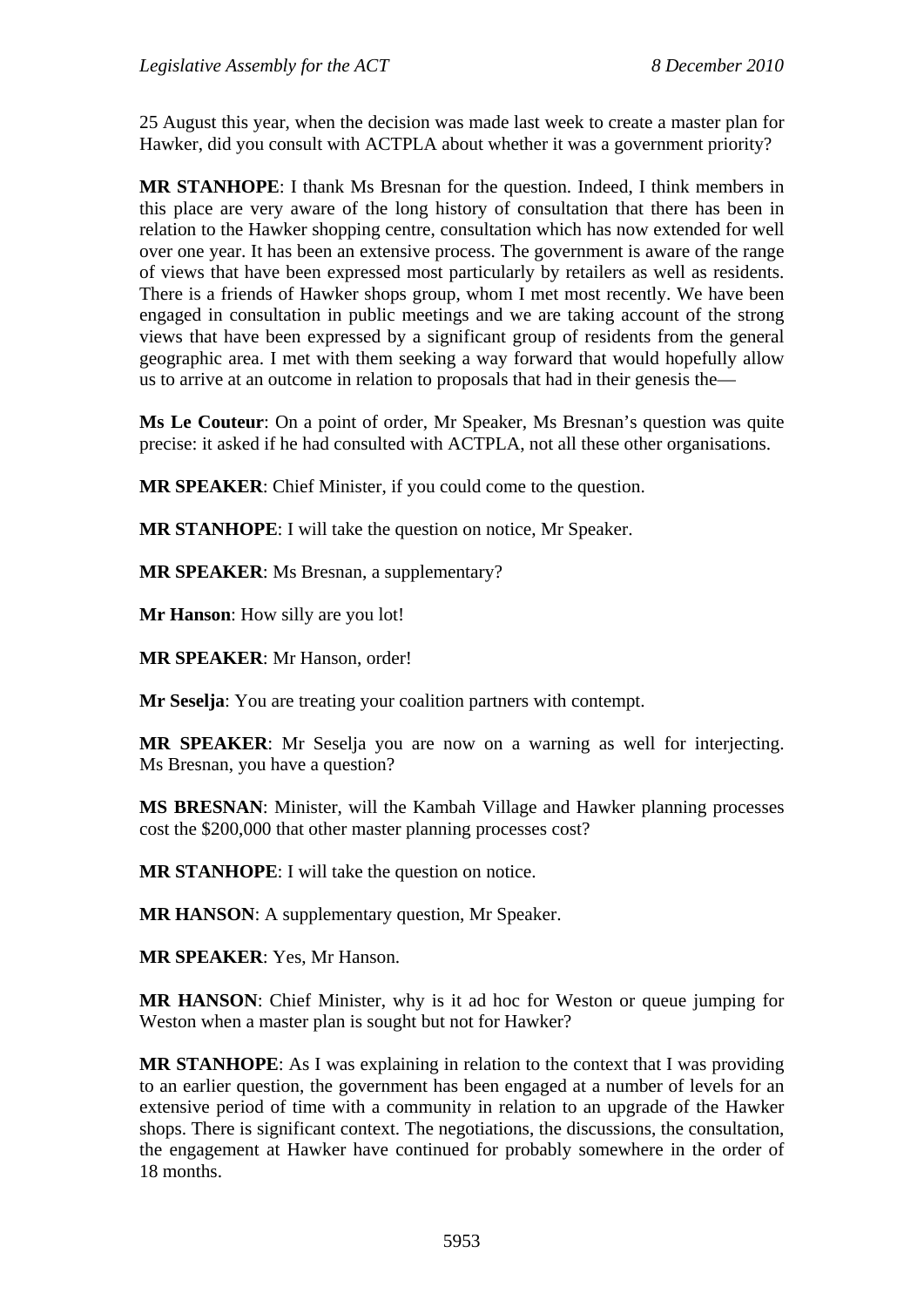25 August this year, when the decision was made last week to create a master plan for Hawker, did you consult with ACTPLA about whether it was a government priority?

**MR STANHOPE**: I thank Ms Bresnan for the question. Indeed, I think members in this place are very aware of the long history of consultation that there has been in relation to the Hawker shopping centre, consultation which has now extended for well over one year. It has been an extensive process. The government is aware of the range of views that have been expressed most particularly by retailers as well as residents. There is a friends of Hawker shops group, whom I met most recently. We have been engaged in consultation in public meetings and we are taking account of the strong views that have been expressed by a significant group of residents from the general geographic area. I met with them seeking a way forward that would hopefully allow us to arrive at an outcome in relation to proposals that had in their genesis the—

**Ms Le Couteur**: On a point of order, Mr Speaker, Ms Bresnan's question was quite precise: it asked if he had consulted with ACTPLA, not all these other organisations.

**MR SPEAKER**: Chief Minister, if you could come to the question.

**MR STANHOPE**: I will take the question on notice, Mr Speaker.

**MR SPEAKER**: Ms Bresnan, a supplementary?

**Mr Hanson**: How silly are you lot!

**MR SPEAKER**: Mr Hanson, order!

**Mr Seselja**: You are treating your coalition partners with contempt.

**MR SPEAKER**: Mr Seselja you are now on a warning as well for interjecting. Ms Bresnan, you have a question?

**MS BRESNAN**: Minister, will the Kambah Village and Hawker planning processes cost the $200,000 that other master planning processes cost?

**MR STANHOPE**: I will take the question on notice.

**MR HANSON**: A supplementary question, Mr Speaker.

**MR SPEAKER**: Yes, Mr Hanson.

**MR HANSON**: Chief Minister, why is it ad hoc for Weston or queue jumping for Weston when a master plan is sought but not for Hawker?

**MR STANHOPE**: As I was explaining in relation to the context that I was providing to an earlier question, the government has been engaged at a number of levels for an extensive period of time with a community in relation to an upgrade of the Hawker shops. There is significant context. The negotiations, the discussions, the consultation, the engagement at Hawker have continued for probably somewhere in the order of 18 months.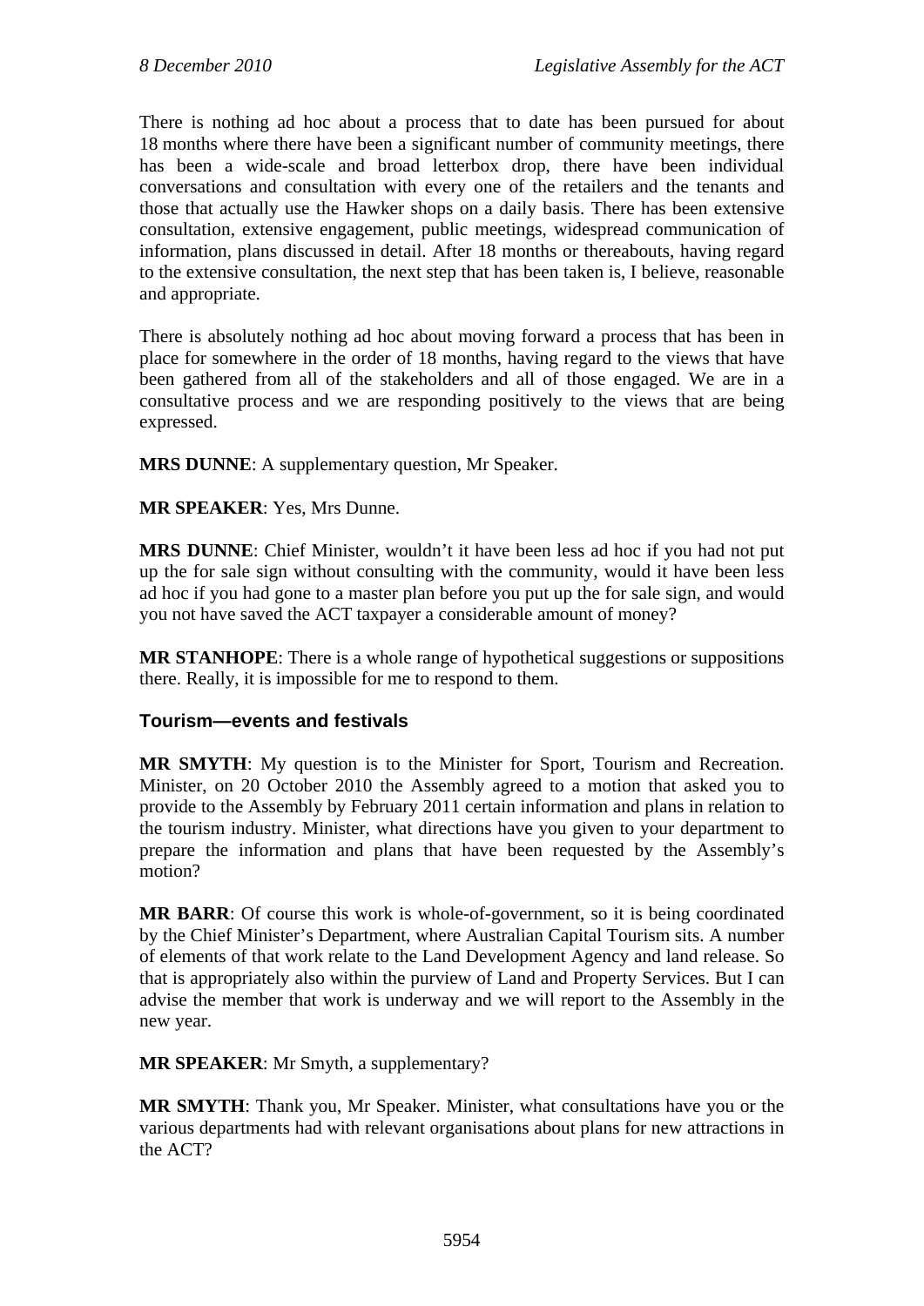There is nothing ad hoc about a process that to date has been pursued for about 18 months where there have been a significant number of community meetings, there has been a wide-scale and broad letterbox drop, there have been individual conversations and consultation with every one of the retailers and the tenants and those that actually use the Hawker shops on a daily basis. There has been extensive consultation, extensive engagement, public meetings, widespread communication of information, plans discussed in detail. After 18 months or thereabouts, having regard to the extensive consultation, the next step that has been taken is, I believe, reasonable and appropriate.

There is absolutely nothing ad hoc about moving forward a process that has been in place for somewhere in the order of 18 months, having regard to the views that have been gathered from all of the stakeholders and all of those engaged. We are in a consultative process and we are responding positively to the views that are being expressed.

**MRS DUNNE**: A supplementary question, Mr Speaker.

**MR SPEAKER**: Yes, Mrs Dunne.

**MRS DUNNE**: Chief Minister, wouldn't it have been less ad hoc if you had not put up the for sale sign without consulting with the community, would it have been less ad hoc if you had gone to a master plan before you put up the for sale sign, and would you not have saved the ACT taxpayer a considerable amount of money?

**MR STANHOPE**: There is a whole range of hypothetical suggestions or suppositions there. Really, it is impossible for me to respond to them.

### Tourism—events and festivals

**MR SMYTH**: My question is to the Minister for Sport, Tourism and Recreation. Minister, on 20 October 2010 the Assembly agreed to a motion that asked you to provide to the Assembly by February 2011 certain information and plans in relation to the tourism industry. Minister, what directions have you given to your department to prepare the information and plans that have been requested by the Assembly's motion?

**MR BARR**: Of course this work is whole-of-government, so it is being coordinated by the Chief Minister's Department, where Australian Capital Tourism sits. A number of elements of that work relate to the Land Development Agency and land release. So that is appropriately also within the purview of Land and Property Services. But I can advise the member that work is underway and we will report to the Assembly in the new year.

**MR SPEAKER**: Mr Smyth, a supplementary?

**MR SMYTH**: Thank you, Mr Speaker. Minister, what consultations have you or the various departments had with relevant organisations about plans for new attractions in the ACT?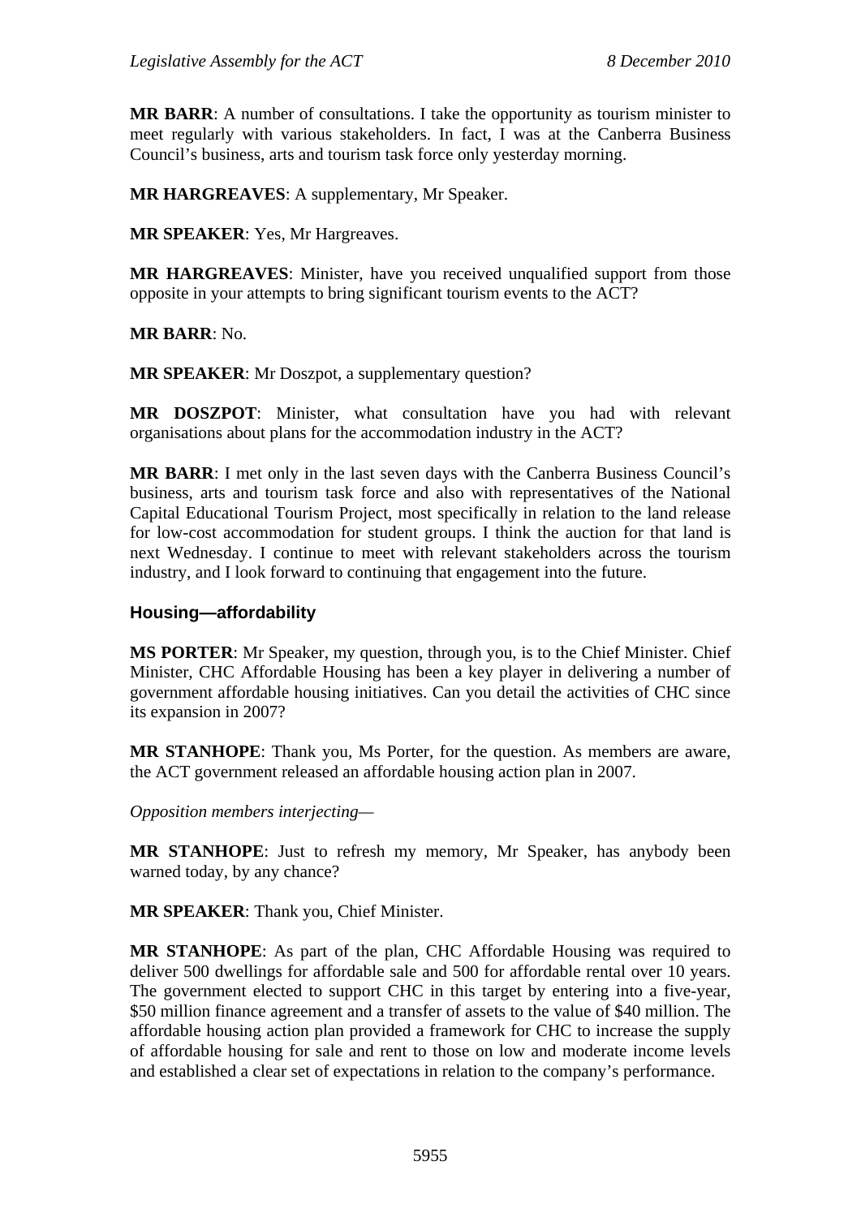**MR BARR**: A number of consultations. I take the opportunity as tourism minister to meet regularly with various stakeholders. In fact, I was at the Canberra Business Council's business, arts and tourism task force only yesterday morning.

**MR HARGREAVES**: A supplementary, Mr Speaker.

**MR SPEAKER**: Yes, Mr Hargreaves.

**MR HARGREAVES**: Minister, have you received unqualified support from those opposite in your attempts to bring significant tourism events to the ACT?

**MR BARR**: No.

**MR SPEAKER**: Mr Doszpot, a supplementary question?

**MR DOSZPOT**: Minister, what consultation have you had with relevant organisations about plans for the accommodation industry in the ACT?

**MR BARR**: I met only in the last seven days with the Canberra Business Council's business, arts and tourism task force and also with representatives of the National Capital Educational Tourism Project, most specifically in relation to the land release for low-cost accommodation for student groups. I think the auction for that land is next Wednesday. I continue to meet with relevant stakeholders across the tourism industry, and I look forward to continuing that engagement into the future.

### Housing—affordability

**MS PORTER**: Mr Speaker, my question, through you, is to the Chief Minister. Chief Minister, CHC Affordable Housing has been a key player in delivering a number of government affordable housing initiatives. Can you detail the activities of CHC since its expansion in 2007?

**MR STANHOPE**: Thank you, Ms Porter, for the question. As members are aware, the ACT government released an affordable housing action plan in 2007.

*Opposition members interjecting—*

**MR STANHOPE**: Just to refresh my memory, Mr Speaker, has anybody been warned today, by any chance?

**MR SPEAKER**: Thank you, Chief Minister.

**MR STANHOPE**: As part of the plan, CHC Affordable Housing was required to deliver 500 dwellings for affordable sale and 500 for affordable rental over 10 years. The government elected to support CHC in this target by entering into a five-year, \$50 million finance agreement and a transfer of assets to the value of \$40 million. The affordable housing action plan provided a framework for CHC to increase the supply of affordable housing for sale and rent to those on low and moderate income levels and established a clear set of expectations in relation to the company's performance.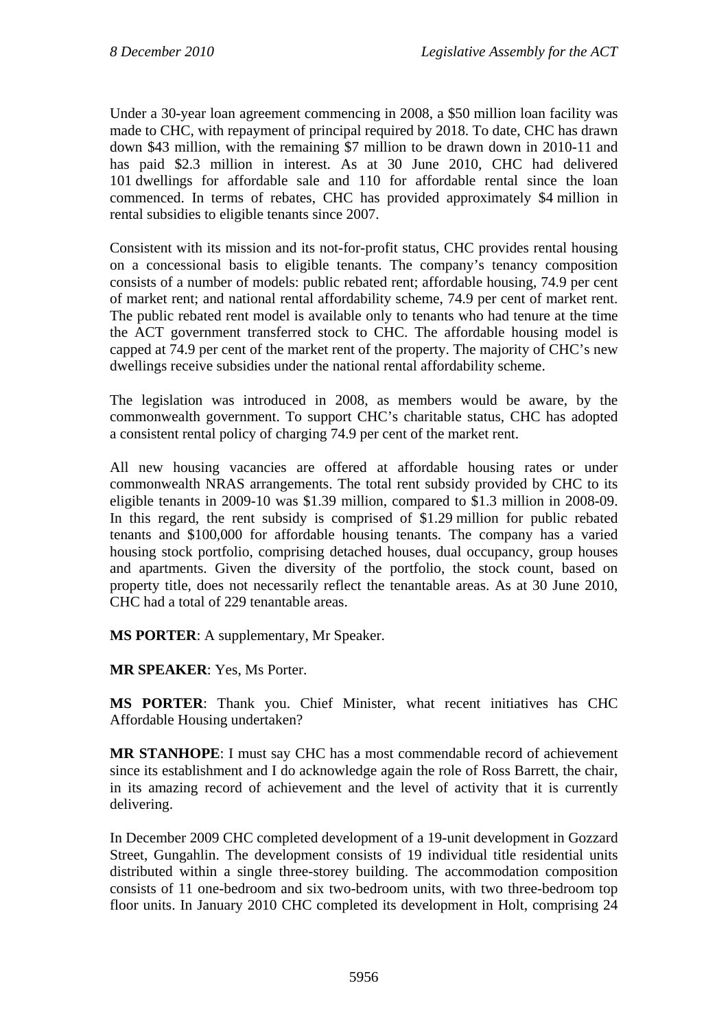Under a 30-year loan agreement commencing in 2008, a $50 million loan facility was made to CHC, with repayment of principal required by 2018. To date, CHC has drawn down $43 million, with the remaining $7 million to be drawn down in 2010-11 and has paid $2.3 million in interest. As at 30 June 2010, CHC had delivered 101 dwellings for affordable sale and 110 for affordable rental since the loan commenced. In terms of rebates, CHC has provided approximately $4 million in rental subsidies to eligible tenants since 2007.

Consistent with its mission and its not-for-profit status, CHC provides rental housing on a concessional basis to eligible tenants. The company's tenancy composition consists of a number of models: public rebated rent; affordable housing, 74.9 per cent of market rent; and national rental affordability scheme, 74.9 per cent of market rent. The public rebated rent model is available only to tenants who had tenure at the time the ACT government transferred stock to CHC. The affordable housing model is capped at 74.9 per cent of the market rent of the property. The majority of CHC's new dwellings receive subsidies under the national rental affordability scheme.

The legislation was introduced in 2008, as members would be aware, by the commonwealth government. To support CHC's charitable status, CHC has adopted a consistent rental policy of charging 74.9 per cent of the market rent.

All new housing vacancies are offered at affordable housing rates or under commonwealth NRAS arrangements. The total rent subsidy provided by CHC to its eligible tenants in 2009-10 was $1.39 million, compared to $1.3 million in 2008-09. In this regard, the rent subsidy is comprised of $1.29 million for public rebated tenants and $100,000 for affordable housing tenants. The company has a varied housing stock portfolio, comprising detached houses, dual occupancy, group houses and apartments. Given the diversity of the portfolio, the stock count, based on property title, does not necessarily reflect the tenantable areas. As at 30 June 2010, CHC had a total of 229 tenantable areas.

**MS PORTER**: A supplementary, Mr Speaker.

**MR SPEAKER**: Yes, Ms Porter.

**MS PORTER**: Thank you. Chief Minister, what recent initiatives has CHC Affordable Housing undertaken?

**MR STANHOPE**: I must say CHC has a most commendable record of achievement since its establishment and I do acknowledge again the role of Ross Barrett, the chair, in its amazing record of achievement and the level of activity that it is currently delivering.

In December 2009 CHC completed development of a 19-unit development in Gozzard Street, Gungahlin. The development consists of 19 individual title residential units distributed within a single three-storey building. The accommodation composition consists of 11 one-bedroom and six two-bedroom units, with two three-bedroom top floor units. In January 2010 CHC completed its development in Holt, comprising 24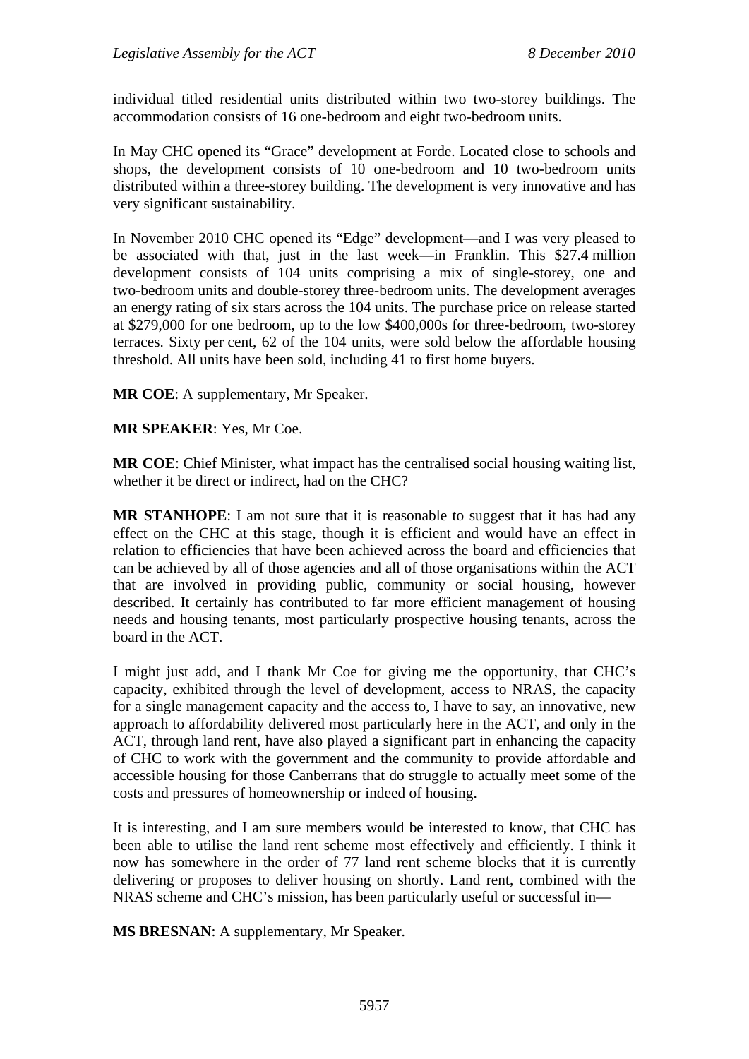individual titled residential units distributed within two two-storey buildings. The accommodation consists of 16 one-bedroom and eight two-bedroom units.

In May CHC opened its "Grace" development at Forde. Located close to schools and shops, the development consists of 10 one-bedroom and 10 two-bedroom units distributed within a three-storey building. The development is very innovative and has very significant sustainability.

In November 2010 CHC opened its "Edge" development—and I was very pleased to be associated with that, just in the last week—in Franklin. This $27.4 million development consists of 104 units comprising a mix of single-storey, one and two-bedroom units and double-storey three-bedroom units. The development averages an energy rating of six stars across the 104 units. The purchase price on release started at $279,000 for one bedroom, up to the low $400,000s for three-bedroom, two-storey terraces. Sixty per cent, 62 of the 104 units, were sold below the affordable housing threshold. All units have been sold, including 41 to first home buyers.

**MR COE**: A supplementary, Mr Speaker.

**MR SPEAKER**: Yes, Mr Coe.

**MR COE**: Chief Minister, what impact has the centralised social housing waiting list, whether it be direct or indirect, had on the CHC?

**MR STANHOPE**: I am not sure that it is reasonable to suggest that it has had any effect on the CHC at this stage, though it is efficient and would have an effect in relation to efficiencies that have been achieved across the board and efficiencies that can be achieved by all of those agencies and all of those organisations within the ACT that are involved in providing public, community or social housing, however described. It certainly has contributed to far more efficient management of housing needs and housing tenants, most particularly prospective housing tenants, across the board in the ACT.

I might just add, and I thank Mr Coe for giving me the opportunity, that CHC's capacity, exhibited through the level of development, access to NRAS, the capacity for a single management capacity and the access to, I have to say, an innovative, new approach to affordability delivered most particularly here in the ACT, and only in the ACT, through land rent, have also played a significant part in enhancing the capacity of CHC to work with the government and the community to provide affordable and accessible housing for those Canberrans that do struggle to actually meet some of the costs and pressures of homeownership or indeed of housing.

It is interesting, and I am sure members would be interested to know, that CHC has been able to utilise the land rent scheme most effectively and efficiently. I think it now has somewhere in the order of 77 land rent scheme blocks that it is currently delivering or proposes to deliver housing on shortly. Land rent, combined with the NRAS scheme and CHC's mission, has been particularly useful or successful in—

**MS BRESNAN**: A supplementary, Mr Speaker.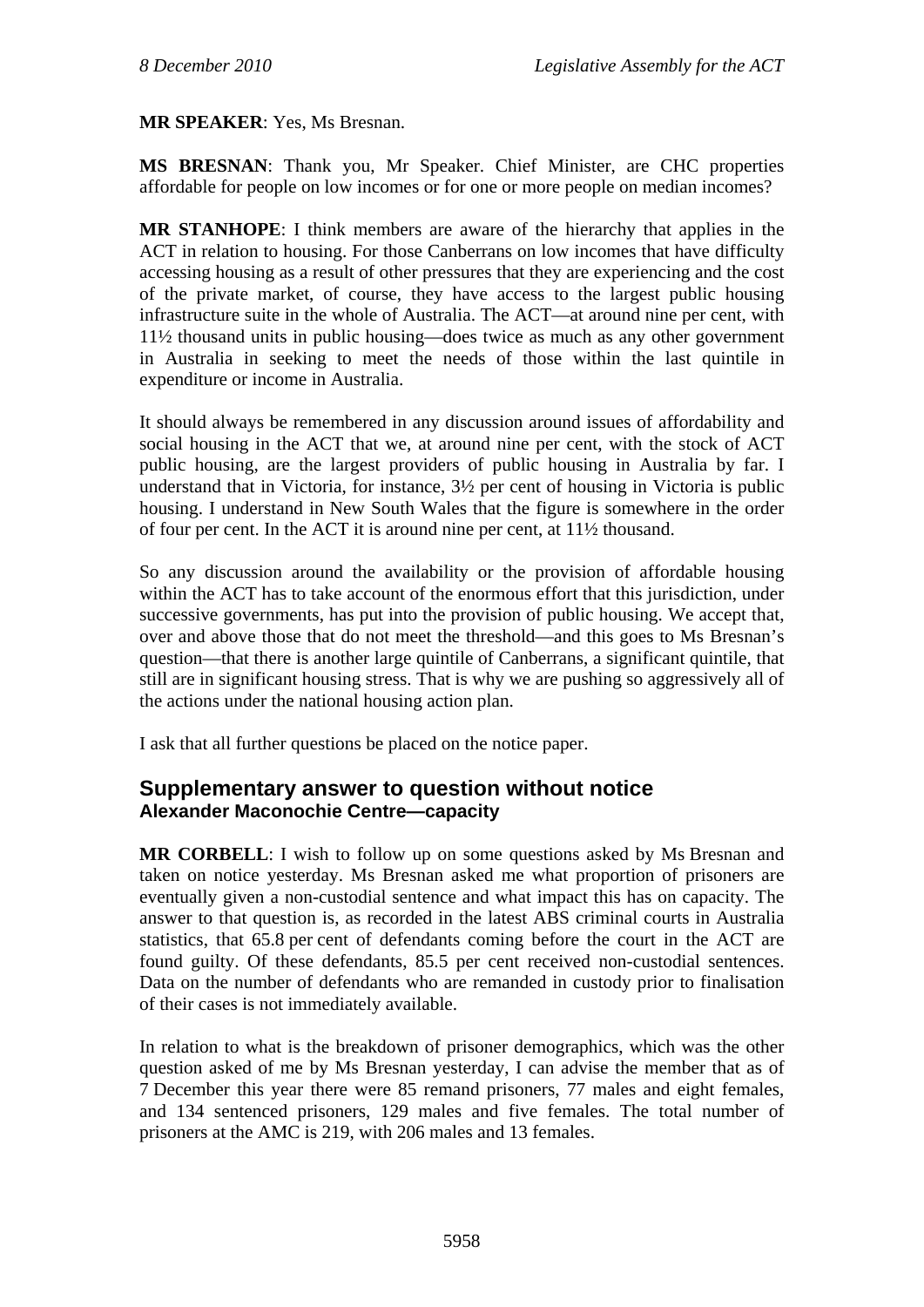**MR SPEAKER**: Yes, Ms Bresnan.

**MS BRESNAN**: Thank you, Mr Speaker. Chief Minister, are CHC properties affordable for people on low incomes or for one or more people on median incomes?

**MR STANHOPE**: I think members are aware of the hierarchy that applies in the ACT in relation to housing. For those Canberrans on low incomes that have difficulty accessing housing as a result of other pressures that they are experiencing and the cost of the private market, of course, they have access to the largest public housing infrastructure suite in the whole of Australia. The ACT—at around nine per cent, with 11½ thousand units in public housing—does twice as much as any other government in Australia in seeking to meet the needs of those within the last quintile in expenditure or income in Australia.

It should always be remembered in any discussion around issues of affordability and social housing in the ACT that we, at around nine per cent, with the stock of ACT public housing, are the largest providers of public housing in Australia by far. I understand that in Victoria, for instance, 3½ per cent of housing in Victoria is public housing. I understand in New South Wales that the figure is somewhere in the order of four per cent. In the ACT it is around nine per cent, at 11½ thousand.

So any discussion around the availability or the provision of affordable housing within the ACT has to take account of the enormous effort that this jurisdiction, under successive governments, has put into the provision of public housing. We accept that, over and above those that do not meet the threshold—and this goes to Ms Bresnan's question—that there is another large quintile of Canberrans, a significant quintile, that still are in significant housing stress. That is why we are pushing so aggressively all of the actions under the national housing action plan.

I ask that all further questions be placed on the notice paper.

## Supplementary answer to question without notice

### Alexander Maconochie Centre—capacity

**MR CORBELL**: I wish to follow up on some questions asked by Ms Bresnan and taken on notice yesterday. Ms Bresnan asked me what proportion of prisoners are eventually given a non-custodial sentence and what impact this has on capacity. The answer to that question is, as recorded in the latest ABS criminal courts in Australia statistics, that 65.8 per cent of defendants coming before the court in the ACT are found guilty. Of these defendants, 85.5 per cent received non-custodial sentences. Data on the number of defendants who are remanded in custody prior to finalisation of their cases is not immediately available.

In relation to what is the breakdown of prisoner demographics, which was the other question asked of me by Ms Bresnan yesterday, I can advise the member that as of 7 December this year there were 85 remand prisoners, 77 males and eight females, and 134 sentenced prisoners, 129 males and five females. The total number of prisoners at the AMC is 219, with 206 males and 13 females.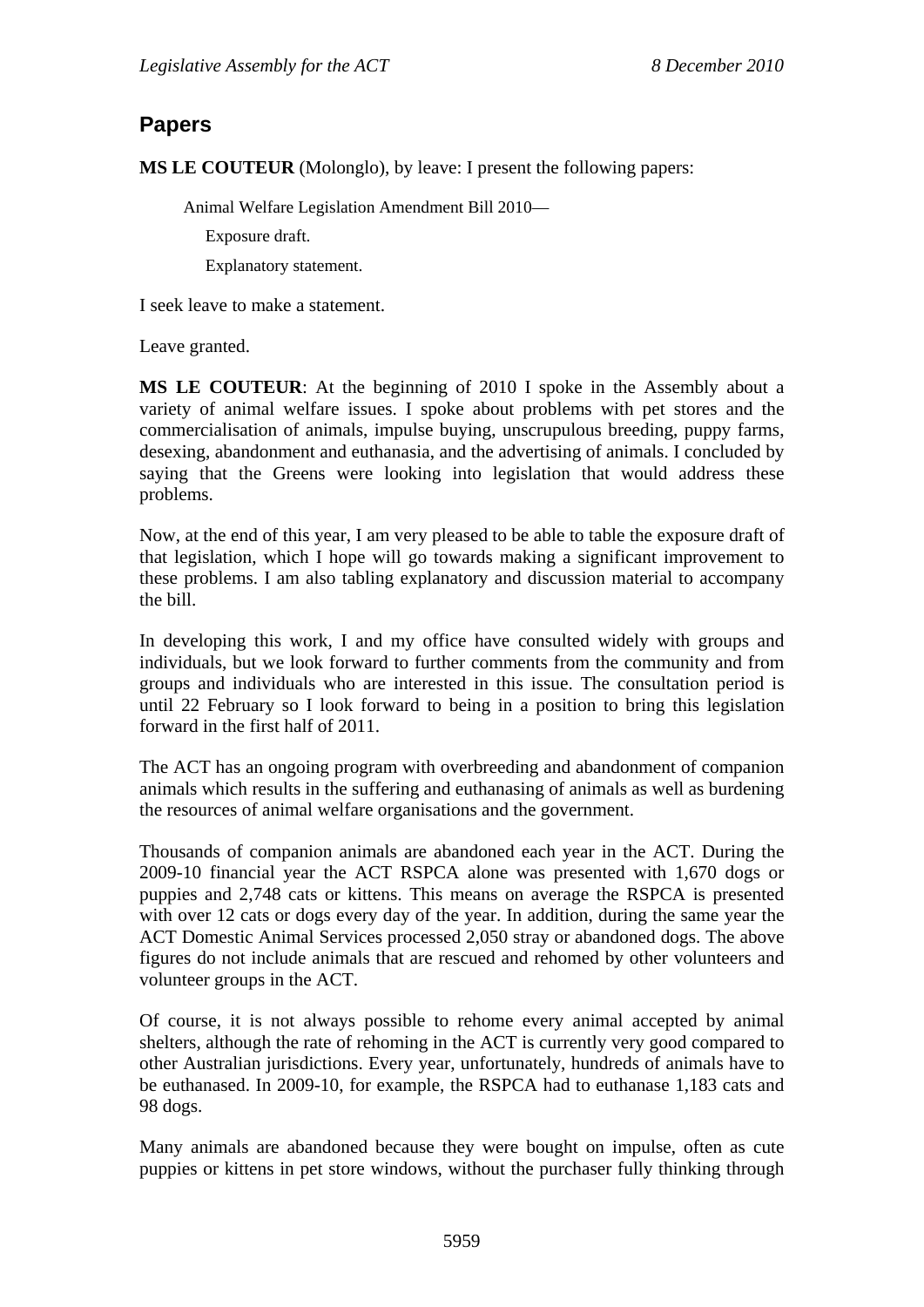## Papers

**MS LE COUTEUR** (Molonglo), by leave: I present the following papers:

> Animal Welfare Legislation Amendment Bill 2010—
>
> > Exposure draft.
> >
> > Explanatory statement.

I seek leave to make a statement.

Leave granted.

**MS LE COUTEUR**: At the beginning of 2010 I spoke in the Assembly about a variety of animal welfare issues. I spoke about problems with pet stores and the commercialisation of animals, impulse buying, unscrupulous breeding, puppy farms, desexing, abandonment and euthanasia, and the advertising of animals. I concluded by saying that the Greens were looking into legislation that would address these problems.

Now, at the end of this year, I am very pleased to be able to table the exposure draft of that legislation, which I hope will go towards making a significant improvement to these problems. I am also tabling explanatory and discussion material to accompany the bill.

In developing this work, I and my office have consulted widely with groups and individuals, but we look forward to further comments from the community and from groups and individuals who are interested in this issue. The consultation period is until 22 February so I look forward to being in a position to bring this legislation forward in the first half of 2011.

The ACT has an ongoing program with overbreeding and abandonment of companion animals which results in the suffering and euthanasing of animals as well as burdening the resources of animal welfare organisations and the government.

Thousands of companion animals are abandoned each year in the ACT. During the 2009-10 financial year the ACT RSPCA alone was presented with 1,670 dogs or puppies and 2,748 cats or kittens. This means on average the RSPCA is presented with over 12 cats or dogs every day of the year. In addition, during the same year the ACT Domestic Animal Services processed 2,050 stray or abandoned dogs. The above figures do not include animals that are rescued and rehomed by other volunteers and volunteer groups in the ACT.

Of course, it is not always possible to rehome every animal accepted by animal shelters, although the rate of rehoming in the ACT is currently very good compared to other Australian jurisdictions. Every year, unfortunately, hundreds of animals have to be euthanased. In 2009-10, for example, the RSPCA had to euthanase 1,183 cats and 98 dogs.

Many animals are abandoned because they were bought on impulse, often as cute puppies or kittens in pet store windows, without the purchaser fully thinking through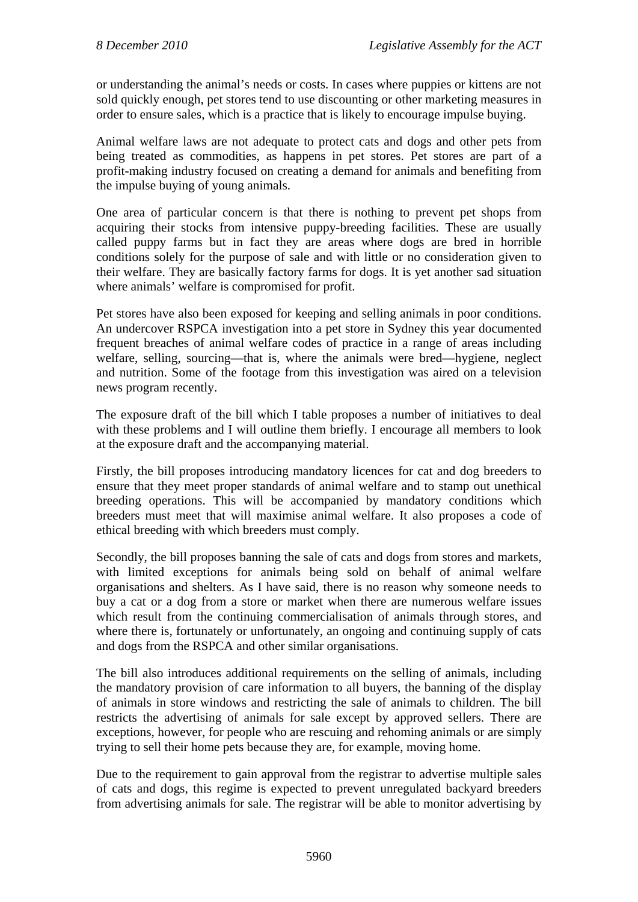or understanding the animal's needs or costs. In cases where puppies or kittens are not sold quickly enough, pet stores tend to use discounting or other marketing measures in order to ensure sales, which is a practice that is likely to encourage impulse buying.

Animal welfare laws are not adequate to protect cats and dogs and other pets from being treated as commodities, as happens in pet stores. Pet stores are part of a profit-making industry focused on creating a demand for animals and benefiting from the impulse buying of young animals.

One area of particular concern is that there is nothing to prevent pet shops from acquiring their stocks from intensive puppy-breeding facilities. These are usually called puppy farms but in fact they are areas where dogs are bred in horrible conditions solely for the purpose of sale and with little or no consideration given to their welfare. They are basically factory farms for dogs. It is yet another sad situation where animals' welfare is compromised for profit.

Pet stores have also been exposed for keeping and selling animals in poor conditions. An undercover RSPCA investigation into a pet store in Sydney this year documented frequent breaches of animal welfare codes of practice in a range of areas including welfare, selling, sourcing—that is, where the animals were bred—hygiene, neglect and nutrition. Some of the footage from this investigation was aired on a television news program recently.

The exposure draft of the bill which I table proposes a number of initiatives to deal with these problems and I will outline them briefly. I encourage all members to look at the exposure draft and the accompanying material.

Firstly, the bill proposes introducing mandatory licences for cat and dog breeders to ensure that they meet proper standards of animal welfare and to stamp out unethical breeding operations. This will be accompanied by mandatory conditions which breeders must meet that will maximise animal welfare. It also proposes a code of ethical breeding with which breeders must comply.

Secondly, the bill proposes banning the sale of cats and dogs from stores and markets, with limited exceptions for animals being sold on behalf of animal welfare organisations and shelters. As I have said, there is no reason why someone needs to buy a cat or a dog from a store or market when there are numerous welfare issues which result from the continuing commercialisation of animals through stores, and where there is, fortunately or unfortunately, an ongoing and continuing supply of cats and dogs from the RSPCA and other similar organisations.

The bill also introduces additional requirements on the selling of animals, including the mandatory provision of care information to all buyers, the banning of the display of animals in store windows and restricting the sale of animals to children. The bill restricts the advertising of animals for sale except by approved sellers. There are exceptions, however, for people who are rescuing and rehoming animals or are simply trying to sell their home pets because they are, for example, moving home.

Due to the requirement to gain approval from the registrar to advertise multiple sales of cats and dogs, this regime is expected to prevent unregulated backyard breeders from advertising animals for sale. The registrar will be able to monitor advertising by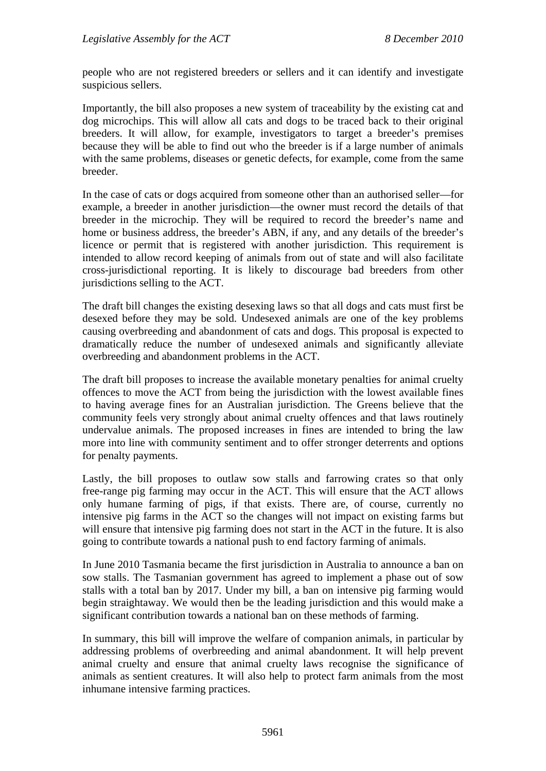people who are not registered breeders or sellers and it can identify and investigate suspicious sellers.

Importantly, the bill also proposes a new system of traceability by the existing cat and dog microchips. This will allow all cats and dogs to be traced back to their original breeders. It will allow, for example, investigators to target a breeder's premises because they will be able to find out who the breeder is if a large number of animals with the same problems, diseases or genetic defects, for example, come from the same breeder.

In the case of cats or dogs acquired from someone other than an authorised seller—for example, a breeder in another jurisdiction—the owner must record the details of that breeder in the microchip. They will be required to record the breeder's name and home or business address, the breeder's ABN, if any, and any details of the breeder's licence or permit that is registered with another jurisdiction. This requirement is intended to allow record keeping of animals from out of state and will also facilitate cross-jurisdictional reporting. It is likely to discourage bad breeders from other jurisdictions selling to the ACT.

The draft bill changes the existing desexing laws so that all dogs and cats must first be desexed before they may be sold. Undesexed animals are one of the key problems causing overbreeding and abandonment of cats and dogs. This proposal is expected to dramatically reduce the number of undesexed animals and significantly alleviate overbreeding and abandonment problems in the ACT.

The draft bill proposes to increase the available monetary penalties for animal cruelty offences to move the ACT from being the jurisdiction with the lowest available fines to having average fines for an Australian jurisdiction. The Greens believe that the community feels very strongly about animal cruelty offences and that laws routinely undervalue animals. The proposed increases in fines are intended to bring the law more into line with community sentiment and to offer stronger deterrents and options for penalty payments.

Lastly, the bill proposes to outlaw sow stalls and farrowing crates so that only free-range pig farming may occur in the ACT. This will ensure that the ACT allows only humane farming of pigs, if that exists. There are, of course, currently no intensive pig farms in the ACT so the changes will not impact on existing farms but will ensure that intensive pig farming does not start in the ACT in the future. It is also going to contribute towards a national push to end factory farming of animals.

In June 2010 Tasmania became the first jurisdiction in Australia to announce a ban on sow stalls. The Tasmanian government has agreed to implement a phase out of sow stalls with a total ban by 2017. Under my bill, a ban on intensive pig farming would begin straightaway. We would then be the leading jurisdiction and this would make a significant contribution towards a national ban on these methods of farming.

In summary, this bill will improve the welfare of companion animals, in particular by addressing problems of overbreeding and animal abandonment. It will help prevent animal cruelty and ensure that animal cruelty laws recognise the significance of animals as sentient creatures. It will also help to protect farm animals from the most inhumane intensive farming practices.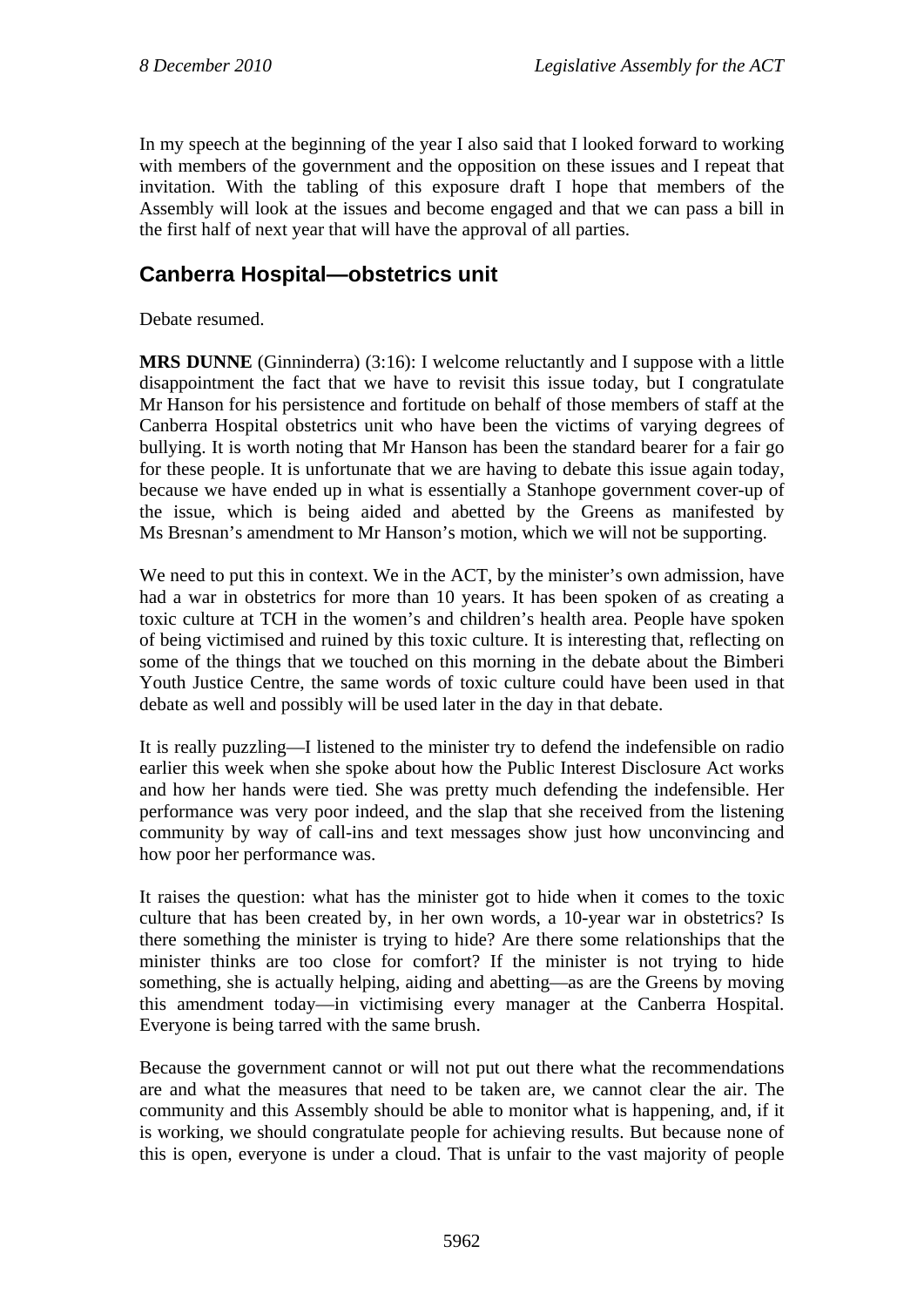In my speech at the beginning of the year I also said that I looked forward to working with members of the government and the opposition on these issues and I repeat that invitation. With the tabling of this exposure draft I hope that members of the Assembly will look at the issues and become engaged and that we can pass a bill in the first half of next year that will have the approval of all parties.

## Canberra Hospital—obstetrics unit

Debate resumed.

**MRS DUNNE** (Ginninderra) (3:16): I welcome reluctantly and I suppose with a little disappointment the fact that we have to revisit this issue today, but I congratulate Mr Hanson for his persistence and fortitude on behalf of those members of staff at the Canberra Hospital obstetrics unit who have been the victims of varying degrees of bullying. It is worth noting that Mr Hanson has been the standard bearer for a fair go for these people. It is unfortunate that we are having to debate this issue again today, because we have ended up in what is essentially a Stanhope government cover-up of the issue, which is being aided and abetted by the Greens as manifested by Ms Bresnan's amendment to Mr Hanson's motion, which we will not be supporting.

We need to put this in context. We in the ACT, by the minister's own admission, have had a war in obstetrics for more than 10 years. It has been spoken of as creating a toxic culture at TCH in the women's and children's health area. People have spoken of being victimised and ruined by this toxic culture. It is interesting that, reflecting on some of the things that we touched on this morning in the debate about the Bimberi Youth Justice Centre, the same words of toxic culture could have been used in that debate as well and possibly will be used later in the day in that debate.

It is really puzzling—I listened to the minister try to defend the indefensible on radio earlier this week when she spoke about how the Public Interest Disclosure Act works and how her hands were tied. She was pretty much defending the indefensible. Her performance was very poor indeed, and the slap that she received from the listening community by way of call-ins and text messages show just how unconvincing and how poor her performance was.

It raises the question: what has the minister got to hide when it comes to the toxic culture that has been created by, in her own words, a 10-year war in obstetrics? Is there something the minister is trying to hide? Are there some relationships that the minister thinks are too close for comfort? If the minister is not trying to hide something, she is actually helping, aiding and abetting—as are the Greens by moving this amendment today—in victimising every manager at the Canberra Hospital. Everyone is being tarred with the same brush.

Because the government cannot or will not put out there what the recommendations are and what the measures that need to be taken are, we cannot clear the air. The community and this Assembly should be able to monitor what is happening, and, if it is working, we should congratulate people for achieving results. But because none of this is open, everyone is under a cloud. That is unfair to the vast majority of people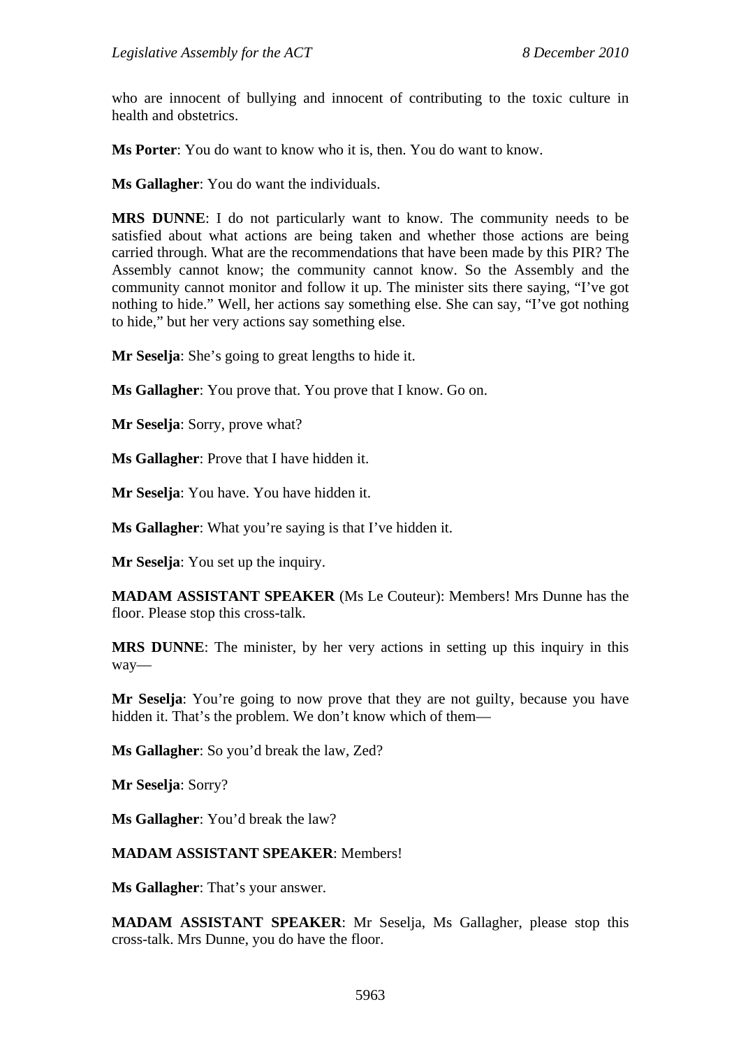who are innocent of bullying and innocent of contributing to the toxic culture in health and obstetrics.

**Ms Porter**: You do want to know who it is, then. You do want to know.

**Ms Gallagher**: You do want the individuals.

**MRS DUNNE**: I do not particularly want to know. The community needs to be satisfied about what actions are being taken and whether those actions are being carried through. What are the recommendations that have been made by this PIR? The Assembly cannot know; the community cannot know. So the Assembly and the community cannot monitor and follow it up. The minister sits there saying, "I've got nothing to hide." Well, her actions say something else. She can say, "I've got nothing to hide," but her very actions say something else.

**Mr Seselja**: She's going to great lengths to hide it.

**Ms Gallagher**: You prove that. You prove that I know. Go on.

**Mr Seselja**: Sorry, prove what?

**Ms Gallagher**: Prove that I have hidden it.

**Mr Seselja**: You have. You have hidden it.

**Ms Gallagher**: What you're saying is that I've hidden it.

**Mr Seselja**: You set up the inquiry.

**MADAM ASSISTANT SPEAKER** (Ms Le Couteur): Members! Mrs Dunne has the floor. Please stop this cross-talk.

**MRS DUNNE**: The minister, by her very actions in setting up this inquiry in this way—

**Mr Seselja**: You're going to now prove that they are not guilty, because you have hidden it. That's the problem. We don't know which of them—

**Ms Gallagher**: So you'd break the law, Zed?

**Mr Seselja**: Sorry?

**Ms Gallagher**: You'd break the law?

**MADAM ASSISTANT SPEAKER**: Members!

**Ms Gallagher**: That's your answer.

**MADAM ASSISTANT SPEAKER**: Mr Seselja, Ms Gallagher, please stop this cross-talk. Mrs Dunne, you do have the floor.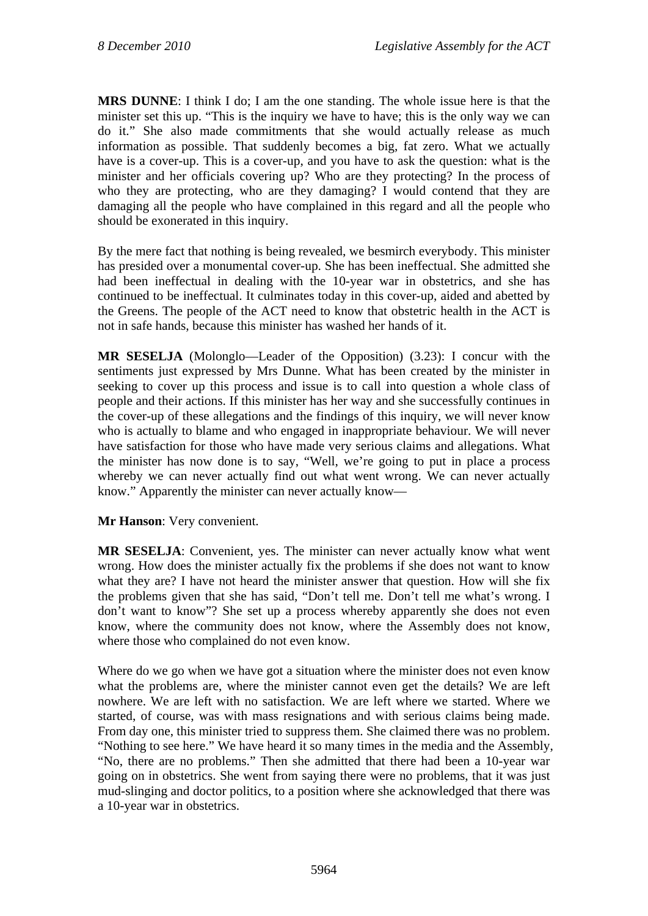**MRS DUNNE**: I think I do; I am the one standing. The whole issue here is that the minister set this up. "This is the inquiry we have to have; this is the only way we can do it." She also made commitments that she would actually release as much information as possible. That suddenly becomes a big, fat zero. What we actually have is a cover-up. This is a cover-up, and you have to ask the question: what is the minister and her officials covering up? Who are they protecting? In the process of who they are protecting, who are they damaging? I would contend that they are damaging all the people who have complained in this regard and all the people who should be exonerated in this inquiry.

By the mere fact that nothing is being revealed, we besmirch everybody. This minister has presided over a monumental cover-up. She has been ineffectual. She admitted she had been ineffectual in dealing with the 10-year war in obstetrics, and she has continued to be ineffectual. It culminates today in this cover-up, aided and abetted by the Greens. The people of the ACT need to know that obstetric health in the ACT is not in safe hands, because this minister has washed her hands of it.

**MR SESELJA** (Molonglo—Leader of the Opposition) (3.23): I concur with the sentiments just expressed by Mrs Dunne. What has been created by the minister in seeking to cover up this process and issue is to call into question a whole class of people and their actions. If this minister has her way and she successfully continues in the cover-up of these allegations and the findings of this inquiry, we will never know who is actually to blame and who engaged in inappropriate behaviour. We will never have satisfaction for those who have made very serious claims and allegations. What the minister has now done is to say, "Well, we're going to put in place a process whereby we can never actually find out what went wrong. We can never actually know." Apparently the minister can never actually know—

**Mr Hanson**: Very convenient.

**MR SESELJA**: Convenient, yes. The minister can never actually know what went wrong. How does the minister actually fix the problems if she does not want to know what they are? I have not heard the minister answer that question. How will she fix the problems given that she has said, "Don't tell me. Don't tell me what's wrong. I don't want to know"? She set up a process whereby apparently she does not even know, where the community does not know, where the Assembly does not know, where those who complained do not even know.

Where do we go when we have got a situation where the minister does not even know what the problems are, where the minister cannot even get the details? We are left nowhere. We are left with no satisfaction. We are left where we started. Where we started, of course, was with mass resignations and with serious claims being made. From day one, this minister tried to suppress them. She claimed there was no problem. "Nothing to see here." We have heard it so many times in the media and the Assembly, "No, there are no problems." Then she admitted that there had been a 10-year war going on in obstetrics. She went from saying there were no problems, that it was just mud-slinging and doctor politics, to a position where she acknowledged that there was a 10-year war in obstetrics.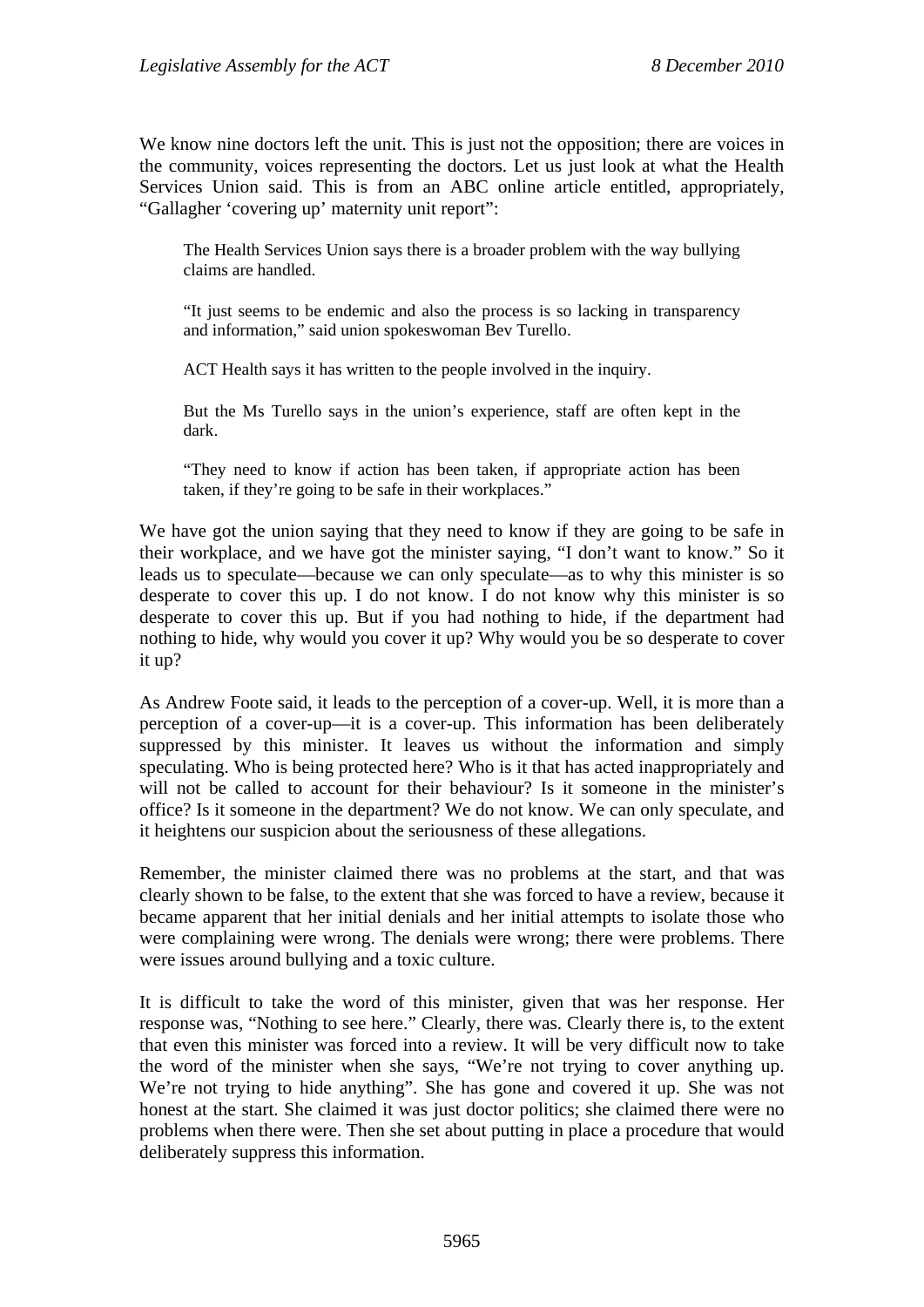We know nine doctors left the unit. This is just not the opposition; there are voices in the community, voices representing the doctors. Let us just look at what the Health Services Union said. This is from an ABC online article entitled, appropriately, "Gallagher 'covering up' maternity unit report":

> The Health Services Union says there is a broader problem with the way bullying claims are handled.
>
> "It just seems to be endemic and also the process is so lacking in transparency and information," said union spokeswoman Bev Turello.
>
> ACT Health says it has written to the people involved in the inquiry.
>
> But the Ms Turello says in the union's experience, staff are often kept in the dark.
>
> "They need to know if action has been taken, if appropriate action has been taken, if they're going to be safe in their workplaces."

We have got the union saying that they need to know if they are going to be safe in their workplace, and we have got the minister saying, "I don't want to know." So it leads us to speculate—because we can only speculate—as to why this minister is so desperate to cover this up. I do not know. I do not know why this minister is so desperate to cover this up. But if you had nothing to hide, if the department had nothing to hide, why would you cover it up? Why would you be so desperate to cover it up?

As Andrew Foote said, it leads to the perception of a cover-up. Well, it is more than a perception of a cover-up—it is a cover-up. This information has been deliberately suppressed by this minister. It leaves us without the information and simply speculating. Who is being protected here? Who is it that has acted inappropriately and will not be called to account for their behaviour? Is it someone in the minister's office? Is it someone in the department? We do not know. We can only speculate, and it heightens our suspicion about the seriousness of these allegations.

Remember, the minister claimed there was no problems at the start, and that was clearly shown to be false, to the extent that she was forced to have a review, because it became apparent that her initial denials and her initial attempts to isolate those who were complaining were wrong. The denials were wrong; there were problems. There were issues around bullying and a toxic culture.

It is difficult to take the word of this minister, given that was her response. Her response was, "Nothing to see here." Clearly, there was. Clearly there is, to the extent that even this minister was forced into a review. It will be very difficult now to take the word of the minister when she says, "We're not trying to cover anything up. We're not trying to hide anything". She has gone and covered it up. She was not honest at the start. She claimed it was just doctor politics; she claimed there were no problems when there were. Then she set about putting in place a procedure that would deliberately suppress this information.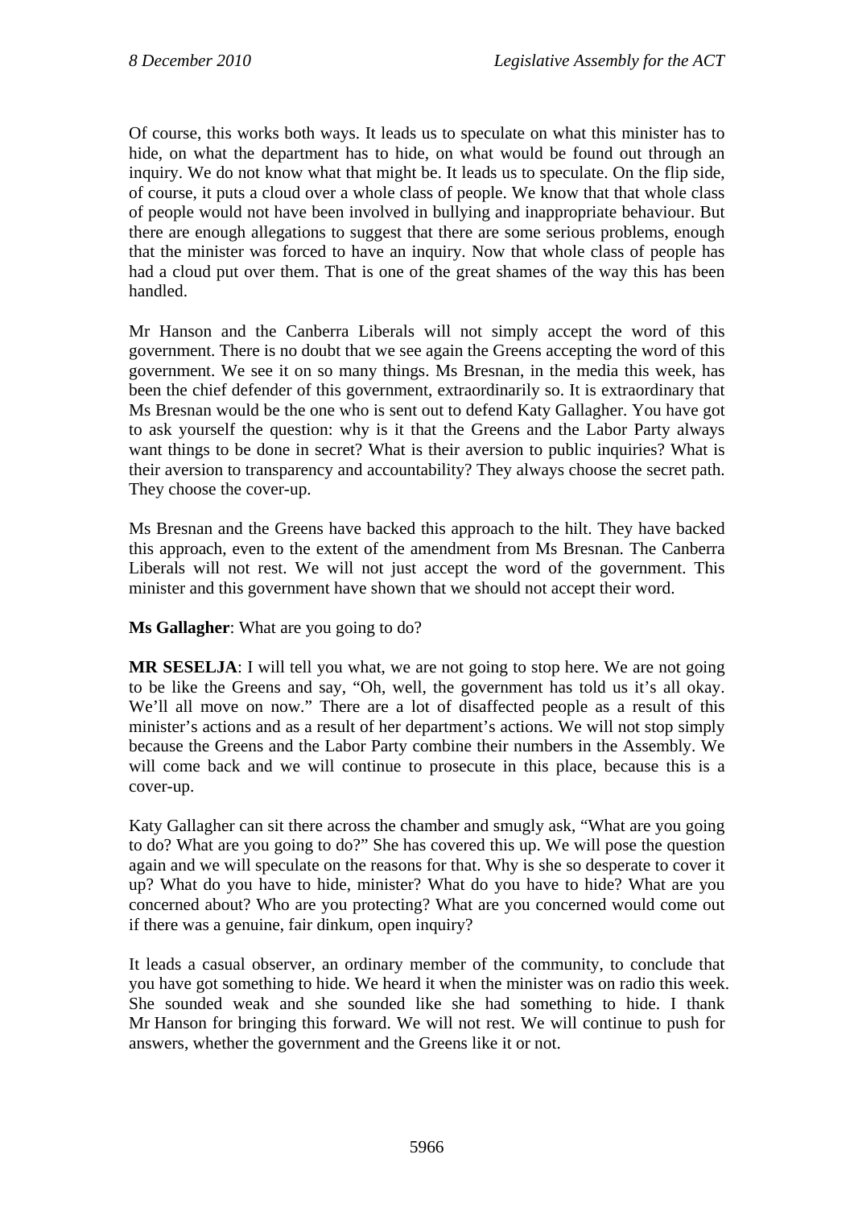Of course, this works both ways. It leads us to speculate on what this minister has to hide, on what the department has to hide, on what would be found out through an inquiry. We do not know what that might be. It leads us to speculate. On the flip side, of course, it puts a cloud over a whole class of people. We know that that whole class of people would not have been involved in bullying and inappropriate behaviour. But there are enough allegations to suggest that there are some serious problems, enough that the minister was forced to have an inquiry. Now that whole class of people has had a cloud put over them. That is one of the great shames of the way this has been handled.

Mr Hanson and the Canberra Liberals will not simply accept the word of this government. There is no doubt that we see again the Greens accepting the word of this government. We see it on so many things. Ms Bresnan, in the media this week, has been the chief defender of this government, extraordinarily so. It is extraordinary that Ms Bresnan would be the one who is sent out to defend Katy Gallagher. You have got to ask yourself the question: why is it that the Greens and the Labor Party always want things to be done in secret? What is their aversion to public inquiries? What is their aversion to transparency and accountability? They always choose the secret path. They choose the cover-up.

Ms Bresnan and the Greens have backed this approach to the hilt. They have backed this approach, even to the extent of the amendment from Ms Bresnan. The Canberra Liberals will not rest. We will not just accept the word of the government. This minister and this government have shown that we should not accept their word.

**Ms Gallagher**: What are you going to do?

**MR SESELJA**: I will tell you what, we are not going to stop here. We are not going to be like the Greens and say, "Oh, well, the government has told us it's all okay. We'll all move on now." There are a lot of disaffected people as a result of this minister's actions and as a result of her department's actions. We will not stop simply because the Greens and the Labor Party combine their numbers in the Assembly. We will come back and we will continue to prosecute in this place, because this is a cover-up.

Katy Gallagher can sit there across the chamber and smugly ask, "What are you going to do? What are you going to do?" She has covered this up. We will pose the question again and we will speculate on the reasons for that. Why is she so desperate to cover it up? What do you have to hide, minister? What do you have to hide? What are you concerned about? Who are you protecting? What are you concerned would come out if there was a genuine, fair dinkum, open inquiry?

It leads a casual observer, an ordinary member of the community, to conclude that you have got something to hide. We heard it when the minister was on radio this week. She sounded weak and she sounded like she had something to hide. I thank Mr Hanson for bringing this forward. We will not rest. We will continue to push for answers, whether the government and the Greens like it or not.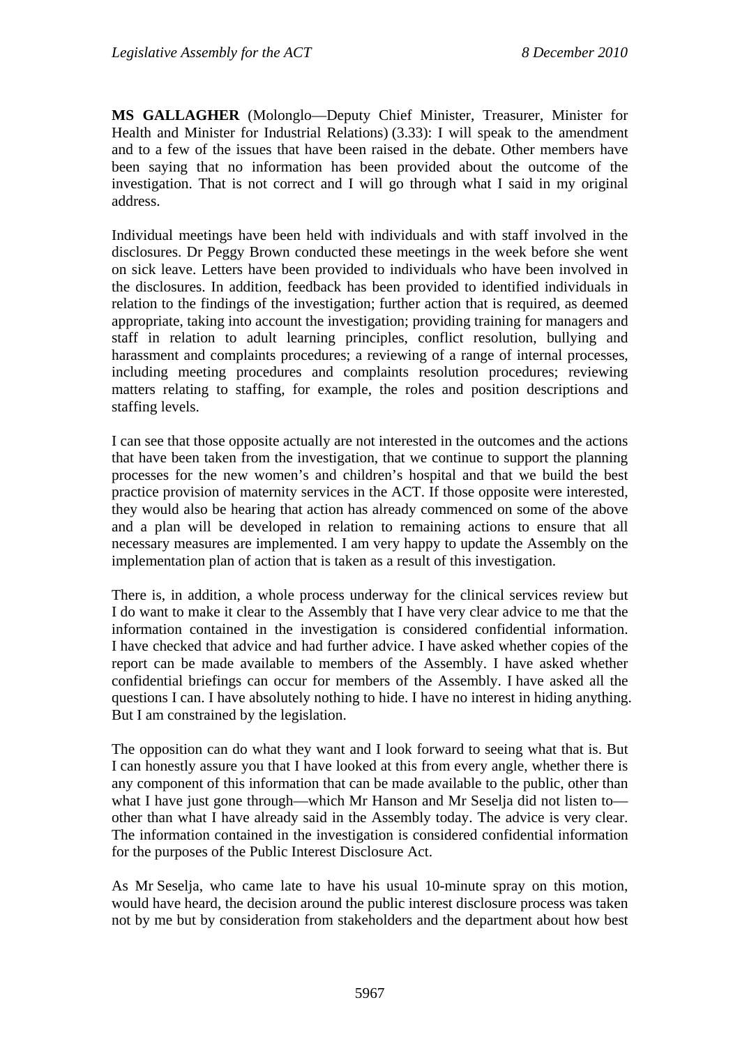**MS GALLAGHER** (Molonglo—Deputy Chief Minister, Treasurer, Minister for Health and Minister for Industrial Relations) (3.33): I will speak to the amendment and to a few of the issues that have been raised in the debate. Other members have been saying that no information has been provided about the outcome of the investigation. That is not correct and I will go through what I said in my original address.

Individual meetings have been held with individuals and with staff involved in the disclosures. Dr Peggy Brown conducted these meetings in the week before she went on sick leave. Letters have been provided to individuals who have been involved in the disclosures. In addition, feedback has been provided to identified individuals in relation to the findings of the investigation; further action that is required, as deemed appropriate, taking into account the investigation; providing training for managers and staff in relation to adult learning principles, conflict resolution, bullying and harassment and complaints procedures; a reviewing of a range of internal processes, including meeting procedures and complaints resolution procedures; reviewing matters relating to staffing, for example, the roles and position descriptions and staffing levels.

I can see that those opposite actually are not interested in the outcomes and the actions that have been taken from the investigation, that we continue to support the planning processes for the new women's and children's hospital and that we build the best practice provision of maternity services in the ACT. If those opposite were interested, they would also be hearing that action has already commenced on some of the above and a plan will be developed in relation to remaining actions to ensure that all necessary measures are implemented. I am very happy to update the Assembly on the implementation plan of action that is taken as a result of this investigation.

There is, in addition, a whole process underway for the clinical services review but I do want to make it clear to the Assembly that I have very clear advice to me that the information contained in the investigation is considered confidential information. I have checked that advice and had further advice. I have asked whether copies of the report can be made available to members of the Assembly. I have asked whether confidential briefings can occur for members of the Assembly. I have asked all the questions I can. I have absolutely nothing to hide. I have no interest in hiding anything. But I am constrained by the legislation.

The opposition can do what they want and I look forward to seeing what that is. But I can honestly assure you that I have looked at this from every angle, whether there is any component of this information that can be made available to the public, other than what I have just gone through—which Mr Hanson and Mr Seselja did not listen to—other than what I have already said in the Assembly today. The advice is very clear. The information contained in the investigation is considered confidential information for the purposes of the Public Interest Disclosure Act.

As Mr Seselja, who came late to have his usual 10-minute spray on this motion, would have heard, the decision around the public interest disclosure process was taken not by me but by consideration from stakeholders and the department about how best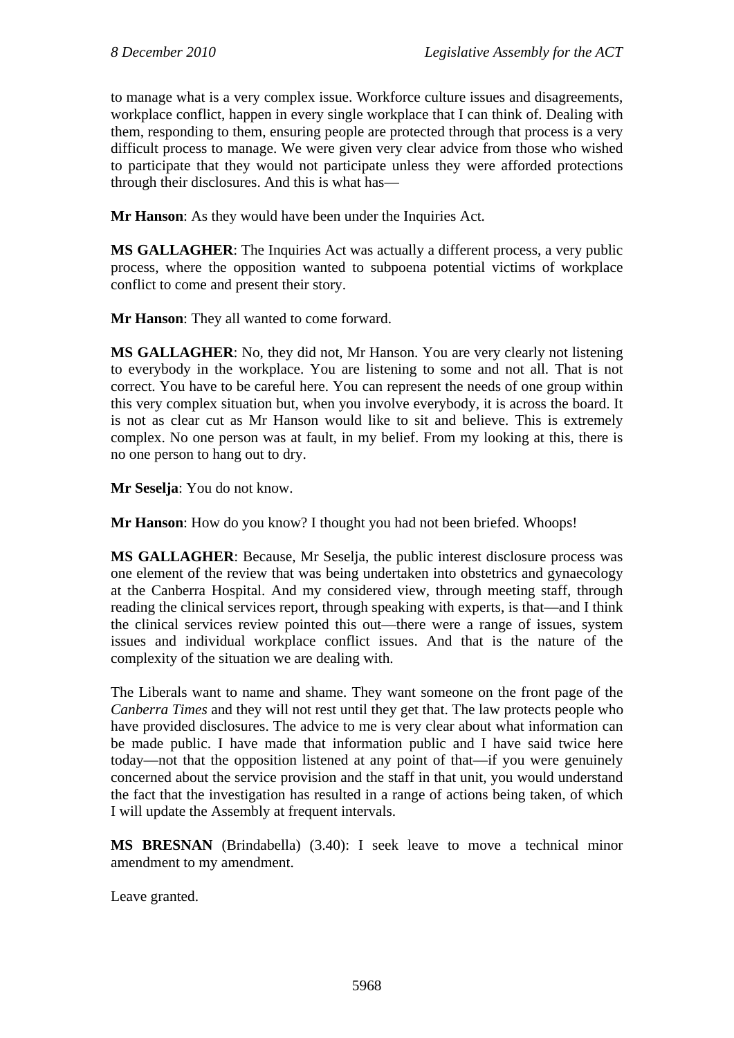to manage what is a very complex issue. Workforce culture issues and disagreements, workplace conflict, happen in every single workplace that I can think of. Dealing with them, responding to them, ensuring people are protected through that process is a very difficult process to manage. We were given very clear advice from those who wished to participate that they would not participate unless they were afforded protections through their disclosures. And this is what has—

**Mr Hanson**: As they would have been under the Inquiries Act.

**MS GALLAGHER**: The Inquiries Act was actually a different process, a very public process, where the opposition wanted to subpoena potential victims of workplace conflict to come and present their story.

**Mr Hanson**: They all wanted to come forward.

**MS GALLAGHER**: No, they did not, Mr Hanson. You are very clearly not listening to everybody in the workplace. You are listening to some and not all. That is not correct. You have to be careful here. You can represent the needs of one group within this very complex situation but, when you involve everybody, it is across the board. It is not as clear cut as Mr Hanson would like to sit and believe. This is extremely complex. No one person was at fault, in my belief. From my looking at this, there is no one person to hang out to dry.

**Mr Seselja**: You do not know.

**Mr Hanson**: How do you know? I thought you had not been briefed. Whoops!

**MS GALLAGHER**: Because, Mr Seselja, the public interest disclosure process was one element of the review that was being undertaken into obstetrics and gynaecology at the Canberra Hospital. And my considered view, through meeting staff, through reading the clinical services report, through speaking with experts, is that—and I think the clinical services review pointed this out—there were a range of issues, system issues and individual workplace conflict issues. And that is the nature of the complexity of the situation we are dealing with.

The Liberals want to name and shame. They want someone on the front page of the *Canberra Times* and they will not rest until they get that. The law protects people who have provided disclosures. The advice to me is very clear about what information can be made public. I have made that information public and I have said twice here today—not that the opposition listened at any point of that—if you were genuinely concerned about the service provision and the staff in that unit, you would understand the fact that the investigation has resulted in a range of actions being taken, of which I will update the Assembly at frequent intervals.

**MS BRESNAN** (Brindabella) (3.40): I seek leave to move a technical minor amendment to my amendment.

Leave granted.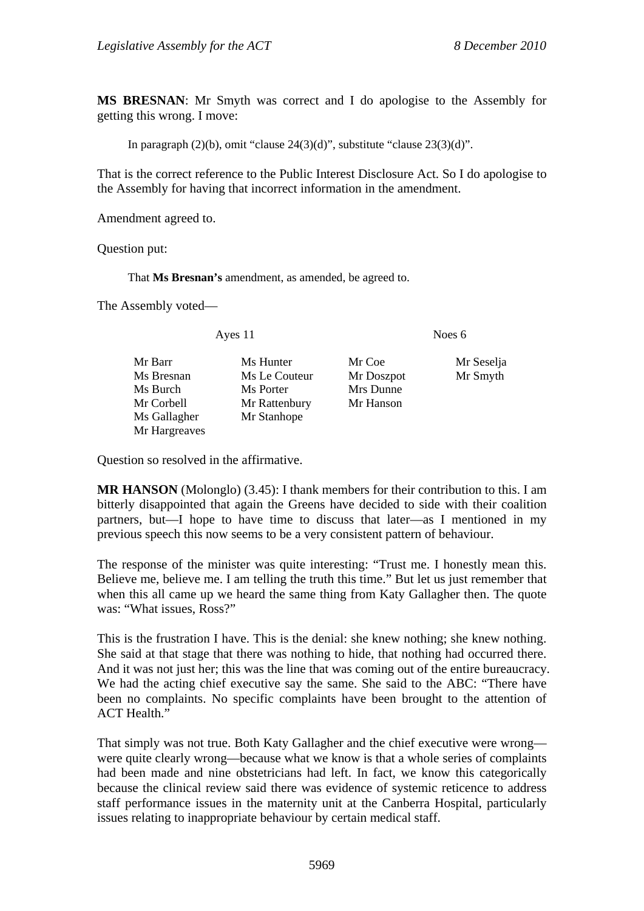**MS BRESNAN**: Mr Smyth was correct and I do apologise to the Assembly for getting this wrong. I move:

> In paragraph (2)(b), omit "clause 24(3)(d)", substitute "clause 23(3)(d)".

That is the correct reference to the Public Interest Disclosure Act. So I do apologise to the Assembly for having that incorrect information in the amendment.

Amendment agreed to.

Question put:

> That **Ms Bresnan's** amendment, as amended, be agreed to.

The Assembly voted—

| Ayes 11 | | Noes 6 | |
|---|---|---|---|
| Mr Barr | Ms Hunter | Mr Coe | Mr Seselja |
| Ms Bresnan | Ms Le Couteur | Mr Doszpot | Mr Smyth |
| Ms Burch | Ms Porter | Mrs Dunne | |
| Mr Corbell | Mr Rattenbury | Mr Hanson | |
| Ms Gallagher | Mr Stanhope | | |
| Mr Hargreaves | | | |

Question so resolved in the affirmative.

**MR HANSON** (Molonglo) (3.45): I thank members for their contribution to this. I am bitterly disappointed that again the Greens have decided to side with their coalition partners, but—I hope to have time to discuss that later—as I mentioned in my previous speech this now seems to be a very consistent pattern of behaviour.

The response of the minister was quite interesting: "Trust me. I honestly mean this. Believe me, believe me. I am telling the truth this time." But let us just remember that when this all came up we heard the same thing from Katy Gallagher then. The quote was: "What issues, Ross?"

This is the frustration I have. This is the denial: she knew nothing; she knew nothing. She said at that stage that there was nothing to hide, that nothing had occurred there. And it was not just her; this was the line that was coming out of the entire bureaucracy. We had the acting chief executive say the same. She said to the ABC: "There have been no complaints. No specific complaints have been brought to the attention of ACT Health."

That simply was not true. Both Katy Gallagher and the chief executive were wrong—were quite clearly wrong—because what we know is that a whole series of complaints had been made and nine obstetricians had left. In fact, we know this categorically because the clinical review said there was evidence of systemic reticence to address staff performance issues in the maternity unit at the Canberra Hospital, particularly issues relating to inappropriate behaviour by certain medical staff.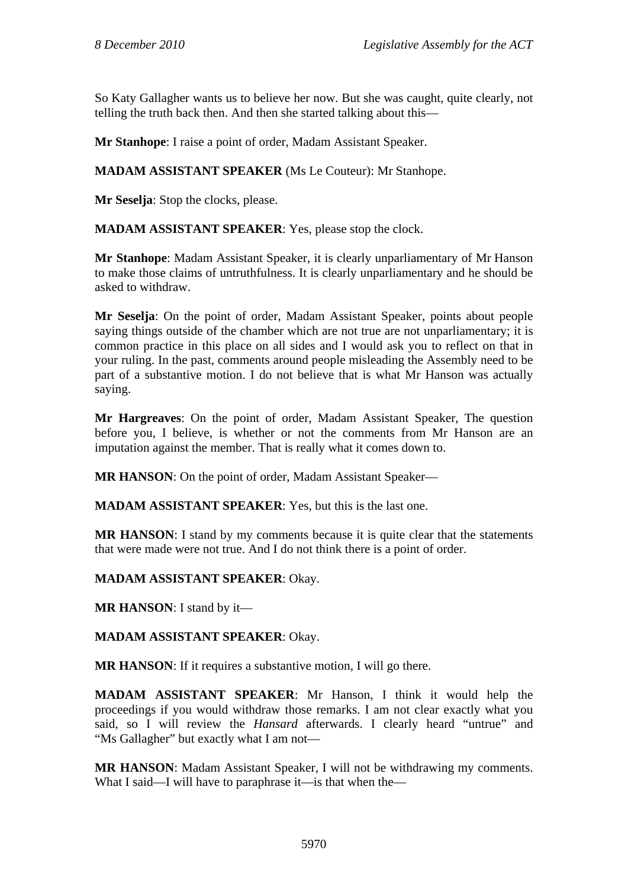So Katy Gallagher wants us to believe her now. But she was caught, quite clearly, not telling the truth back then. And then she started talking about this—

**Mr Stanhope**: I raise a point of order, Madam Assistant Speaker.

**MADAM ASSISTANT SPEAKER** (Ms Le Couteur): Mr Stanhope.

**Mr Seselja**: Stop the clocks, please.

**MADAM ASSISTANT SPEAKER**: Yes, please stop the clock.

**Mr Stanhope**: Madam Assistant Speaker, it is clearly unparliamentary of Mr Hanson to make those claims of untruthfulness. It is clearly unparliamentary and he should be asked to withdraw.

**Mr Seselja**: On the point of order, Madam Assistant Speaker, points about people saying things outside of the chamber which are not true are not unparliamentary; it is common practice in this place on all sides and I would ask you to reflect on that in your ruling. In the past, comments around people misleading the Assembly need to be part of a substantive motion. I do not believe that is what Mr Hanson was actually saying.

**Mr Hargreaves**: On the point of order, Madam Assistant Speaker, The question before you, I believe, is whether or not the comments from Mr Hanson are an imputation against the member. That is really what it comes down to.

**MR HANSON**: On the point of order, Madam Assistant Speaker—

**MADAM ASSISTANT SPEAKER**: Yes, but this is the last one.

**MR HANSON**: I stand by my comments because it is quite clear that the statements that were made were not true. And I do not think there is a point of order.

**MADAM ASSISTANT SPEAKER**: Okay.

**MR HANSON**: I stand by it—

**MADAM ASSISTANT SPEAKER**: Okay.

**MR HANSON**: If it requires a substantive motion, I will go there.

**MADAM ASSISTANT SPEAKER**: Mr Hanson, I think it would help the proceedings if you would withdraw those remarks. I am not clear exactly what you said, so I will review the *Hansard* afterwards. I clearly heard "untrue" and "Ms Gallagher" but exactly what I am not—

**MR HANSON**: Madam Assistant Speaker, I will not be withdrawing my comments. What I said—I will have to paraphrase it—is that when the—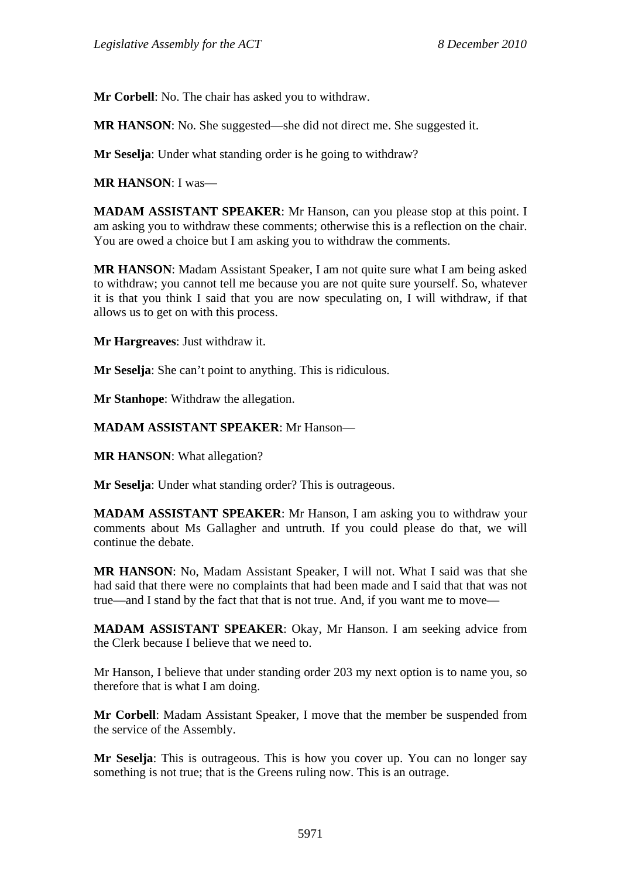**Mr Corbell**: No. The chair has asked you to withdraw.

**MR HANSON**: No. She suggested—she did not direct me. She suggested it.

**Mr Seselja**: Under what standing order is he going to withdraw?

**MR HANSON**: I was—

**MADAM ASSISTANT SPEAKER**: Mr Hanson, can you please stop at this point. I am asking you to withdraw these comments; otherwise this is a reflection on the chair. You are owed a choice but I am asking you to withdraw the comments.

**MR HANSON**: Madam Assistant Speaker, I am not quite sure what I am being asked to withdraw; you cannot tell me because you are not quite sure yourself. So, whatever it is that you think I said that you are now speculating on, I will withdraw, if that allows us to get on with this process.

**Mr Hargreaves**: Just withdraw it.

**Mr Seselja**: She can't point to anything. This is ridiculous.

**Mr Stanhope**: Withdraw the allegation.

**MADAM ASSISTANT SPEAKER**: Mr Hanson—

**MR HANSON**: What allegation?

**Mr Seselja**: Under what standing order? This is outrageous.

**MADAM ASSISTANT SPEAKER**: Mr Hanson, I am asking you to withdraw your comments about Ms Gallagher and untruth. If you could please do that, we will continue the debate.

**MR HANSON**: No, Madam Assistant Speaker, I will not. What I said was that she had said that there were no complaints that had been made and I said that that was not true—and I stand by the fact that that is not true. And, if you want me to move—

**MADAM ASSISTANT SPEAKER**: Okay, Mr Hanson. I am seeking advice from the Clerk because I believe that we need to.

Mr Hanson, I believe that under standing order 203 my next option is to name you, so therefore that is what I am doing.

**Mr Corbell**: Madam Assistant Speaker, I move that the member be suspended from the service of the Assembly.

**Mr Seselja**: This is outrageous. This is how you cover up. You can no longer say something is not true; that is the Greens ruling now. This is an outrage.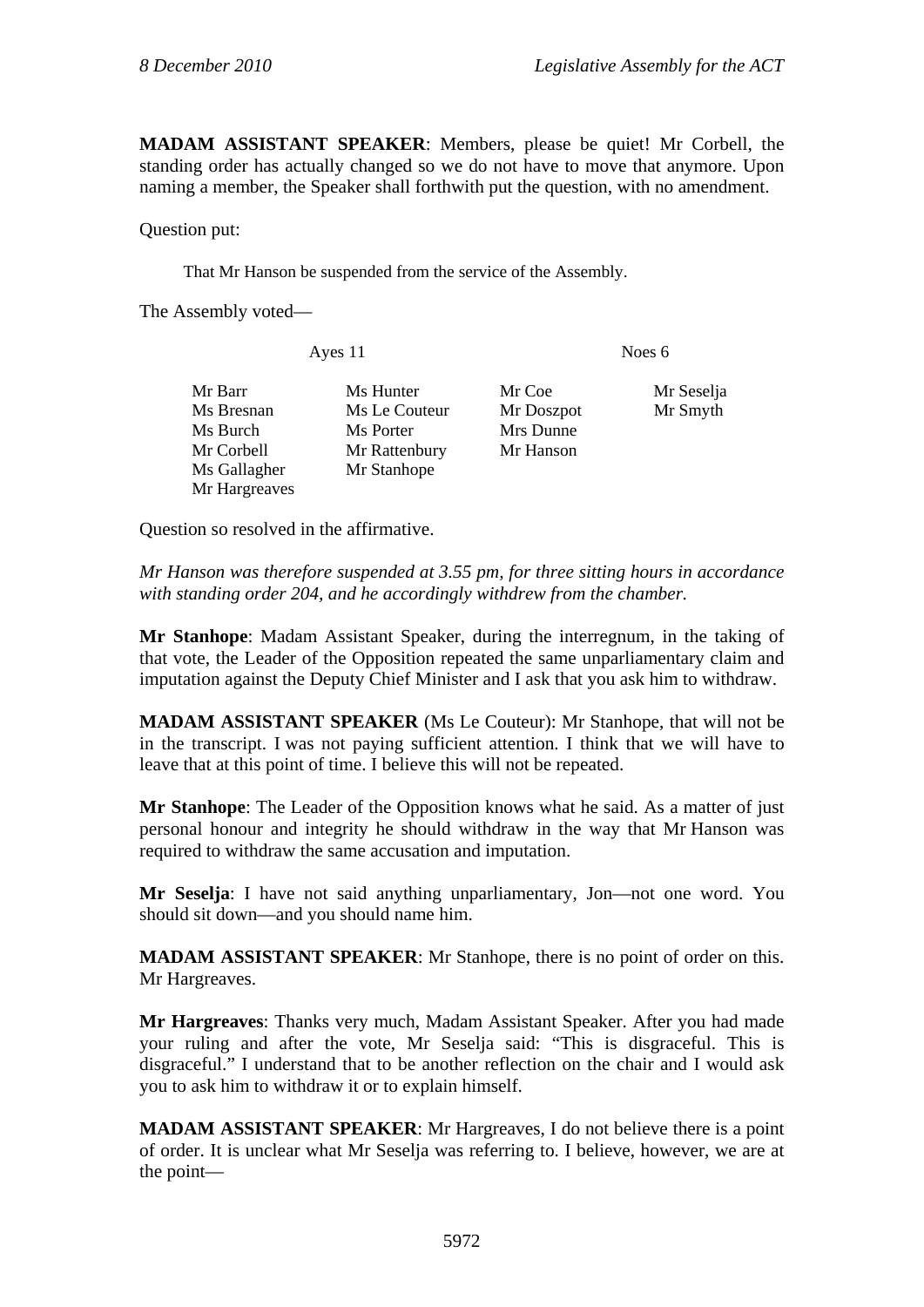**MADAM ASSISTANT SPEAKER**: Members, please be quiet! Mr Corbell, the standing order has actually changed so we do not have to move that anymore. Upon naming a member, the Speaker shall forthwith put the question, with no amendment.

Question put:

> That Mr Hanson be suspended from the service of the Assembly.

The Assembly voted—

| Ayes 11 | | Noes 6 | |
|---|---|---|---|
| Mr Barr | Ms Hunter | Mr Coe | Mr Seselja |
| Ms Bresnan | Ms Le Couteur | Mr Doszpot | Mr Smyth |
| Ms Burch | Ms Porter | Mrs Dunne | |
| Mr Corbell | Mr Rattenbury | Mr Hanson | |
| Ms Gallagher | Mr Stanhope | | |
| Mr Hargreaves | | | |

Question so resolved in the affirmative.

*Mr Hanson was therefore suspended at 3.55 pm, for three sitting hours in accordance with standing order 204, and he accordingly withdrew from the chamber.*

**Mr Stanhope**: Madam Assistant Speaker, during the interregnum, in the taking of that vote, the Leader of the Opposition repeated the same unparliamentary claim and imputation against the Deputy Chief Minister and I ask that you ask him to withdraw.

**MADAM ASSISTANT SPEAKER** (Ms Le Couteur): Mr Stanhope, that will not be in the transcript. I was not paying sufficient attention. I think that we will have to leave that at this point of time. I believe this will not be repeated.

**Mr Stanhope**: The Leader of the Opposition knows what he said. As a matter of just personal honour and integrity he should withdraw in the way that Mr Hanson was required to withdraw the same accusation and imputation.

**Mr Seselja**: I have not said anything unparliamentary, Jon—not one word. You should sit down—and you should name him.

**MADAM ASSISTANT SPEAKER**: Mr Stanhope, there is no point of order on this. Mr Hargreaves.

**Mr Hargreaves**: Thanks very much, Madam Assistant Speaker. After you had made your ruling and after the vote, Mr Seselja said: "This is disgraceful. This is disgraceful." I understand that to be another reflection on the chair and I would ask you to ask him to withdraw it or to explain himself.

**MADAM ASSISTANT SPEAKER**: Mr Hargreaves, I do not believe there is a point of order. It is unclear what Mr Seselja was referring to. I believe, however, we are at the point—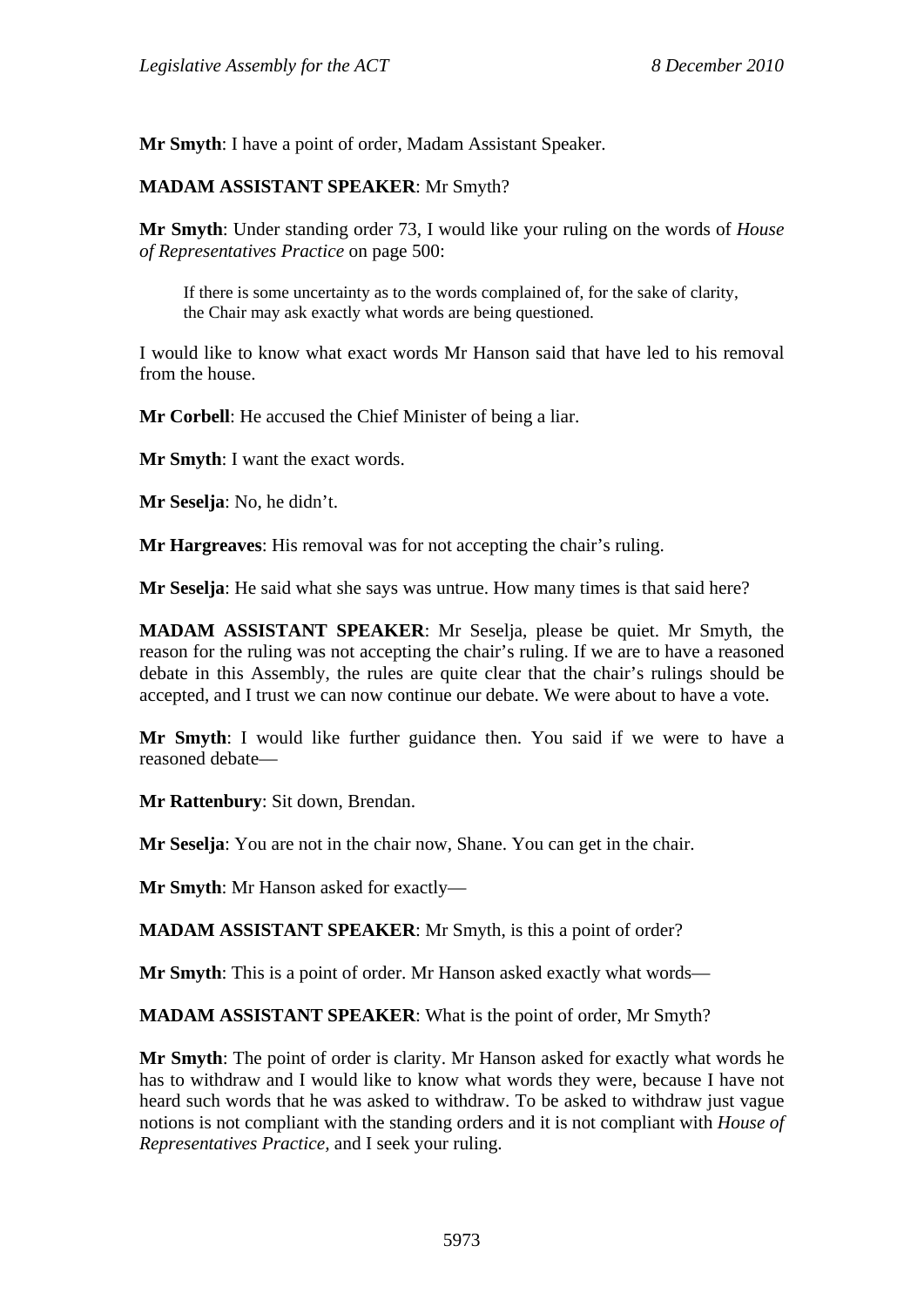**Mr Smyth**: I have a point of order, Madam Assistant Speaker.

**MADAM ASSISTANT SPEAKER**: Mr Smyth?

**Mr Smyth**: Under standing order 73, I would like your ruling on the words of *House of Representatives Practice* on page 500:

> If there is some uncertainty as to the words complained of, for the sake of clarity, the Chair may ask exactly what words are being questioned.

I would like to know what exact words Mr Hanson said that have led to his removal from the house.

**Mr Corbell**: He accused the Chief Minister of being a liar.

**Mr Smyth**: I want the exact words.

**Mr Seselja**: No, he didn't.

**Mr Hargreaves**: His removal was for not accepting the chair's ruling.

**Mr Seselja**: He said what she says was untrue. How many times is that said here?

**MADAM ASSISTANT SPEAKER**: Mr Seselja, please be quiet. Mr Smyth, the reason for the ruling was not accepting the chair's ruling. If we are to have a reasoned debate in this Assembly, the rules are quite clear that the chair's rulings should be accepted, and I trust we can now continue our debate. We were about to have a vote.

**Mr Smyth**: I would like further guidance then. You said if we were to have a reasoned debate—

**Mr Rattenbury**: Sit down, Brendan.

**Mr Seselja**: You are not in the chair now, Shane. You can get in the chair.

**Mr Smyth**: Mr Hanson asked for exactly—

**MADAM ASSISTANT SPEAKER**: Mr Smyth, is this a point of order?

**Mr Smyth**: This is a point of order. Mr Hanson asked exactly what words—

**MADAM ASSISTANT SPEAKER**: What is the point of order, Mr Smyth?

**Mr Smyth**: The point of order is clarity. Mr Hanson asked for exactly what words he has to withdraw and I would like to know what words they were, because I have not heard such words that he was asked to withdraw. To be asked to withdraw just vague notions is not compliant with the standing orders and it is not compliant with *House of Representatives Practice*, and I seek your ruling.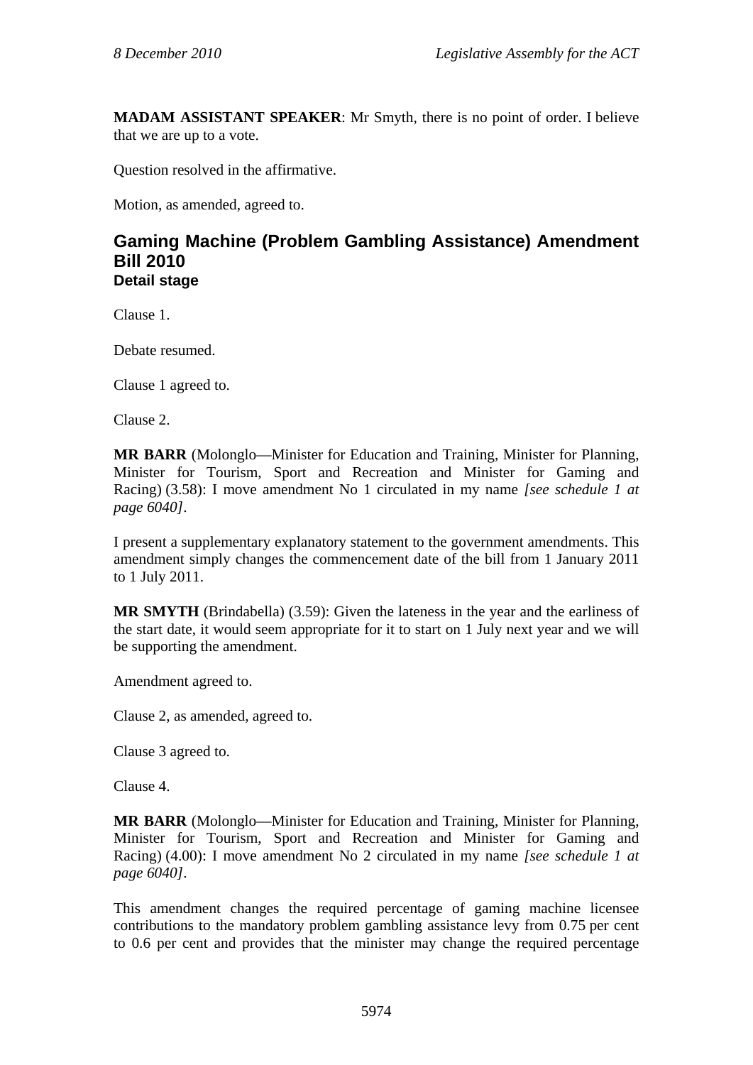**MADAM ASSISTANT SPEAKER**: Mr Smyth, there is no point of order. I believe that we are up to a vote.

Question resolved in the affirmative.

Motion, as amended, agreed to.

## Gaming Machine (Problem Gambling Assistance) Amendment Bill 2010
### Detail stage

Clause 1.

Debate resumed.

Clause 1 agreed to.

Clause 2.

**MR BARR** (Molonglo—Minister for Education and Training, Minister for Planning, Minister for Tourism, Sport and Recreation and Minister for Gaming and Racing) (3.58): I move amendment No 1 circulated in my name *[see schedule 1 at page 6040]*.

I present a supplementary explanatory statement to the government amendments. This amendment simply changes the commencement date of the bill from 1 January 2011 to 1 July 2011.

**MR SMYTH** (Brindabella) (3.59): Given the lateness in the year and the earliness of the start date, it would seem appropriate for it to start on 1 July next year and we will be supporting the amendment.

Amendment agreed to.

Clause 2, as amended, agreed to.

Clause 3 agreed to.

Clause 4.

**MR BARR** (Molonglo—Minister for Education and Training, Minister for Planning, Minister for Tourism, Sport and Recreation and Minister for Gaming and Racing) (4.00): I move amendment No 2 circulated in my name *[see schedule 1 at page 6040]*.

This amendment changes the required percentage of gaming machine licensee contributions to the mandatory problem gambling assistance levy from 0.75 per cent to 0.6 per cent and provides that the minister may change the required percentage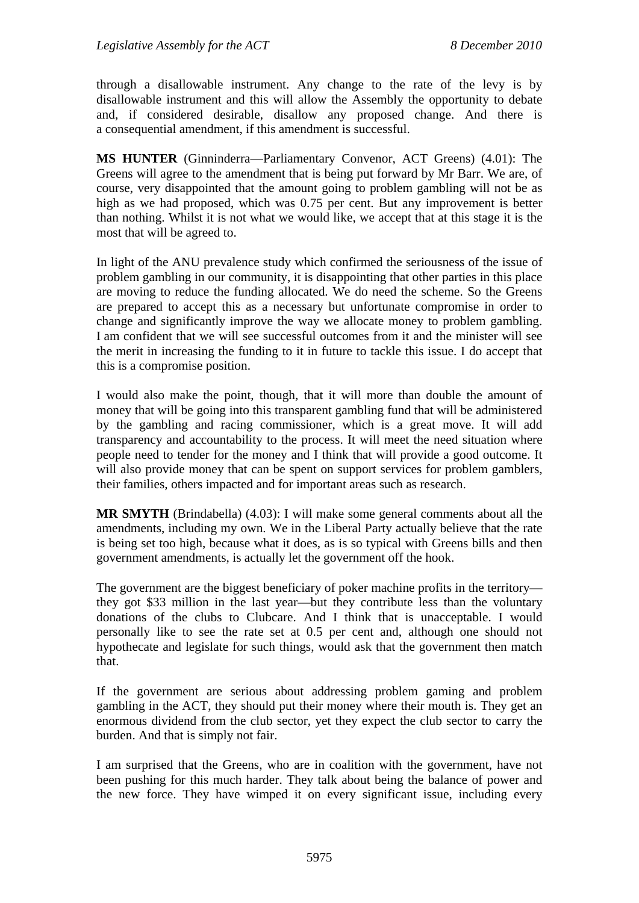through a disallowable instrument. Any change to the rate of the levy is by disallowable instrument and this will allow the Assembly the opportunity to debate and, if considered desirable, disallow any proposed change. And there is a consequential amendment, if this amendment is successful.

**MS HUNTER** (Ginninderra—Parliamentary Convenor, ACT Greens) (4.01): The Greens will agree to the amendment that is being put forward by Mr Barr. We are, of course, very disappointed that the amount going to problem gambling will not be as high as we had proposed, which was 0.75 per cent. But any improvement is better than nothing. Whilst it is not what we would like, we accept that at this stage it is the most that will be agreed to.

In light of the ANU prevalence study which confirmed the seriousness of the issue of problem gambling in our community, it is disappointing that other parties in this place are moving to reduce the funding allocated. We do need the scheme. So the Greens are prepared to accept this as a necessary but unfortunate compromise in order to change and significantly improve the way we allocate money to problem gambling. I am confident that we will see successful outcomes from it and the minister will see the merit in increasing the funding to it in future to tackle this issue. I do accept that this is a compromise position.

I would also make the point, though, that it will more than double the amount of money that will be going into this transparent gambling fund that will be administered by the gambling and racing commissioner, which is a great move. It will add transparency and accountability to the process. It will meet the need situation where people need to tender for the money and I think that will provide a good outcome. It will also provide money that can be spent on support services for problem gamblers, their families, others impacted and for important areas such as research.

**MR SMYTH** (Brindabella) (4.03): I will make some general comments about all the amendments, including my own. We in the Liberal Party actually believe that the rate is being set too high, because what it does, as is so typical with Greens bills and then government amendments, is actually let the government off the hook.

The government are the biggest beneficiary of poker machine profits in the territory—they got $33 million in the last year—but they contribute less than the voluntary donations of the clubs to Clubcare. And I think that is unacceptable. I would personally like to see the rate set at 0.5 per cent and, although one should not hypothecate and legislate for such things, would ask that the government then match that.

If the government are serious about addressing problem gaming and problem gambling in the ACT, they should put their money where their mouth is. They get an enormous dividend from the club sector, yet they expect the club sector to carry the burden. And that is simply not fair.

I am surprised that the Greens, who are in coalition with the government, have not been pushing for this much harder. They talk about being the balance of power and the new force. They have wimped it on every significant issue, including every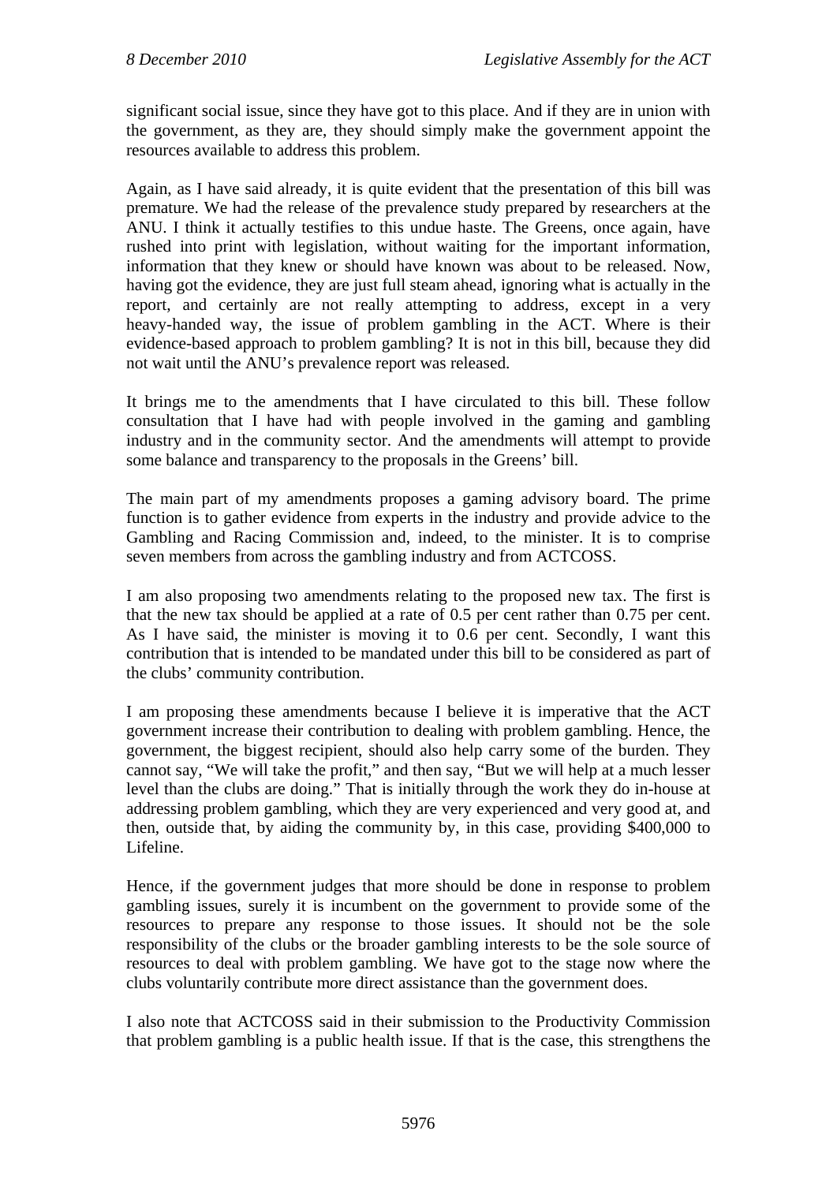significant social issue, since they have got to this place. And if they are in union with the government, as they are, they should simply make the government appoint the resources available to address this problem.

Again, as I have said already, it is quite evident that the presentation of this bill was premature. We had the release of the prevalence study prepared by researchers at the ANU. I think it actually testifies to this undue haste. The Greens, once again, have rushed into print with legislation, without waiting for the important information, information that they knew or should have known was about to be released. Now, having got the evidence, they are just full steam ahead, ignoring what is actually in the report, and certainly are not really attempting to address, except in a very heavy-handed way, the issue of problem gambling in the ACT. Where is their evidence-based approach to problem gambling? It is not in this bill, because they did not wait until the ANU's prevalence report was released.

It brings me to the amendments that I have circulated to this bill. These follow consultation that I have had with people involved in the gaming and gambling industry and in the community sector. And the amendments will attempt to provide some balance and transparency to the proposals in the Greens' bill.

The main part of my amendments proposes a gaming advisory board. The prime function is to gather evidence from experts in the industry and provide advice to the Gambling and Racing Commission and, indeed, to the minister. It is to comprise seven members from across the gambling industry and from ACTCOSS.

I am also proposing two amendments relating to the proposed new tax. The first is that the new tax should be applied at a rate of 0.5 per cent rather than 0.75 per cent. As I have said, the minister is moving it to 0.6 per cent. Secondly, I want this contribution that is intended to be mandated under this bill to be considered as part of the clubs' community contribution.

I am proposing these amendments because I believe it is imperative that the ACT government increase their contribution to dealing with problem gambling. Hence, the government, the biggest recipient, should also help carry some of the burden. They cannot say, "We will take the profit," and then say, "But we will help at a much lesser level than the clubs are doing." That is initially through the work they do in-house at addressing problem gambling, which they are very experienced and very good at, and then, outside that, by aiding the community by, in this case, providing $400,000 to Lifeline.

Hence, if the government judges that more should be done in response to problem gambling issues, surely it is incumbent on the government to provide some of the resources to prepare any response to those issues. It should not be the sole responsibility of the clubs or the broader gambling interests to be the sole source of resources to deal with problem gambling. We have got to the stage now where the clubs voluntarily contribute more direct assistance than the government does.

I also note that ACTCOSS said in their submission to the Productivity Commission that problem gambling is a public health issue. If that is the case, this strengthens the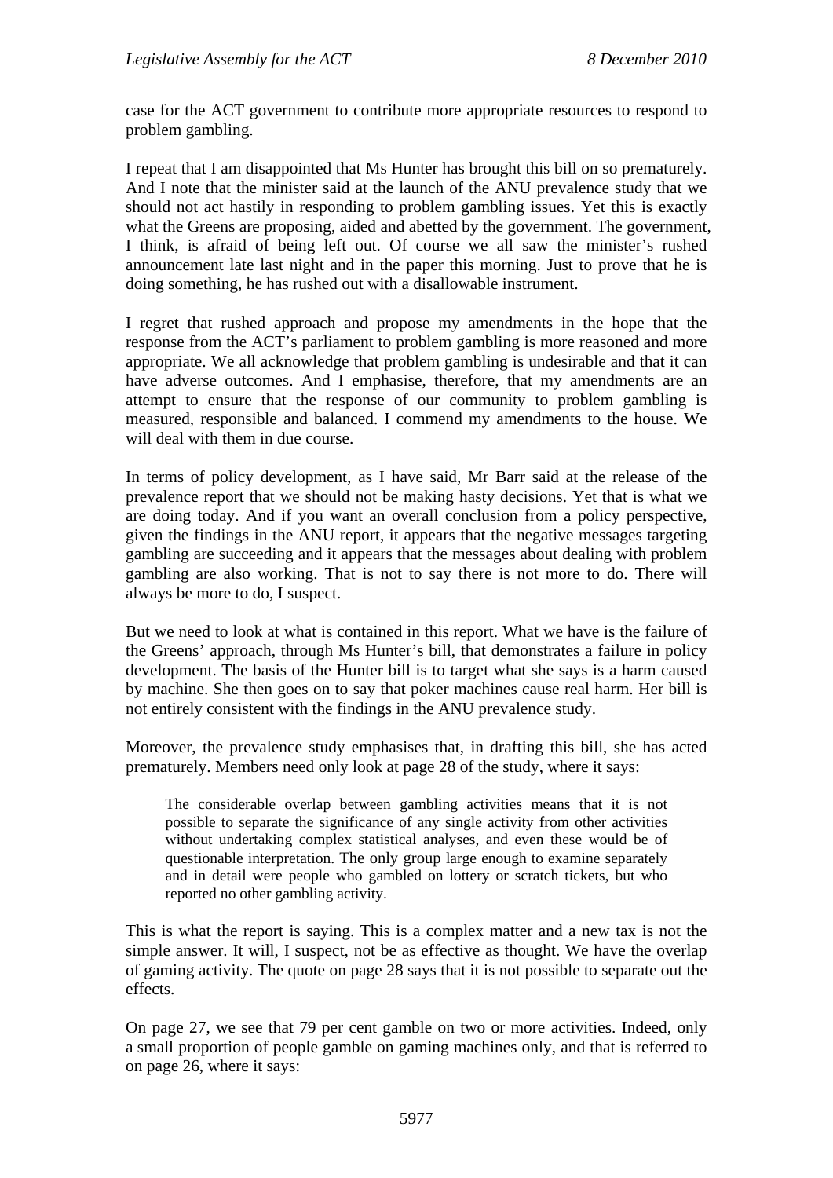case for the ACT government to contribute more appropriate resources to respond to problem gambling.

I repeat that I am disappointed that Ms Hunter has brought this bill on so prematurely. And I note that the minister said at the launch of the ANU prevalence study that we should not act hastily in responding to problem gambling issues. Yet this is exactly what the Greens are proposing, aided and abetted by the government. The government, I think, is afraid of being left out. Of course we all saw the minister's rushed announcement late last night and in the paper this morning. Just to prove that he is doing something, he has rushed out with a disallowable instrument.

I regret that rushed approach and propose my amendments in the hope that the response from the ACT's parliament to problem gambling is more reasoned and more appropriate. We all acknowledge that problem gambling is undesirable and that it can have adverse outcomes. And I emphasise, therefore, that my amendments are an attempt to ensure that the response of our community to problem gambling is measured, responsible and balanced. I commend my amendments to the house. We will deal with them in due course.

In terms of policy development, as I have said, Mr Barr said at the release of the prevalence report that we should not be making hasty decisions. Yet that is what we are doing today. And if you want an overall conclusion from a policy perspective, given the findings in the ANU report, it appears that the negative messages targeting gambling are succeeding and it appears that the messages about dealing with problem gambling are also working. That is not to say there is not more to do. There will always be more to do, I suspect.

But we need to look at what is contained in this report. What we have is the failure of the Greens' approach, through Ms Hunter's bill, that demonstrates a failure in policy development. The basis of the Hunter bill is to target what she says is a harm caused by machine. She then goes on to say that poker machines cause real harm. Her bill is not entirely consistent with the findings in the ANU prevalence study.

Moreover, the prevalence study emphasises that, in drafting this bill, she has acted prematurely. Members need only look at page 28 of the study, where it says:

> The considerable overlap between gambling activities means that it is not possible to separate the significance of any single activity from other activities without undertaking complex statistical analyses, and even these would be of questionable interpretation. The only group large enough to examine separately and in detail were people who gambled on lottery or scratch tickets, but who reported no other gambling activity.

This is what the report is saying. This is a complex matter and a new tax is not the simple answer. It will, I suspect, not be as effective as thought. We have the overlap of gaming activity. The quote on page 28 says that it is not possible to separate out the effects.

On page 27, we see that 79 per cent gamble on two or more activities. Indeed, only a small proportion of people gamble on gaming machines only, and that is referred to on page 26, where it says: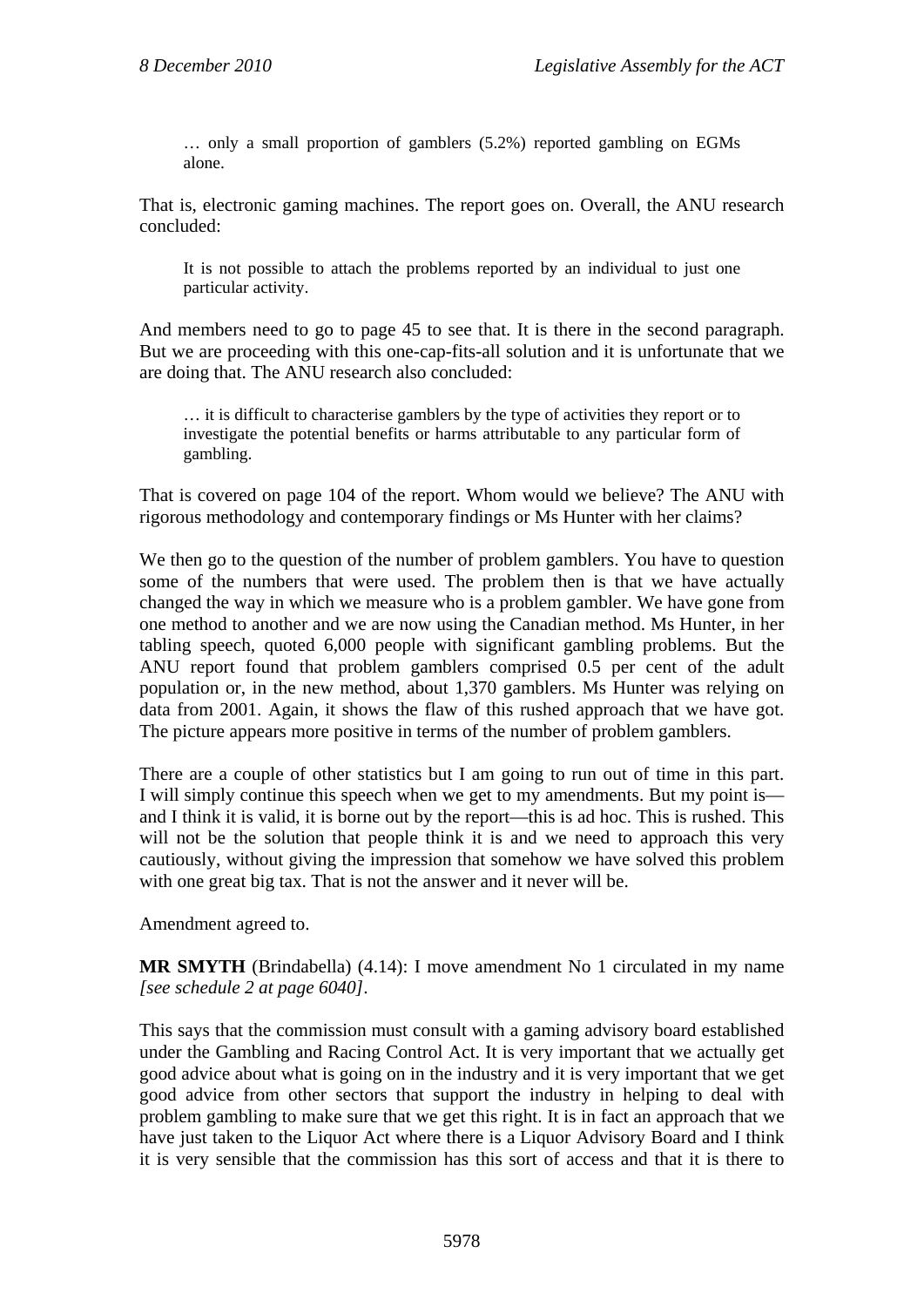> … only a small proportion of gamblers (5.2%) reported gambling on EGMs alone.

That is, electronic gaming machines. The report goes on. Overall, the ANU research concluded:

> It is not possible to attach the problems reported by an individual to just one particular activity.

And members need to go to page 45 to see that. It is there in the second paragraph. But we are proceeding with this one-cap-fits-all solution and it is unfortunate that we are doing that. The ANU research also concluded:

> … it is difficult to characterise gamblers by the type of activities they report or to investigate the potential benefits or harms attributable to any particular form of gambling.

That is covered on page 104 of the report. Whom would we believe? The ANU with rigorous methodology and contemporary findings or Ms Hunter with her claims?

We then go to the question of the number of problem gamblers. You have to question some of the numbers that were used. The problem then is that we have actually changed the way in which we measure who is a problem gambler. We have gone from one method to another and we are now using the Canadian method. Ms Hunter, in her tabling speech, quoted 6,000 people with significant gambling problems. But the ANU report found that problem gamblers comprised 0.5 per cent of the adult population or, in the new method, about 1,370 gamblers. Ms Hunter was relying on data from 2001. Again, it shows the flaw of this rushed approach that we have got. The picture appears more positive in terms of the number of problem gamblers.

There are a couple of other statistics but I am going to run out of time in this part. I will simply continue this speech when we get to my amendments. But my point is—and I think it is valid, it is borne out by the report—this is ad hoc. This is rushed. This will not be the solution that people think it is and we need to approach this very cautiously, without giving the impression that somehow we have solved this problem with one great big tax. That is not the answer and it never will be.

Amendment agreed to.

**MR SMYTH** (Brindabella) (4.14): I move amendment No 1 circulated in my name *[see schedule 2 at page 6040]*.

This says that the commission must consult with a gaming advisory board established under the Gambling and Racing Control Act. It is very important that we actually get good advice about what is going on in the industry and it is very important that we get good advice from other sectors that support the industry in helping to deal with problem gambling to make sure that we get this right. It is in fact an approach that we have just taken to the Liquor Act where there is a Liquor Advisory Board and I think it is very sensible that the commission has this sort of access and that it is there to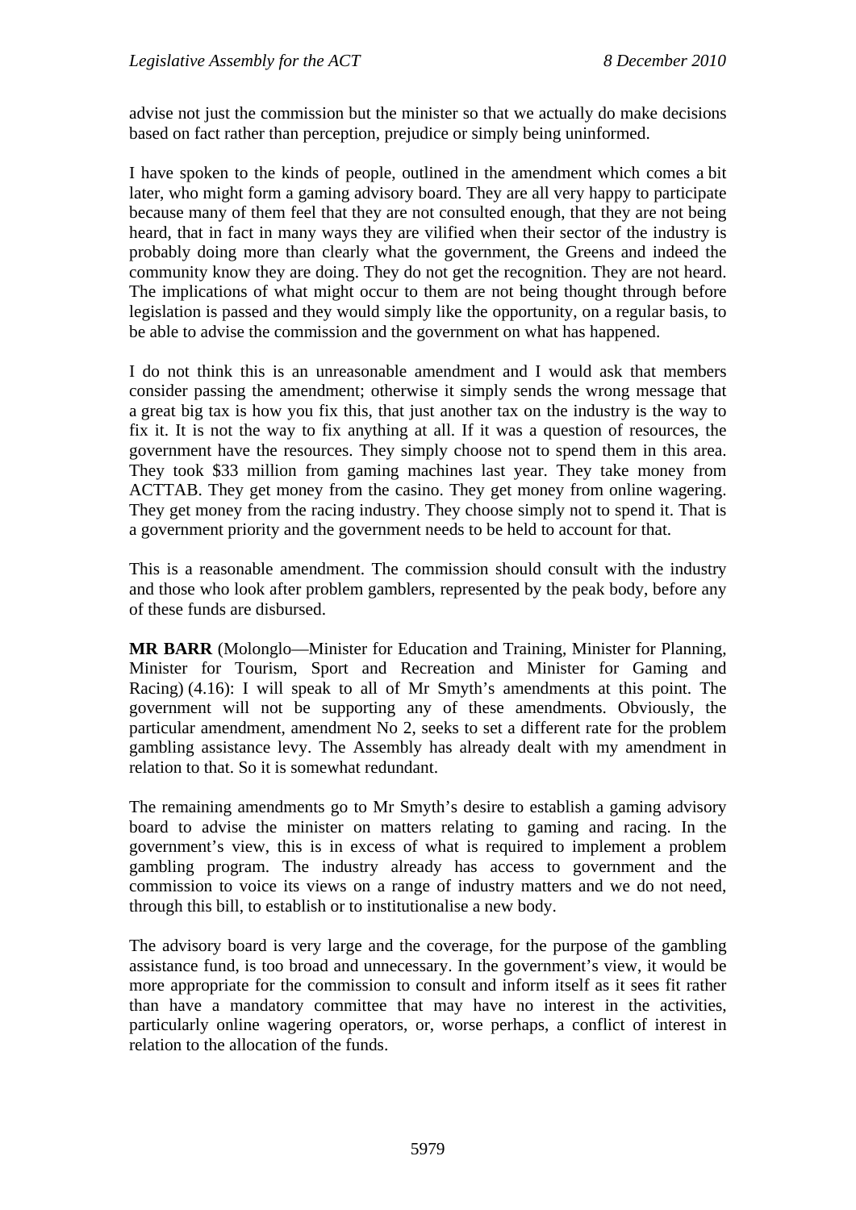advise not just the commission but the minister so that we actually do make decisions based on fact rather than perception, prejudice or simply being uninformed.

I have spoken to the kinds of people, outlined in the amendment which comes a bit later, who might form a gaming advisory board. They are all very happy to participate because many of them feel that they are not consulted enough, that they are not being heard, that in fact in many ways they are vilified when their sector of the industry is probably doing more than clearly what the government, the Greens and indeed the community know they are doing. They do not get the recognition. They are not heard. The implications of what might occur to them are not being thought through before legislation is passed and they would simply like the opportunity, on a regular basis, to be able to advise the commission and the government on what has happened.

I do not think this is an unreasonable amendment and I would ask that members consider passing the amendment; otherwise it simply sends the wrong message that a great big tax is how you fix this, that just another tax on the industry is the way to fix it. It is not the way to fix anything at all. If it was a question of resources, the government have the resources. They simply choose not to spend them in this area. They took $33 million from gaming machines last year. They take money from ACTTAB. They get money from the casino. They get money from online wagering. They get money from the racing industry. They choose simply not to spend it. That is a government priority and the government needs to be held to account for that.

This is a reasonable amendment. The commission should consult with the industry and those who look after problem gamblers, represented by the peak body, before any of these funds are disbursed.

**MR BARR** (Molonglo—Minister for Education and Training, Minister for Planning, Minister for Tourism, Sport and Recreation and Minister for Gaming and Racing) (4.16): I will speak to all of Mr Smyth's amendments at this point. The government will not be supporting any of these amendments. Obviously, the particular amendment, amendment No 2, seeks to set a different rate for the problem gambling assistance levy. The Assembly has already dealt with my amendment in relation to that. So it is somewhat redundant.

The remaining amendments go to Mr Smyth's desire to establish a gaming advisory board to advise the minister on matters relating to gaming and racing. In the government's view, this is in excess of what is required to implement a problem gambling program. The industry already has access to government and the commission to voice its views on a range of industry matters and we do not need, through this bill, to establish or to institutionalise a new body.

The advisory board is very large and the coverage, for the purpose of the gambling assistance fund, is too broad and unnecessary. In the government's view, it would be more appropriate for the commission to consult and inform itself as it sees fit rather than have a mandatory committee that may have no interest in the activities, particularly online wagering operators, or, worse perhaps, a conflict of interest in relation to the allocation of the funds.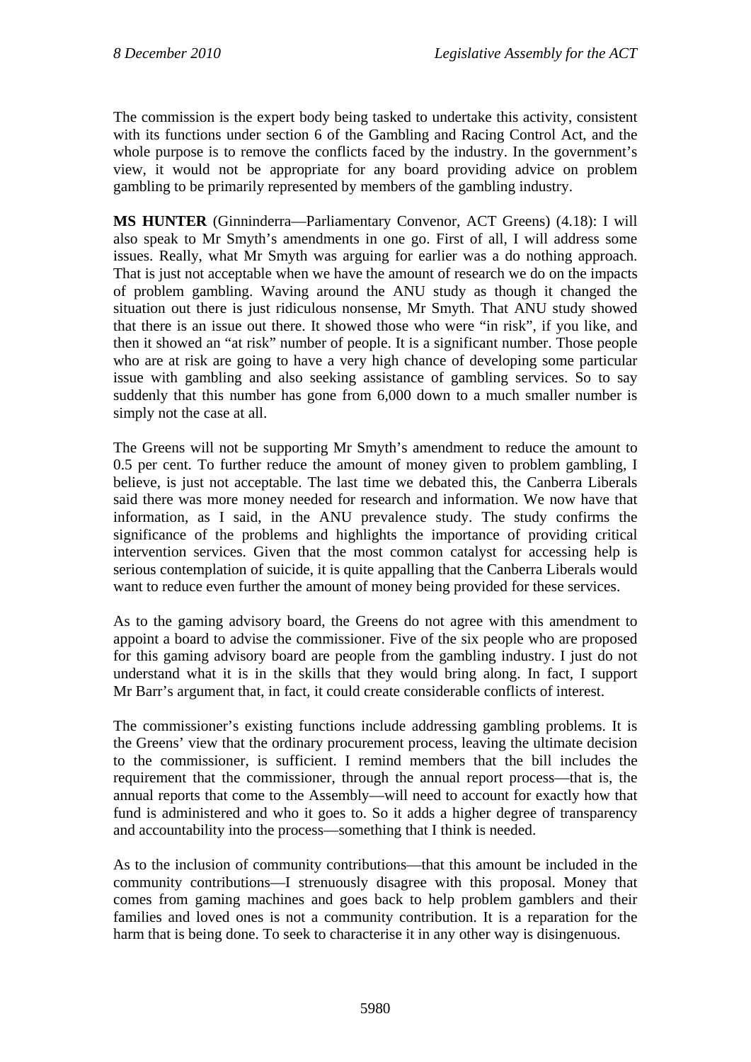The commission is the expert body being tasked to undertake this activity, consistent with its functions under section 6 of the Gambling and Racing Control Act, and the whole purpose is to remove the conflicts faced by the industry. In the government's view, it would not be appropriate for any board providing advice on problem gambling to be primarily represented by members of the gambling industry.

**MS HUNTER** (Ginninderra—Parliamentary Convenor, ACT Greens) (4.18): I will also speak to Mr Smyth's amendments in one go. First of all, I will address some issues. Really, what Mr Smyth was arguing for earlier was a do nothing approach. That is just not acceptable when we have the amount of research we do on the impacts of problem gambling. Waving around the ANU study as though it changed the situation out there is just ridiculous nonsense, Mr Smyth. That ANU study showed that there is an issue out there. It showed those who were "in risk", if you like, and then it showed an "at risk" number of people. It is a significant number. Those people who are at risk are going to have a very high chance of developing some particular issue with gambling and also seeking assistance of gambling services. So to say suddenly that this number has gone from 6,000 down to a much smaller number is simply not the case at all.

The Greens will not be supporting Mr Smyth's amendment to reduce the amount to 0.5 per cent. To further reduce the amount of money given to problem gambling, I believe, is just not acceptable. The last time we debated this, the Canberra Liberals said there was more money needed for research and information. We now have that information, as I said, in the ANU prevalence study. The study confirms the significance of the problems and highlights the importance of providing critical intervention services. Given that the most common catalyst for accessing help is serious contemplation of suicide, it is quite appalling that the Canberra Liberals would want to reduce even further the amount of money being provided for these services.

As to the gaming advisory board, the Greens do not agree with this amendment to appoint a board to advise the commissioner. Five of the six people who are proposed for this gaming advisory board are people from the gambling industry. I just do not understand what it is in the skills that they would bring along. In fact, I support Mr Barr's argument that, in fact, it could create considerable conflicts of interest.

The commissioner's existing functions include addressing gambling problems. It is the Greens' view that the ordinary procurement process, leaving the ultimate decision to the commissioner, is sufficient. I remind members that the bill includes the requirement that the commissioner, through the annual report process—that is, the annual reports that come to the Assembly—will need to account for exactly how that fund is administered and who it goes to. So it adds a higher degree of transparency and accountability into the process—something that I think is needed.

As to the inclusion of community contributions—that this amount be included in the community contributions—I strenuously disagree with this proposal. Money that comes from gaming machines and goes back to help problem gamblers and their families and loved ones is not a community contribution. It is a reparation for the harm that is being done. To seek to characterise it in any other way is disingenuous.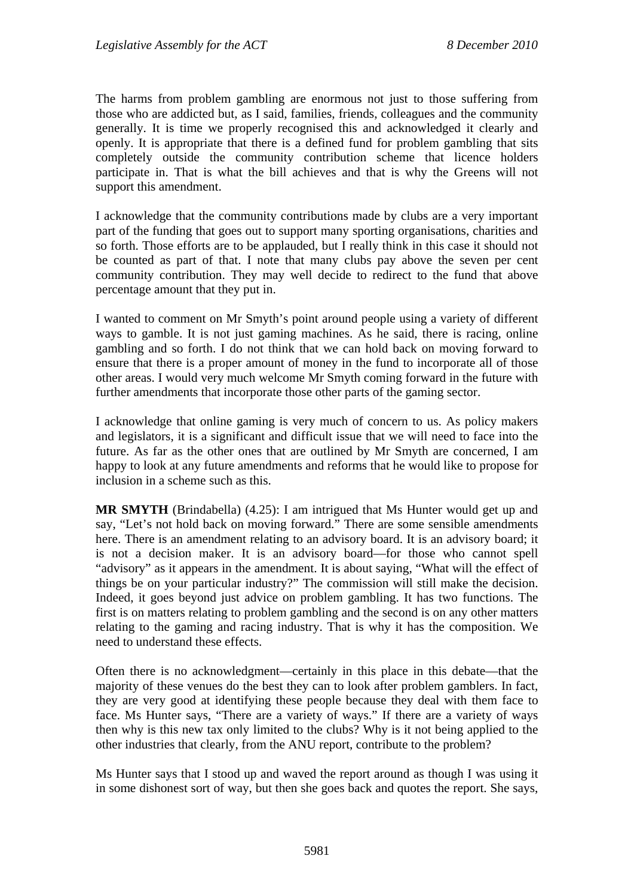The harms from problem gambling are enormous not just to those suffering from those who are addicted but, as I said, families, friends, colleagues and the community generally. It is time we properly recognised this and acknowledged it clearly and openly. It is appropriate that there is a defined fund for problem gambling that sits completely outside the community contribution scheme that licence holders participate in. That is what the bill achieves and that is why the Greens will not support this amendment.

I acknowledge that the community contributions made by clubs are a very important part of the funding that goes out to support many sporting organisations, charities and so forth. Those efforts are to be applauded, but I really think in this case it should not be counted as part of that. I note that many clubs pay above the seven per cent community contribution. They may well decide to redirect to the fund that above percentage amount that they put in.

I wanted to comment on Mr Smyth's point around people using a variety of different ways to gamble. It is not just gaming machines. As he said, there is racing, online gambling and so forth. I do not think that we can hold back on moving forward to ensure that there is a proper amount of money in the fund to incorporate all of those other areas. I would very much welcome Mr Smyth coming forward in the future with further amendments that incorporate those other parts of the gaming sector.

I acknowledge that online gaming is very much of concern to us. As policy makers and legislators, it is a significant and difficult issue that we will need to face into the future. As far as the other ones that are outlined by Mr Smyth are concerned, I am happy to look at any future amendments and reforms that he would like to propose for inclusion in a scheme such as this.

**MR SMYTH** (Brindabella) (4.25): I am intrigued that Ms Hunter would get up and say, "Let's not hold back on moving forward." There are some sensible amendments here. There is an amendment relating to an advisory board. It is an advisory board; it is not a decision maker. It is an advisory board—for those who cannot spell "advisory" as it appears in the amendment. It is about saying, "What will the effect of things be on your particular industry?" The commission will still make the decision. Indeed, it goes beyond just advice on problem gambling. It has two functions. The first is on matters relating to problem gambling and the second is on any other matters relating to the gaming and racing industry. That is why it has the composition. We need to understand these effects.

Often there is no acknowledgment—certainly in this place in this debate—that the majority of these venues do the best they can to look after problem gamblers. In fact, they are very good at identifying these people because they deal with them face to face. Ms Hunter says, "There are a variety of ways." If there are a variety of ways then why is this new tax only limited to the clubs? Why is it not being applied to the other industries that clearly, from the ANU report, contribute to the problem?

Ms Hunter says that I stood up and waved the report around as though I was using it in some dishonest sort of way, but then she goes back and quotes the report. She says,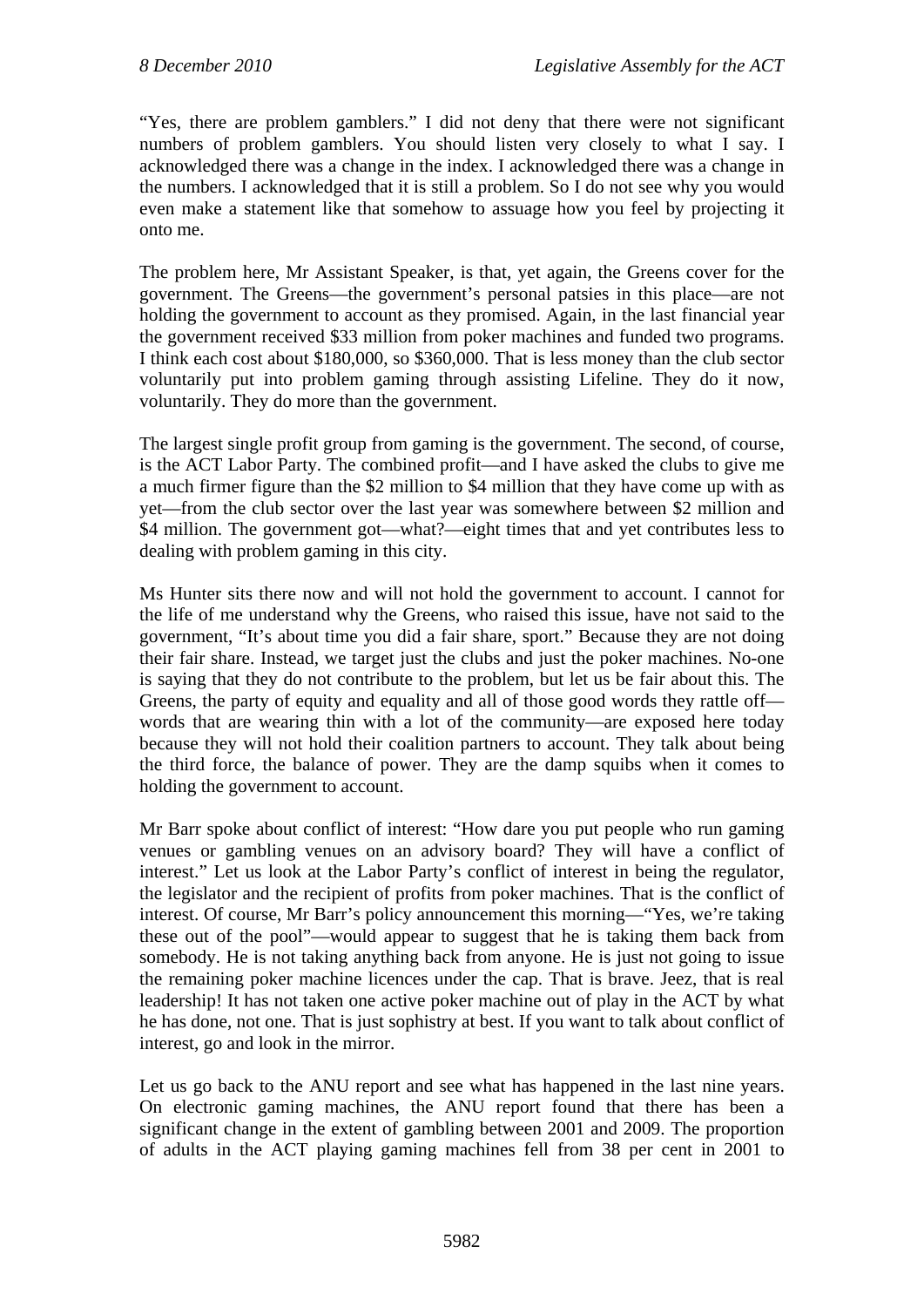"Yes, there are problem gamblers." I did not deny that there were not significant numbers of problem gamblers. You should listen very closely to what I say. I acknowledged there was a change in the index. I acknowledged there was a change in the numbers. I acknowledged that it is still a problem. So I do not see why you would even make a statement like that somehow to assuage how you feel by projecting it onto me.

The problem here, Mr Assistant Speaker, is that, yet again, the Greens cover for the government. The Greens—the government's personal patsies in this place—are not holding the government to account as they promised. Again, in the last financial year the government received $33 million from poker machines and funded two programs. I think each cost about $180,000, so $360,000. That is less money than the club sector voluntarily put into problem gaming through assisting Lifeline. They do it now, voluntarily. They do more than the government.

The largest single profit group from gaming is the government. The second, of course, is the ACT Labor Party. The combined profit—and I have asked the clubs to give me a much firmer figure than the $2 million to $4 million that they have come up with as yet—from the club sector over the last year was somewhere between $2 million and $4 million. The government got—what?—eight times that and yet contributes less to dealing with problem gaming in this city.

Ms Hunter sits there now and will not hold the government to account. I cannot for the life of me understand why the Greens, who raised this issue, have not said to the government, "It's about time you did a fair share, sport." Because they are not doing their fair share. Instead, we target just the clubs and just the poker machines. No-one is saying that they do not contribute to the problem, but let us be fair about this. The Greens, the party of equity and equality and all of those good words they rattle off—words that are wearing thin with a lot of the community—are exposed here today because they will not hold their coalition partners to account. They talk about being the third force, the balance of power. They are the damp squibs when it comes to holding the government to account.

Mr Barr spoke about conflict of interest: "How dare you put people who run gaming venues or gambling venues on an advisory board? They will have a conflict of interest." Let us look at the Labor Party's conflict of interest in being the regulator, the legislator and the recipient of profits from poker machines. That is the conflict of interest. Of course, Mr Barr's policy announcement this morning—"Yes, we're taking these out of the pool"—would appear to suggest that he is taking them back from somebody. He is not taking anything back from anyone. He is just not going to issue the remaining poker machine licences under the cap. That is brave. Jeez, that is real leadership! It has not taken one active poker machine out of play in the ACT by what he has done, not one. That is just sophistry at best. If you want to talk about conflict of interest, go and look in the mirror.

Let us go back to the ANU report and see what has happened in the last nine years. On electronic gaming machines, the ANU report found that there has been a significant change in the extent of gambling between 2001 and 2009. The proportion of adults in the ACT playing gaming machines fell from 38 per cent in 2001 to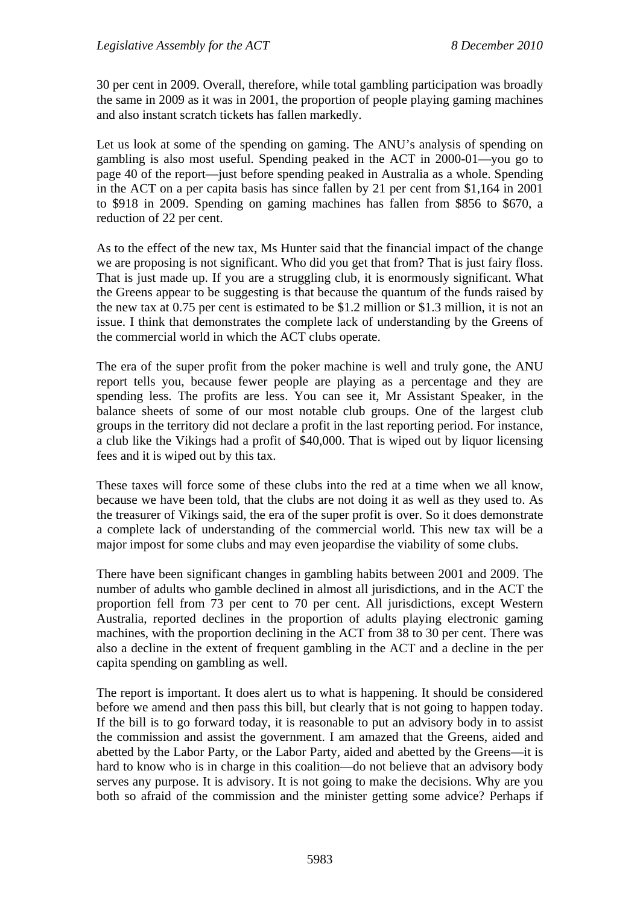30 per cent in 2009. Overall, therefore, while total gambling participation was broadly the same in 2009 as it was in 2001, the proportion of people playing gaming machines and also instant scratch tickets has fallen markedly.

Let us look at some of the spending on gaming. The ANU's analysis of spending on gambling is also most useful. Spending peaked in the ACT in 2000-01—you go to page 40 of the report—just before spending peaked in Australia as a whole. Spending in the ACT on a per capita basis has since fallen by 21 per cent from $1,164 in 2001 to $918 in 2009. Spending on gaming machines has fallen from $856 to $670, a reduction of 22 per cent.

As to the effect of the new tax, Ms Hunter said that the financial impact of the change we are proposing is not significant. Who did you get that from? That is just fairy floss. That is just made up. If you are a struggling club, it is enormously significant. What the Greens appear to be suggesting is that because the quantum of the funds raised by the new tax at 0.75 per cent is estimated to be $1.2 million or $1.3 million, it is not an issue. I think that demonstrates the complete lack of understanding by the Greens of the commercial world in which the ACT clubs operate.

The era of the super profit from the poker machine is well and truly gone, the ANU report tells you, because fewer people are playing as a percentage and they are spending less. The profits are less. You can see it, Mr Assistant Speaker, in the balance sheets of some of our most notable club groups. One of the largest club groups in the territory did not declare a profit in the last reporting period. For instance, a club like the Vikings had a profit of $40,000. That is wiped out by liquor licensing fees and it is wiped out by this tax.

These taxes will force some of these clubs into the red at a time when we all know, because we have been told, that the clubs are not doing it as well as they used to. As the treasurer of Vikings said, the era of the super profit is over. So it does demonstrate a complete lack of understanding of the commercial world. This new tax will be a major impost for some clubs and may even jeopardise the viability of some clubs.

There have been significant changes in gambling habits between 2001 and 2009. The number of adults who gamble declined in almost all jurisdictions, and in the ACT the proportion fell from 73 per cent to 70 per cent. All jurisdictions, except Western Australia, reported declines in the proportion of adults playing electronic gaming machines, with the proportion declining in the ACT from 38 to 30 per cent. There was also a decline in the extent of frequent gambling in the ACT and a decline in the per capita spending on gambling as well.

The report is important. It does alert us to what is happening. It should be considered before we amend and then pass this bill, but clearly that is not going to happen today. If the bill is to go forward today, it is reasonable to put an advisory body in to assist the commission and assist the government. I am amazed that the Greens, aided and abetted by the Labor Party, or the Labor Party, aided and abetted by the Greens—it is hard to know who is in charge in this coalition—do not believe that an advisory body serves any purpose. It is advisory. It is not going to make the decisions. Why are you both so afraid of the commission and the minister getting some advice? Perhaps if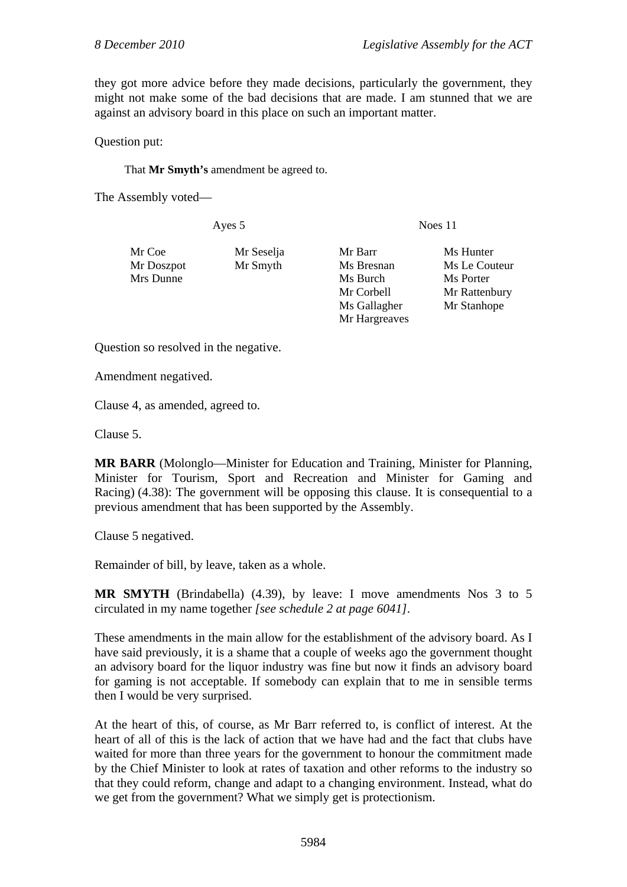they got more advice before they made decisions, particularly the government, they might not make some of the bad decisions that are made. I am stunned that we are against an advisory board in this place on such an important matter.

Question put:

> That **Mr Smyth's** amendment be agreed to.

The Assembly voted—

| Ayes 5 | | Noes 11 | |
|---|---|---|---|
| Mr Coe | Mr Seselja | Mr Barr | Ms Hunter |
| Mr Doszpot | Mr Smyth | Ms Bresnan | Ms Le Couteur |
| Mrs Dunne | | Ms Burch | Ms Porter |
| | | Mr Corbell | Mr Rattenbury |
| | | Ms Gallagher | Mr Stanhope |
| | | Mr Hargreaves | |

Question so resolved in the negative.

Amendment negatived.

Clause 4, as amended, agreed to.

Clause 5.

**MR BARR** (Molonglo—Minister for Education and Training, Minister for Planning, Minister for Tourism, Sport and Recreation and Minister for Gaming and Racing) (4.38): The government will be opposing this clause. It is consequential to a previous amendment that has been supported by the Assembly.

Clause 5 negatived.

Remainder of bill, by leave, taken as a whole.

**MR SMYTH** (Brindabella) (4.39), by leave: I move amendments Nos 3 to 5 circulated in my name together *[see schedule 2 at page 6041]*.

These amendments in the main allow for the establishment of the advisory board. As I have said previously, it is a shame that a couple of weeks ago the government thought an advisory board for the liquor industry was fine but now it finds an advisory board for gaming is not acceptable. If somebody can explain that to me in sensible terms then I would be very surprised.

At the heart of this, of course, as Mr Barr referred to, is conflict of interest. At the heart of all of this is the lack of action that we have had and the fact that clubs have waited for more than three years for the government to honour the commitment made by the Chief Minister to look at rates of taxation and other reforms to the industry so that they could reform, change and adapt to a changing environment. Instead, what do we get from the government? What we simply get is protectionism.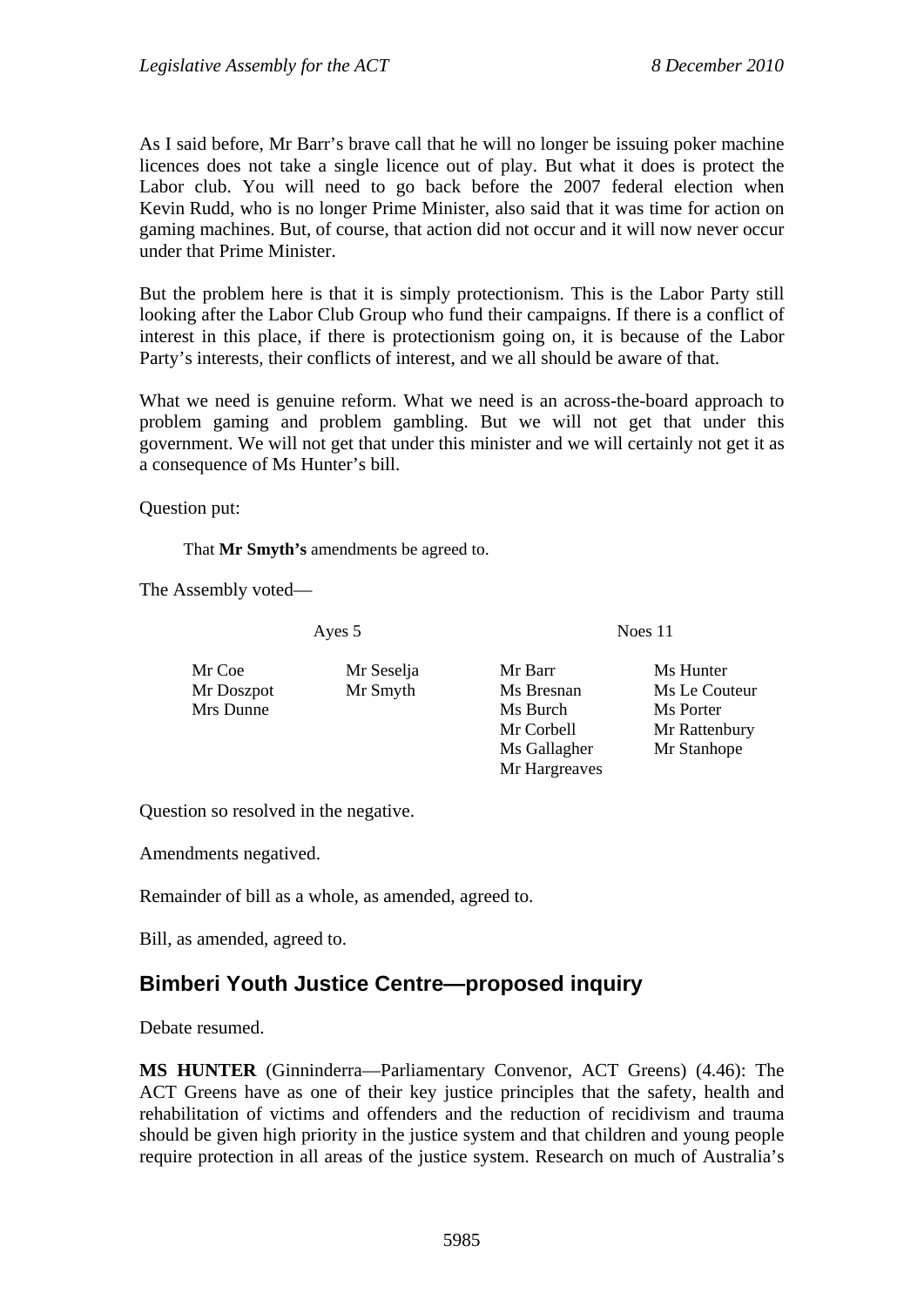As I said before, Mr Barr's brave call that he will no longer be issuing poker machine licences does not take a single licence out of play. But what it does is protect the Labor club. You will need to go back before the 2007 federal election when Kevin Rudd, who is no longer Prime Minister, also said that it was time for action on gaming machines. But, of course, that action did not occur and it will now never occur under that Prime Minister.

But the problem here is that it is simply protectionism. This is the Labor Party still looking after the Labor Club Group who fund their campaigns. If there is a conflict of interest in this place, if there is protectionism going on, it is because of the Labor Party's interests, their conflicts of interest, and we all should be aware of that.

What we need is genuine reform. What we need is an across-the-board approach to problem gaming and problem gambling. But we will not get that under this government. We will not get that under this minister and we will certainly not get it as a consequence of Ms Hunter's bill.

Question put:

> That **Mr Smyth's** amendments be agreed to.

The Assembly voted—

| Ayes 5 | | Noes 11 | |
|---|---|---|---|
| Mr Coe | Mr Seselja | Mr Barr | Ms Hunter |
| Mr Doszpot | Mr Smyth | Ms Bresnan | Ms Le Couteur |
| Mrs Dunne | | Ms Burch | Ms Porter |
| | | Mr Corbell | Mr Rattenbury |
| | | Ms Gallagher | Mr Stanhope |
| | | Mr Hargreaves | |

Question so resolved in the negative.

Amendments negatived.

Remainder of bill as a whole, as amended, agreed to.

Bill, as amended, agreed to.

## Bimberi Youth Justice Centre—proposed inquiry

Debate resumed.

**MS HUNTER** (Ginninderra—Parliamentary Convenor, ACT Greens) (4.46): The ACT Greens have as one of their key justice principles that the safety, health and rehabilitation of victims and offenders and the reduction of recidivism and trauma should be given high priority in the justice system and that children and young people require protection in all areas of the justice system. Research on much of Australia's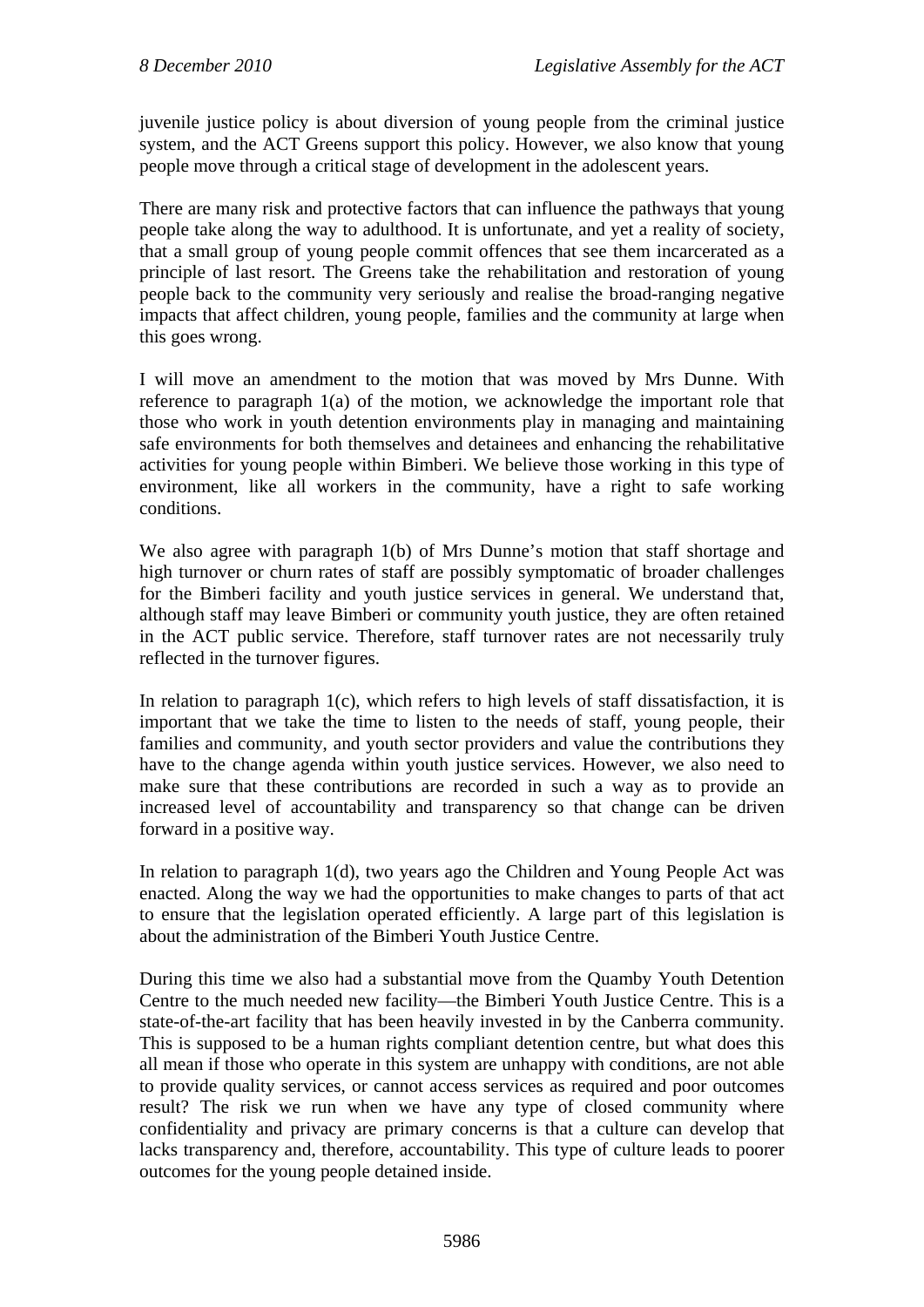juvenile justice policy is about diversion of young people from the criminal justice system, and the ACT Greens support this policy. However, we also know that young people move through a critical stage of development in the adolescent years.

There are many risk and protective factors that can influence the pathways that young people take along the way to adulthood. It is unfortunate, and yet a reality of society, that a small group of young people commit offences that see them incarcerated as a principle of last resort. The Greens take the rehabilitation and restoration of young people back to the community very seriously and realise the broad-ranging negative impacts that affect children, young people, families and the community at large when this goes wrong.

I will move an amendment to the motion that was moved by Mrs Dunne. With reference to paragraph 1(a) of the motion, we acknowledge the important role that those who work in youth detention environments play in managing and maintaining safe environments for both themselves and detainees and enhancing the rehabilitative activities for young people within Bimberi. We believe those working in this type of environment, like all workers in the community, have a right to safe working conditions.

We also agree with paragraph 1(b) of Mrs Dunne's motion that staff shortage and high turnover or churn rates of staff are possibly symptomatic of broader challenges for the Bimberi facility and youth justice services in general. We understand that, although staff may leave Bimberi or community youth justice, they are often retained in the ACT public service. Therefore, staff turnover rates are not necessarily truly reflected in the turnover figures.

In relation to paragraph 1(c), which refers to high levels of staff dissatisfaction, it is important that we take the time to listen to the needs of staff, young people, their families and community, and youth sector providers and value the contributions they have to the change agenda within youth justice services. However, we also need to make sure that these contributions are recorded in such a way as to provide an increased level of accountability and transparency so that change can be driven forward in a positive way.

In relation to paragraph 1(d), two years ago the Children and Young People Act was enacted. Along the way we had the opportunities to make changes to parts of that act to ensure that the legislation operated efficiently. A large part of this legislation is about the administration of the Bimberi Youth Justice Centre.

During this time we also had a substantial move from the Quamby Youth Detention Centre to the much needed new facility—the Bimberi Youth Justice Centre. This is a state-of-the-art facility that has been heavily invested in by the Canberra community. This is supposed to be a human rights compliant detention centre, but what does this all mean if those who operate in this system are unhappy with conditions, are not able to provide quality services, or cannot access services as required and poor outcomes result? The risk we run when we have any type of closed community where confidentiality and privacy are primary concerns is that a culture can develop that lacks transparency and, therefore, accountability. This type of culture leads to poorer outcomes for the young people detained inside.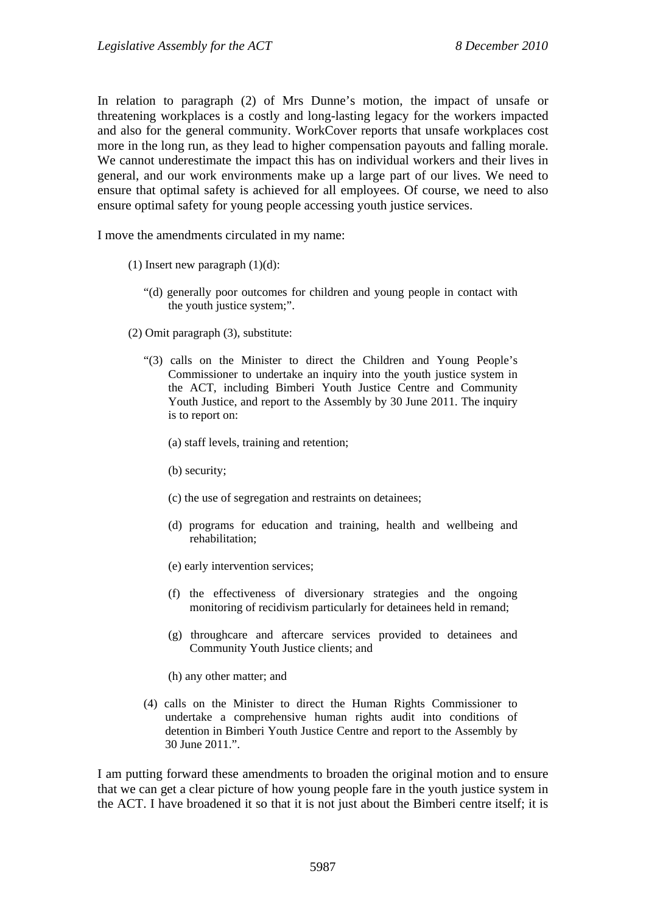In relation to paragraph (2) of Mrs Dunne's motion, the impact of unsafe or threatening workplaces is a costly and long-lasting legacy for the workers impacted and also for the general community. WorkCover reports that unsafe workplaces cost more in the long run, as they lead to higher compensation payouts and falling morale. We cannot underestimate the impact this has on individual workers and their lives in general, and our work environments make up a large part of our lives. We need to ensure that optimal safety is achieved for all employees. Of course, we need to also ensure optimal safety for young people accessing youth justice services.

I move the amendments circulated in my name:

> (1) Insert new paragraph (1)(d):
>
> > "(d) generally poor outcomes for children and young people in contact with the youth justice system;".
>
> (2) Omit paragraph (3), substitute:
>
> > "(3) calls on the Minister to direct the Children and Young People's Commissioner to undertake an inquiry into the youth justice system in the ACT, including Bimberi Youth Justice Centre and Community Youth Justice, and report to the Assembly by 30 June 2011. The inquiry is to report on:
> >
> > > (a) staff levels, training and retention;
> > >
> > > (b) security;
> > >
> > > (c) the use of segregation and restraints on detainees;
> > >
> > > (d) programs for education and training, health and wellbeing and rehabilitation;
> > >
> > > (e) early intervention services;
> > >
> > > (f) the effectiveness of diversionary strategies and the ongoing monitoring of recidivism particularly for detainees held in remand;
> > >
> > > (g) throughcare and aftercare services provided to detainees and Community Youth Justice clients; and
> > >
> > > (h) any other matter; and
> >
> > (4) calls on the Minister to direct the Human Rights Commissioner to undertake a comprehensive human rights audit into conditions of detention in Bimberi Youth Justice Centre and report to the Assembly by 30 June 2011.".

I am putting forward these amendments to broaden the original motion and to ensure that we can get a clear picture of how young people fare in the youth justice system in the ACT. I have broadened it so that it is not just about the Bimberi centre itself; it is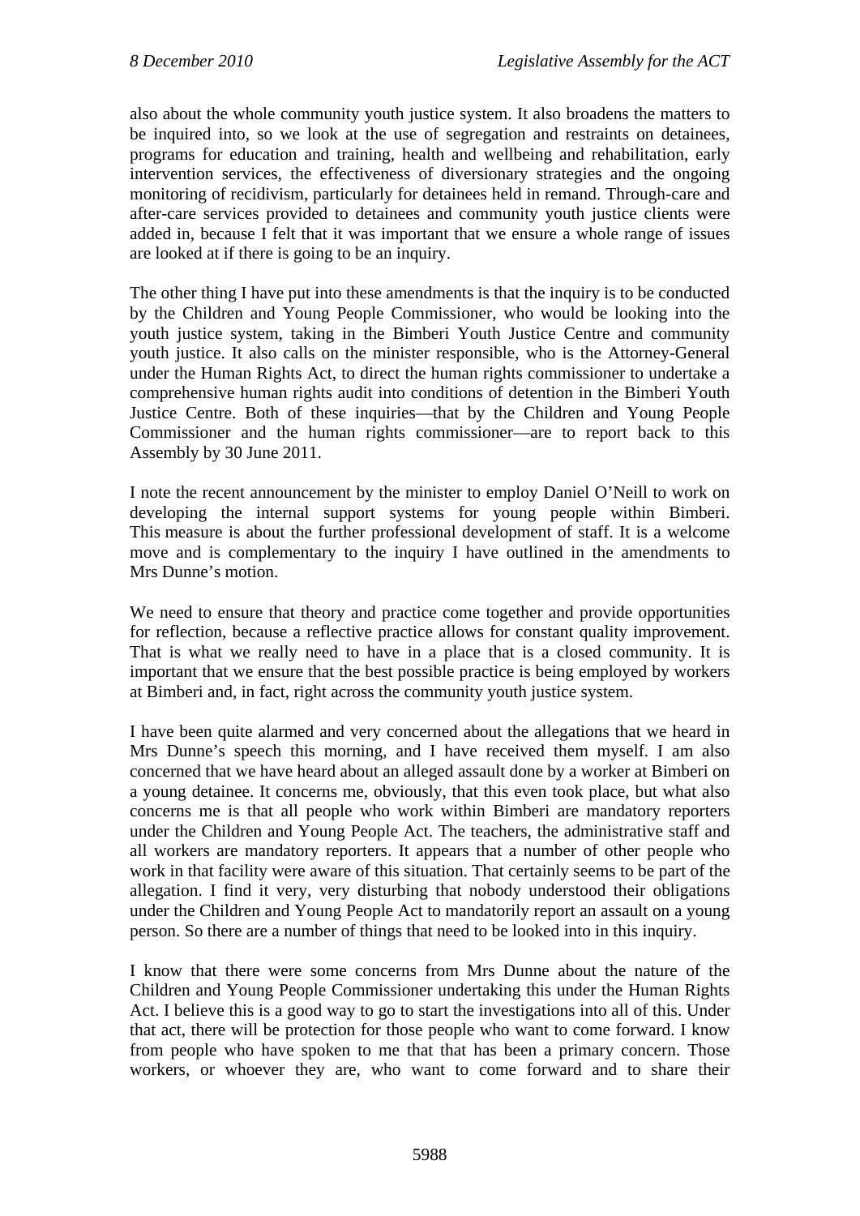also about the whole community youth justice system. It also broadens the matters to be inquired into, so we look at the use of segregation and restraints on detainees, programs for education and training, health and wellbeing and rehabilitation, early intervention services, the effectiveness of diversionary strategies and the ongoing monitoring of recidivism, particularly for detainees held in remand. Through-care and after-care services provided to detainees and community youth justice clients were added in, because I felt that it was important that we ensure a whole range of issues are looked at if there is going to be an inquiry.

The other thing I have put into these amendments is that the inquiry is to be conducted by the Children and Young People Commissioner, who would be looking into the youth justice system, taking in the Bimberi Youth Justice Centre and community youth justice. It also calls on the minister responsible, who is the Attorney-General under the Human Rights Act, to direct the human rights commissioner to undertake a comprehensive human rights audit into conditions of detention in the Bimberi Youth Justice Centre. Both of these inquiries—that by the Children and Young People Commissioner and the human rights commissioner—are to report back to this Assembly by 30 June 2011.

I note the recent announcement by the minister to employ Daniel O'Neill to work on developing the internal support systems for young people within Bimberi. This measure is about the further professional development of staff. It is a welcome move and is complementary to the inquiry I have outlined in the amendments to Mrs Dunne's motion.

We need to ensure that theory and practice come together and provide opportunities for reflection, because a reflective practice allows for constant quality improvement. That is what we really need to have in a place that is a closed community. It is important that we ensure that the best possible practice is being employed by workers at Bimberi and, in fact, right across the community youth justice system.

I have been quite alarmed and very concerned about the allegations that we heard in Mrs Dunne's speech this morning, and I have received them myself. I am also concerned that we have heard about an alleged assault done by a worker at Bimberi on a young detainee. It concerns me, obviously, that this even took place, but what also concerns me is that all people who work within Bimberi are mandatory reporters under the Children and Young People Act. The teachers, the administrative staff and all workers are mandatory reporters. It appears that a number of other people who work in that facility were aware of this situation. That certainly seems to be part of the allegation. I find it very, very disturbing that nobody understood their obligations under the Children and Young People Act to mandatorily report an assault on a young person. So there are a number of things that need to be looked into in this inquiry.

I know that there were some concerns from Mrs Dunne about the nature of the Children and Young People Commissioner undertaking this under the Human Rights Act. I believe this is a good way to go to start the investigations into all of this. Under that act, there will be protection for those people who want to come forward. I know from people who have spoken to me that that has been a primary concern. Those workers, or whoever they are, who want to come forward and to share their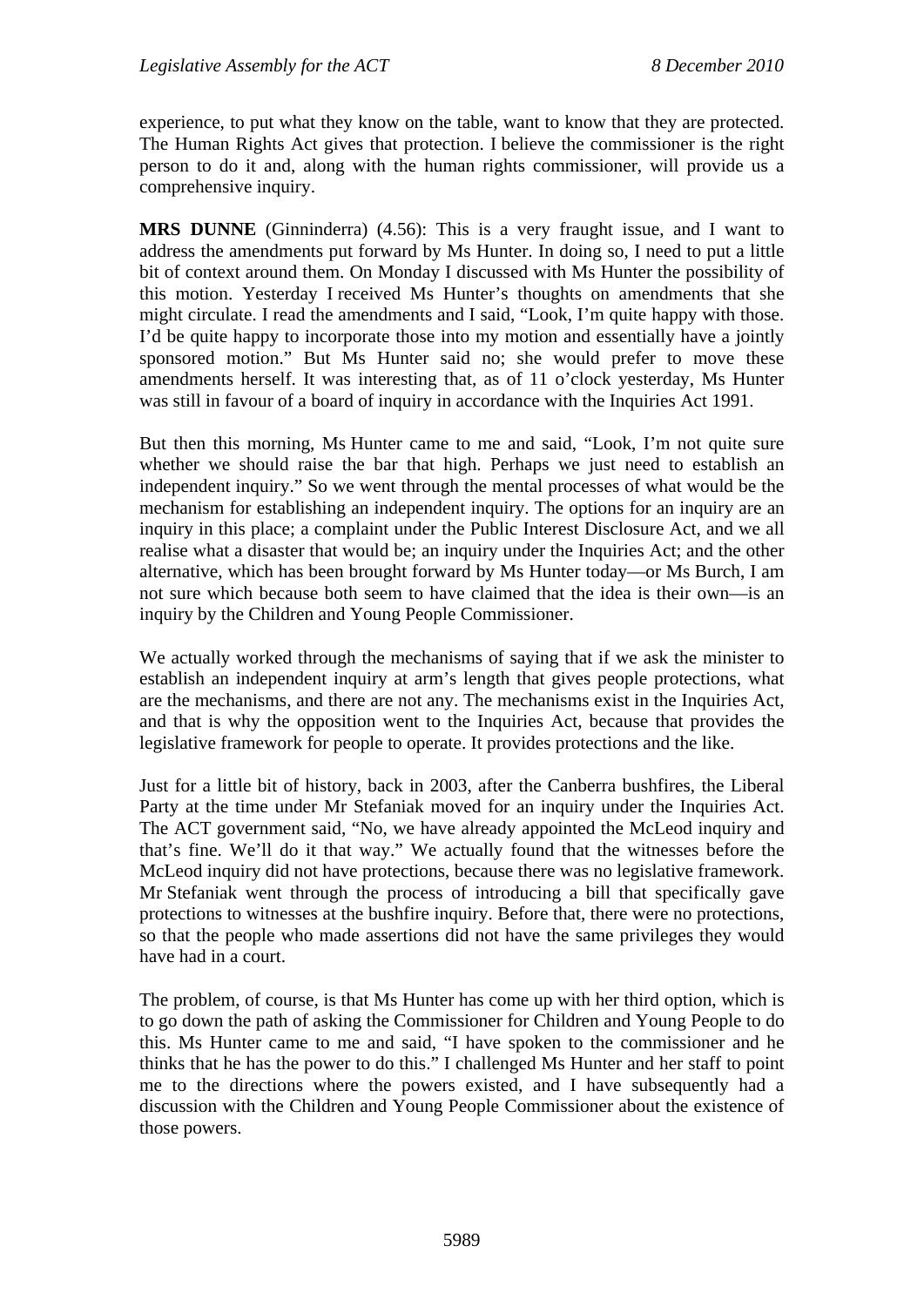experience, to put what they know on the table, want to know that they are protected. The Human Rights Act gives that protection. I believe the commissioner is the right person to do it and, along with the human rights commissioner, will provide us a comprehensive inquiry.

**MRS DUNNE** (Ginninderra) (4.56): This is a very fraught issue, and I want to address the amendments put forward by Ms Hunter. In doing so, I need to put a little bit of context around them. On Monday I discussed with Ms Hunter the possibility of this motion. Yesterday I received Ms Hunter's thoughts on amendments that she might circulate. I read the amendments and I said, "Look, I'm quite happy with those. I'd be quite happy to incorporate those into my motion and essentially have a jointly sponsored motion." But Ms Hunter said no; she would prefer to move these amendments herself. It was interesting that, as of 11 o'clock yesterday, Ms Hunter was still in favour of a board of inquiry in accordance with the Inquiries Act 1991.

But then this morning, Ms Hunter came to me and said, "Look, I'm not quite sure whether we should raise the bar that high. Perhaps we just need to establish an independent inquiry." So we went through the mental processes of what would be the mechanism for establishing an independent inquiry. The options for an inquiry are an inquiry in this place; a complaint under the Public Interest Disclosure Act, and we all realise what a disaster that would be; an inquiry under the Inquiries Act; and the other alternative, which has been brought forward by Ms Hunter today—or Ms Burch, I am not sure which because both seem to have claimed that the idea is their own—is an inquiry by the Children and Young People Commissioner.

We actually worked through the mechanisms of saying that if we ask the minister to establish an independent inquiry at arm's length that gives people protections, what are the mechanisms, and there are not any. The mechanisms exist in the Inquiries Act, and that is why the opposition went to the Inquiries Act, because that provides the legislative framework for people to operate. It provides protections and the like.

Just for a little bit of history, back in 2003, after the Canberra bushfires, the Liberal Party at the time under Mr Stefaniak moved for an inquiry under the Inquiries Act. The ACT government said, "No, we have already appointed the McLeod inquiry and that's fine. We'll do it that way." We actually found that the witnesses before the McLeod inquiry did not have protections, because there was no legislative framework. Mr Stefaniak went through the process of introducing a bill that specifically gave protections to witnesses at the bushfire inquiry. Before that, there were no protections, so that the people who made assertions did not have the same privileges they would have had in a court.

The problem, of course, is that Ms Hunter has come up with her third option, which is to go down the path of asking the Commissioner for Children and Young People to do this. Ms Hunter came to me and said, "I have spoken to the commissioner and he thinks that he has the power to do this." I challenged Ms Hunter and her staff to point me to the directions where the powers existed, and I have subsequently had a discussion with the Children and Young People Commissioner about the existence of those powers.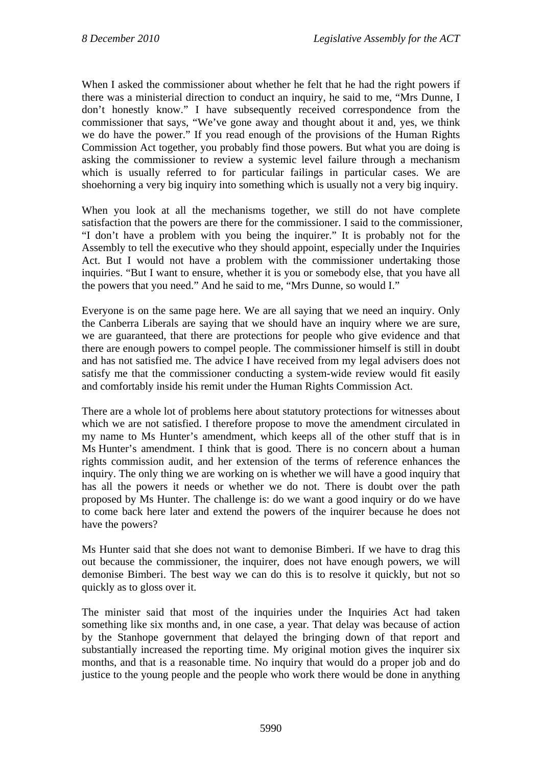When I asked the commissioner about whether he felt that he had the right powers if there was a ministerial direction to conduct an inquiry, he said to me, "Mrs Dunne, I don't honestly know." I have subsequently received correspondence from the commissioner that says, "We've gone away and thought about it and, yes, we think we do have the power." If you read enough of the provisions of the Human Rights Commission Act together, you probably find those powers. But what you are doing is asking the commissioner to review a systemic level failure through a mechanism which is usually referred to for particular failings in particular cases. We are shoehorning a very big inquiry into something which is usually not a very big inquiry.

When you look at all the mechanisms together, we still do not have complete satisfaction that the powers are there for the commissioner. I said to the commissioner, "I don't have a problem with you being the inquirer." It is probably not for the Assembly to tell the executive who they should appoint, especially under the Inquiries Act. But I would not have a problem with the commissioner undertaking those inquiries. "But I want to ensure, whether it is you or somebody else, that you have all the powers that you need." And he said to me, "Mrs Dunne, so would I."

Everyone is on the same page here. We are all saying that we need an inquiry. Only the Canberra Liberals are saying that we should have an inquiry where we are sure, we are guaranteed, that there are protections for people who give evidence and that there are enough powers to compel people. The commissioner himself is still in doubt and has not satisfied me. The advice I have received from my legal advisers does not satisfy me that the commissioner conducting a system-wide review would fit easily and comfortably inside his remit under the Human Rights Commission Act.

There are a whole lot of problems here about statutory protections for witnesses about which we are not satisfied. I therefore propose to move the amendment circulated in my name to Ms Hunter's amendment, which keeps all of the other stuff that is in Ms Hunter's amendment. I think that is good. There is no concern about a human rights commission audit, and her extension of the terms of reference enhances the inquiry. The only thing we are working on is whether we will have a good inquiry that has all the powers it needs or whether we do not. There is doubt over the path proposed by Ms Hunter. The challenge is: do we want a good inquiry or do we have to come back here later and extend the powers of the inquirer because he does not have the powers?

Ms Hunter said that she does not want to demonise Bimberi. If we have to drag this out because the commissioner, the inquirer, does not have enough powers, we will demonise Bimberi. The best way we can do this is to resolve it quickly, but not so quickly as to gloss over it.

The minister said that most of the inquiries under the Inquiries Act had taken something like six months and, in one case, a year. That delay was because of action by the Stanhope government that delayed the bringing down of that report and substantially increased the reporting time. My original motion gives the inquirer six months, and that is a reasonable time. No inquiry that would do a proper job and do justice to the young people and the people who work there would be done in anything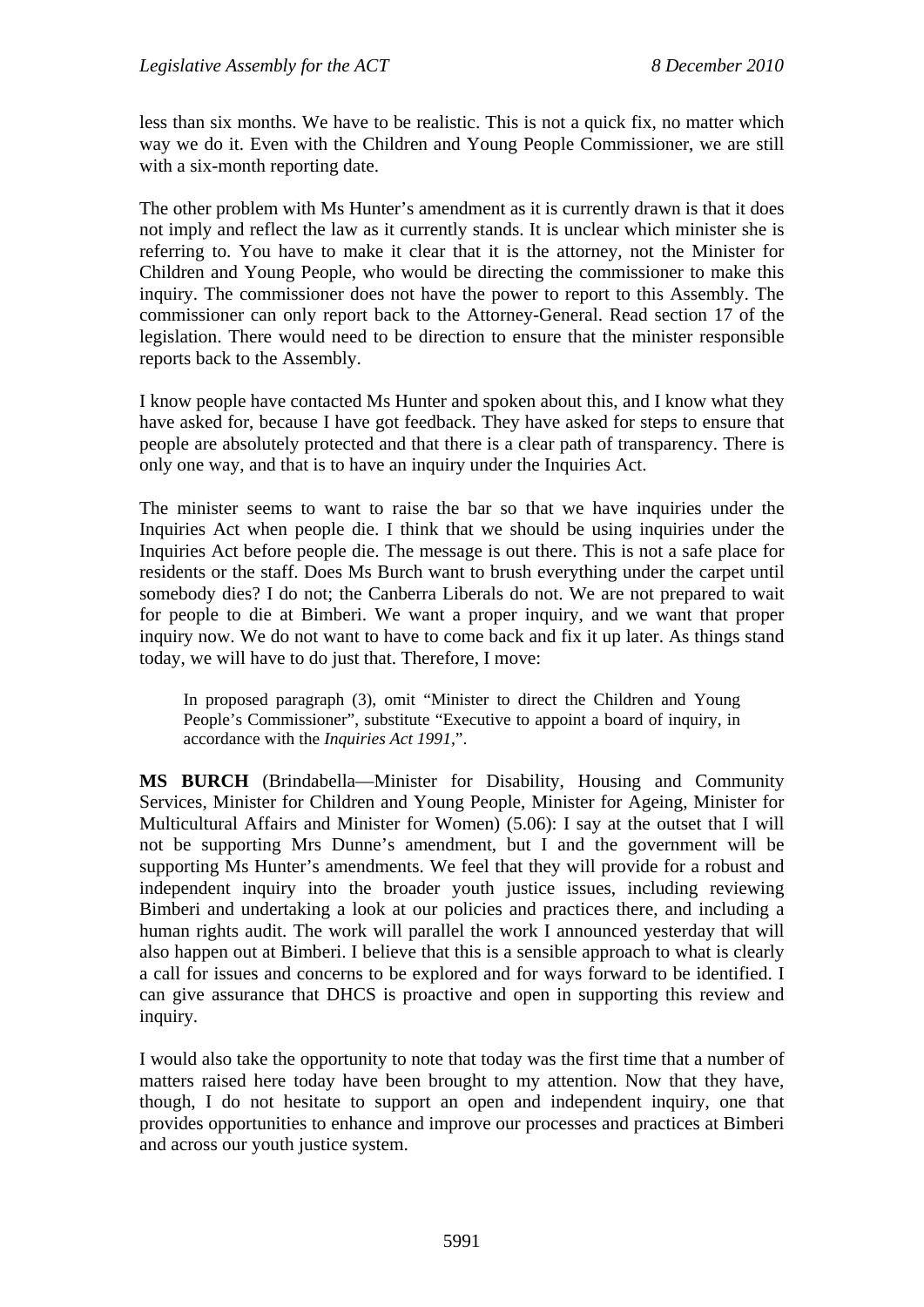less than six months. We have to be realistic. This is not a quick fix, no matter which way we do it. Even with the Children and Young People Commissioner, we are still with a six-month reporting date.

The other problem with Ms Hunter's amendment as it is currently drawn is that it does not imply and reflect the law as it currently stands. It is unclear which minister she is referring to. You have to make it clear that it is the attorney, not the Minister for Children and Young People, who would be directing the commissioner to make this inquiry. The commissioner does not have the power to report to this Assembly. The commissioner can only report back to the Attorney-General. Read section 17 of the legislation. There would need to be direction to ensure that the minister responsible reports back to the Assembly.

I know people have contacted Ms Hunter and spoken about this, and I know what they have asked for, because I have got feedback. They have asked for steps to ensure that people are absolutely protected and that there is a clear path of transparency. There is only one way, and that is to have an inquiry under the Inquiries Act.

The minister seems to want to raise the bar so that we have inquiries under the Inquiries Act when people die. I think that we should be using inquiries under the Inquiries Act before people die. The message is out there. This is not a safe place for residents or the staff. Does Ms Burch want to brush everything under the carpet until somebody dies? I do not; the Canberra Liberals do not. We are not prepared to wait for people to die at Bimberi. We want a proper inquiry, and we want that proper inquiry now. We do not want to have to come back and fix it up later. As things stand today, we will have to do just that. Therefore, I move:

> In proposed paragraph (3), omit "Minister to direct the Children and Young People's Commissioner", substitute "Executive to appoint a board of inquiry, in accordance with the *Inquiries Act 1991*,".

**MS BURCH** (Brindabella—Minister for Disability, Housing and Community Services, Minister for Children and Young People, Minister for Ageing, Minister for Multicultural Affairs and Minister for Women) (5.06): I say at the outset that I will not be supporting Mrs Dunne's amendment, but I and the government will be supporting Ms Hunter's amendments. We feel that they will provide for a robust and independent inquiry into the broader youth justice issues, including reviewing Bimberi and undertaking a look at our policies and practices there, and including a human rights audit. The work will parallel the work I announced yesterday that will also happen out at Bimberi. I believe that this is a sensible approach to what is clearly a call for issues and concerns to be explored and for ways forward to be identified. I can give assurance that DHCS is proactive and open in supporting this review and inquiry.

I would also take the opportunity to note that today was the first time that a number of matters raised here today have been brought to my attention. Now that they have, though, I do not hesitate to support an open and independent inquiry, one that provides opportunities to enhance and improve our processes and practices at Bimberi and across our youth justice system.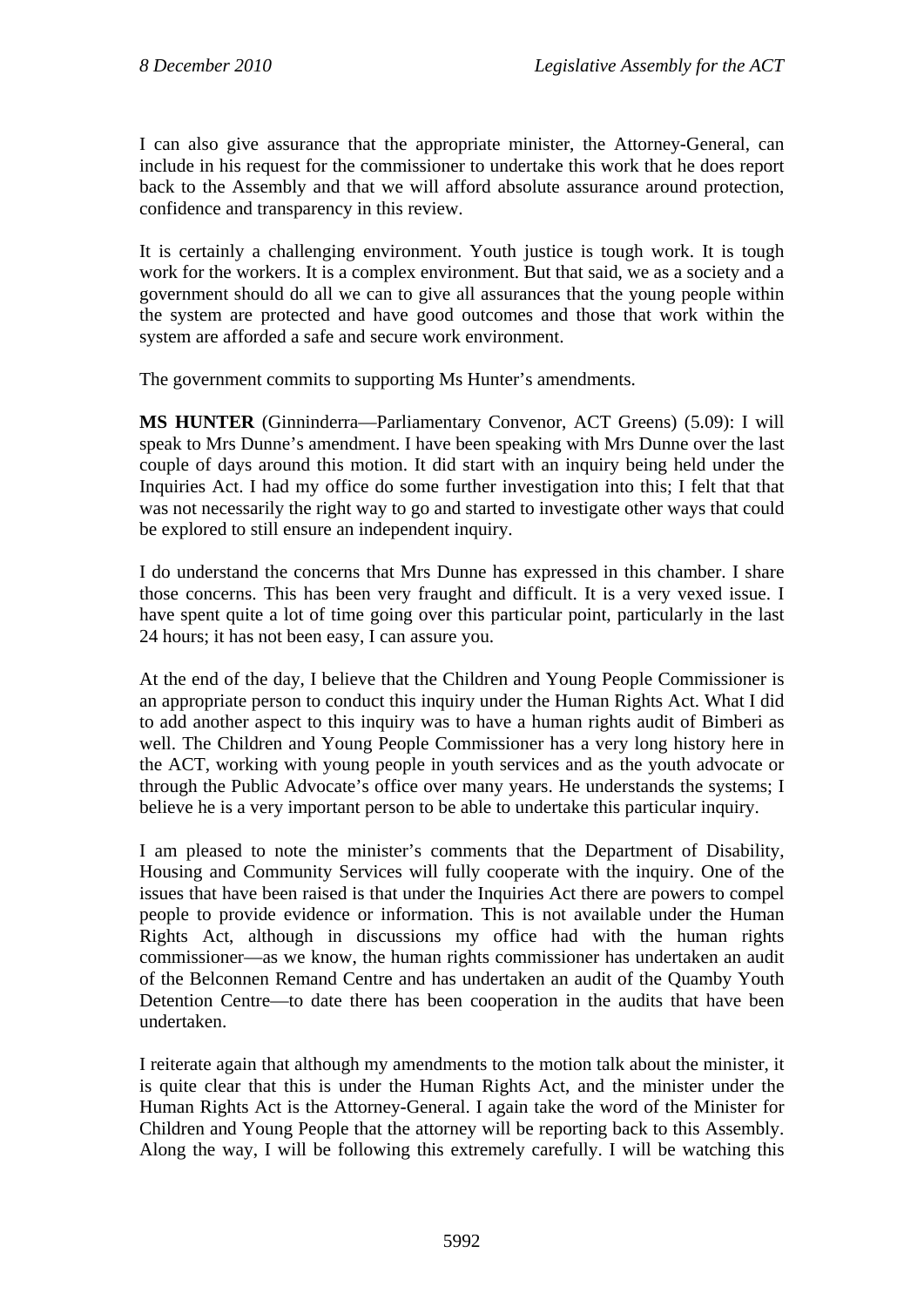I can also give assurance that the appropriate minister, the Attorney-General, can include in his request for the commissioner to undertake this work that he does report back to the Assembly and that we will afford absolute assurance around protection, confidence and transparency in this review.

It is certainly a challenging environment. Youth justice is tough work. It is tough work for the workers. It is a complex environment. But that said, we as a society and a government should do all we can to give all assurances that the young people within the system are protected and have good outcomes and those that work within the system are afforded a safe and secure work environment.

The government commits to supporting Ms Hunter's amendments.

**MS HUNTER** (Ginninderra—Parliamentary Convenor, ACT Greens) (5.09): I will speak to Mrs Dunne's amendment. I have been speaking with Mrs Dunne over the last couple of days around this motion. It did start with an inquiry being held under the Inquiries Act. I had my office do some further investigation into this; I felt that that was not necessarily the right way to go and started to investigate other ways that could be explored to still ensure an independent inquiry.

I do understand the concerns that Mrs Dunne has expressed in this chamber. I share those concerns. This has been very fraught and difficult. It is a very vexed issue. I have spent quite a lot of time going over this particular point, particularly in the last 24 hours; it has not been easy, I can assure you.

At the end of the day, I believe that the Children and Young People Commissioner is an appropriate person to conduct this inquiry under the Human Rights Act. What I did to add another aspect to this inquiry was to have a human rights audit of Bimberi as well. The Children and Young People Commissioner has a very long history here in the ACT, working with young people in youth services and as the youth advocate or through the Public Advocate's office over many years. He understands the systems; I believe he is a very important person to be able to undertake this particular inquiry.

I am pleased to note the minister's comments that the Department of Disability, Housing and Community Services will fully cooperate with the inquiry. One of the issues that have been raised is that under the Inquiries Act there are powers to compel people to provide evidence or information. This is not available under the Human Rights Act, although in discussions my office had with the human rights commissioner—as we know, the human rights commissioner has undertaken an audit of the Belconnen Remand Centre and has undertaken an audit of the Quamby Youth Detention Centre—to date there has been cooperation in the audits that have been undertaken.

I reiterate again that although my amendments to the motion talk about the minister, it is quite clear that this is under the Human Rights Act, and the minister under the Human Rights Act is the Attorney-General. I again take the word of the Minister for Children and Young People that the attorney will be reporting back to this Assembly. Along the way, I will be following this extremely carefully. I will be watching this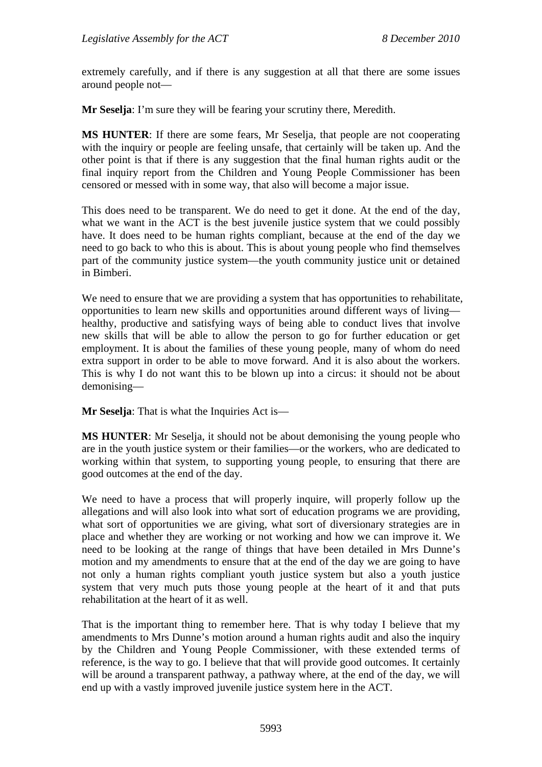extremely carefully, and if there is any suggestion at all that there are some issues around people not—

**Mr Seselja**: I'm sure they will be fearing your scrutiny there, Meredith.

**MS HUNTER**: If there are some fears, Mr Seselja, that people are not cooperating with the inquiry or people are feeling unsafe, that certainly will be taken up. And the other point is that if there is any suggestion that the final human rights audit or the final inquiry report from the Children and Young People Commissioner has been censored or messed with in some way, that also will become a major issue.

This does need to be transparent. We do need to get it done. At the end of the day, what we want in the ACT is the best juvenile justice system that we could possibly have. It does need to be human rights compliant, because at the end of the day we need to go back to who this is about. This is about young people who find themselves part of the community justice system—the youth community justice unit or detained in Bimberi.

We need to ensure that we are providing a system that has opportunities to rehabilitate, opportunities to learn new skills and opportunities around different ways of living—healthy, productive and satisfying ways of being able to conduct lives that involve new skills that will be able to allow the person to go for further education or get employment. It is about the families of these young people, many of whom do need extra support in order to be able to move forward. And it is also about the workers. This is why I do not want this to be blown up into a circus: it should not be about demonising—

**Mr Seselja**: That is what the Inquiries Act is—

**MS HUNTER**: Mr Seselja, it should not be about demonising the young people who are in the youth justice system or their families—or the workers, who are dedicated to working within that system, to supporting young people, to ensuring that there are good outcomes at the end of the day.

We need to have a process that will properly inquire, will properly follow up the allegations and will also look into what sort of education programs we are providing, what sort of opportunities we are giving, what sort of diversionary strategies are in place and whether they are working or not working and how we can improve it. We need to be looking at the range of things that have been detailed in Mrs Dunne's motion and my amendments to ensure that at the end of the day we are going to have not only a human rights compliant youth justice system but also a youth justice system that very much puts those young people at the heart of it and that puts rehabilitation at the heart of it as well.

That is the important thing to remember here. That is why today I believe that my amendments to Mrs Dunne's motion around a human rights audit and also the inquiry by the Children and Young People Commissioner, with these extended terms of reference, is the way to go. I believe that that will provide good outcomes. It certainly will be around a transparent pathway, a pathway where, at the end of the day, we will end up with a vastly improved juvenile justice system here in the ACT.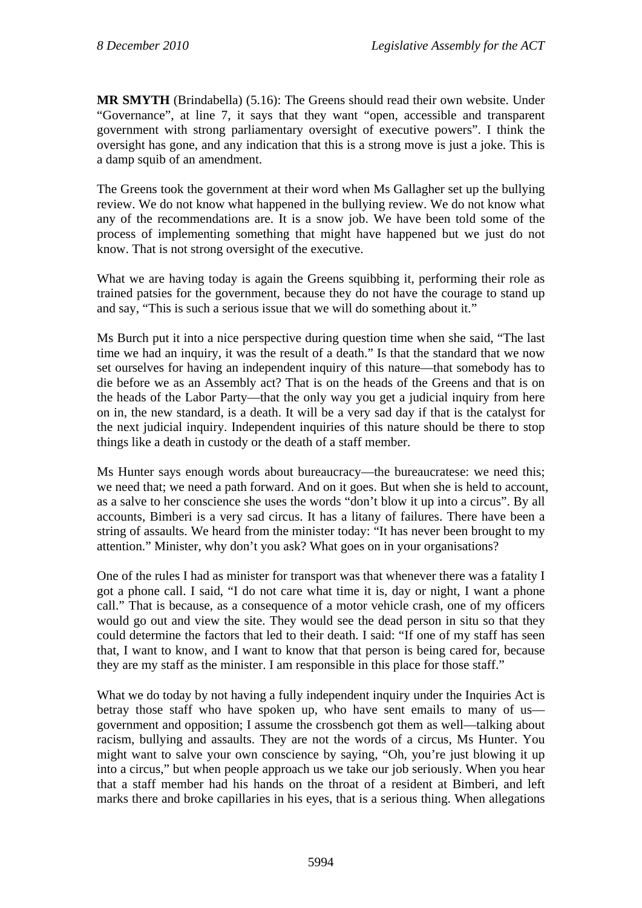**MR SMYTH** (Brindabella) (5.16): The Greens should read their own website. Under "Governance", at line 7, it says that they want "open, accessible and transparent government with strong parliamentary oversight of executive powers". I think the oversight has gone, and any indication that this is a strong move is just a joke. This is a damp squib of an amendment.

The Greens took the government at their word when Ms Gallagher set up the bullying review. We do not know what happened in the bullying review. We do not know what any of the recommendations are. It is a snow job. We have been told some of the process of implementing something that might have happened but we just do not know. That is not strong oversight of the executive.

What we are having today is again the Greens squibbing it, performing their role as trained patsies for the government, because they do not have the courage to stand up and say, "This is such a serious issue that we will do something about it."

Ms Burch put it into a nice perspective during question time when she said, "The last time we had an inquiry, it was the result of a death." Is that the standard that we now set ourselves for having an independent inquiry of this nature—that somebody has to die before we as an Assembly act? That is on the heads of the Greens and that is on the heads of the Labor Party—that the only way you get a judicial inquiry from here on in, the new standard, is a death. It will be a very sad day if that is the catalyst for the next judicial inquiry. Independent inquiries of this nature should be there to stop things like a death in custody or the death of a staff member.

Ms Hunter says enough words about bureaucracy—the bureaucratese: we need this; we need that; we need a path forward. And on it goes. But when she is held to account, as a salve to her conscience she uses the words "don't blow it up into a circus". By all accounts, Bimberi is a very sad circus. It has a litany of failures. There have been a string of assaults. We heard from the minister today: "It has never been brought to my attention." Minister, why don't you ask? What goes on in your organisations?

One of the rules I had as minister for transport was that whenever there was a fatality I got a phone call. I said, "I do not care what time it is, day or night, I want a phone call." That is because, as a consequence of a motor vehicle crash, one of my officers would go out and view the site. They would see the dead person in situ so that they could determine the factors that led to their death. I said: "If one of my staff has seen that, I want to know, and I want to know that that person is being cared for, because they are my staff as the minister. I am responsible in this place for those staff."

What we do today by not having a fully independent inquiry under the Inquiries Act is betray those staff who have spoken up, who have sent emails to many of us—government and opposition; I assume the crossbench got them as well—talking about racism, bullying and assaults. They are not the words of a circus, Ms Hunter. You might want to salve your own conscience by saying, "Oh, you're just blowing it up into a circus," but when people approach us we take our job seriously. When you hear that a staff member had his hands on the throat of a resident at Bimberi, and left marks there and broke capillaries in his eyes, that is a serious thing. When allegations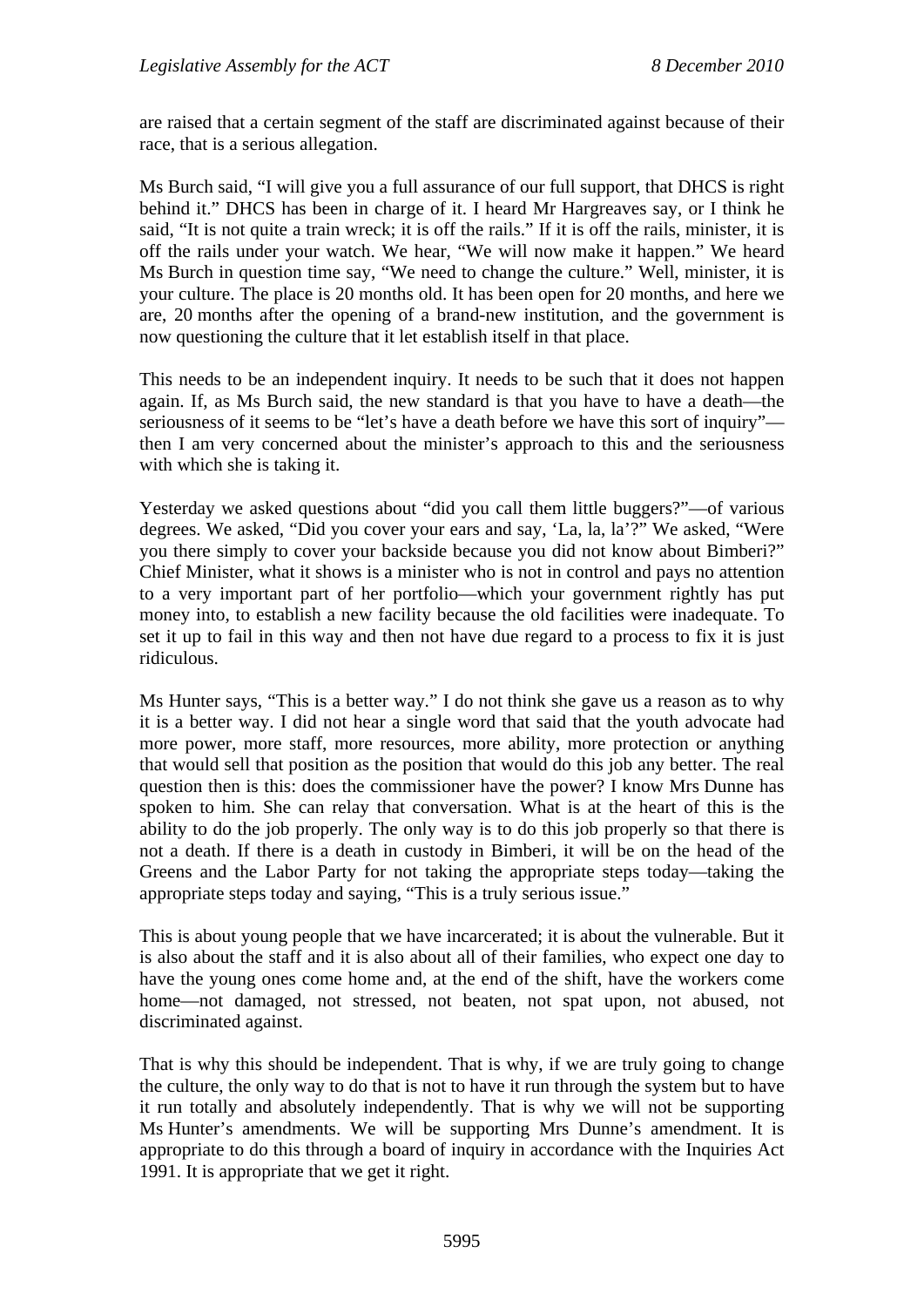are raised that a certain segment of the staff are discriminated against because of their race, that is a serious allegation.

Ms Burch said, "I will give you a full assurance of our full support, that DHCS is right behind it." DHCS has been in charge of it. I heard Mr Hargreaves say, or I think he said, "It is not quite a train wreck; it is off the rails." If it is off the rails, minister, it is off the rails under your watch. We hear, "We will now make it happen." We heard Ms Burch in question time say, "We need to change the culture." Well, minister, it is your culture. The place is 20 months old. It has been open for 20 months, and here we are, 20 months after the opening of a brand-new institution, and the government is now questioning the culture that it let establish itself in that place.

This needs to be an independent inquiry. It needs to be such that it does not happen again. If, as Ms Burch said, the new standard is that you have to have a death—the seriousness of it seems to be "let's have a death before we have this sort of inquiry"—then I am very concerned about the minister's approach to this and the seriousness with which she is taking it.

Yesterday we asked questions about "did you call them little buggers?"—of various degrees. We asked, "Did you cover your ears and say, 'La, la, la'?" We asked, "Were you there simply to cover your backside because you did not know about Bimberi?" Chief Minister, what it shows is a minister who is not in control and pays no attention to a very important part of her portfolio—which your government rightly has put money into, to establish a new facility because the old facilities were inadequate. To set it up to fail in this way and then not have due regard to a process to fix it is just ridiculous.

Ms Hunter says, "This is a better way." I do not think she gave us a reason as to why it is a better way. I did not hear a single word that said that the youth advocate had more power, more staff, more resources, more ability, more protection or anything that would sell that position as the position that would do this job any better. The real question then is this: does the commissioner have the power? I know Mrs Dunne has spoken to him. She can relay that conversation. What is at the heart of this is the ability to do the job properly. The only way is to do this job properly so that there is not a death. If there is a death in custody in Bimberi, it will be on the head of the Greens and the Labor Party for not taking the appropriate steps today—taking the appropriate steps today and saying, "This is a truly serious issue."

This is about young people that we have incarcerated; it is about the vulnerable. But it is also about the staff and it is also about all of their families, who expect one day to have the young ones come home and, at the end of the shift, have the workers come home—not damaged, not stressed, not beaten, not spat upon, not abused, not discriminated against.

That is why this should be independent. That is why, if we are truly going to change the culture, the only way to do that is not to have it run through the system but to have it run totally and absolutely independently. That is why we will not be supporting Ms Hunter's amendments. We will be supporting Mrs Dunne's amendment. It is appropriate to do this through a board of inquiry in accordance with the Inquiries Act 1991. It is appropriate that we get it right.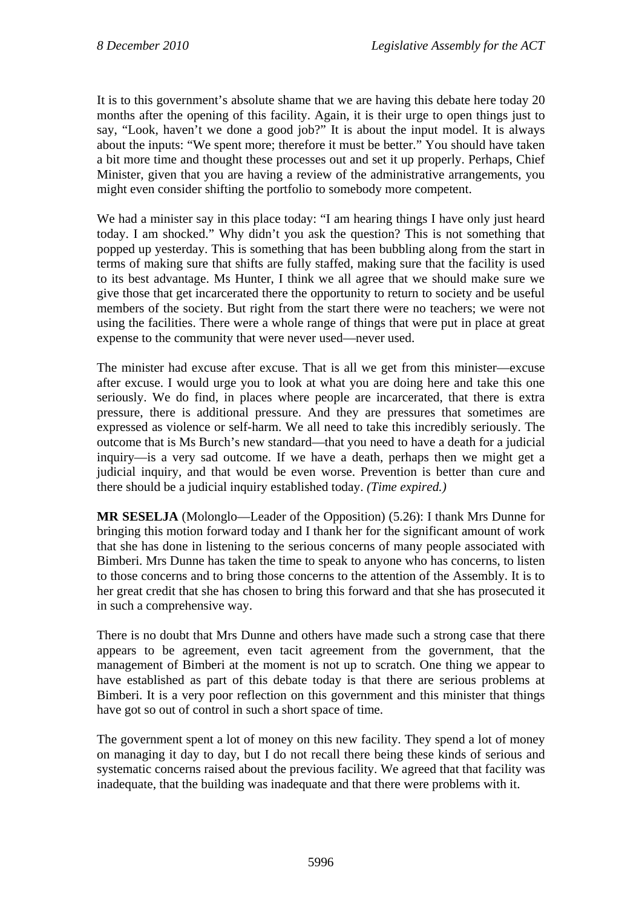It is to this government's absolute shame that we are having this debate here today 20 months after the opening of this facility. Again, it is their urge to open things just to say, "Look, haven't we done a good job?" It is about the input model. It is always about the inputs: "We spent more; therefore it must be better." You should have taken a bit more time and thought these processes out and set it up properly. Perhaps, Chief Minister, given that you are having a review of the administrative arrangements, you might even consider shifting the portfolio to somebody more competent.

We had a minister say in this place today: "I am hearing things I have only just heard today. I am shocked." Why didn't you ask the question? This is not something that popped up yesterday. This is something that has been bubbling along from the start in terms of making sure that shifts are fully staffed, making sure that the facility is used to its best advantage. Ms Hunter, I think we all agree that we should make sure we give those that get incarcerated there the opportunity to return to society and be useful members of the society. But right from the start there were no teachers; we were not using the facilities. There were a whole range of things that were put in place at great expense to the community that were never used—never used.

The minister had excuse after excuse. That is all we get from this minister—excuse after excuse. I would urge you to look at what you are doing here and take this one seriously. We do find, in places where people are incarcerated, that there is extra pressure, there is additional pressure. And they are pressures that sometimes are expressed as violence or self-harm. We all need to take this incredibly seriously. The outcome that is Ms Burch's new standard—that you need to have a death for a judicial inquiry—is a very sad outcome. If we have a death, perhaps then we might get a judicial inquiry, and that would be even worse. Prevention is better than cure and there should be a judicial inquiry established today. *(Time expired.)*

**MR SESELJA** (Molonglo—Leader of the Opposition) (5.26): I thank Mrs Dunne for bringing this motion forward today and I thank her for the significant amount of work that she has done in listening to the serious concerns of many people associated with Bimberi. Mrs Dunne has taken the time to speak to anyone who has concerns, to listen to those concerns and to bring those concerns to the attention of the Assembly. It is to her great credit that she has chosen to bring this forward and that she has prosecuted it in such a comprehensive way.

There is no doubt that Mrs Dunne and others have made such a strong case that there appears to be agreement, even tacit agreement from the government, that the management of Bimberi at the moment is not up to scratch. One thing we appear to have established as part of this debate today is that there are serious problems at Bimberi. It is a very poor reflection on this government and this minister that things have got so out of control in such a short space of time.

The government spent a lot of money on this new facility. They spend a lot of money on managing it day to day, but I do not recall there being these kinds of serious and systematic concerns raised about the previous facility. We agreed that that facility was inadequate, that the building was inadequate and that there were problems with it.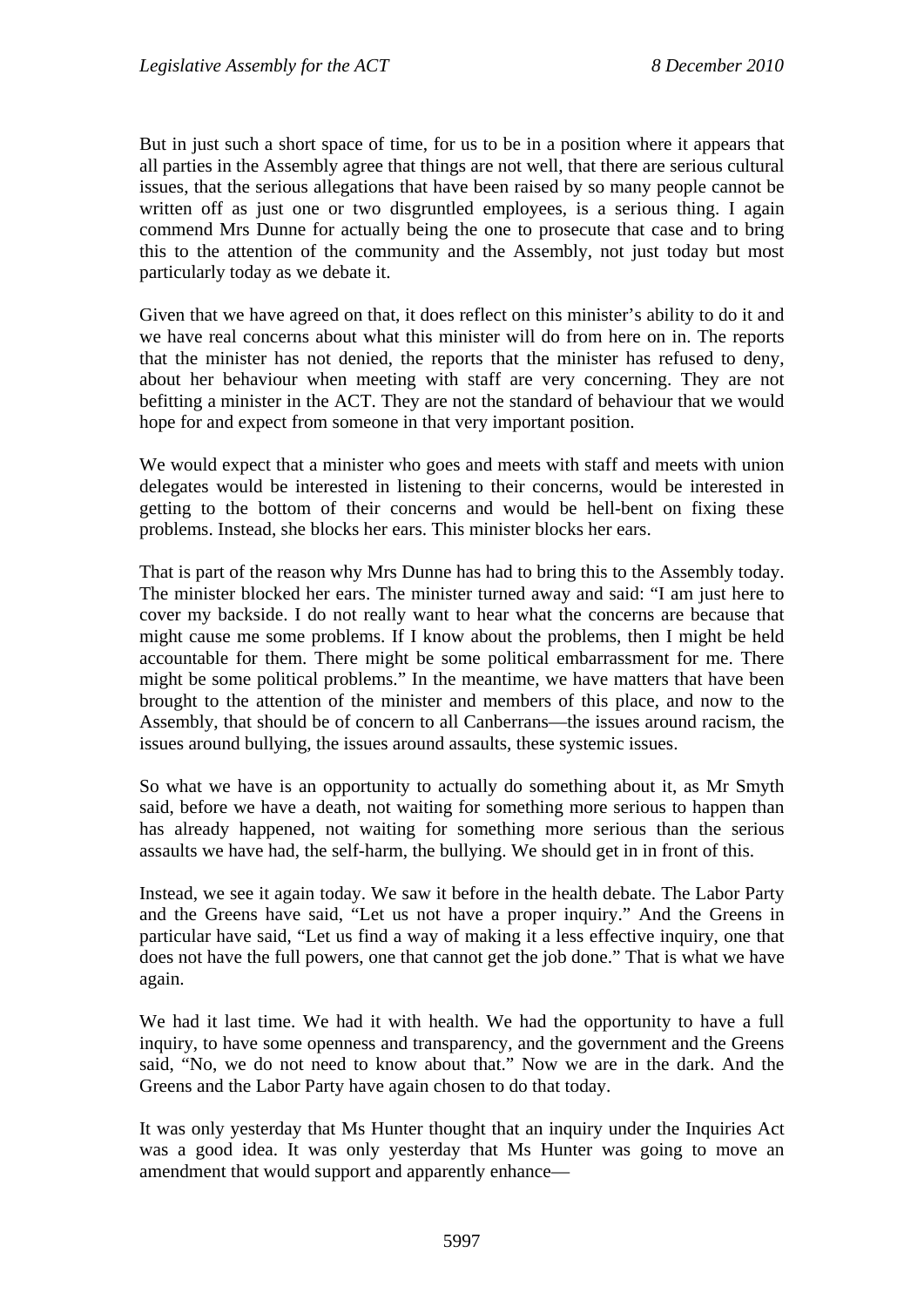But in just such a short space of time, for us to be in a position where it appears that all parties in the Assembly agree that things are not well, that there are serious cultural issues, that the serious allegations that have been raised by so many people cannot be written off as just one or two disgruntled employees, is a serious thing. I again commend Mrs Dunne for actually being the one to prosecute that case and to bring this to the attention of the community and the Assembly, not just today but most particularly today as we debate it.

Given that we have agreed on that, it does reflect on this minister's ability to do it and we have real concerns about what this minister will do from here on in. The reports that the minister has not denied, the reports that the minister has refused to deny, about her behaviour when meeting with staff are very concerning. They are not befitting a minister in the ACT. They are not the standard of behaviour that we would hope for and expect from someone in that very important position.

We would expect that a minister who goes and meets with staff and meets with union delegates would be interested in listening to their concerns, would be interested in getting to the bottom of their concerns and would be hell-bent on fixing these problems. Instead, she blocks her ears. This minister blocks her ears.

That is part of the reason why Mrs Dunne has had to bring this to the Assembly today. The minister blocked her ears. The minister turned away and said: "I am just here to cover my backside. I do not really want to hear what the concerns are because that might cause me some problems. If I know about the problems, then I might be held accountable for them. There might be some political embarrassment for me. There might be some political problems." In the meantime, we have matters that have been brought to the attention of the minister and members of this place, and now to the Assembly, that should be of concern to all Canberrans—the issues around racism, the issues around bullying, the issues around assaults, these systemic issues.

So what we have is an opportunity to actually do something about it, as Mr Smyth said, before we have a death, not waiting for something more serious to happen than has already happened, not waiting for something more serious than the serious assaults we have had, the self-harm, the bullying. We should get in in front of this.

Instead, we see it again today. We saw it before in the health debate. The Labor Party and the Greens have said, "Let us not have a proper inquiry." And the Greens in particular have said, "Let us find a way of making it a less effective inquiry, one that does not have the full powers, one that cannot get the job done." That is what we have again.

We had it last time. We had it with health. We had the opportunity to have a full inquiry, to have some openness and transparency, and the government and the Greens said, "No, we do not need to know about that." Now we are in the dark. And the Greens and the Labor Party have again chosen to do that today.

It was only yesterday that Ms Hunter thought that an inquiry under the Inquiries Act was a good idea. It was only yesterday that Ms Hunter was going to move an amendment that would support and apparently enhance—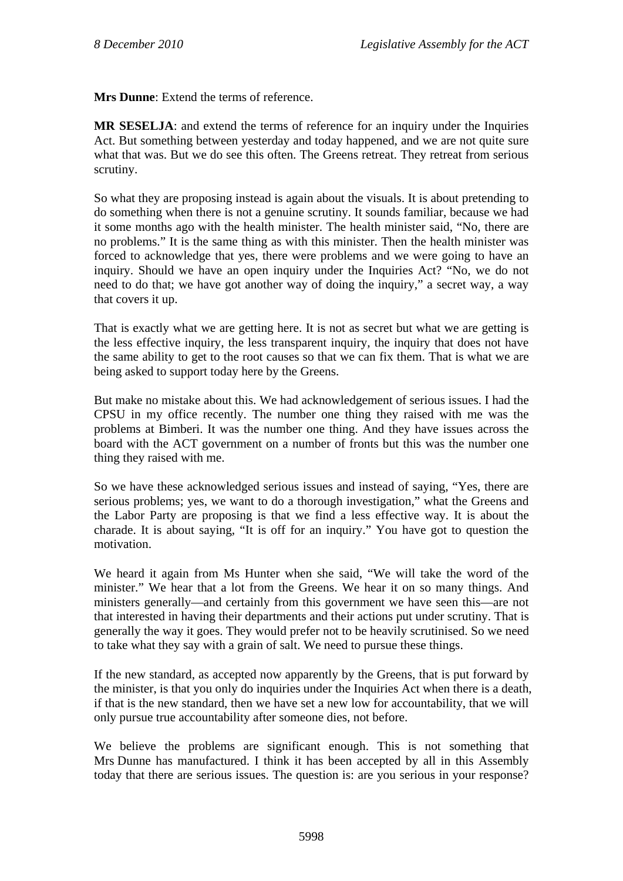**Mrs Dunne**: Extend the terms of reference.

**MR SESELJA**: and extend the terms of reference for an inquiry under the Inquiries Act. But something between yesterday and today happened, and we are not quite sure what that was. But we do see this often. The Greens retreat. They retreat from serious scrutiny.

So what they are proposing instead is again about the visuals. It is about pretending to do something when there is not a genuine scrutiny. It sounds familiar, because we had it some months ago with the health minister. The health minister said, "No, there are no problems." It is the same thing as with this minister. Then the health minister was forced to acknowledge that yes, there were problems and we were going to have an inquiry. Should we have an open inquiry under the Inquiries Act? "No, we do not need to do that; we have got another way of doing the inquiry," a secret way, a way that covers it up.

That is exactly what we are getting here. It is not as secret but what we are getting is the less effective inquiry, the less transparent inquiry, the inquiry that does not have the same ability to get to the root causes so that we can fix them. That is what we are being asked to support today here by the Greens.

But make no mistake about this. We had acknowledgement of serious issues. I had the CPSU in my office recently. The number one thing they raised with me was the problems at Bimberi. It was the number one thing. And they have issues across the board with the ACT government on a number of fronts but this was the number one thing they raised with me.

So we have these acknowledged serious issues and instead of saying, "Yes, there are serious problems; yes, we want to do a thorough investigation," what the Greens and the Labor Party are proposing is that we find a less effective way. It is about the charade. It is about saying, "It is off for an inquiry." You have got to question the motivation.

We heard it again from Ms Hunter when she said, "We will take the word of the minister." We hear that a lot from the Greens. We hear it on so many things. And ministers generally—and certainly from this government we have seen this—are not that interested in having their departments and their actions put under scrutiny. That is generally the way it goes. They would prefer not to be heavily scrutinised. So we need to take what they say with a grain of salt. We need to pursue these things.

If the new standard, as accepted now apparently by the Greens, that is put forward by the minister, is that you only do inquiries under the Inquiries Act when there is a death, if that is the new standard, then we have set a new low for accountability, that we will only pursue true accountability after someone dies, not before.

We believe the problems are significant enough. This is not something that Mrs Dunne has manufactured. I think it has been accepted by all in this Assembly today that there are serious issues. The question is: are you serious in your response?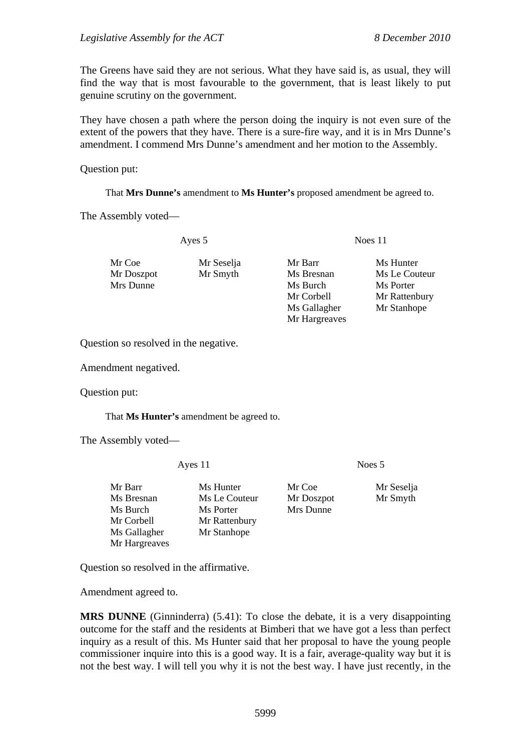The Greens have said they are not serious. What they have said is, as usual, they will find the way that is most favourable to the government, that is least likely to put genuine scrutiny on the government.

They have chosen a path where the person doing the inquiry is not even sure of the extent of the powers that they have. There is a sure-fire way, and it is in Mrs Dunne's amendment. I commend Mrs Dunne's amendment and her motion to the Assembly.

Question put:

> That **Mrs Dunne's** amendment to **Ms Hunter's** proposed amendment be agreed to.

The Assembly voted—

| Ayes 5 | | Noes 11 | |
|---|---|---|---|
| Mr Coe | Mr Seselja | Mr Barr | Ms Hunter |
| Mr Doszpot | Mr Smyth | Ms Bresnan | Ms Le Couteur |
| Mrs Dunne | | Ms Burch | Ms Porter |
| | | Mr Corbell | Mr Rattenbury |
| | | Ms Gallagher | Mr Stanhope |
| | | Mr Hargreaves | |

Question so resolved in the negative.

Amendment negatived.

Question put:

> That **Ms Hunter's** amendment be agreed to.

The Assembly voted—

| Ayes 11 | | Noes 5 | |
|---|---|---|---|
| Mr Barr | Ms Hunter | Mr Coe | Mr Seselja |
| Ms Bresnan | Ms Le Couteur | Mr Doszpot | Mr Smyth |
| Ms Burch | Ms Porter | Mrs Dunne | |
| Mr Corbell | Mr Rattenbury | | |
| Ms Gallagher | Mr Stanhope | | |
| Mr Hargreaves | | | |

Question so resolved in the affirmative.

Amendment agreed to.

**MRS DUNNE** (Ginninderra) (5.41): To close the debate, it is a very disappointing outcome for the staff and the residents at Bimberi that we have got a less than perfect inquiry as a result of this. Ms Hunter said that her proposal to have the young people commissioner inquire into this is a good way. It is a fair, average-quality way but it is not the best way. I will tell you why it is not the best way. I have just recently, in the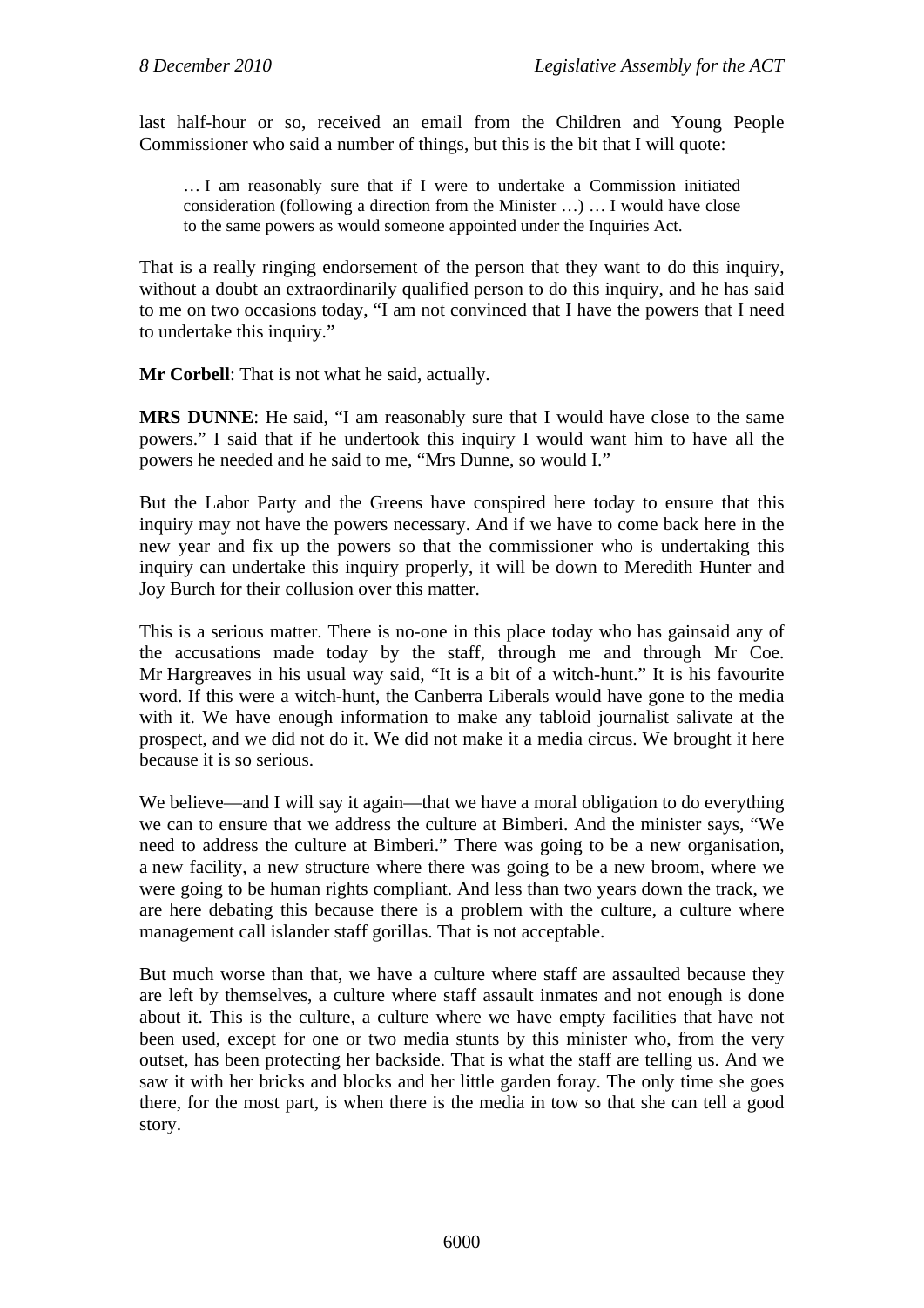last half-hour or so, received an email from the Children and Young People Commissioner who said a number of things, but this is the bit that I will quote:

> … I am reasonably sure that if I were to undertake a Commission initiated consideration (following a direction from the Minister …) … I would have close to the same powers as would someone appointed under the Inquiries Act.

That is a really ringing endorsement of the person that they want to do this inquiry, without a doubt an extraordinarily qualified person to do this inquiry, and he has said to me on two occasions today, "I am not convinced that I have the powers that I need to undertake this inquiry."

**Mr Corbell**: That is not what he said, actually.

**MRS DUNNE**: He said, "I am reasonably sure that I would have close to the same powers." I said that if he undertook this inquiry I would want him to have all the powers he needed and he said to me, "Mrs Dunne, so would I."

But the Labor Party and the Greens have conspired here today to ensure that this inquiry may not have the powers necessary. And if we have to come back here in the new year and fix up the powers so that the commissioner who is undertaking this inquiry can undertake this inquiry properly, it will be down to Meredith Hunter and Joy Burch for their collusion over this matter.

This is a serious matter. There is no-one in this place today who has gainsaid any of the accusations made today by the staff, through me and through Mr Coe. Mr Hargreaves in his usual way said, "It is a bit of a witch-hunt." It is his favourite word. If this were a witch-hunt, the Canberra Liberals would have gone to the media with it. We have enough information to make any tabloid journalist salivate at the prospect, and we did not do it. We did not make it a media circus. We brought it here because it is so serious.

We believe—and I will say it again—that we have a moral obligation to do everything we can to ensure that we address the culture at Bimberi. And the minister says, "We need to address the culture at Bimberi." There was going to be a new organisation, a new facility, a new structure where there was going to be a new broom, where we were going to be human rights compliant. And less than two years down the track, we are here debating this because there is a problem with the culture, a culture where management call islander staff gorillas. That is not acceptable.

But much worse than that, we have a culture where staff are assaulted because they are left by themselves, a culture where staff assault inmates and not enough is done about it. This is the culture, a culture where we have empty facilities that have not been used, except for one or two media stunts by this minister who, from the very outset, has been protecting her backside. That is what the staff are telling us. And we saw it with her bricks and blocks and her little garden foray. The only time she goes there, for the most part, is when there is the media in tow so that she can tell a good story.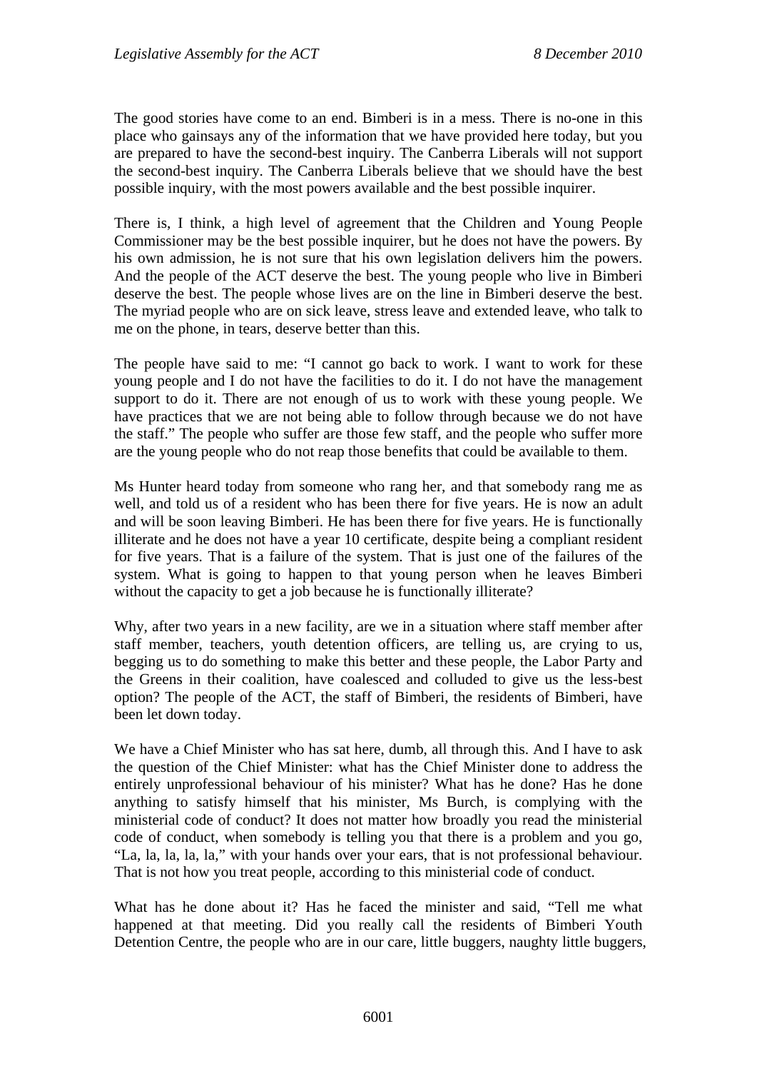The good stories have come to an end. Bimberi is in a mess. There is no-one in this place who gainsays any of the information that we have provided here today, but you are prepared to have the second-best inquiry. The Canberra Liberals will not support the second-best inquiry. The Canberra Liberals believe that we should have the best possible inquiry, with the most powers available and the best possible inquirer.

There is, I think, a high level of agreement that the Children and Young People Commissioner may be the best possible inquirer, but he does not have the powers. By his own admission, he is not sure that his own legislation delivers him the powers. And the people of the ACT deserve the best. The young people who live in Bimberi deserve the best. The people whose lives are on the line in Bimberi deserve the best. The myriad people who are on sick leave, stress leave and extended leave, who talk to me on the phone, in tears, deserve better than this.

The people have said to me: "I cannot go back to work. I want to work for these young people and I do not have the facilities to do it. I do not have the management support to do it. There are not enough of us to work with these young people. We have practices that we are not being able to follow through because we do not have the staff." The people who suffer are those few staff, and the people who suffer more are the young people who do not reap those benefits that could be available to them.

Ms Hunter heard today from someone who rang her, and that somebody rang me as well, and told us of a resident who has been there for five years. He is now an adult and will be soon leaving Bimberi. He has been there for five years. He is functionally illiterate and he does not have a year 10 certificate, despite being a compliant resident for five years. That is a failure of the system. That is just one of the failures of the system. What is going to happen to that young person when he leaves Bimberi without the capacity to get a job because he is functionally illiterate?

Why, after two years in a new facility, are we in a situation where staff member after staff member, teachers, youth detention officers, are telling us, are crying to us, begging us to do something to make this better and these people, the Labor Party and the Greens in their coalition, have coalesced and colluded to give us the less-best option? The people of the ACT, the staff of Bimberi, the residents of Bimberi, have been let down today.

We have a Chief Minister who has sat here, dumb, all through this. And I have to ask the question of the Chief Minister: what has the Chief Minister done to address the entirely unprofessional behaviour of his minister? What has he done? Has he done anything to satisfy himself that his minister, Ms Burch, is complying with the ministerial code of conduct? It does not matter how broadly you read the ministerial code of conduct, when somebody is telling you that there is a problem and you go, "La, la, la, la, la," with your hands over your ears, that is not professional behaviour. That is not how you treat people, according to this ministerial code of conduct.

What has he done about it? Has he faced the minister and said, "Tell me what happened at that meeting. Did you really call the residents of Bimberi Youth Detention Centre, the people who are in our care, little buggers, naughty little buggers,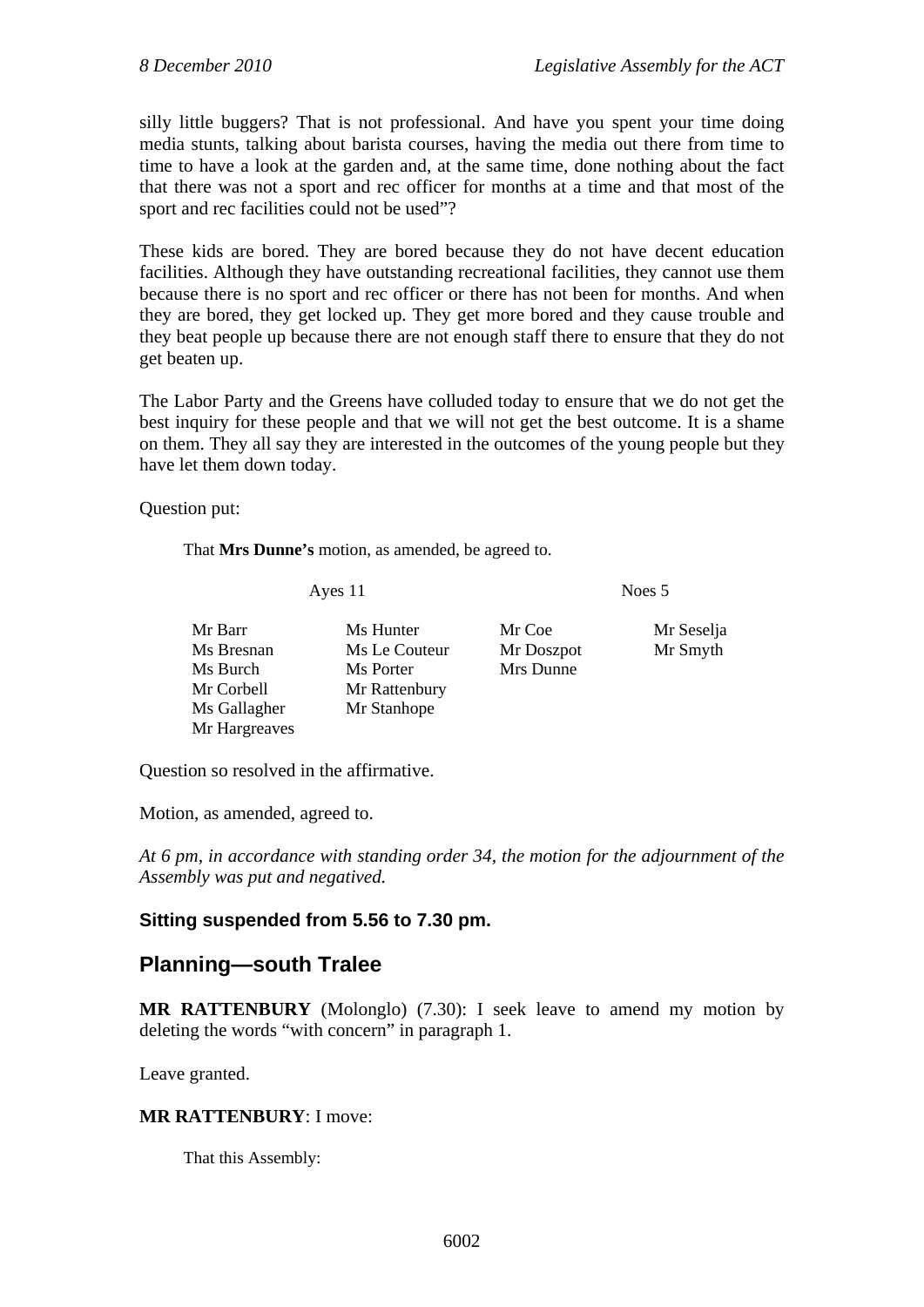silly little buggers? That is not professional. And have you spent your time doing media stunts, talking about barista courses, having the media out there from time to time to have a look at the garden and, at the same time, done nothing about the fact that there was not a sport and rec officer for months at a time and that most of the sport and rec facilities could not be used"?

These kids are bored. They are bored because they do not have decent education facilities. Although they have outstanding recreational facilities, they cannot use them because there is no sport and rec officer or there has not been for months. And when they are bored, they get locked up. They get more bored and they cause trouble and they beat people up because there are not enough staff there to ensure that they do not get beaten up.

The Labor Party and the Greens have colluded today to ensure that we do not get the best inquiry for these people and that we will not get the best outcome. It is a shame on them. They all say they are interested in the outcomes of the young people but they have let them down today.

Question put:

> That **Mrs Dunne's** motion, as amended, be agreed to.

| Ayes 11 | | Noes 5 | |
|---|---|---|---|
| Mr Barr | Ms Hunter | Mr Coe | Mr Seselja |
| Ms Bresnan | Ms Le Couteur | Mr Doszpot | Mr Smyth |
| Ms Burch | Ms Porter | Mrs Dunne | |
| Mr Corbell | Mr Rattenbury | | |
| Ms Gallagher | Mr Stanhope | | |
| Mr Hargreaves | | | |

Question so resolved in the affirmative.

Motion, as amended, agreed to.

*At 6 pm, in accordance with standing order 34, the motion for the adjournment of the Assembly was put and negatived.*

**Sitting suspended from 5.56 to 7.30 pm.**

## Planning—south Tralee

**MR RATTENBURY** (Molonglo) (7.30): I seek leave to amend my motion by deleting the words "with concern" in paragraph 1.

Leave granted.

**MR RATTENBURY**: I move:

> That this Assembly: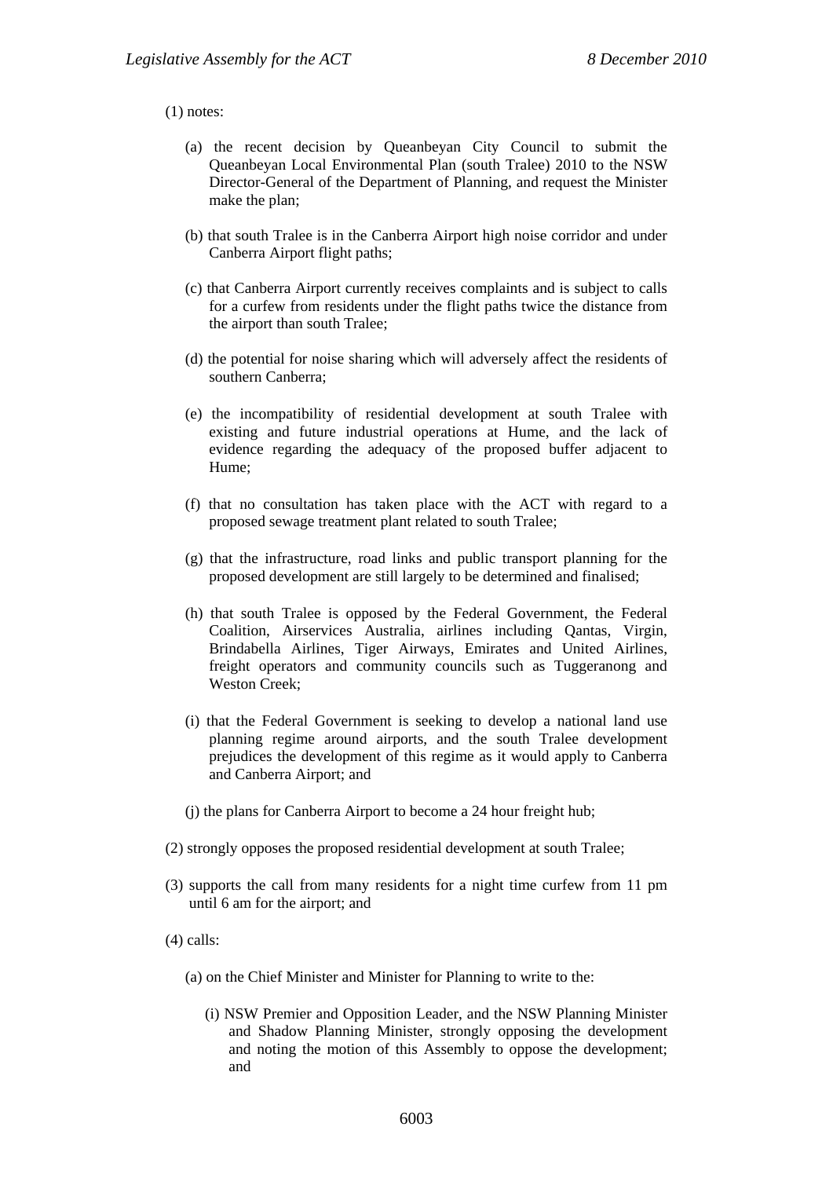(1) notes:

(a) the recent decision by Queanbeyan City Council to submit the Queanbeyan Local Environmental Plan (south Tralee) 2010 to the NSW Director-General of the Department of Planning, and request the Minister make the plan;

(b) that south Tralee is in the Canberra Airport high noise corridor and under Canberra Airport flight paths;

(c) that Canberra Airport currently receives complaints and is subject to calls for a curfew from residents under the flight paths twice the distance from the airport than south Tralee;

(d) the potential for noise sharing which will adversely affect the residents of southern Canberra;

(e) the incompatibility of residential development at south Tralee with existing and future industrial operations at Hume, and the lack of evidence regarding the adequacy of the proposed buffer adjacent to Hume;

(f) that no consultation has taken place with the ACT with regard to a proposed sewage treatment plant related to south Tralee;

(g) that the infrastructure, road links and public transport planning for the proposed development are still largely to be determined and finalised;

(h) that south Tralee is opposed by the Federal Government, the Federal Coalition, Airservices Australia, airlines including Qantas, Virgin, Brindabella Airlines, Tiger Airways, Emirates and United Airlines, freight operators and community councils such as Tuggeranong and Weston Creek;

(i) that the Federal Government is seeking to develop a national land use planning regime around airports, and the south Tralee development prejudices the development of this regime as it would apply to Canberra and Canberra Airport; and

(j) the plans for Canberra Airport to become a 24 hour freight hub;

(2) strongly opposes the proposed residential development at south Tralee;

(3) supports the call from many residents for a night time curfew from 11 pm until 6 am for the airport; and

(4) calls:

(a) on the Chief Minister and Minister for Planning to write to the:

(i) NSW Premier and Opposition Leader, and the NSW Planning Minister and Shadow Planning Minister, strongly opposing the development and noting the motion of this Assembly to oppose the development; and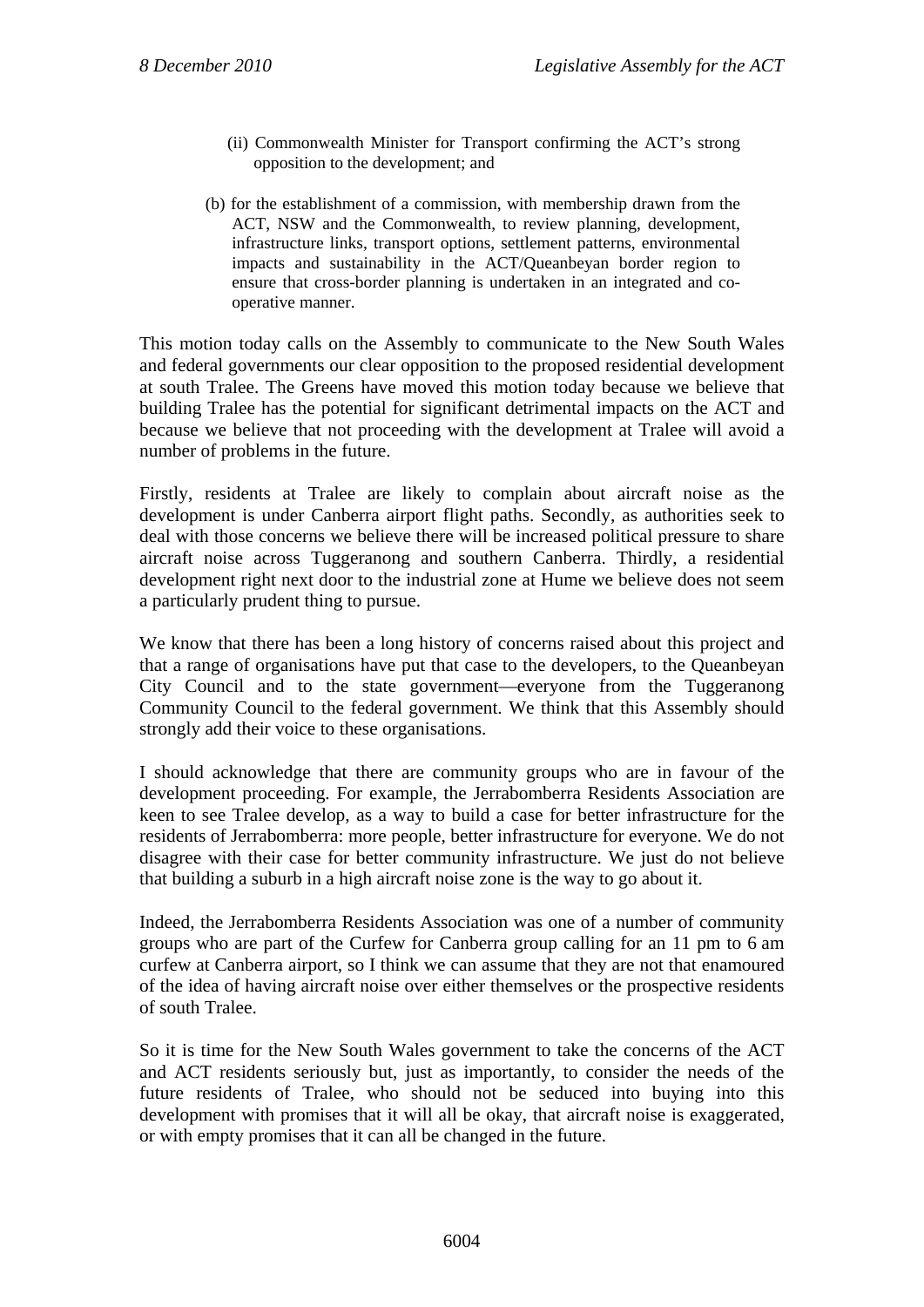(ii) Commonwealth Minister for Transport confirming the ACT's strong opposition to the development; and

(b) for the establishment of a commission, with membership drawn from the ACT, NSW and the Commonwealth, to review planning, development, infrastructure links, transport options, settlement patterns, environmental impacts and sustainability in the ACT/Queanbeyan border region to ensure that cross-border planning is undertaken in an integrated and co-operative manner.

This motion today calls on the Assembly to communicate to the New South Wales and federal governments our clear opposition to the proposed residential development at south Tralee. The Greens have moved this motion today because we believe that building Tralee has the potential for significant detrimental impacts on the ACT and because we believe that not proceeding with the development at Tralee will avoid a number of problems in the future.

Firstly, residents at Tralee are likely to complain about aircraft noise as the development is under Canberra airport flight paths. Secondly, as authorities seek to deal with those concerns we believe there will be increased political pressure to share aircraft noise across Tuggeranong and southern Canberra. Thirdly, a residential development right next door to the industrial zone at Hume we believe does not seem a particularly prudent thing to pursue.

We know that there has been a long history of concerns raised about this project and that a range of organisations have put that case to the developers, to the Queanbeyan City Council and to the state government—everyone from the Tuggeranong Community Council to the federal government. We think that this Assembly should strongly add their voice to these organisations.

I should acknowledge that there are community groups who are in favour of the development proceeding. For example, the Jerrabomberra Residents Association are keen to see Tralee develop, as a way to build a case for better infrastructure for the residents of Jerrabomberra: more people, better infrastructure for everyone. We do not disagree with their case for better community infrastructure. We just do not believe that building a suburb in a high aircraft noise zone is the way to go about it.

Indeed, the Jerrabomberra Residents Association was one of a number of community groups who are part of the Curfew for Canberra group calling for an 11 pm to 6 am curfew at Canberra airport, so I think we can assume that they are not that enamoured of the idea of having aircraft noise over either themselves or the prospective residents of south Tralee.

So it is time for the New South Wales government to take the concerns of the ACT and ACT residents seriously but, just as importantly, to consider the needs of the future residents of Tralee, who should not be seduced into buying into this development with promises that it will all be okay, that aircraft noise is exaggerated, or with empty promises that it can all be changed in the future.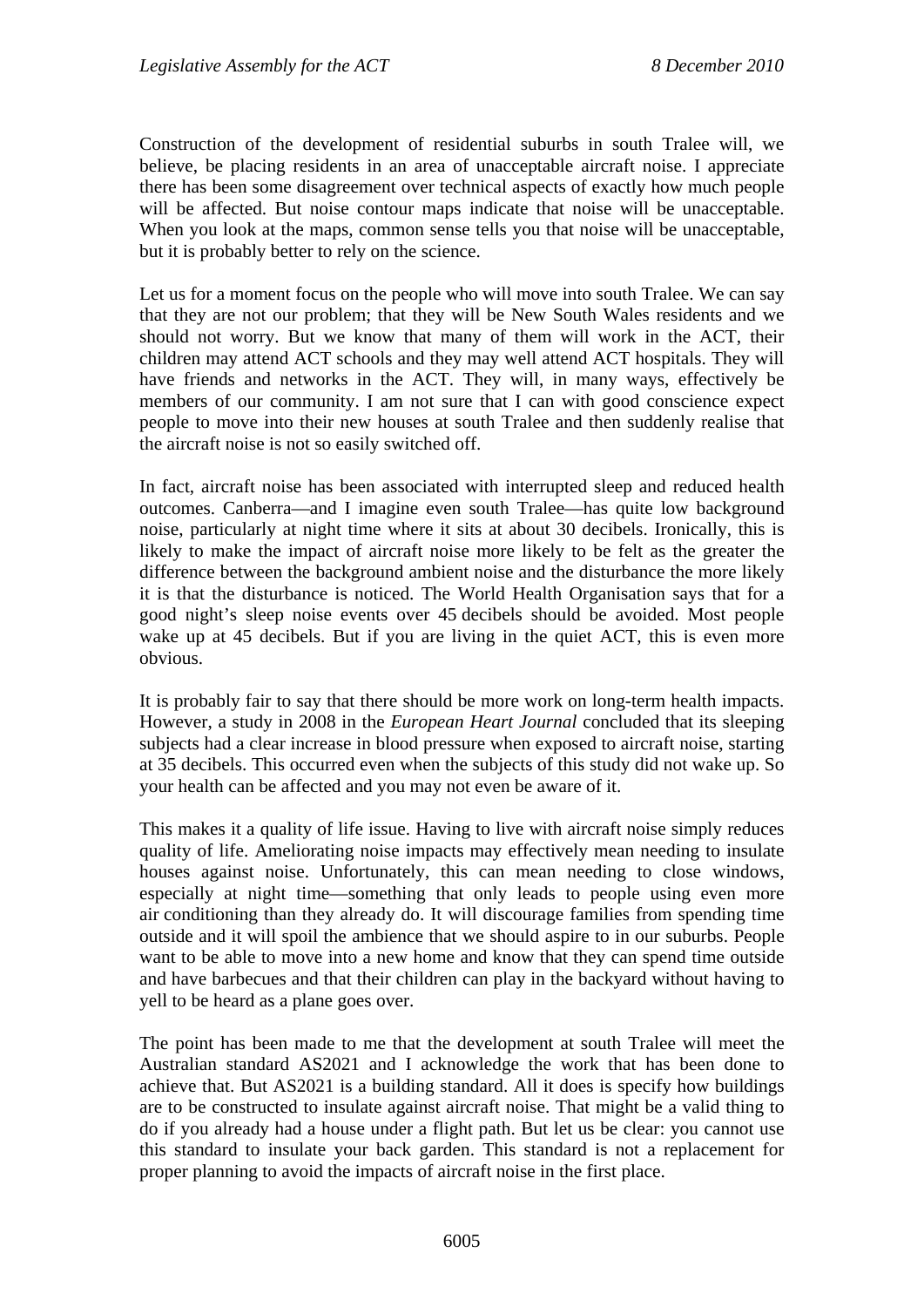Construction of the development of residential suburbs in south Tralee will, we believe, be placing residents in an area of unacceptable aircraft noise. I appreciate there has been some disagreement over technical aspects of exactly how much people will be affected. But noise contour maps indicate that noise will be unacceptable. When you look at the maps, common sense tells you that noise will be unacceptable, but it is probably better to rely on the science.

Let us for a moment focus on the people who will move into south Tralee. We can say that they are not our problem; that they will be New South Wales residents and we should not worry. But we know that many of them will work in the ACT, their children may attend ACT schools and they may well attend ACT hospitals. They will have friends and networks in the ACT. They will, in many ways, effectively be members of our community. I am not sure that I can with good conscience expect people to move into their new houses at south Tralee and then suddenly realise that the aircraft noise is not so easily switched off.

In fact, aircraft noise has been associated with interrupted sleep and reduced health outcomes. Canberra—and I imagine even south Tralee—has quite low background noise, particularly at night time where it sits at about 30 decibels. Ironically, this is likely to make the impact of aircraft noise more likely to be felt as the greater the difference between the background ambient noise and the disturbance the more likely it is that the disturbance is noticed. The World Health Organisation says that for a good night's sleep noise events over 45 decibels should be avoided. Most people wake up at 45 decibels. But if you are living in the quiet ACT, this is even more obvious.

It is probably fair to say that there should be more work on long-term health impacts. However, a study in 2008 in the *European Heart Journal* concluded that its sleeping subjects had a clear increase in blood pressure when exposed to aircraft noise, starting at 35 decibels. This occurred even when the subjects of this study did not wake up. So your health can be affected and you may not even be aware of it.

This makes it a quality of life issue. Having to live with aircraft noise simply reduces quality of life. Ameliorating noise impacts may effectively mean needing to insulate houses against noise. Unfortunately, this can mean needing to close windows, especially at night time—something that only leads to people using even more air conditioning than they already do. It will discourage families from spending time outside and it will spoil the ambience that we should aspire to in our suburbs. People want to be able to move into a new home and know that they can spend time outside and have barbecues and that their children can play in the backyard without having to yell to be heard as a plane goes over.

The point has been made to me that the development at south Tralee will meet the Australian standard AS2021 and I acknowledge the work that has been done to achieve that. But AS2021 is a building standard. All it does is specify how buildings are to be constructed to insulate against aircraft noise. That might be a valid thing to do if you already had a house under a flight path. But let us be clear: you cannot use this standard to insulate your back garden. This standard is not a replacement for proper planning to avoid the impacts of aircraft noise in the first place.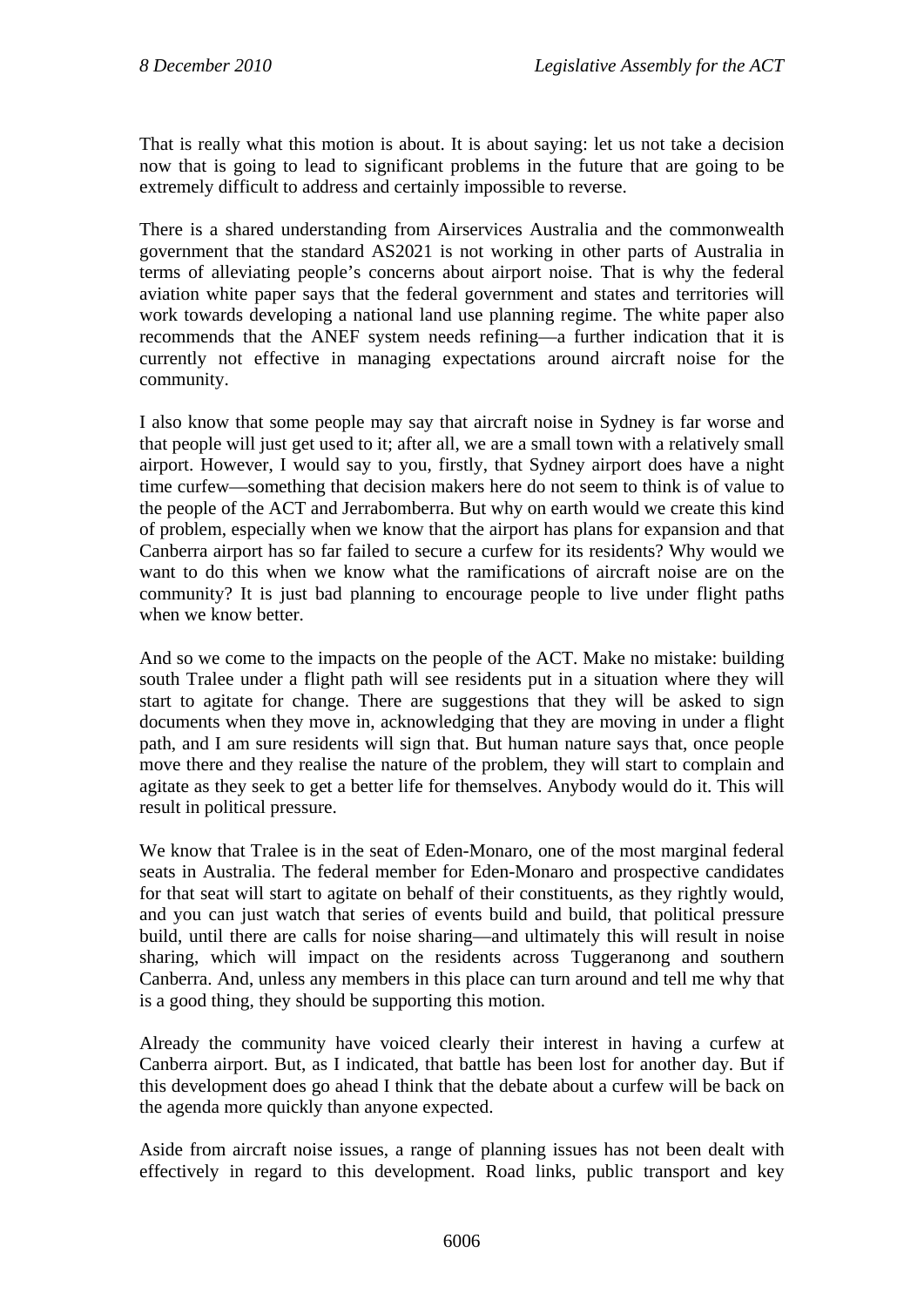That is really what this motion is about. It is about saying: let us not take a decision now that is going to lead to significant problems in the future that are going to be extremely difficult to address and certainly impossible to reverse.

There is a shared understanding from Airservices Australia and the commonwealth government that the standard AS2021 is not working in other parts of Australia in terms of alleviating people's concerns about airport noise. That is why the federal aviation white paper says that the federal government and states and territories will work towards developing a national land use planning regime. The white paper also recommends that the ANEF system needs refining—a further indication that it is currently not effective in managing expectations around aircraft noise for the community.

I also know that some people may say that aircraft noise in Sydney is far worse and that people will just get used to it; after all, we are a small town with a relatively small airport. However, I would say to you, firstly, that Sydney airport does have a night time curfew—something that decision makers here do not seem to think is of value to the people of the ACT and Jerrabomberra. But why on earth would we create this kind of problem, especially when we know that the airport has plans for expansion and that Canberra airport has so far failed to secure a curfew for its residents? Why would we want to do this when we know what the ramifications of aircraft noise are on the community? It is just bad planning to encourage people to live under flight paths when we know better.

And so we come to the impacts on the people of the ACT. Make no mistake: building south Tralee under a flight path will see residents put in a situation where they will start to agitate for change. There are suggestions that they will be asked to sign documents when they move in, acknowledging that they are moving in under a flight path, and I am sure residents will sign that. But human nature says that, once people move there and they realise the nature of the problem, they will start to complain and agitate as they seek to get a better life for themselves. Anybody would do it. This will result in political pressure.

We know that Tralee is in the seat of Eden-Monaro, one of the most marginal federal seats in Australia. The federal member for Eden-Monaro and prospective candidates for that seat will start to agitate on behalf of their constituents, as they rightly would, and you can just watch that series of events build and build, that political pressure build, until there are calls for noise sharing—and ultimately this will result in noise sharing, which will impact on the residents across Tuggeranong and southern Canberra. And, unless any members in this place can turn around and tell me why that is a good thing, they should be supporting this motion.

Already the community have voiced clearly their interest in having a curfew at Canberra airport. But, as I indicated, that battle has been lost for another day. But if this development does go ahead I think that the debate about a curfew will be back on the agenda more quickly than anyone expected.

Aside from aircraft noise issues, a range of planning issues has not been dealt with effectively in regard to this development. Road links, public transport and key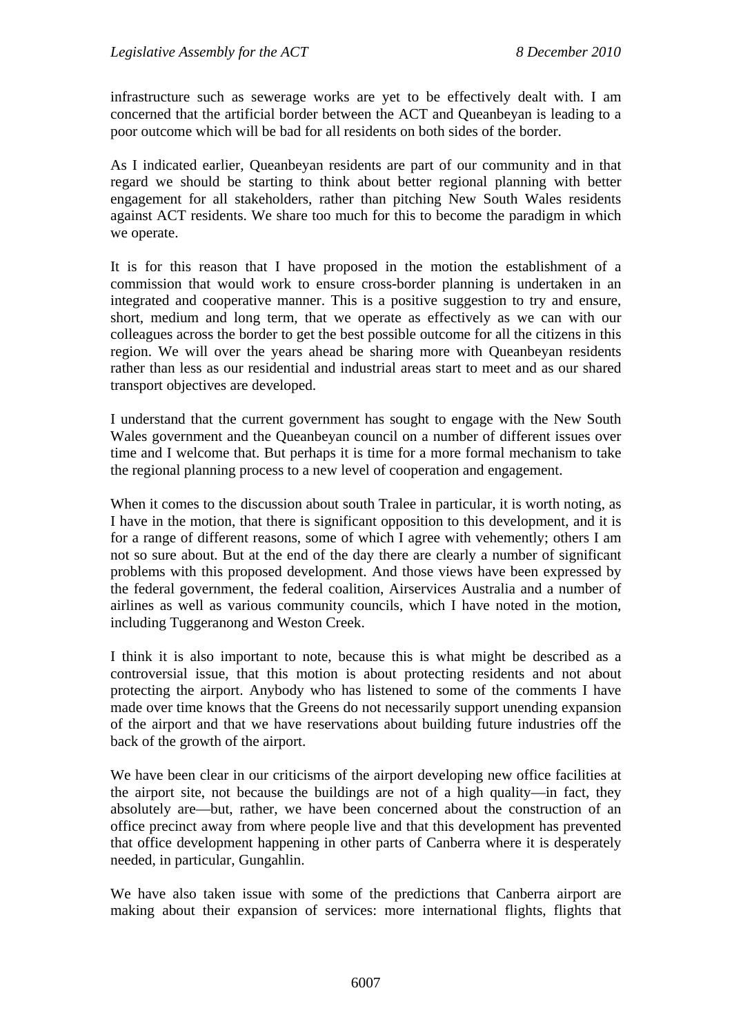infrastructure such as sewerage works are yet to be effectively dealt with. I am concerned that the artificial border between the ACT and Queanbeyan is leading to a poor outcome which will be bad for all residents on both sides of the border.

As I indicated earlier, Queanbeyan residents are part of our community and in that regard we should be starting to think about better regional planning with better engagement for all stakeholders, rather than pitching New South Wales residents against ACT residents. We share too much for this to become the paradigm in which we operate.

It is for this reason that I have proposed in the motion the establishment of a commission that would work to ensure cross-border planning is undertaken in an integrated and cooperative manner. This is a positive suggestion to try and ensure, short, medium and long term, that we operate as effectively as we can with our colleagues across the border to get the best possible outcome for all the citizens in this region. We will over the years ahead be sharing more with Queanbeyan residents rather than less as our residential and industrial areas start to meet and as our shared transport objectives are developed.

I understand that the current government has sought to engage with the New South Wales government and the Queanbeyan council on a number of different issues over time and I welcome that. But perhaps it is time for a more formal mechanism to take the regional planning process to a new level of cooperation and engagement.

When it comes to the discussion about south Tralee in particular, it is worth noting, as I have in the motion, that there is significant opposition to this development, and it is for a range of different reasons, some of which I agree with vehemently; others I am not so sure about. But at the end of the day there are clearly a number of significant problems with this proposed development. And those views have been expressed by the federal government, the federal coalition, Airservices Australia and a number of airlines as well as various community councils, which I have noted in the motion, including Tuggeranong and Weston Creek.

I think it is also important to note, because this is what might be described as a controversial issue, that this motion is about protecting residents and not about protecting the airport. Anybody who has listened to some of the comments I have made over time knows that the Greens do not necessarily support unending expansion of the airport and that we have reservations about building future industries off the back of the growth of the airport.

We have been clear in our criticisms of the airport developing new office facilities at the airport site, not because the buildings are not of a high quality—in fact, they absolutely are—but, rather, we have been concerned about the construction of an office precinct away from where people live and that this development has prevented that office development happening in other parts of Canberra where it is desperately needed, in particular, Gungahlin.

We have also taken issue with some of the predictions that Canberra airport are making about their expansion of services: more international flights, flights that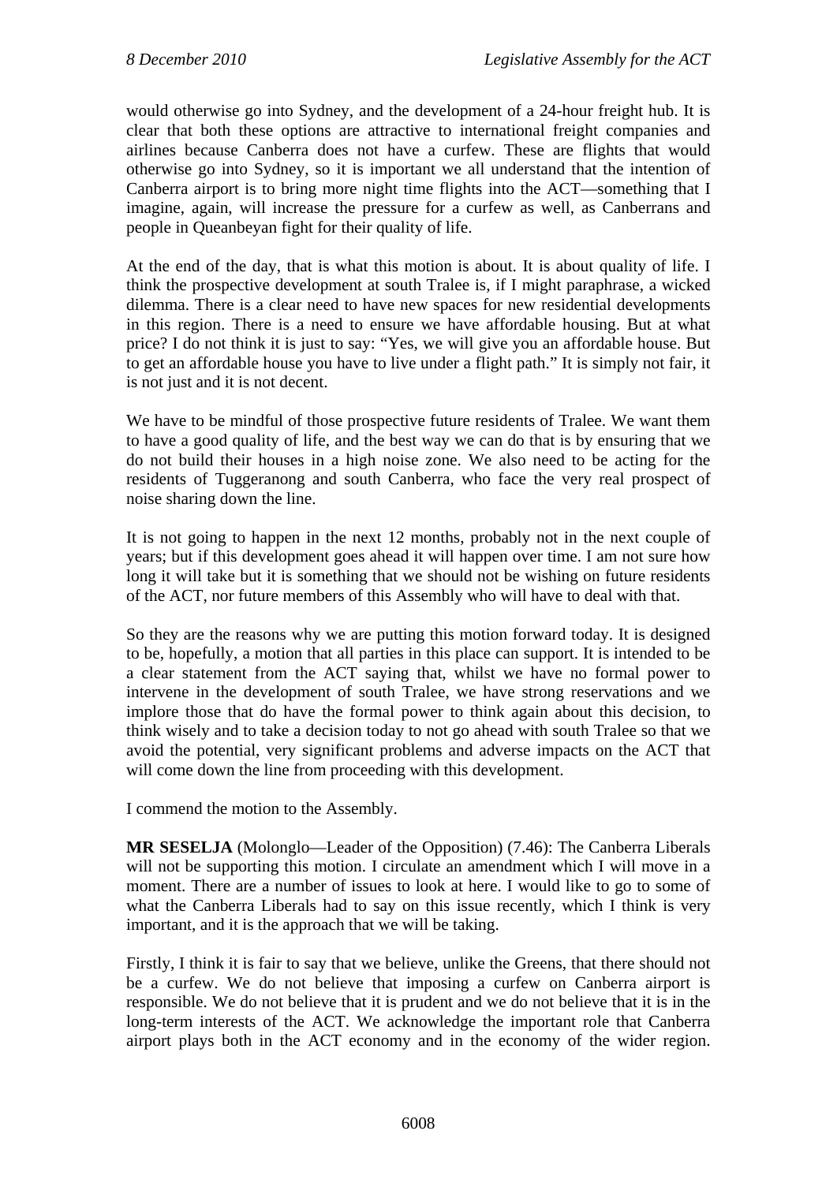would otherwise go into Sydney, and the development of a 24-hour freight hub. It is clear that both these options are attractive to international freight companies and airlines because Canberra does not have a curfew. These are flights that would otherwise go into Sydney, so it is important we all understand that the intention of Canberra airport is to bring more night time flights into the ACT—something that I imagine, again, will increase the pressure for a curfew as well, as Canberrans and people in Queanbeyan fight for their quality of life.

At the end of the day, that is what this motion is about. It is about quality of life. I think the prospective development at south Tralee is, if I might paraphrase, a wicked dilemma. There is a clear need to have new spaces for new residential developments in this region. There is a need to ensure we have affordable housing. But at what price? I do not think it is just to say: "Yes, we will give you an affordable house. But to get an affordable house you have to live under a flight path." It is simply not fair, it is not just and it is not decent.

We have to be mindful of those prospective future residents of Tralee. We want them to have a good quality of life, and the best way we can do that is by ensuring that we do not build their houses in a high noise zone. We also need to be acting for the residents of Tuggeranong and south Canberra, who face the very real prospect of noise sharing down the line.

It is not going to happen in the next 12 months, probably not in the next couple of years; but if this development goes ahead it will happen over time. I am not sure how long it will take but it is something that we should not be wishing on future residents of the ACT, nor future members of this Assembly who will have to deal with that.

So they are the reasons why we are putting this motion forward today. It is designed to be, hopefully, a motion that all parties in this place can support. It is intended to be a clear statement from the ACT saying that, whilst we have no formal power to intervene in the development of south Tralee, we have strong reservations and we implore those that do have the formal power to think again about this decision, to think wisely and to take a decision today to not go ahead with south Tralee so that we avoid the potential, very significant problems and adverse impacts on the ACT that will come down the line from proceeding with this development.

I commend the motion to the Assembly.

**MR SESELJA** (Molonglo—Leader of the Opposition) (7.46): The Canberra Liberals will not be supporting this motion. I circulate an amendment which I will move in a moment. There are a number of issues to look at here. I would like to go to some of what the Canberra Liberals had to say on this issue recently, which I think is very important, and it is the approach that we will be taking.

Firstly, I think it is fair to say that we believe, unlike the Greens, that there should not be a curfew. We do not believe that imposing a curfew on Canberra airport is responsible. We do not believe that it is prudent and we do not believe that it is in the long-term interests of the ACT. We acknowledge the important role that Canberra airport plays both in the ACT economy and in the economy of the wider region.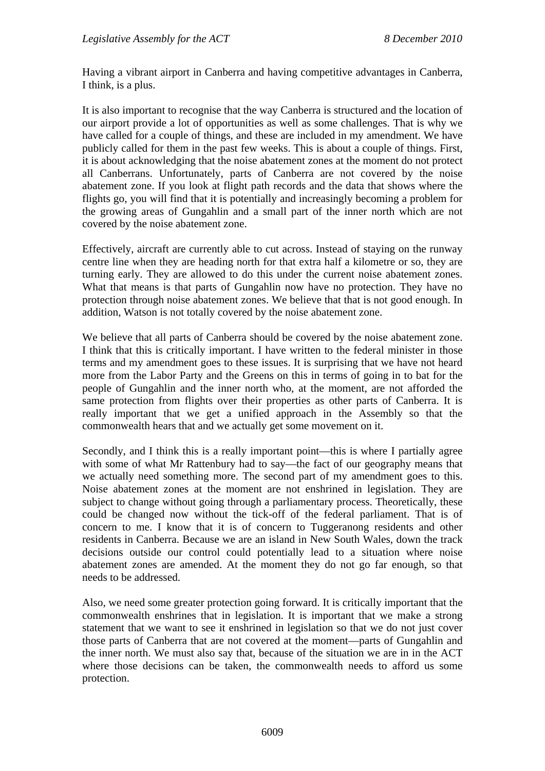Having a vibrant airport in Canberra and having competitive advantages in Canberra, I think, is a plus.

It is also important to recognise that the way Canberra is structured and the location of our airport provide a lot of opportunities as well as some challenges. That is why we have called for a couple of things, and these are included in my amendment. We have publicly called for them in the past few weeks. This is about a couple of things. First, it is about acknowledging that the noise abatement zones at the moment do not protect all Canberrans. Unfortunately, parts of Canberra are not covered by the noise abatement zone. If you look at flight path records and the data that shows where the flights go, you will find that it is potentially and increasingly becoming a problem for the growing areas of Gungahlin and a small part of the inner north which are not covered by the noise abatement zone.

Effectively, aircraft are currently able to cut across. Instead of staying on the runway centre line when they are heading north for that extra half a kilometre or so, they are turning early. They are allowed to do this under the current noise abatement zones. What that means is that parts of Gungahlin now have no protection. They have no protection through noise abatement zones. We believe that that is not good enough. In addition, Watson is not totally covered by the noise abatement zone.

We believe that all parts of Canberra should be covered by the noise abatement zone. I think that this is critically important. I have written to the federal minister in those terms and my amendment goes to these issues. It is surprising that we have not heard more from the Labor Party and the Greens on this in terms of going in to bat for the people of Gungahlin and the inner north who, at the moment, are not afforded the same protection from flights over their properties as other parts of Canberra. It is really important that we get a unified approach in the Assembly so that the commonwealth hears that and we actually get some movement on it.

Secondly, and I think this is a really important point—this is where I partially agree with some of what Mr Rattenbury had to say—the fact of our geography means that we actually need something more. The second part of my amendment goes to this. Noise abatement zones at the moment are not enshrined in legislation. They are subject to change without going through a parliamentary process. Theoretically, these could be changed now without the tick-off of the federal parliament. That is of concern to me. I know that it is of concern to Tuggeranong residents and other residents in Canberra. Because we are an island in New South Wales, down the track decisions outside our control could potentially lead to a situation where noise abatement zones are amended. At the moment they do not go far enough, so that needs to be addressed.

Also, we need some greater protection going forward. It is critically important that the commonwealth enshrines that in legislation. It is important that we make a strong statement that we want to see it enshrined in legislation so that we do not just cover those parts of Canberra that are not covered at the moment—parts of Gungahlin and the inner north. We must also say that, because of the situation we are in in the ACT where those decisions can be taken, the commonwealth needs to afford us some protection.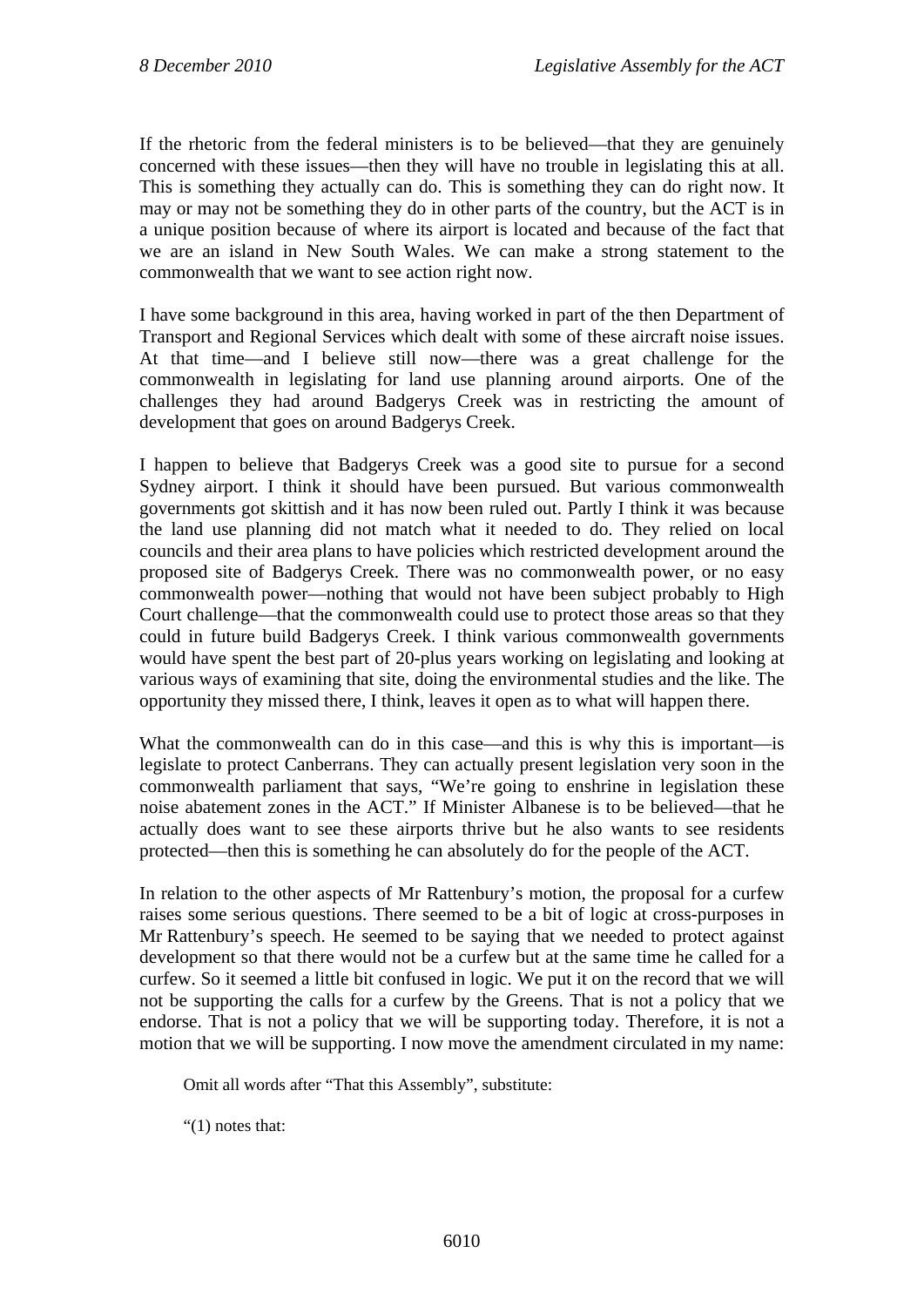If the rhetoric from the federal ministers is to be believed—that they are genuinely concerned with these issues—then they will have no trouble in legislating this at all. This is something they actually can do. This is something they can do right now. It may or may not be something they do in other parts of the country, but the ACT is in a unique position because of where its airport is located and because of the fact that we are an island in New South Wales. We can make a strong statement to the commonwealth that we want to see action right now.

I have some background in this area, having worked in part of the then Department of Transport and Regional Services which dealt with some of these aircraft noise issues. At that time—and I believe still now—there was a great challenge for the commonwealth in legislating for land use planning around airports. One of the challenges they had around Badgerys Creek was in restricting the amount of development that goes on around Badgerys Creek.

I happen to believe that Badgerys Creek was a good site to pursue for a second Sydney airport. I think it should have been pursued. But various commonwealth governments got skittish and it has now been ruled out. Partly I think it was because the land use planning did not match what it needed to do. They relied on local councils and their area plans to have policies which restricted development around the proposed site of Badgerys Creek. There was no commonwealth power, or no easy commonwealth power—nothing that would not have been subject probably to High Court challenge—that the commonwealth could use to protect those areas so that they could in future build Badgerys Creek. I think various commonwealth governments would have spent the best part of 20-plus years working on legislating and looking at various ways of examining that site, doing the environmental studies and the like. The opportunity they missed there, I think, leaves it open as to what will happen there.

What the commonwealth can do in this case—and this is why this is important—is legislate to protect Canberrans. They can actually present legislation very soon in the commonwealth parliament that says, "We're going to enshrine in legislation these noise abatement zones in the ACT." If Minister Albanese is to be believed—that he actually does want to see these airports thrive but he also wants to see residents protected—then this is something he can absolutely do for the people of the ACT.

In relation to the other aspects of Mr Rattenbury's motion, the proposal for a curfew raises some serious questions. There seemed to be a bit of logic at cross-purposes in Mr Rattenbury's speech. He seemed to be saying that we needed to protect against development so that there would not be a curfew but at the same time he called for a curfew. So it seemed a little bit confused in logic. We put it on the record that we will not be supporting the calls for a curfew by the Greens. That is not a policy that we endorse. That is not a policy that we will be supporting today. Therefore, it is not a motion that we will be supporting. I now move the amendment circulated in my name:

> Omit all words after "That this Assembly", substitute:
>
> "(1) notes that: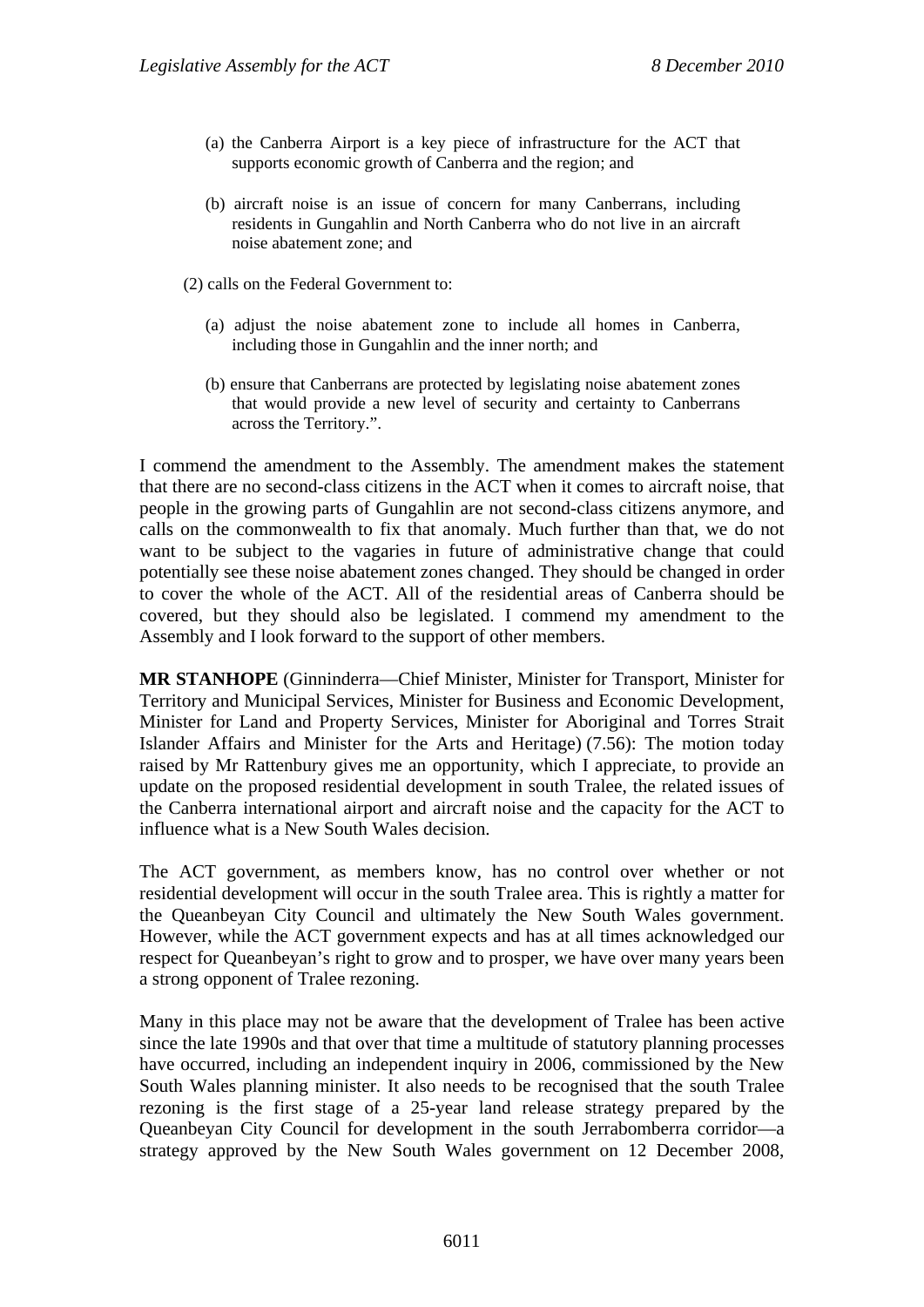(a) the Canberra Airport is a key piece of infrastructure for the ACT that supports economic growth of Canberra and the region; and

(b) aircraft noise is an issue of concern for many Canberrans, including residents in Gungahlin and North Canberra who do not live in an aircraft noise abatement zone; and

(2) calls on the Federal Government to:

(a) adjust the noise abatement zone to include all homes in Canberra, including those in Gungahlin and the inner north; and

(b) ensure that Canberrans are protected by legislating noise abatement zones that would provide a new level of security and certainty to Canberrans across the Territory.".

I commend the amendment to the Assembly. The amendment makes the statement that there are no second-class citizens in the ACT when it comes to aircraft noise, that people in the growing parts of Gungahlin are not second-class citizens anymore, and calls on the commonwealth to fix that anomaly. Much further than that, we do not want to be subject to the vagaries in future of administrative change that could potentially see these noise abatement zones changed. They should be changed in order to cover the whole of the ACT. All of the residential areas of Canberra should be covered, but they should also be legislated. I commend my amendment to the Assembly and I look forward to the support of other members.

**MR STANHOPE** (Ginninderra—Chief Minister, Minister for Transport, Minister for Territory and Municipal Services, Minister for Business and Economic Development, Minister for Land and Property Services, Minister for Aboriginal and Torres Strait Islander Affairs and Minister for the Arts and Heritage) (7.56): The motion today raised by Mr Rattenbury gives me an opportunity, which I appreciate, to provide an update on the proposed residential development in south Tralee, the related issues of the Canberra international airport and aircraft noise and the capacity for the ACT to influence what is a New South Wales decision.

The ACT government, as members know, has no control over whether or not residential development will occur in the south Tralee area. This is rightly a matter for the Queanbeyan City Council and ultimately the New South Wales government. However, while the ACT government expects and has at all times acknowledged our respect for Queanbeyan's right to grow and to prosper, we have over many years been a strong opponent of Tralee rezoning.

Many in this place may not be aware that the development of Tralee has been active since the late 1990s and that over that time a multitude of statutory planning processes have occurred, including an independent inquiry in 2006, commissioned by the New South Wales planning minister. It also needs to be recognised that the south Tralee rezoning is the first stage of a 25-year land release strategy prepared by the Queanbeyan City Council for development in the south Jerrabomberra corridor—a strategy approved by the New South Wales government on 12 December 2008,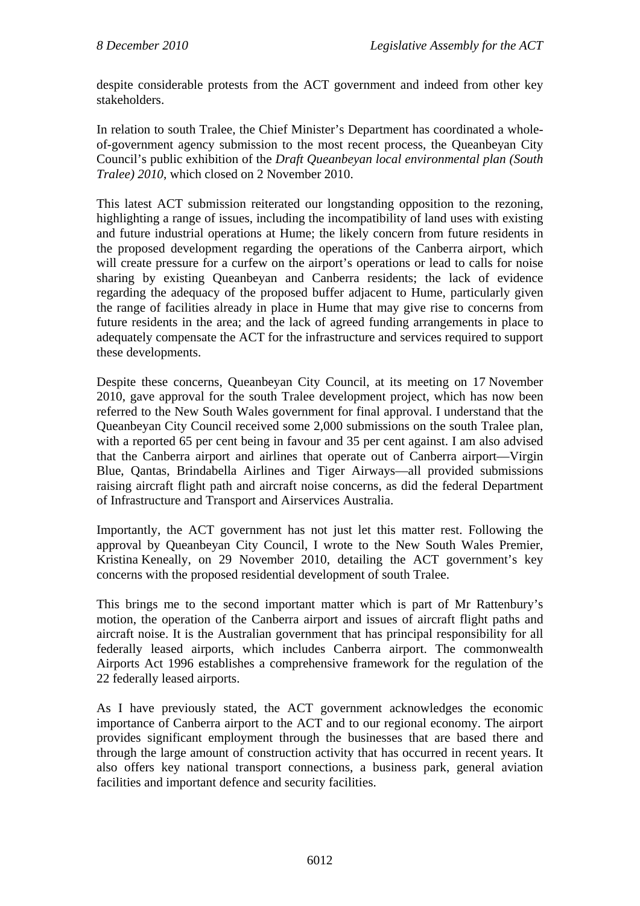despite considerable protests from the ACT government and indeed from other key stakeholders.

In relation to south Tralee, the Chief Minister's Department has coordinated a whole-of-government agency submission to the most recent process, the Queanbeyan City Council's public exhibition of the *Draft Queanbeyan local environmental plan (South Tralee) 2010*, which closed on 2 November 2010.

This latest ACT submission reiterated our longstanding opposition to the rezoning, highlighting a range of issues, including the incompatibility of land uses with existing and future industrial operations at Hume; the likely concern from future residents in the proposed development regarding the operations of the Canberra airport, which will create pressure for a curfew on the airport's operations or lead to calls for noise sharing by existing Queanbeyan and Canberra residents; the lack of evidence regarding the adequacy of the proposed buffer adjacent to Hume, particularly given the range of facilities already in place in Hume that may give rise to concerns from future residents in the area; and the lack of agreed funding arrangements in place to adequately compensate the ACT for the infrastructure and services required to support these developments.

Despite these concerns, Queanbeyan City Council, at its meeting on 17 November 2010, gave approval for the south Tralee development project, which has now been referred to the New South Wales government for final approval. I understand that the Queanbeyan City Council received some 2,000 submissions on the south Tralee plan, with a reported 65 per cent being in favour and 35 per cent against. I am also advised that the Canberra airport and airlines that operate out of Canberra airport—Virgin Blue, Qantas, Brindabella Airlines and Tiger Airways—all provided submissions raising aircraft flight path and aircraft noise concerns, as did the federal Department of Infrastructure and Transport and Airservices Australia.

Importantly, the ACT government has not just let this matter rest. Following the approval by Queanbeyan City Council, I wrote to the New South Wales Premier, Kristina Keneally, on 29 November 2010, detailing the ACT government's key concerns with the proposed residential development of south Tralee.

This brings me to the second important matter which is part of Mr Rattenbury's motion, the operation of the Canberra airport and issues of aircraft flight paths and aircraft noise. It is the Australian government that has principal responsibility for all federally leased airports, which includes Canberra airport. The commonwealth Airports Act 1996 establishes a comprehensive framework for the regulation of the 22 federally leased airports.

As I have previously stated, the ACT government acknowledges the economic importance of Canberra airport to the ACT and to our regional economy. The airport provides significant employment through the businesses that are based there and through the large amount of construction activity that has occurred in recent years. It also offers key national transport connections, a business park, general aviation facilities and important defence and security facilities.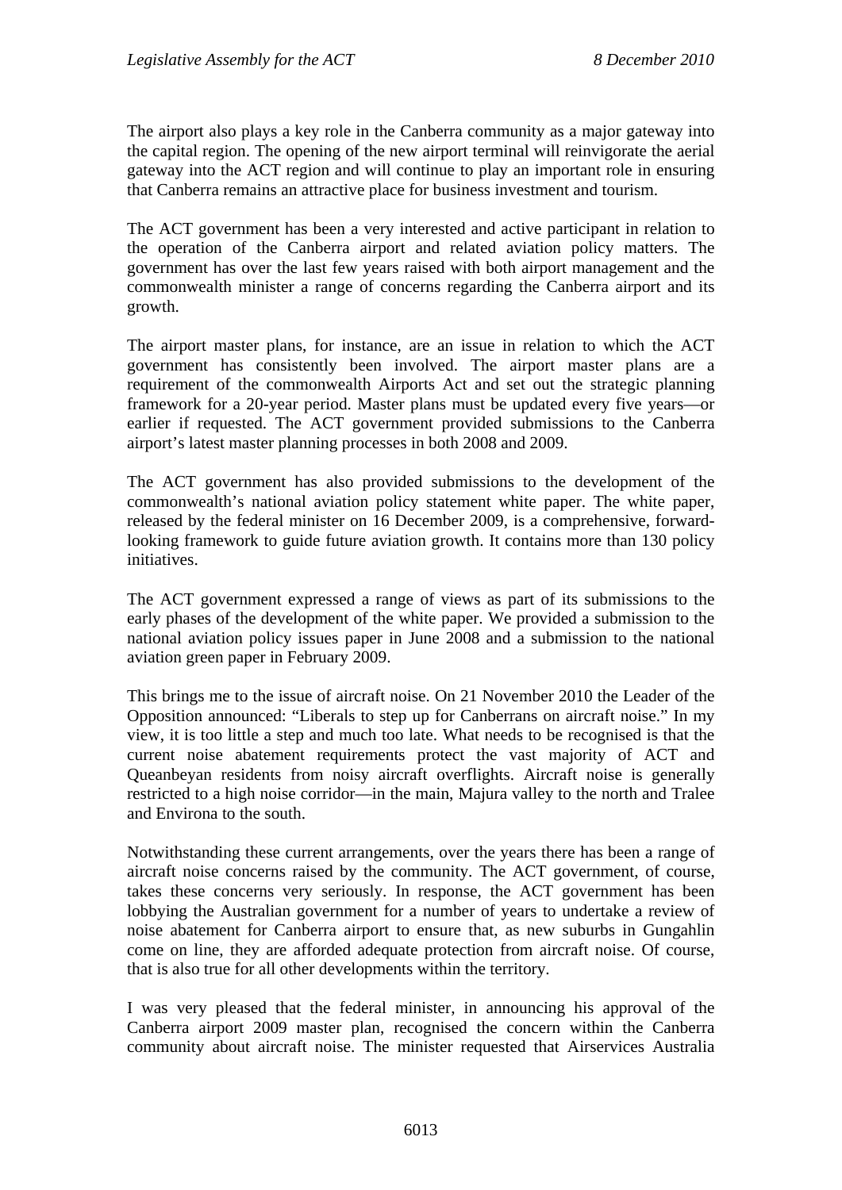The airport also plays a key role in the Canberra community as a major gateway into the capital region. The opening of the new airport terminal will reinvigorate the aerial gateway into the ACT region and will continue to play an important role in ensuring that Canberra remains an attractive place for business investment and tourism.

The ACT government has been a very interested and active participant in relation to the operation of the Canberra airport and related aviation policy matters. The government has over the last few years raised with both airport management and the commonwealth minister a range of concerns regarding the Canberra airport and its growth.

The airport master plans, for instance, are an issue in relation to which the ACT government has consistently been involved. The airport master plans are a requirement of the commonwealth Airports Act and set out the strategic planning framework for a 20-year period. Master plans must be updated every five years—or earlier if requested. The ACT government provided submissions to the Canberra airport's latest master planning processes in both 2008 and 2009.

The ACT government has also provided submissions to the development of the commonwealth's national aviation policy statement white paper. The white paper, released by the federal minister on 16 December 2009, is a comprehensive, forward-looking framework to guide future aviation growth. It contains more than 130 policy initiatives.

The ACT government expressed a range of views as part of its submissions to the early phases of the development of the white paper. We provided a submission to the national aviation policy issues paper in June 2008 and a submission to the national aviation green paper in February 2009.

This brings me to the issue of aircraft noise. On 21 November 2010 the Leader of the Opposition announced: "Liberals to step up for Canberrans on aircraft noise." In my view, it is too little a step and much too late. What needs to be recognised is that the current noise abatement requirements protect the vast majority of ACT and Queanbeyan residents from noisy aircraft overflights. Aircraft noise is generally restricted to a high noise corridor—in the main, Majura valley to the north and Tralee and Environa to the south.

Notwithstanding these current arrangements, over the years there has been a range of aircraft noise concerns raised by the community. The ACT government, of course, takes these concerns very seriously. In response, the ACT government has been lobbying the Australian government for a number of years to undertake a review of noise abatement for Canberra airport to ensure that, as new suburbs in Gungahlin come on line, they are afforded adequate protection from aircraft noise. Of course, that is also true for all other developments within the territory.

I was very pleased that the federal minister, in announcing his approval of the Canberra airport 2009 master plan, recognised the concern within the Canberra community about aircraft noise. The minister requested that Airservices Australia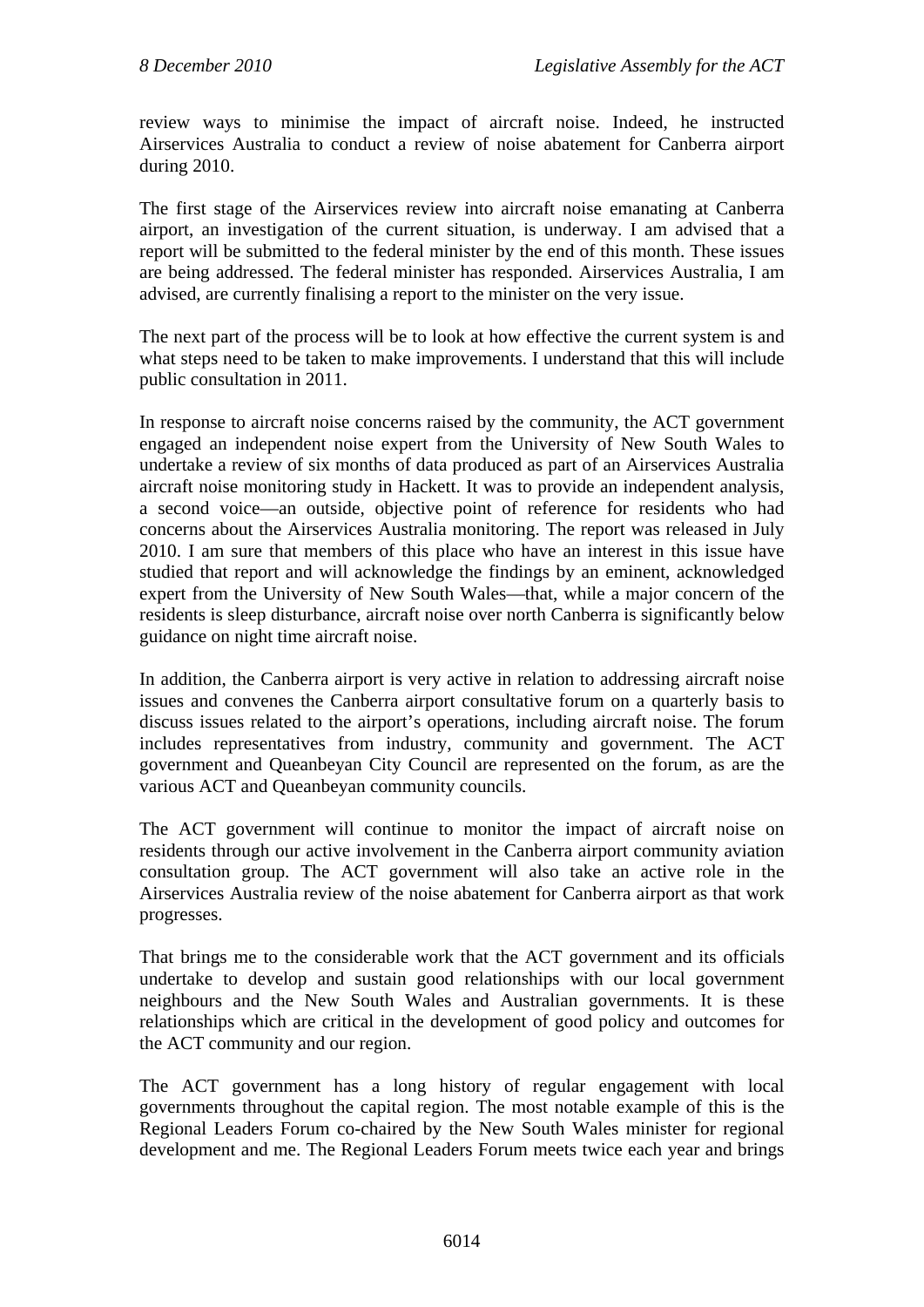review ways to minimise the impact of aircraft noise. Indeed, he instructed Airservices Australia to conduct a review of noise abatement for Canberra airport during 2010.

The first stage of the Airservices review into aircraft noise emanating at Canberra airport, an investigation of the current situation, is underway. I am advised that a report will be submitted to the federal minister by the end of this month. These issues are being addressed. The federal minister has responded. Airservices Australia, I am advised, are currently finalising a report to the minister on the very issue.

The next part of the process will be to look at how effective the current system is and what steps need to be taken to make improvements. I understand that this will include public consultation in 2011.

In response to aircraft noise concerns raised by the community, the ACT government engaged an independent noise expert from the University of New South Wales to undertake a review of six months of data produced as part of an Airservices Australia aircraft noise monitoring study in Hackett. It was to provide an independent analysis, a second voice—an outside, objective point of reference for residents who had concerns about the Airservices Australia monitoring. The report was released in July 2010. I am sure that members of this place who have an interest in this issue have studied that report and will acknowledge the findings by an eminent, acknowledged expert from the University of New South Wales—that, while a major concern of the residents is sleep disturbance, aircraft noise over north Canberra is significantly below guidance on night time aircraft noise.

In addition, the Canberra airport is very active in relation to addressing aircraft noise issues and convenes the Canberra airport consultative forum on a quarterly basis to discuss issues related to the airport's operations, including aircraft noise. The forum includes representatives from industry, community and government. The ACT government and Queanbeyan City Council are represented on the forum, as are the various ACT and Queanbeyan community councils.

The ACT government will continue to monitor the impact of aircraft noise on residents through our active involvement in the Canberra airport community aviation consultation group. The ACT government will also take an active role in the Airservices Australia review of the noise abatement for Canberra airport as that work progresses.

That brings me to the considerable work that the ACT government and its officials undertake to develop and sustain good relationships with our local government neighbours and the New South Wales and Australian governments. It is these relationships which are critical in the development of good policy and outcomes for the ACT community and our region.

The ACT government has a long history of regular engagement with local governments throughout the capital region. The most notable example of this is the Regional Leaders Forum co-chaired by the New South Wales minister for regional development and me. The Regional Leaders Forum meets twice each year and brings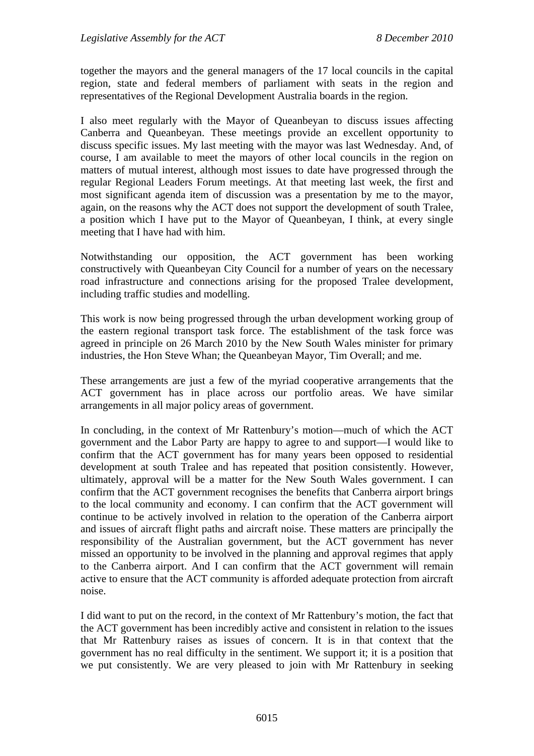together the mayors and the general managers of the 17 local councils in the capital region, state and federal members of parliament with seats in the region and representatives of the Regional Development Australia boards in the region.

I also meet regularly with the Mayor of Queanbeyan to discuss issues affecting Canberra and Queanbeyan. These meetings provide an excellent opportunity to discuss specific issues. My last meeting with the mayor was last Wednesday. And, of course, I am available to meet the mayors of other local councils in the region on matters of mutual interest, although most issues to date have progressed through the regular Regional Leaders Forum meetings. At that meeting last week, the first and most significant agenda item of discussion was a presentation by me to the mayor, again, on the reasons why the ACT does not support the development of south Tralee, a position which I have put to the Mayor of Queanbeyan, I think, at every single meeting that I have had with him.

Notwithstanding our opposition, the ACT government has been working constructively with Queanbeyan City Council for a number of years on the necessary road infrastructure and connections arising for the proposed Tralee development, including traffic studies and modelling.

This work is now being progressed through the urban development working group of the eastern regional transport task force. The establishment of the task force was agreed in principle on 26 March 2010 by the New South Wales minister for primary industries, the Hon Steve Whan; the Queanbeyan Mayor, Tim Overall; and me.

These arrangements are just a few of the myriad cooperative arrangements that the ACT government has in place across our portfolio areas. We have similar arrangements in all major policy areas of government.

In concluding, in the context of Mr Rattenbury's motion—much of which the ACT government and the Labor Party are happy to agree to and support—I would like to confirm that the ACT government has for many years been opposed to residential development at south Tralee and has repeated that position consistently. However, ultimately, approval will be a matter for the New South Wales government. I can confirm that the ACT government recognises the benefits that Canberra airport brings to the local community and economy. I can confirm that the ACT government will continue to be actively involved in relation to the operation of the Canberra airport and issues of aircraft flight paths and aircraft noise. These matters are principally the responsibility of the Australian government, but the ACT government has never missed an opportunity to be involved in the planning and approval regimes that apply to the Canberra airport. And I can confirm that the ACT government will remain active to ensure that the ACT community is afforded adequate protection from aircraft noise.

I did want to put on the record, in the context of Mr Rattenbury's motion, the fact that the ACT government has been incredibly active and consistent in relation to the issues that Mr Rattenbury raises as issues of concern. It is in that context that the government has no real difficulty in the sentiment. We support it; it is a position that we put consistently. We are very pleased to join with Mr Rattenbury in seeking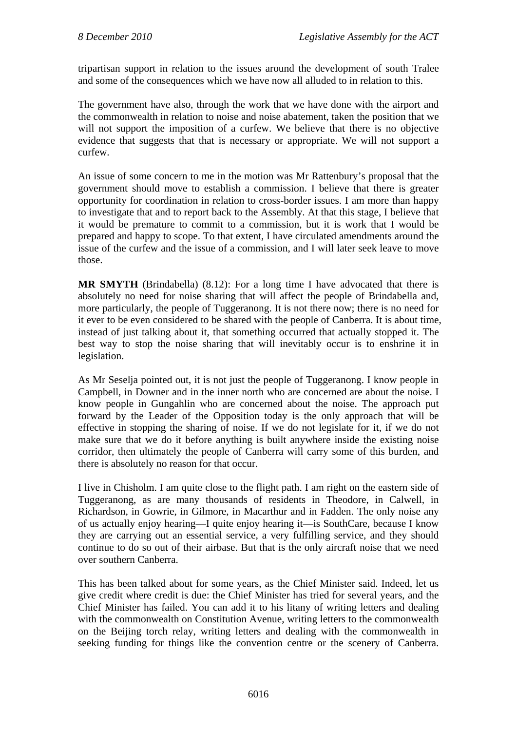tripartisan support in relation to the issues around the development of south Tralee and some of the consequences which we have now all alluded to in relation to this.

The government have also, through the work that we have done with the airport and the commonwealth in relation to noise and noise abatement, taken the position that we will not support the imposition of a curfew. We believe that there is no objective evidence that suggests that that is necessary or appropriate. We will not support a curfew.

An issue of some concern to me in the motion was Mr Rattenbury's proposal that the government should move to establish a commission. I believe that there is greater opportunity for coordination in relation to cross-border issues. I am more than happy to investigate that and to report back to the Assembly. At that this stage, I believe that it would be premature to commit to a commission, but it is work that I would be prepared and happy to scope. To that extent, I have circulated amendments around the issue of the curfew and the issue of a commission, and I will later seek leave to move those.

**MR SMYTH** (Brindabella) (8.12): For a long time I have advocated that there is absolutely no need for noise sharing that will affect the people of Brindabella and, more particularly, the people of Tuggeranong. It is not there now; there is no need for it ever to be even considered to be shared with the people of Canberra. It is about time, instead of just talking about it, that something occurred that actually stopped it. The best way to stop the noise sharing that will inevitably occur is to enshrine it in legislation.

As Mr Seselja pointed out, it is not just the people of Tuggeranong. I know people in Campbell, in Downer and in the inner north who are concerned are about the noise. I know people in Gungahlin who are concerned about the noise. The approach put forward by the Leader of the Opposition today is the only approach that will be effective in stopping the sharing of noise. If we do not legislate for it, if we do not make sure that we do it before anything is built anywhere inside the existing noise corridor, then ultimately the people of Canberra will carry some of this burden, and there is absolutely no reason for that occur.

I live in Chisholm. I am quite close to the flight path. I am right on the eastern side of Tuggeranong, as are many thousands of residents in Theodore, in Calwell, in Richardson, in Gowrie, in Gilmore, in Macarthur and in Fadden. The only noise any of us actually enjoy hearing—I quite enjoy hearing it—is SouthCare, because I know they are carrying out an essential service, a very fulfilling service, and they should continue to do so out of their airbase. But that is the only aircraft noise that we need over southern Canberra.

This has been talked about for some years, as the Chief Minister said. Indeed, let us give credit where credit is due: the Chief Minister has tried for several years, and the Chief Minister has failed. You can add it to his litany of writing letters and dealing with the commonwealth on Constitution Avenue, writing letters to the commonwealth on the Beijing torch relay, writing letters and dealing with the commonwealth in seeking funding for things like the convention centre or the scenery of Canberra.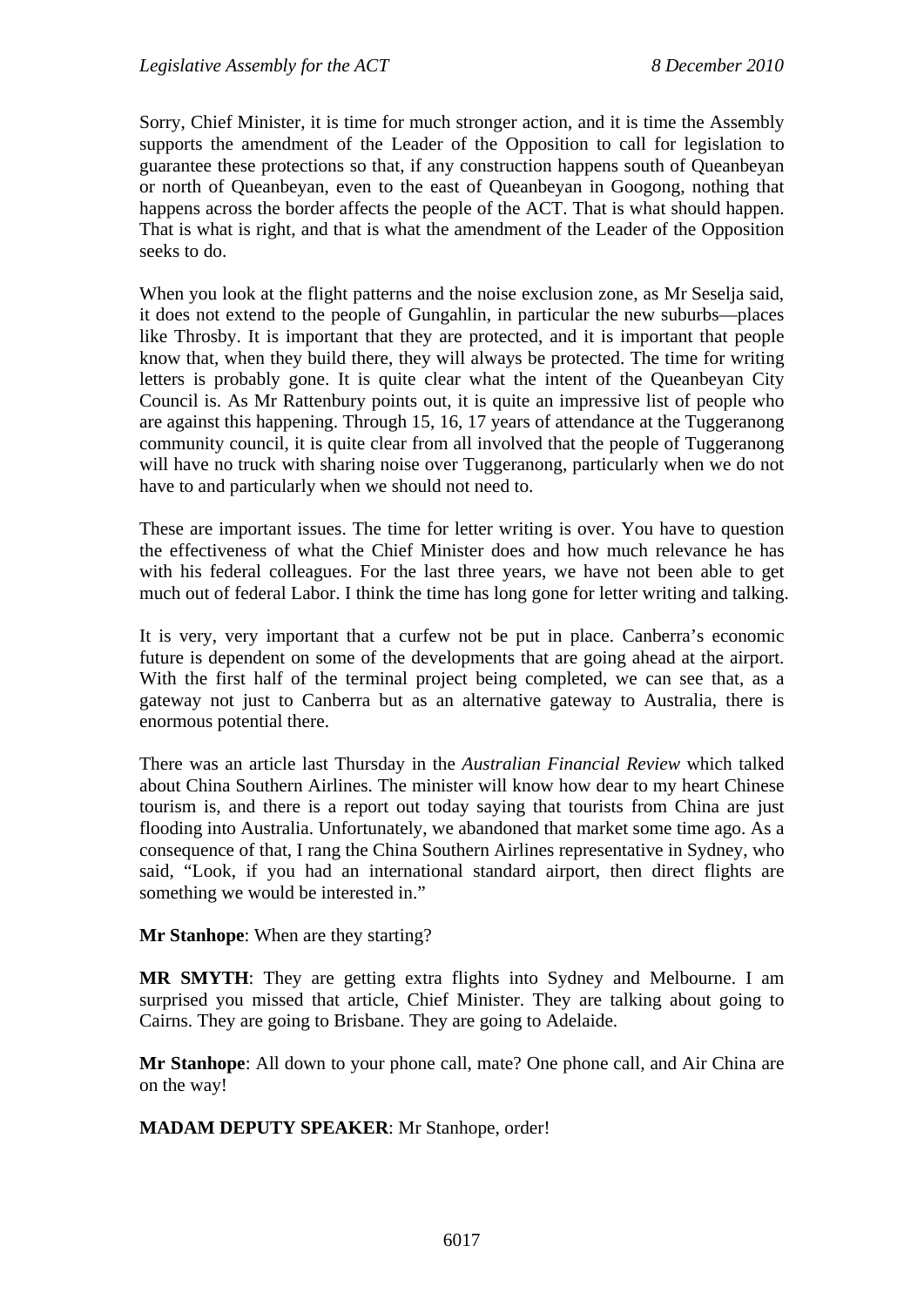Sorry, Chief Minister, it is time for much stronger action, and it is time the Assembly supports the amendment of the Leader of the Opposition to call for legislation to guarantee these protections so that, if any construction happens south of Queanbeyan or north of Queanbeyan, even to the east of Queanbeyan in Googong, nothing that happens across the border affects the people of the ACT. That is what should happen. That is what is right, and that is what the amendment of the Leader of the Opposition seeks to do.

When you look at the flight patterns and the noise exclusion zone, as Mr Seselja said, it does not extend to the people of Gungahlin, in particular the new suburbs—places like Throsby. It is important that they are protected, and it is important that people know that, when they build there, they will always be protected. The time for writing letters is probably gone. It is quite clear what the intent of the Queanbeyan City Council is. As Mr Rattenbury points out, it is quite an impressive list of people who are against this happening. Through 15, 16, 17 years of attendance at the Tuggeranong community council, it is quite clear from all involved that the people of Tuggeranong will have no truck with sharing noise over Tuggeranong, particularly when we do not have to and particularly when we should not need to.

These are important issues. The time for letter writing is over. You have to question the effectiveness of what the Chief Minister does and how much relevance he has with his federal colleagues. For the last three years, we have not been able to get much out of federal Labor. I think the time has long gone for letter writing and talking.

It is very, very important that a curfew not be put in place. Canberra's economic future is dependent on some of the developments that are going ahead at the airport. With the first half of the terminal project being completed, we can see that, as a gateway not just to Canberra but as an alternative gateway to Australia, there is enormous potential there.

There was an article last Thursday in the *Australian Financial Review* which talked about China Southern Airlines. The minister will know how dear to my heart Chinese tourism is, and there is a report out today saying that tourists from China are just flooding into Australia. Unfortunately, we abandoned that market some time ago. As a consequence of that, I rang the China Southern Airlines representative in Sydney, who said, "Look, if you had an international standard airport, then direct flights are something we would be interested in."

**Mr Stanhope**: When are they starting?

**MR SMYTH**: They are getting extra flights into Sydney and Melbourne. I am surprised you missed that article, Chief Minister. They are talking about going to Cairns. They are going to Brisbane. They are going to Adelaide.

**Mr Stanhope**: All down to your phone call, mate? One phone call, and Air China are on the way!

**MADAM DEPUTY SPEAKER**: Mr Stanhope, order!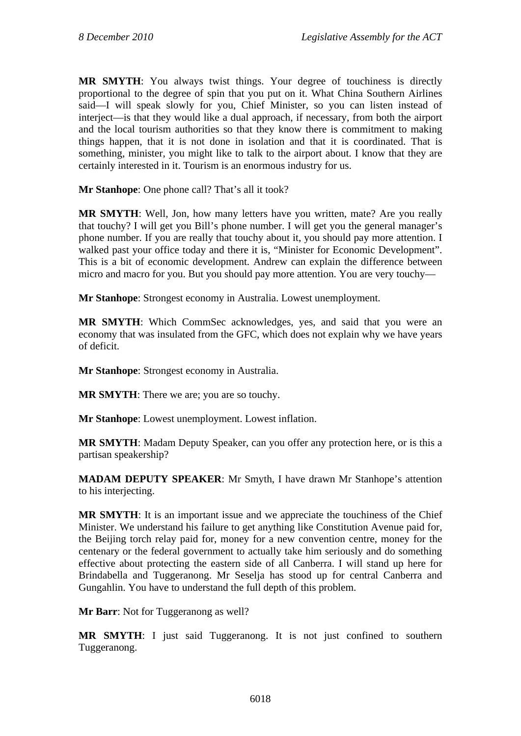**MR SMYTH**: You always twist things. Your degree of touchiness is directly proportional to the degree of spin that you put on it. What China Southern Airlines said—I will speak slowly for you, Chief Minister, so you can listen instead of interject—is that they would like a dual approach, if necessary, from both the airport and the local tourism authorities so that they know there is commitment to making things happen, that it is not done in isolation and that it is coordinated. That is something, minister, you might like to talk to the airport about. I know that they are certainly interested in it. Tourism is an enormous industry for us.

**Mr Stanhope**: One phone call? That's all it took?

**MR SMYTH**: Well, Jon, how many letters have you written, mate? Are you really that touchy? I will get you Bill's phone number. I will get you the general manager's phone number. If you are really that touchy about it, you should pay more attention. I walked past your office today and there it is, "Minister for Economic Development". This is a bit of economic development. Andrew can explain the difference between micro and macro for you. But you should pay more attention. You are very touchy—

**Mr Stanhope**: Strongest economy in Australia. Lowest unemployment.

**MR SMYTH**: Which CommSec acknowledges, yes, and said that you were an economy that was insulated from the GFC, which does not explain why we have years of deficit.

**Mr Stanhope**: Strongest economy in Australia.

**MR SMYTH**: There we are; you are so touchy.

**Mr Stanhope**: Lowest unemployment. Lowest inflation.

**MR SMYTH**: Madam Deputy Speaker, can you offer any protection here, or is this a partisan speakership?

**MADAM DEPUTY SPEAKER**: Mr Smyth, I have drawn Mr Stanhope's attention to his interjecting.

**MR SMYTH**: It is an important issue and we appreciate the touchiness of the Chief Minister. We understand his failure to get anything like Constitution Avenue paid for, the Beijing torch relay paid for, money for a new convention centre, money for the centenary or the federal government to actually take him seriously and do something effective about protecting the eastern side of all Canberra. I will stand up here for Brindabella and Tuggeranong. Mr Seselja has stood up for central Canberra and Gungahlin. You have to understand the full depth of this problem.

**Mr Barr**: Not for Tuggeranong as well?

**MR SMYTH**: I just said Tuggeranong. It is not just confined to southern Tuggeranong.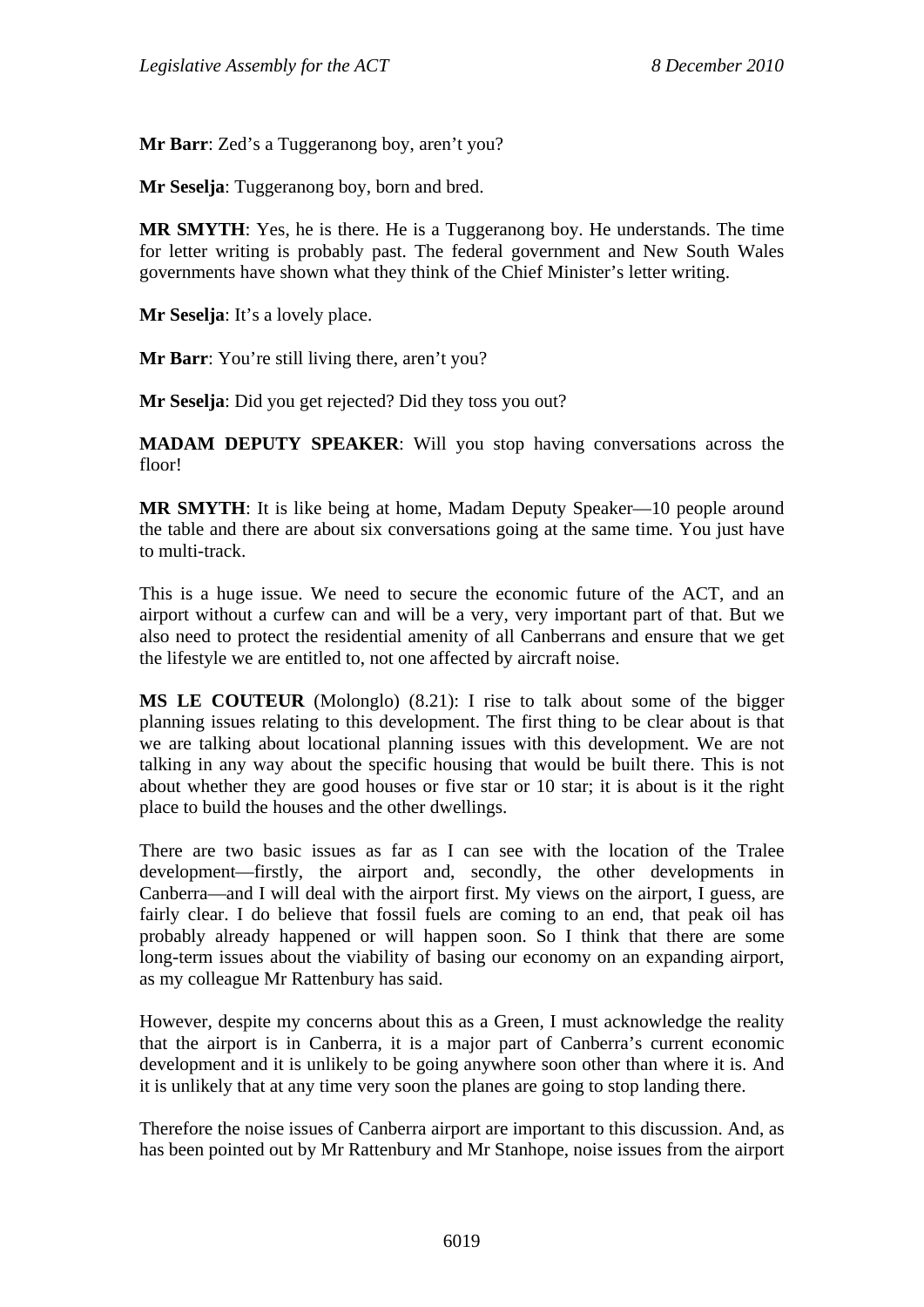**Mr Barr**: Zed's a Tuggeranong boy, aren't you?

**Mr Seselja**: Tuggeranong boy, born and bred.

**MR SMYTH**: Yes, he is there. He is a Tuggeranong boy. He understands. The time for letter writing is probably past. The federal government and New South Wales governments have shown what they think of the Chief Minister's letter writing.

**Mr Seselja**: It's a lovely place.

**Mr Barr**: You're still living there, aren't you?

**Mr Seselja**: Did you get rejected? Did they toss you out?

**MADAM DEPUTY SPEAKER**: Will you stop having conversations across the floor!

**MR SMYTH**: It is like being at home, Madam Deputy Speaker—10 people around the table and there are about six conversations going at the same time. You just have to multi-track.

This is a huge issue. We need to secure the economic future of the ACT, and an airport without a curfew can and will be a very, very important part of that. But we also need to protect the residential amenity of all Canberrans and ensure that we get the lifestyle we are entitled to, not one affected by aircraft noise.

**MS LE COUTEUR** (Molonglo) (8.21): I rise to talk about some of the bigger planning issues relating to this development. The first thing to be clear about is that we are talking about locational planning issues with this development. We are not talking in any way about the specific housing that would be built there. This is not about whether they are good houses or five star or 10 star; it is about is it the right place to build the houses and the other dwellings.

There are two basic issues as far as I can see with the location of the Tralee development—firstly, the airport and, secondly, the other developments in Canberra—and I will deal with the airport first. My views on the airport, I guess, are fairly clear. I do believe that fossil fuels are coming to an end, that peak oil has probably already happened or will happen soon. So I think that there are some long-term issues about the viability of basing our economy on an expanding airport, as my colleague Mr Rattenbury has said.

However, despite my concerns about this as a Green, I must acknowledge the reality that the airport is in Canberra, it is a major part of Canberra's current economic development and it is unlikely to be going anywhere soon other than where it is. And it is unlikely that at any time very soon the planes are going to stop landing there.

Therefore the noise issues of Canberra airport are important to this discussion. And, as has been pointed out by Mr Rattenbury and Mr Stanhope, noise issues from the airport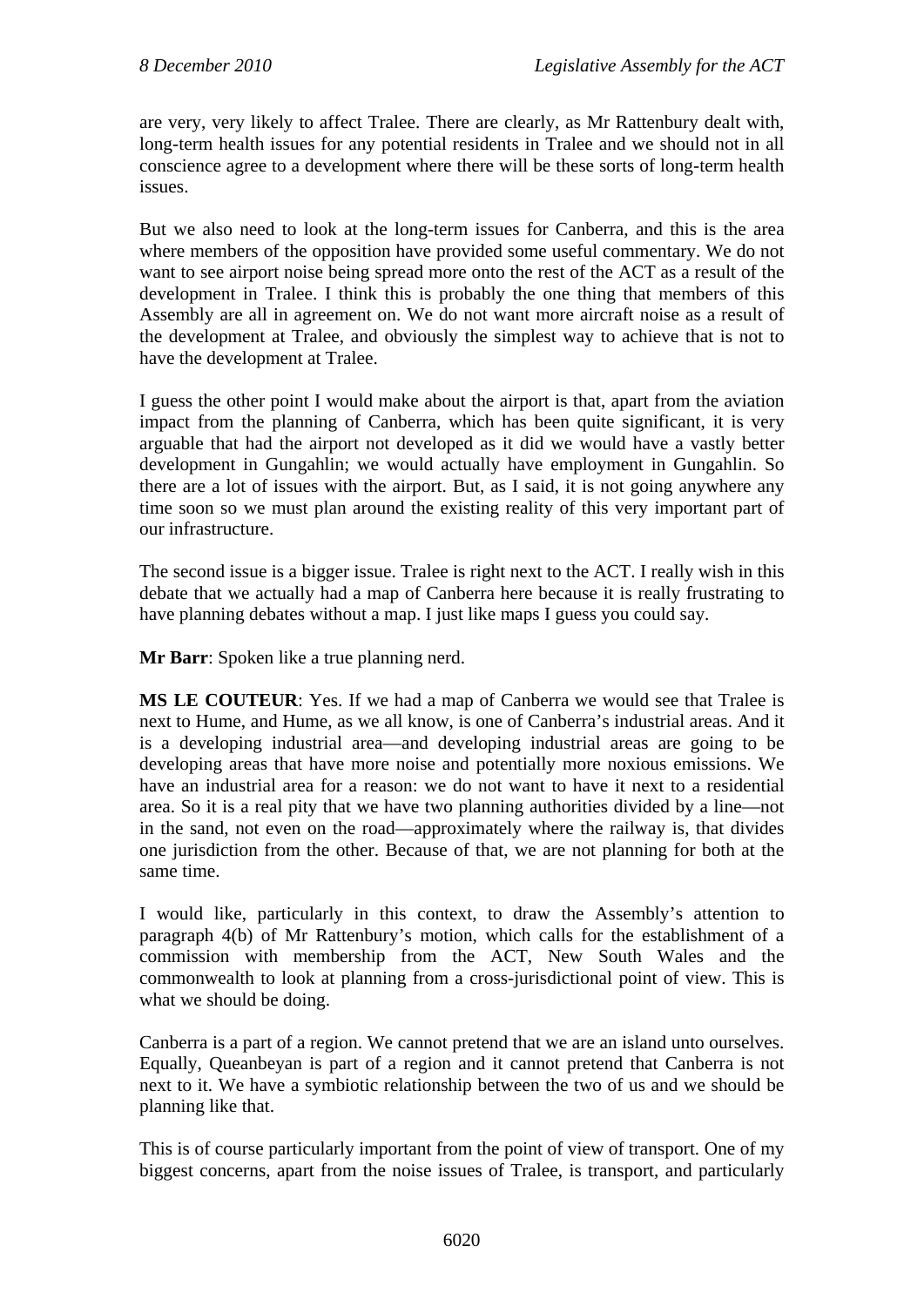are very, very likely to affect Tralee. There are clearly, as Mr Rattenbury dealt with, long-term health issues for any potential residents in Tralee and we should not in all conscience agree to a development where there will be these sorts of long-term health issues.

But we also need to look at the long-term issues for Canberra, and this is the area where members of the opposition have provided some useful commentary. We do not want to see airport noise being spread more onto the rest of the ACT as a result of the development in Tralee. I think this is probably the one thing that members of this Assembly are all in agreement on. We do not want more aircraft noise as a result of the development at Tralee, and obviously the simplest way to achieve that is not to have the development at Tralee.

I guess the other point I would make about the airport is that, apart from the aviation impact from the planning of Canberra, which has been quite significant, it is very arguable that had the airport not developed as it did we would have a vastly better development in Gungahlin; we would actually have employment in Gungahlin. So there are a lot of issues with the airport. But, as I said, it is not going anywhere any time soon so we must plan around the existing reality of this very important part of our infrastructure.

The second issue is a bigger issue. Tralee is right next to the ACT. I really wish in this debate that we actually had a map of Canberra here because it is really frustrating to have planning debates without a map. I just like maps I guess you could say.

**Mr Barr**: Spoken like a true planning nerd.

**MS LE COUTEUR**: Yes. If we had a map of Canberra we would see that Tralee is next to Hume, and Hume, as we all know, is one of Canberra's industrial areas. And it is a developing industrial area—and developing industrial areas are going to be developing areas that have more noise and potentially more noxious emissions. We have an industrial area for a reason: we do not want to have it next to a residential area. So it is a real pity that we have two planning authorities divided by a line—not in the sand, not even on the road—approximately where the railway is, that divides one jurisdiction from the other. Because of that, we are not planning for both at the same time.

I would like, particularly in this context, to draw the Assembly's attention to paragraph 4(b) of Mr Rattenbury's motion, which calls for the establishment of a commission with membership from the ACT, New South Wales and the commonwealth to look at planning from a cross-jurisdictional point of view. This is what we should be doing.

Canberra is a part of a region. We cannot pretend that we are an island unto ourselves. Equally, Queanbeyan is part of a region and it cannot pretend that Canberra is not next to it. We have a symbiotic relationship between the two of us and we should be planning like that.

This is of course particularly important from the point of view of transport. One of my biggest concerns, apart from the noise issues of Tralee, is transport, and particularly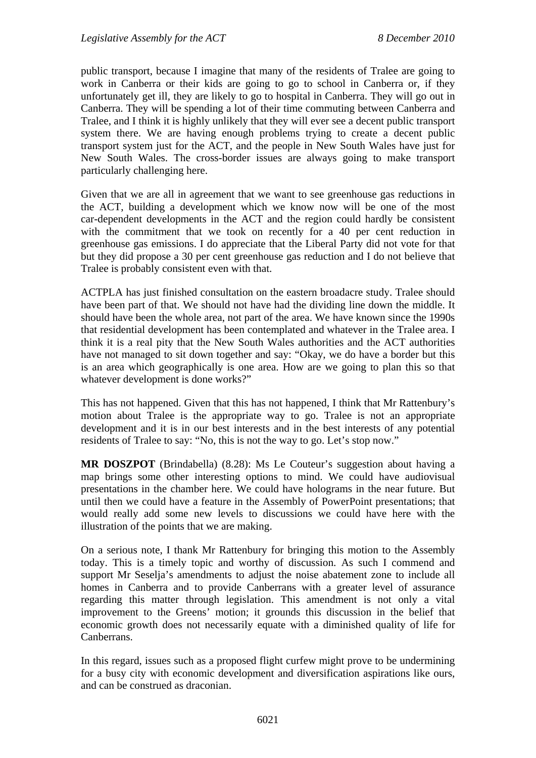public transport, because I imagine that many of the residents of Tralee are going to work in Canberra or their kids are going to go to school in Canberra or, if they unfortunately get ill, they are likely to go to hospital in Canberra. They will go out in Canberra. They will be spending a lot of their time commuting between Canberra and Tralee, and I think it is highly unlikely that they will ever see a decent public transport system there. We are having enough problems trying to create a decent public transport system just for the ACT, and the people in New South Wales have just for New South Wales. The cross-border issues are always going to make transport particularly challenging here.

Given that we are all in agreement that we want to see greenhouse gas reductions in the ACT, building a development which we know now will be one of the most car-dependent developments in the ACT and the region could hardly be consistent with the commitment that we took on recently for a 40 per cent reduction in greenhouse gas emissions. I do appreciate that the Liberal Party did not vote for that but they did propose a 30 per cent greenhouse gas reduction and I do not believe that Tralee is probably consistent even with that.

ACTPLA has just finished consultation on the eastern broadacre study. Tralee should have been part of that. We should not have had the dividing line down the middle. It should have been the whole area, not part of the area. We have known since the 1990s that residential development has been contemplated and whatever in the Tralee area. I think it is a real pity that the New South Wales authorities and the ACT authorities have not managed to sit down together and say: "Okay, we do have a border but this is an area which geographically is one area. How are we going to plan this so that whatever development is done works?"

This has not happened. Given that this has not happened, I think that Mr Rattenbury's motion about Tralee is the appropriate way to go. Tralee is not an appropriate development and it is in our best interests and in the best interests of any potential residents of Tralee to say: "No, this is not the way to go. Let's stop now."

**MR DOSZPOT** (Brindabella) (8.28): Ms Le Couteur's suggestion about having a map brings some other interesting options to mind. We could have audiovisual presentations in the chamber here. We could have holograms in the near future. But until then we could have a feature in the Assembly of PowerPoint presentations; that would really add some new levels to discussions we could have here with the illustration of the points that we are making.

On a serious note, I thank Mr Rattenbury for bringing this motion to the Assembly today. This is a timely topic and worthy of discussion. As such I commend and support Mr Seselja's amendments to adjust the noise abatement zone to include all homes in Canberra and to provide Canberrans with a greater level of assurance regarding this matter through legislation. This amendment is not only a vital improvement to the Greens' motion; it grounds this discussion in the belief that economic growth does not necessarily equate with a diminished quality of life for Canberrans.

In this regard, issues such as a proposed flight curfew might prove to be undermining for a busy city with economic development and diversification aspirations like ours, and can be construed as draconian.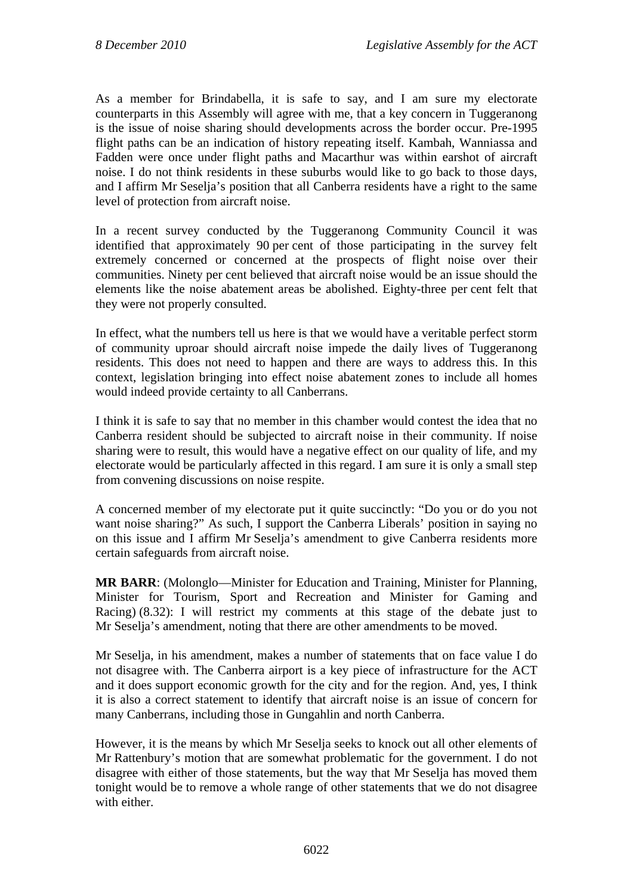As a member for Brindabella, it is safe to say, and I am sure my electorate counterparts in this Assembly will agree with me, that a key concern in Tuggeranong is the issue of noise sharing should developments across the border occur. Pre-1995 flight paths can be an indication of history repeating itself. Kambah, Wanniassa and Fadden were once under flight paths and Macarthur was within earshot of aircraft noise. I do not think residents in these suburbs would like to go back to those days, and I affirm Mr Seselja's position that all Canberra residents have a right to the same level of protection from aircraft noise.

In a recent survey conducted by the Tuggeranong Community Council it was identified that approximately 90 per cent of those participating in the survey felt extremely concerned or concerned at the prospects of flight noise over their communities. Ninety per cent believed that aircraft noise would be an issue should the elements like the noise abatement areas be abolished. Eighty-three per cent felt that they were not properly consulted.

In effect, what the numbers tell us here is that we would have a veritable perfect storm of community uproar should aircraft noise impede the daily lives of Tuggeranong residents. This does not need to happen and there are ways to address this. In this context, legislation bringing into effect noise abatement zones to include all homes would indeed provide certainty to all Canberrans.

I think it is safe to say that no member in this chamber would contest the idea that no Canberra resident should be subjected to aircraft noise in their community. If noise sharing were to result, this would have a negative effect on our quality of life, and my electorate would be particularly affected in this regard. I am sure it is only a small step from convening discussions on noise respite.

A concerned member of my electorate put it quite succinctly: "Do you or do you not want noise sharing?" As such, I support the Canberra Liberals' position in saying no on this issue and I affirm Mr Seselja's amendment to give Canberra residents more certain safeguards from aircraft noise.

**MR BARR**: (Molonglo—Minister for Education and Training, Minister for Planning, Minister for Tourism, Sport and Recreation and Minister for Gaming and Racing) (8.32): I will restrict my comments at this stage of the debate just to Mr Seselja's amendment, noting that there are other amendments to be moved.

Mr Seselja, in his amendment, makes a number of statements that on face value I do not disagree with. The Canberra airport is a key piece of infrastructure for the ACT and it does support economic growth for the city and for the region. And, yes, I think it is also a correct statement to identify that aircraft noise is an issue of concern for many Canberrans, including those in Gungahlin and north Canberra.

However, it is the means by which Mr Seselja seeks to knock out all other elements of Mr Rattenbury's motion that are somewhat problematic for the government. I do not disagree with either of those statements, but the way that Mr Seselja has moved them tonight would be to remove a whole range of other statements that we do not disagree with either.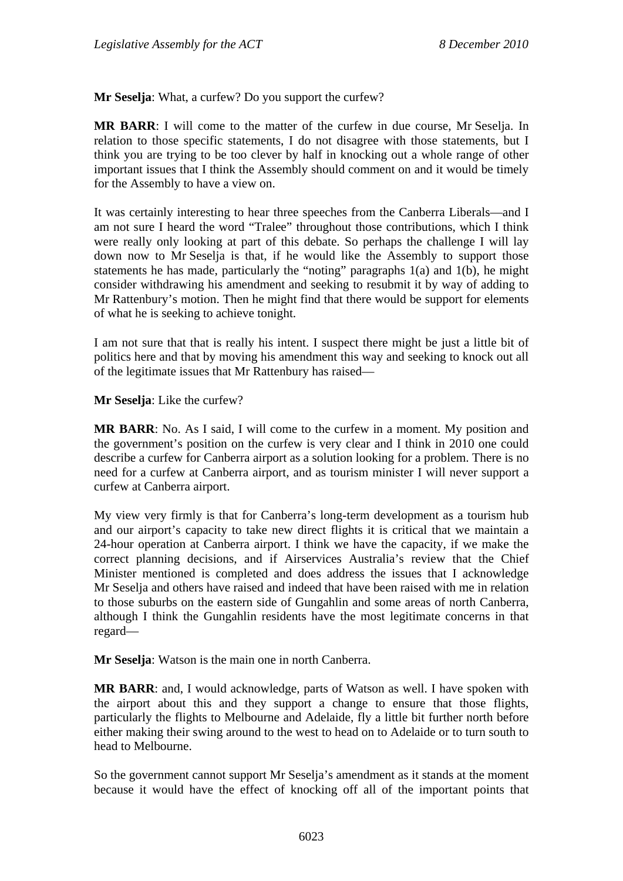**Mr Seselja**: What, a curfew? Do you support the curfew?

**MR BARR**: I will come to the matter of the curfew in due course, Mr Seselja. In relation to those specific statements, I do not disagree with those statements, but I think you are trying to be too clever by half in knocking out a whole range of other important issues that I think the Assembly should comment on and it would be timely for the Assembly to have a view on.

It was certainly interesting to hear three speeches from the Canberra Liberals—and I am not sure I heard the word "Tralee" throughout those contributions, which I think were really only looking at part of this debate. So perhaps the challenge I will lay down now to Mr Seselja is that, if he would like the Assembly to support those statements he has made, particularly the "noting" paragraphs 1(a) and 1(b), he might consider withdrawing his amendment and seeking to resubmit it by way of adding to Mr Rattenbury's motion. Then he might find that there would be support for elements of what he is seeking to achieve tonight.

I am not sure that that is really his intent. I suspect there might be just a little bit of politics here and that by moving his amendment this way and seeking to knock out all of the legitimate issues that Mr Rattenbury has raised—

**Mr Seselja**: Like the curfew?

**MR BARR**: No. As I said, I will come to the curfew in a moment. My position and the government's position on the curfew is very clear and I think in 2010 one could describe a curfew for Canberra airport as a solution looking for a problem. There is no need for a curfew at Canberra airport, and as tourism minister I will never support a curfew at Canberra airport.

My view very firmly is that for Canberra's long-term development as a tourism hub and our airport's capacity to take new direct flights it is critical that we maintain a 24-hour operation at Canberra airport. I think we have the capacity, if we make the correct planning decisions, and if Airservices Australia's review that the Chief Minister mentioned is completed and does address the issues that I acknowledge Mr Seselja and others have raised and indeed that have been raised with me in relation to those suburbs on the eastern side of Gungahlin and some areas of north Canberra, although I think the Gungahlin residents have the most legitimate concerns in that regard—

**Mr Seselja**: Watson is the main one in north Canberra.

**MR BARR**: and, I would acknowledge, parts of Watson as well. I have spoken with the airport about this and they support a change to ensure that those flights, particularly the flights to Melbourne and Adelaide, fly a little bit further north before either making their swing around to the west to head on to Adelaide or to turn south to head to Melbourne.

So the government cannot support Mr Seselja's amendment as it stands at the moment because it would have the effect of knocking off all of the important points that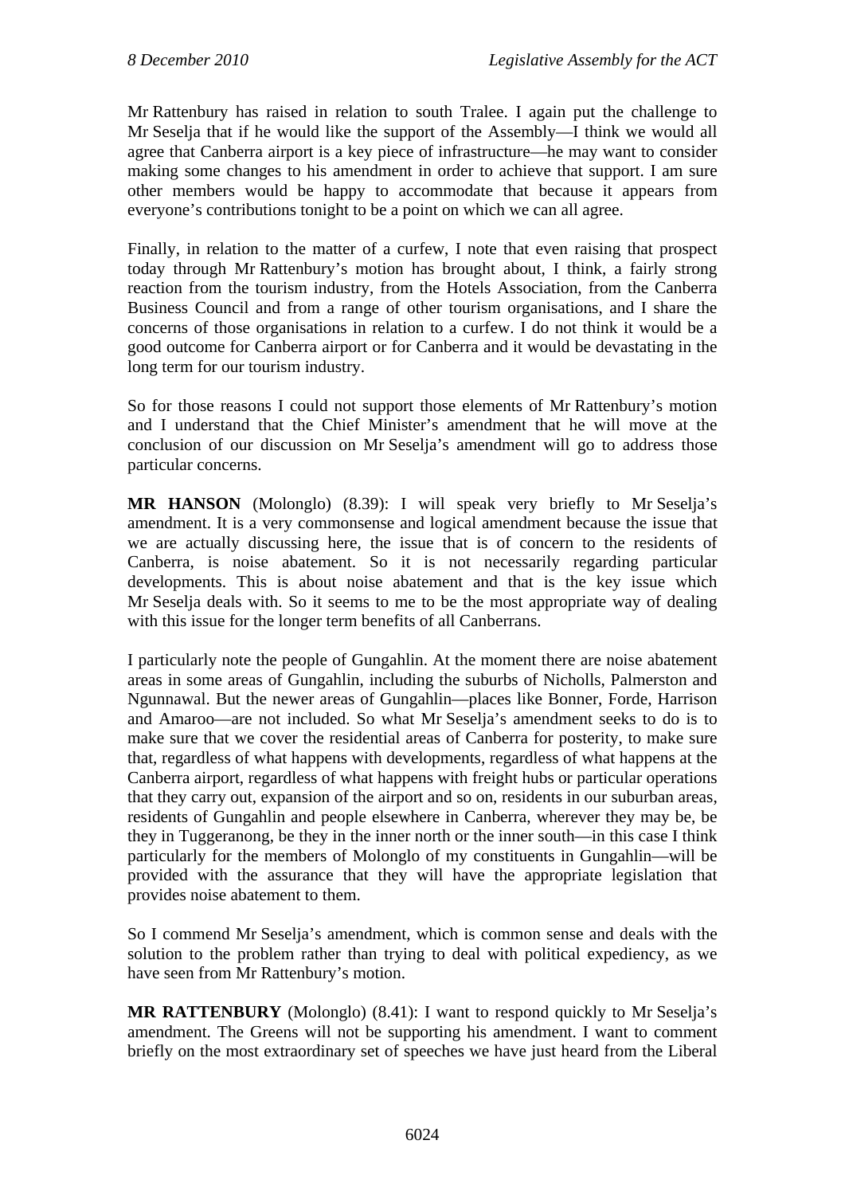Mr Rattenbury has raised in relation to south Tralee. I again put the challenge to Mr Seselja that if he would like the support of the Assembly—I think we would all agree that Canberra airport is a key piece of infrastructure—he may want to consider making some changes to his amendment in order to achieve that support. I am sure other members would be happy to accommodate that because it appears from everyone's contributions tonight to be a point on which we can all agree.

Finally, in relation to the matter of a curfew, I note that even raising that prospect today through Mr Rattenbury's motion has brought about, I think, a fairly strong reaction from the tourism industry, from the Hotels Association, from the Canberra Business Council and from a range of other tourism organisations, and I share the concerns of those organisations in relation to a curfew. I do not think it would be a good outcome for Canberra airport or for Canberra and it would be devastating in the long term for our tourism industry.

So for those reasons I could not support those elements of Mr Rattenbury's motion and I understand that the Chief Minister's amendment that he will move at the conclusion of our discussion on Mr Seselja's amendment will go to address those particular concerns.

**MR HANSON** (Molonglo) (8.39): I will speak very briefly to Mr Seselja's amendment. It is a very commonsense and logical amendment because the issue that we are actually discussing here, the issue that is of concern to the residents of Canberra, is noise abatement. So it is not necessarily regarding particular developments. This is about noise abatement and that is the key issue which Mr Seselja deals with. So it seems to me to be the most appropriate way of dealing with this issue for the longer term benefits of all Canberrans.

I particularly note the people of Gungahlin. At the moment there are noise abatement areas in some areas of Gungahlin, including the suburbs of Nicholls, Palmerston and Ngunnawal. But the newer areas of Gungahlin—places like Bonner, Forde, Harrison and Amaroo—are not included. So what Mr Seselja's amendment seeks to do is to make sure that we cover the residential areas of Canberra for posterity, to make sure that, regardless of what happens with developments, regardless of what happens at the Canberra airport, regardless of what happens with freight hubs or particular operations that they carry out, expansion of the airport and so on, residents in our suburban areas, residents of Gungahlin and people elsewhere in Canberra, wherever they may be, be they in Tuggeranong, be they in the inner north or the inner south—in this case I think particularly for the members of Molonglo of my constituents in Gungahlin—will be provided with the assurance that they will have the appropriate legislation that provides noise abatement to them.

So I commend Mr Seselja's amendment, which is common sense and deals with the solution to the problem rather than trying to deal with political expediency, as we have seen from Mr Rattenbury's motion.

**MR RATTENBURY** (Molonglo) (8.41): I want to respond quickly to Mr Seselja's amendment. The Greens will not be supporting his amendment. I want to comment briefly on the most extraordinary set of speeches we have just heard from the Liberal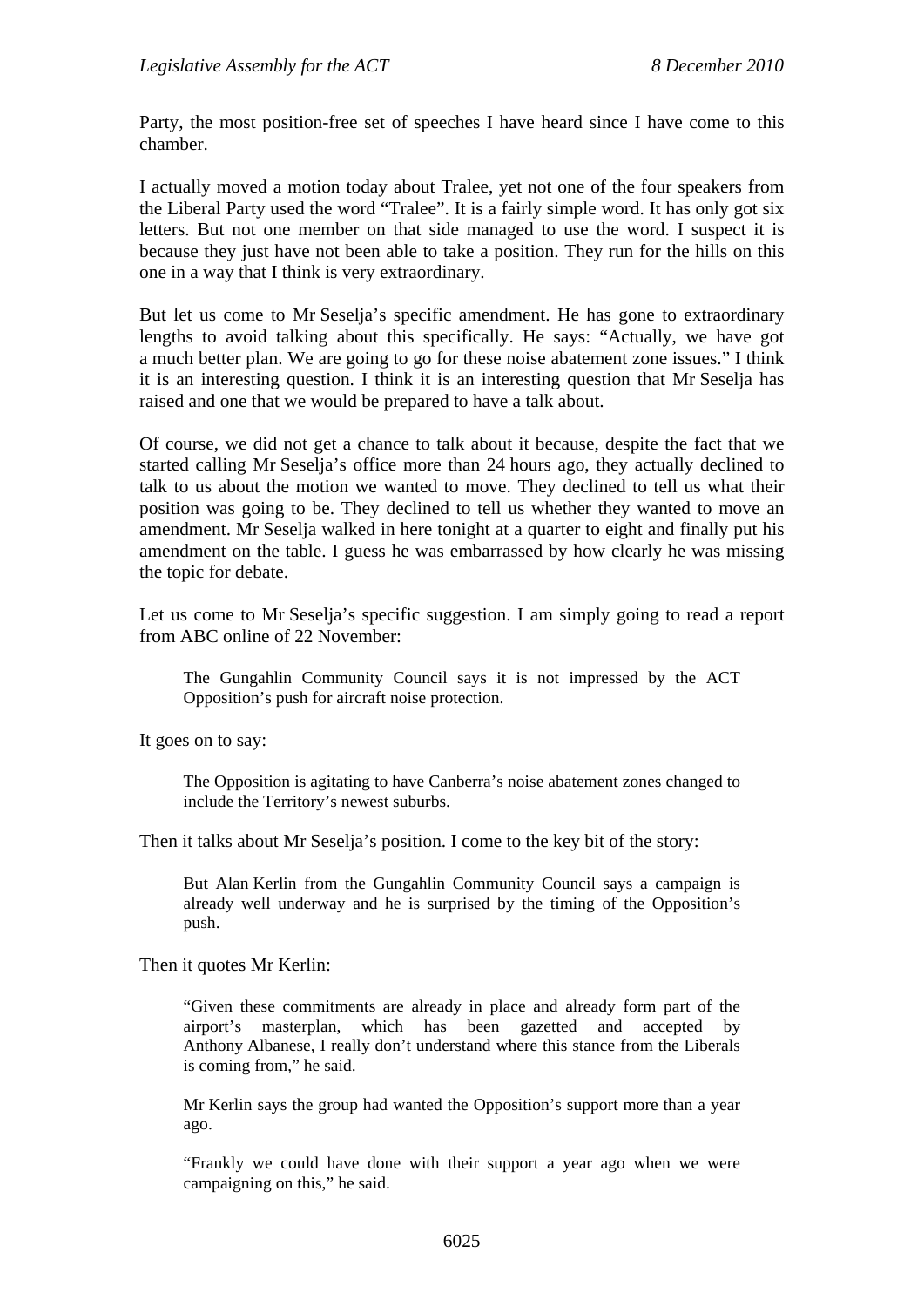Party, the most position-free set of speeches I have heard since I have come to this chamber.

I actually moved a motion today about Tralee, yet not one of the four speakers from the Liberal Party used the word "Tralee". It is a fairly simple word. It has only got six letters. But not one member on that side managed to use the word. I suspect it is because they just have not been able to take a position. They run for the hills on this one in a way that I think is very extraordinary.

But let us come to Mr Seselja's specific amendment. He has gone to extraordinary lengths to avoid talking about this specifically. He says: "Actually, we have got a much better plan. We are going to go for these noise abatement zone issues." I think it is an interesting question. I think it is an interesting question that Mr Seselja has raised and one that we would be prepared to have a talk about.

Of course, we did not get a chance to talk about it because, despite the fact that we started calling Mr Seselja's office more than 24 hours ago, they actually declined to talk to us about the motion we wanted to move. They declined to tell us what their position was going to be. They declined to tell us whether they wanted to move an amendment. Mr Seselja walked in here tonight at a quarter to eight and finally put his amendment on the table. I guess he was embarrassed by how clearly he was missing the topic for debate.

Let us come to Mr Seselja's specific suggestion. I am simply going to read a report from ABC online of 22 November:

> The Gungahlin Community Council says it is not impressed by the ACT Opposition's push for aircraft noise protection.

It goes on to say:

> The Opposition is agitating to have Canberra's noise abatement zones changed to include the Territory's newest suburbs.

Then it talks about Mr Seselja's position. I come to the key bit of the story:

> But Alan Kerlin from the Gungahlin Community Council says a campaign is already well underway and he is surprised by the timing of the Opposition's push.

Then it quotes Mr Kerlin:

> "Given these commitments are already in place and already form part of the airport's masterplan, which has been gazetted and accepted by Anthony Albanese, I really don't understand where this stance from the Liberals is coming from," he said.
>
> Mr Kerlin says the group had wanted the Opposition's support more than a year ago.
>
> "Frankly we could have done with their support a year ago when we were campaigning on this," he said.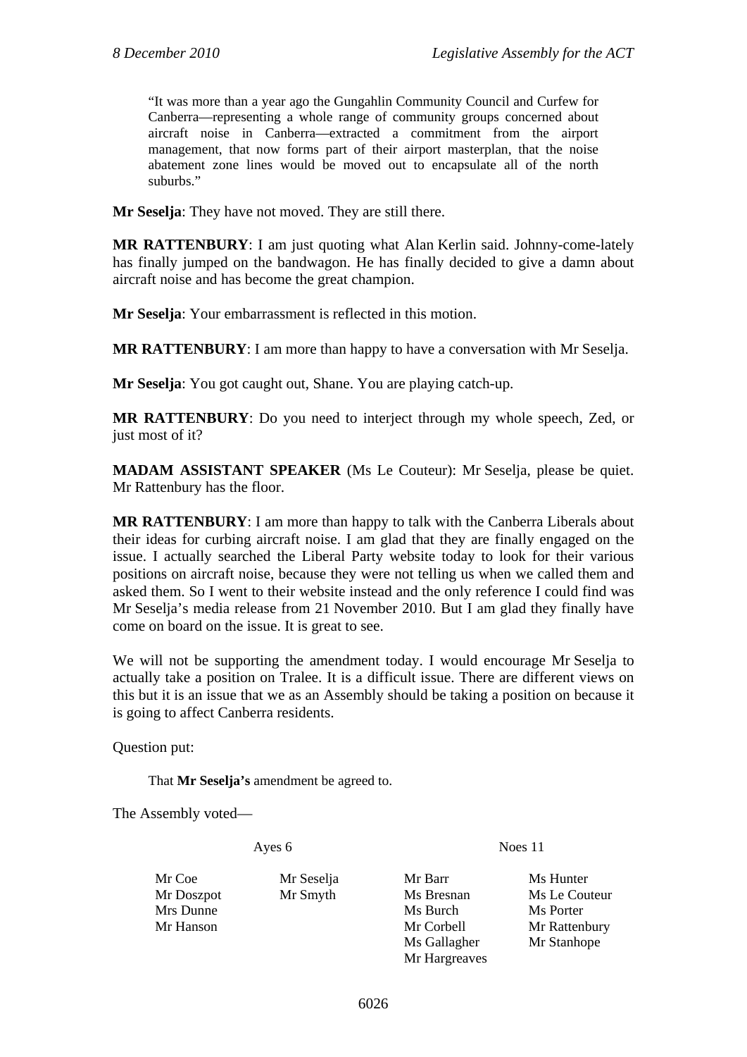> "It was more than a year ago the Gungahlin Community Council and Curfew for Canberra—representing a whole range of community groups concerned about aircraft noise in Canberra—extracted a commitment from the airport management, that now forms part of their airport masterplan, that the noise abatement zone lines would be moved out to encapsulate all of the north suburbs."

**Mr Seselja**: They have not moved. They are still there.

**MR RATTENBURY**: I am just quoting what Alan Kerlin said. Johnny-come-lately has finally jumped on the bandwagon. He has finally decided to give a damn about aircraft noise and has become the great champion.

**Mr Seselja**: Your embarrassment is reflected in this motion.

**MR RATTENBURY**: I am more than happy to have a conversation with Mr Seselja.

**Mr Seselja**: You got caught out, Shane. You are playing catch-up.

**MR RATTENBURY**: Do you need to interject through my whole speech, Zed, or just most of it?

**MADAM ASSISTANT SPEAKER** (Ms Le Couteur): Mr Seselja, please be quiet. Mr Rattenbury has the floor.

**MR RATTENBURY**: I am more than happy to talk with the Canberra Liberals about their ideas for curbing aircraft noise. I am glad that they are finally engaged on the issue. I actually searched the Liberal Party website today to look for their various positions on aircraft noise, because they were not telling us when we called them and asked them. So I went to their website instead and the only reference I could find was Mr Seselja's media release from 21 November 2010. But I am glad they finally have come on board on the issue. It is great to see.

We will not be supporting the amendment today. I would encourage Mr Seselja to actually take a position on Tralee. It is a difficult issue. There are different views on this but it is an issue that we as an Assembly should be taking a position on because it is going to affect Canberra residents.

Question put:

> That **Mr Seselja's** amendment be agreed to.

The Assembly voted—

| Ayes 6 | | Noes 11 | |
|---|---|---|---|
| Mr Coe | Mr Seselja | Mr Barr | Ms Hunter |
| Mr Doszpot | Mr Smyth | Ms Bresnan | Ms Le Couteur |
| Mrs Dunne | | Ms Burch | Ms Porter |
| Mr Hanson | | Mr Corbell | Mr Rattenbury |
| | | Ms Gallagher | Mr Stanhope |
| | | Mr Hargreaves | |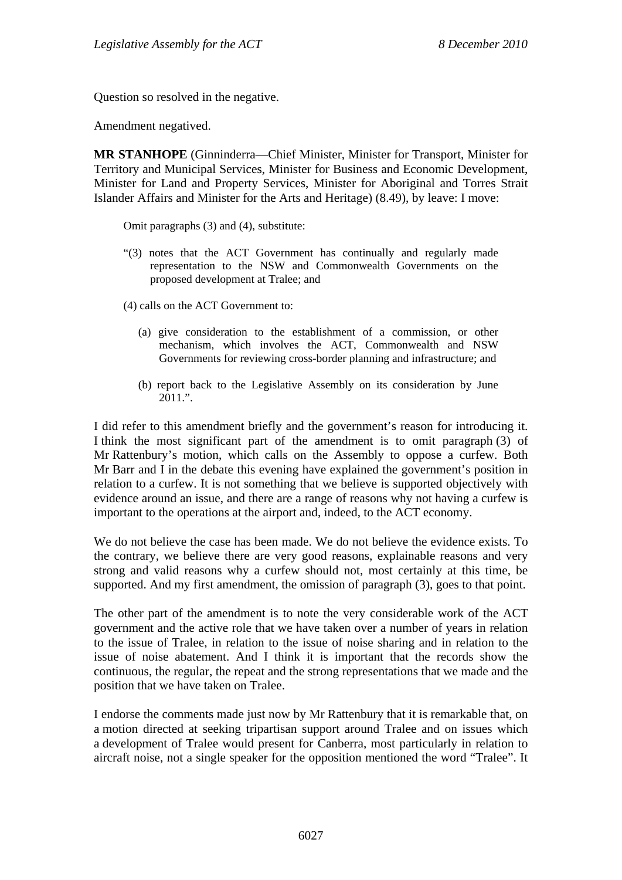Question so resolved in the negative.

Amendment negatived.

**MR STANHOPE** (Ginninderra—Chief Minister, Minister for Transport, Minister for Territory and Municipal Services, Minister for Business and Economic Development, Minister for Land and Property Services, Minister for Aboriginal and Torres Strait Islander Affairs and Minister for the Arts and Heritage) (8.49), by leave: I move:

> Omit paragraphs (3) and (4), substitute:
>
> "(3) notes that the ACT Government has continually and regularly made representation to the NSW and Commonwealth Governments on the proposed development at Tralee; and
>
> (4) calls on the ACT Government to:
>
> (a) give consideration to the establishment of a commission, or other mechanism, which involves the ACT, Commonwealth and NSW Governments for reviewing cross-border planning and infrastructure; and
>
> (b) report back to the Legislative Assembly on its consideration by June 2011.".

I did refer to this amendment briefly and the government's reason for introducing it. I think the most significant part of the amendment is to omit paragraph (3) of Mr Rattenbury's motion, which calls on the Assembly to oppose a curfew. Both Mr Barr and I in the debate this evening have explained the government's position in relation to a curfew. It is not something that we believe is supported objectively with evidence around an issue, and there are a range of reasons why not having a curfew is important to the operations at the airport and, indeed, to the ACT economy.

We do not believe the case has been made. We do not believe the evidence exists. To the contrary, we believe there are very good reasons, explainable reasons and very strong and valid reasons why a curfew should not, most certainly at this time, be supported. And my first amendment, the omission of paragraph (3), goes to that point.

The other part of the amendment is to note the very considerable work of the ACT government and the active role that we have taken over a number of years in relation to the issue of Tralee, in relation to the issue of noise sharing and in relation to the issue of noise abatement. And I think it is important that the records show the continuous, the regular, the repeat and the strong representations that we made and the position that we have taken on Tralee.

I endorse the comments made just now by Mr Rattenbury that it is remarkable that, on a motion directed at seeking tripartisan support around Tralee and on issues which a development of Tralee would present for Canberra, most particularly in relation to aircraft noise, not a single speaker for the opposition mentioned the word "Tralee". It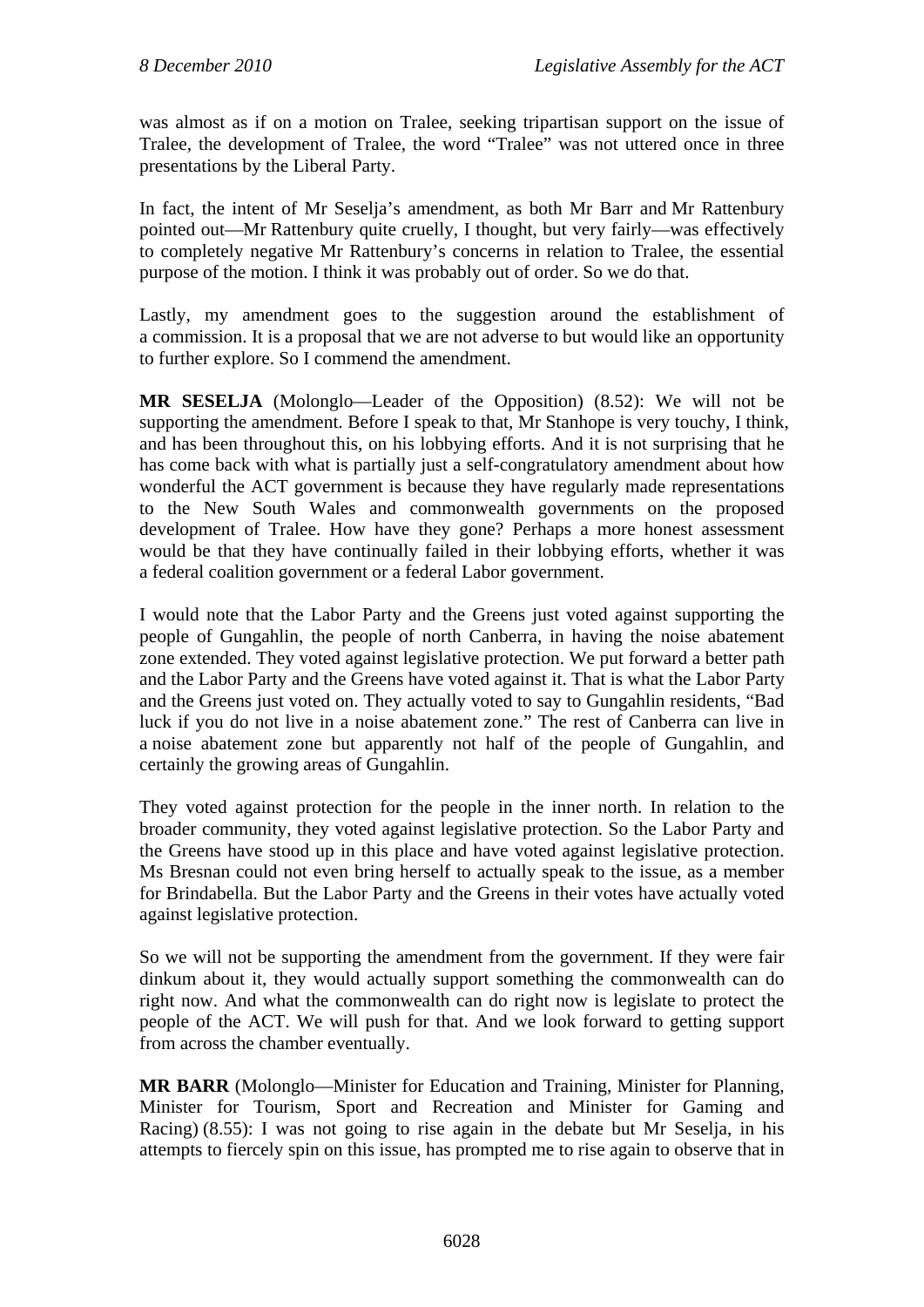was almost as if on a motion on Tralee, seeking tripartisan support on the issue of Tralee, the development of Tralee, the word "Tralee" was not uttered once in three presentations by the Liberal Party.

In fact, the intent of Mr Seselja's amendment, as both Mr Barr and Mr Rattenbury pointed out—Mr Rattenbury quite cruelly, I thought, but very fairly—was effectively to completely negative Mr Rattenbury's concerns in relation to Tralee, the essential purpose of the motion. I think it was probably out of order. So we do that.

Lastly, my amendment goes to the suggestion around the establishment of a commission. It is a proposal that we are not adverse to but would like an opportunity to further explore. So I commend the amendment.

**MR SESELJA** (Molonglo—Leader of the Opposition) (8.52): We will not be supporting the amendment. Before I speak to that, Mr Stanhope is very touchy, I think, and has been throughout this, on his lobbying efforts. And it is not surprising that he has come back with what is partially just a self-congratulatory amendment about how wonderful the ACT government is because they have regularly made representations to the New South Wales and commonwealth governments on the proposed development of Tralee. How have they gone? Perhaps a more honest assessment would be that they have continually failed in their lobbying efforts, whether it was a federal coalition government or a federal Labor government.

I would note that the Labor Party and the Greens just voted against supporting the people of Gungahlin, the people of north Canberra, in having the noise abatement zone extended. They voted against legislative protection. We put forward a better path and the Labor Party and the Greens have voted against it. That is what the Labor Party and the Greens just voted on. They actually voted to say to Gungahlin residents, "Bad luck if you do not live in a noise abatement zone." The rest of Canberra can live in a noise abatement zone but apparently not half of the people of Gungahlin, and certainly the growing areas of Gungahlin.

They voted against protection for the people in the inner north. In relation to the broader community, they voted against legislative protection. So the Labor Party and the Greens have stood up in this place and have voted against legislative protection. Ms Bresnan could not even bring herself to actually speak to the issue, as a member for Brindabella. But the Labor Party and the Greens in their votes have actually voted against legislative protection.

So we will not be supporting the amendment from the government. If they were fair dinkum about it, they would actually support something the commonwealth can do right now. And what the commonwealth can do right now is legislate to protect the people of the ACT. We will push for that. And we look forward to getting support from across the chamber eventually.

**MR BARR** (Molonglo—Minister for Education and Training, Minister for Planning, Minister for Tourism, Sport and Recreation and Minister for Gaming and Racing) (8.55): I was not going to rise again in the debate but Mr Seselja, in his attempts to fiercely spin on this issue, has prompted me to rise again to observe that in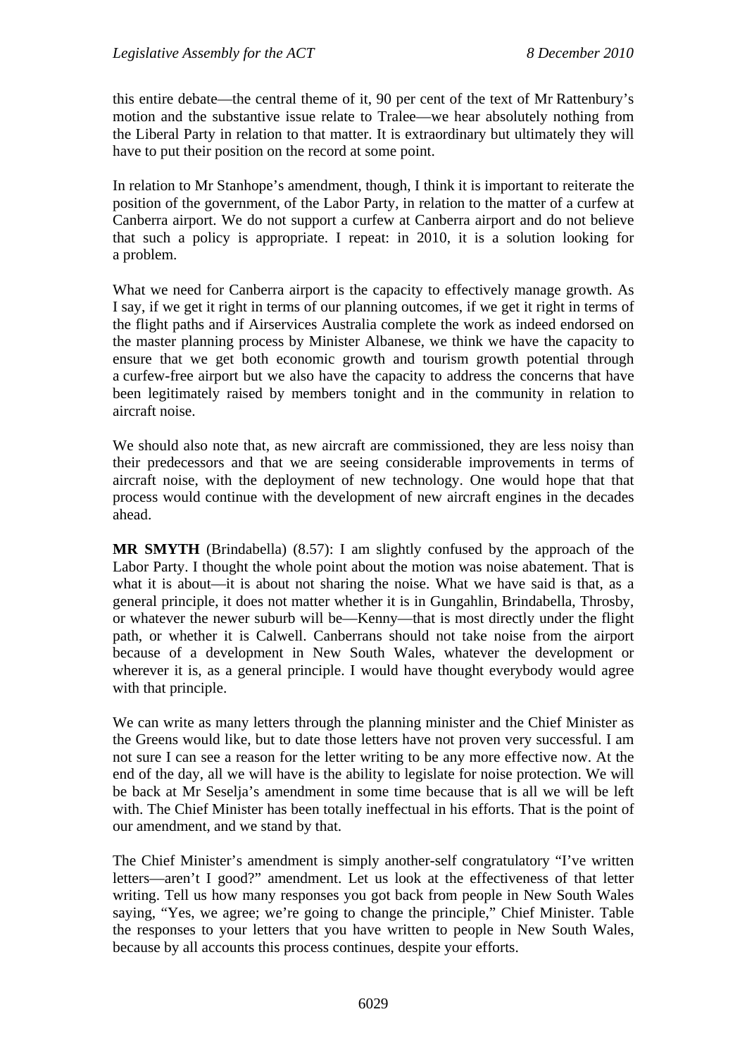this entire debate—the central theme of it, 90 per cent of the text of Mr Rattenbury's motion and the substantive issue relate to Tralee—we hear absolutely nothing from the Liberal Party in relation to that matter. It is extraordinary but ultimately they will have to put their position on the record at some point.

In relation to Mr Stanhope's amendment, though, I think it is important to reiterate the position of the government, of the Labor Party, in relation to the matter of a curfew at Canberra airport. We do not support a curfew at Canberra airport and do not believe that such a policy is appropriate. I repeat: in 2010, it is a solution looking for a problem.

What we need for Canberra airport is the capacity to effectively manage growth. As I say, if we get it right in terms of our planning outcomes, if we get it right in terms of the flight paths and if Airservices Australia complete the work as indeed endorsed on the master planning process by Minister Albanese, we think we have the capacity to ensure that we get both economic growth and tourism growth potential through a curfew-free airport but we also have the capacity to address the concerns that have been legitimately raised by members tonight and in the community in relation to aircraft noise.

We should also note that, as new aircraft are commissioned, they are less noisy than their predecessors and that we are seeing considerable improvements in terms of aircraft noise, with the deployment of new technology. One would hope that that process would continue with the development of new aircraft engines in the decades ahead.

**MR SMYTH** (Brindabella) (8.57): I am slightly confused by the approach of the Labor Party. I thought the whole point about the motion was noise abatement. That is what it is about—it is about not sharing the noise. What we have said is that, as a general principle, it does not matter whether it is in Gungahlin, Brindabella, Throsby, or whatever the newer suburb will be—Kenny—that is most directly under the flight path, or whether it is Calwell. Canberrans should not take noise from the airport because of a development in New South Wales, whatever the development or wherever it is, as a general principle. I would have thought everybody would agree with that principle.

We can write as many letters through the planning minister and the Chief Minister as the Greens would like, but to date those letters have not proven very successful. I am not sure I can see a reason for the letter writing to be any more effective now. At the end of the day, all we will have is the ability to legislate for noise protection. We will be back at Mr Seselja's amendment in some time because that is all we will be left with. The Chief Minister has been totally ineffectual in his efforts. That is the point of our amendment, and we stand by that.

The Chief Minister's amendment is simply another-self congratulatory "I've written letters—aren't I good?" amendment. Let us look at the effectiveness of that letter writing. Tell us how many responses you got back from people in New South Wales saying, "Yes, we agree; we're going to change the principle," Chief Minister. Table the responses to your letters that you have written to people in New South Wales, because by all accounts this process continues, despite your efforts.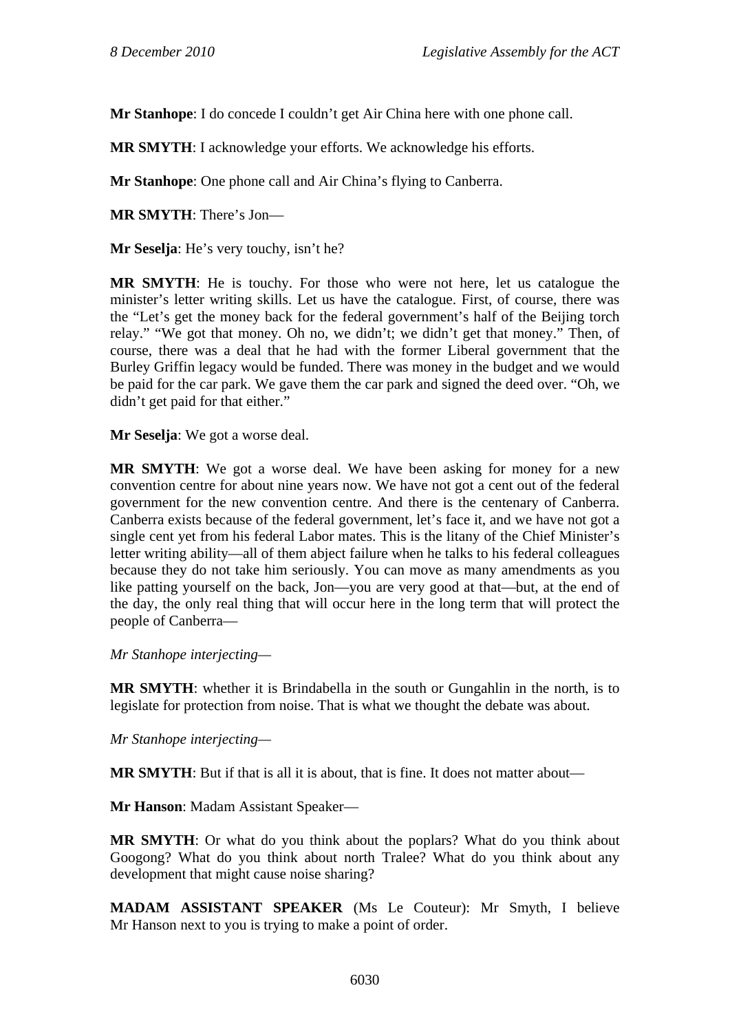**Mr Stanhope**: I do concede I couldn't get Air China here with one phone call.

**MR SMYTH**: I acknowledge your efforts. We acknowledge his efforts.

**Mr Stanhope**: One phone call and Air China's flying to Canberra.

**MR SMYTH**: There's Jon—

**Mr Seselja**: He's very touchy, isn't he?

**MR SMYTH**: He is touchy. For those who were not here, let us catalogue the minister's letter writing skills. Let us have the catalogue. First, of course, there was the "Let's get the money back for the federal government's half of the Beijing torch relay." "We got that money. Oh no, we didn't; we didn't get that money." Then, of course, there was a deal that he had with the former Liberal government that the Burley Griffin legacy would be funded. There was money in the budget and we would be paid for the car park. We gave them the car park and signed the deed over. "Oh, we didn't get paid for that either."

**Mr Seselja**: We got a worse deal.

**MR SMYTH**: We got a worse deal. We have been asking for money for a new convention centre for about nine years now. We have not got a cent out of the federal government for the new convention centre. And there is the centenary of Canberra. Canberra exists because of the federal government, let's face it, and we have not got a single cent yet from his federal Labor mates. This is the litany of the Chief Minister's letter writing ability—all of them abject failure when he talks to his federal colleagues because they do not take him seriously. You can move as many amendments as you like patting yourself on the back, Jon—you are very good at that—but, at the end of the day, the only real thing that will occur here in the long term that will protect the people of Canberra—

*Mr Stanhope interjecting*—

**MR SMYTH**: whether it is Brindabella in the south or Gungahlin in the north, is to legislate for protection from noise. That is what we thought the debate was about.

*Mr Stanhope interjecting*—

**MR SMYTH**: But if that is all it is about, that is fine. It does not matter about—

**Mr Hanson**: Madam Assistant Speaker—

**MR SMYTH**: Or what do you think about the poplars? What do you think about Googong? What do you think about north Tralee? What do you think about any development that might cause noise sharing?

**MADAM ASSISTANT SPEAKER** (Ms Le Couteur): Mr Smyth, I believe Mr Hanson next to you is trying to make a point of order.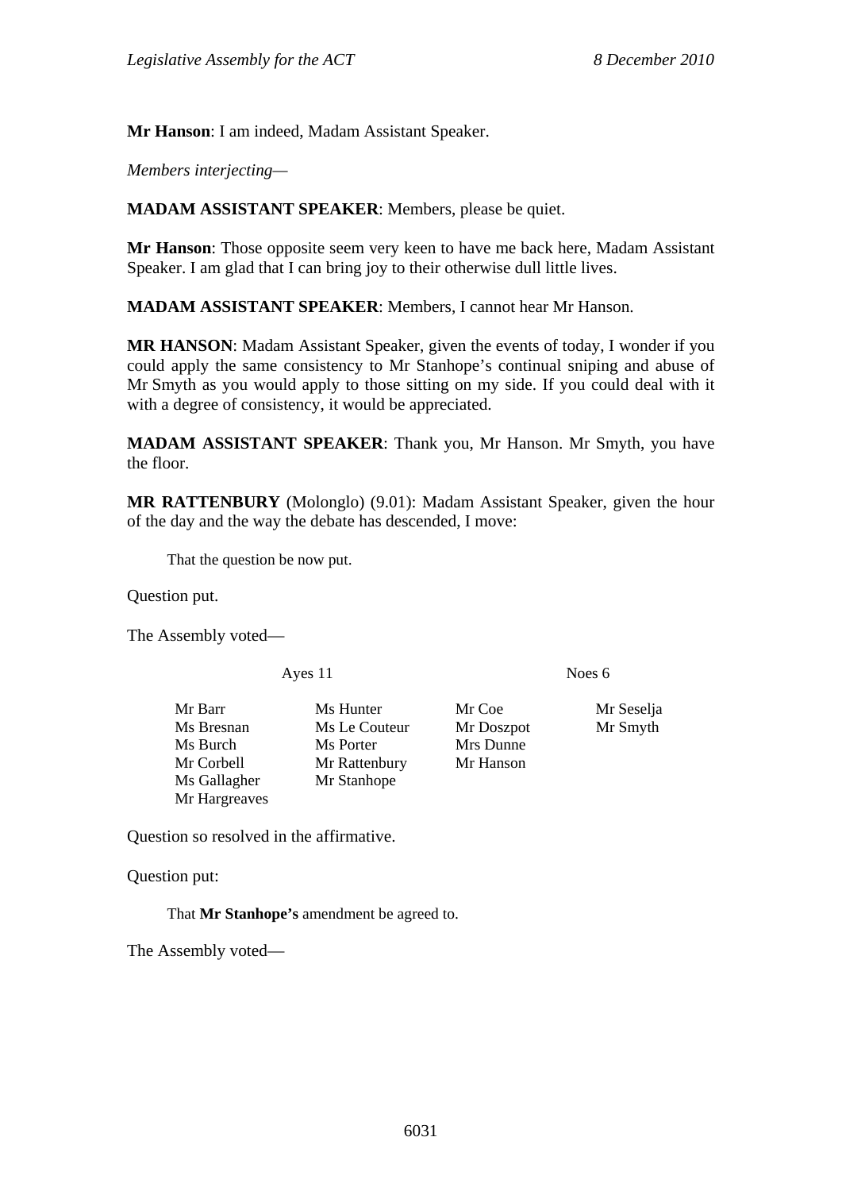**Mr Hanson**: I am indeed, Madam Assistant Speaker.

*Members interjecting—*

**MADAM ASSISTANT SPEAKER**: Members, please be quiet.

**Mr Hanson**: Those opposite seem very keen to have me back here, Madam Assistant Speaker. I am glad that I can bring joy to their otherwise dull little lives.

**MADAM ASSISTANT SPEAKER**: Members, I cannot hear Mr Hanson.

**MR HANSON**: Madam Assistant Speaker, given the events of today, I wonder if you could apply the same consistency to Mr Stanhope's continual sniping and abuse of Mr Smyth as you would apply to those sitting on my side. If you could deal with it with a degree of consistency, it would be appreciated.

**MADAM ASSISTANT SPEAKER**: Thank you, Mr Hanson. Mr Smyth, you have the floor.

**MR RATTENBURY** (Molonglo) (9.01): Madam Assistant Speaker, given the hour of the day and the way the debate has descended, I move:

> That the question be now put.

Question put.

The Assembly voted—

| Ayes 11 | | Noes 6 | |
|---|---|---|---|
| Mr Barr | Ms Hunter | Mr Coe | Mr Seselja |
| Ms Bresnan | Ms Le Couteur | Mr Doszpot | Mr Smyth |
| Ms Burch | Ms Porter | Mrs Dunne | |
| Mr Corbell | Mr Rattenbury | Mr Hanson | |
| Ms Gallagher | Mr Stanhope | | |
| Mr Hargreaves | | | |

Question so resolved in the affirmative.

Question put:

> That **Mr Stanhope's** amendment be agreed to.

The Assembly voted—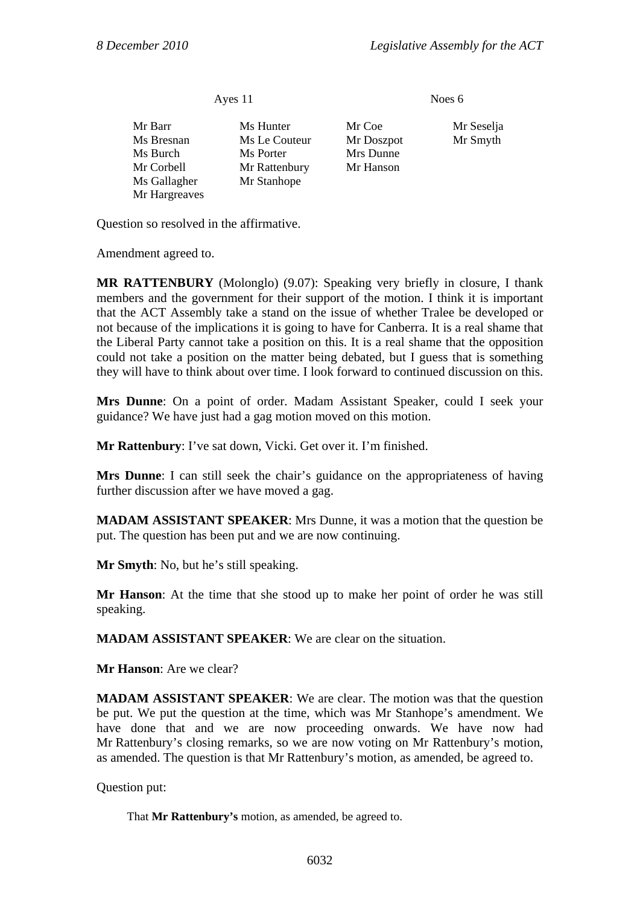| Ayes 11 | | Noes 6 | |
|---|---|---|---|
| Mr Barr | Ms Hunter | Mr Coe | Mr Seselja |
| Ms Bresnan | Ms Le Couteur | Mr Doszpot | Mr Smyth |
| Ms Burch | Ms Porter | Mrs Dunne | |
| Mr Corbell | Mr Rattenbury | Mr Hanson | |
| Ms Gallagher | Mr Stanhope | | |
| Mr Hargreaves | | | |

Question so resolved in the affirmative.

Amendment agreed to.

**MR RATTENBURY** (Molonglo) (9.07): Speaking very briefly in closure, I thank members and the government for their support of the motion. I think it is important that the ACT Assembly take a stand on the issue of whether Tralee be developed or not because of the implications it is going to have for Canberra. It is a real shame that the Liberal Party cannot take a position on this. It is a real shame that the opposition could not take a position on the matter being debated, but I guess that is something they will have to think about over time. I look forward to continued discussion on this.

**Mrs Dunne**: On a point of order. Madam Assistant Speaker, could I seek your guidance? We have just had a gag motion moved on this motion.

**Mr Rattenbury**: I've sat down, Vicki. Get over it. I'm finished.

**Mrs Dunne**: I can still seek the chair's guidance on the appropriateness of having further discussion after we have moved a gag.

**MADAM ASSISTANT SPEAKER**: Mrs Dunne, it was a motion that the question be put. The question has been put and we are now continuing.

**Mr Smyth**: No, but he's still speaking.

**Mr Hanson**: At the time that she stood up to make her point of order he was still speaking.

**MADAM ASSISTANT SPEAKER**: We are clear on the situation.

**Mr Hanson**: Are we clear?

**MADAM ASSISTANT SPEAKER**: We are clear. The motion was that the question be put. We put the question at the time, which was Mr Stanhope's amendment. We have done that and we are now proceeding onwards. We have now had Mr Rattenbury's closing remarks, so we are now voting on Mr Rattenbury's motion, as amended. The question is that Mr Rattenbury's motion, as amended, be agreed to.

Question put:

> That **Mr Rattenbury's** motion, as amended, be agreed to.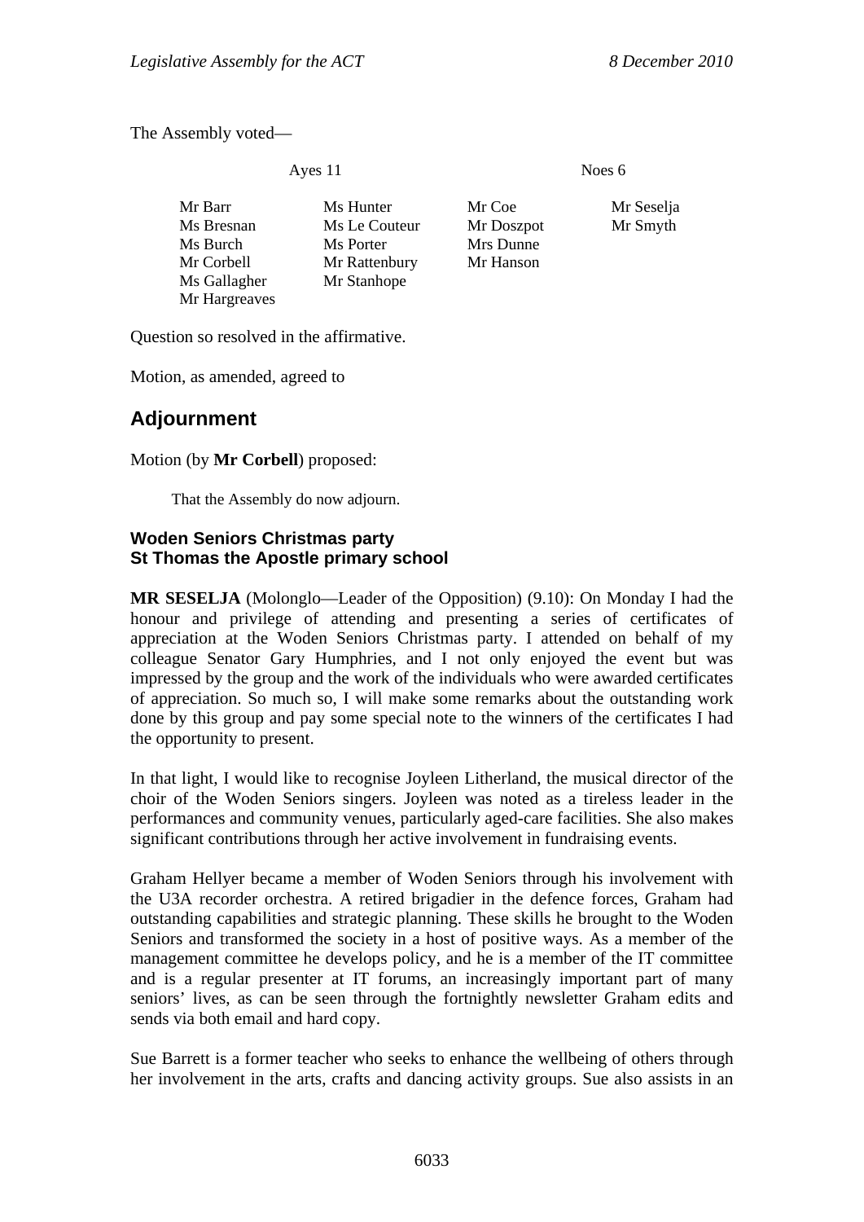The Assembly voted—

| Ayes 11 | | Noes 6 | |
|---|---|---|---|
| Mr Barr | Ms Hunter | Mr Coe | Mr Seselja |
| Ms Bresnan | Ms Le Couteur | Mr Doszpot | Mr Smyth |
| Ms Burch | Ms Porter | Mrs Dunne | |
| Mr Corbell | Mr Rattenbury | Mr Hanson | |
| Ms Gallagher | Mr Stanhope | | |
| Mr Hargreaves | | | |

Question so resolved in the affirmative.

Motion, as amended, agreed to

## Adjournment

Motion (by **Mr Corbell**) proposed:

> That the Assembly do now adjourn.

### Woden Seniors Christmas party
### St Thomas the Apostle primary school

**MR SESELJA** (Molonglo—Leader of the Opposition) (9.10): On Monday I had the honour and privilege of attending and presenting a series of certificates of appreciation at the Woden Seniors Christmas party. I attended on behalf of my colleague Senator Gary Humphries, and I not only enjoyed the event but was impressed by the group and the work of the individuals who were awarded certificates of appreciation. So much so, I will make some remarks about the outstanding work done by this group and pay some special note to the winners of the certificates I had the opportunity to present.

In that light, I would like to recognise Joyleen Litherland, the musical director of the choir of the Woden Seniors singers. Joyleen was noted as a tireless leader in the performances and community venues, particularly aged-care facilities. She also makes significant contributions through her active involvement in fundraising events.

Graham Hellyer became a member of Woden Seniors through his involvement with the U3A recorder orchestra. A retired brigadier in the defence forces, Graham had outstanding capabilities and strategic planning. These skills he brought to the Woden Seniors and transformed the society in a host of positive ways. As a member of the management committee he develops policy, and he is a member of the IT committee and is a regular presenter at IT forums, an increasingly important part of many seniors' lives, as can be seen through the fortnightly newsletter Graham edits and sends via both email and hard copy.

Sue Barrett is a former teacher who seeks to enhance the wellbeing of others through her involvement in the arts, crafts and dancing activity groups. Sue also assists in an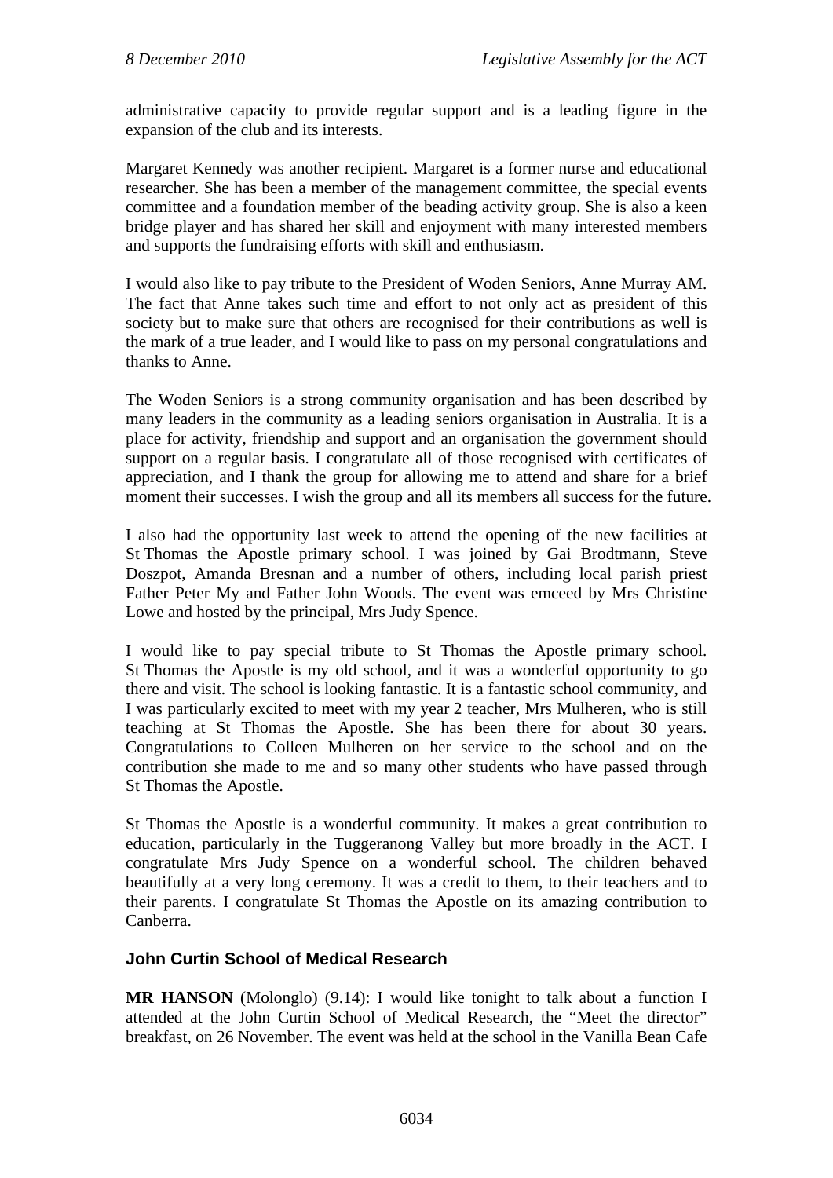administrative capacity to provide regular support and is a leading figure in the expansion of the club and its interests.

Margaret Kennedy was another recipient. Margaret is a former nurse and educational researcher. She has been a member of the management committee, the special events committee and a foundation member of the beading activity group. She is also a keen bridge player and has shared her skill and enjoyment with many interested members and supports the fundraising efforts with skill and enthusiasm.

I would also like to pay tribute to the President of Woden Seniors, Anne Murray AM. The fact that Anne takes such time and effort to not only act as president of this society but to make sure that others are recognised for their contributions as well is the mark of a true leader, and I would like to pass on my personal congratulations and thanks to Anne.

The Woden Seniors is a strong community organisation and has been described by many leaders in the community as a leading seniors organisation in Australia. It is a place for activity, friendship and support and an organisation the government should support on a regular basis. I congratulate all of those recognised with certificates of appreciation, and I thank the group for allowing me to attend and share for a brief moment their successes. I wish the group and all its members all success for the future.

I also had the opportunity last week to attend the opening of the new facilities at St Thomas the Apostle primary school. I was joined by Gai Brodtmann, Steve Doszpot, Amanda Bresnan and a number of others, including local parish priest Father Peter My and Father John Woods. The event was emceed by Mrs Christine Lowe and hosted by the principal, Mrs Judy Spence.

I would like to pay special tribute to St Thomas the Apostle primary school. St Thomas the Apostle is my old school, and it was a wonderful opportunity to go there and visit. The school is looking fantastic. It is a fantastic school community, and I was particularly excited to meet with my year 2 teacher, Mrs Mulheren, who is still teaching at St Thomas the Apostle. She has been there for about 30 years. Congratulations to Colleen Mulheren on her service to the school and on the contribution she made to me and so many other students who have passed through St Thomas the Apostle.

St Thomas the Apostle is a wonderful community. It makes a great contribution to education, particularly in the Tuggeranong Valley but more broadly in the ACT. I congratulate Mrs Judy Spence on a wonderful school. The children behaved beautifully at a very long ceremony. It was a credit to them, to their teachers and to their parents. I congratulate St Thomas the Apostle on its amazing contribution to Canberra.

## John Curtin School of Medical Research

**MR HANSON** (Molonglo) (9.14): I would like tonight to talk about a function I attended at the John Curtin School of Medical Research, the "Meet the director" breakfast, on 26 November. The event was held at the school in the Vanilla Bean Cafe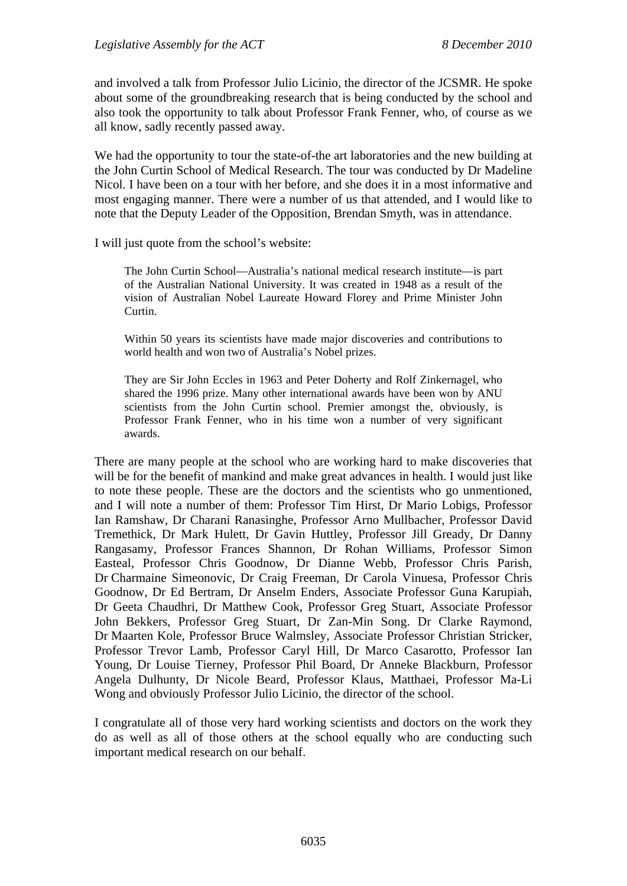and involved a talk from Professor Julio Licinio, the director of the JCSMR. He spoke about some of the groundbreaking research that is being conducted by the school and also took the opportunity to talk about Professor Frank Fenner, who, of course as we all know, sadly recently passed away.

We had the opportunity to tour the state-of-the art laboratories and the new building at the John Curtin School of Medical Research. The tour was conducted by Dr Madeline Nicol. I have been on a tour with her before, and she does it in a most informative and most engaging manner. There were a number of us that attended, and I would like to note that the Deputy Leader of the Opposition, Brendan Smyth, was in attendance.

I will just quote from the school's website:

> The John Curtin School—Australia's national medical research institute—is part of the Australian National University. It was created in 1948 as a result of the vision of Australian Nobel Laureate Howard Florey and Prime Minister John Curtin.
>
> Within 50 years its scientists have made major discoveries and contributions to world health and won two of Australia's Nobel prizes.
>
> They are Sir John Eccles in 1963 and Peter Doherty and Rolf Zinkernagel, who shared the 1996 prize. Many other international awards have been won by ANU scientists from the John Curtin school. Premier amongst the, obviously, is Professor Frank Fenner, who in his time won a number of very significant awards.

There are many people at the school who are working hard to make discoveries that will be for the benefit of mankind and make great advances in health. I would just like to note these people. These are the doctors and the scientists who go unmentioned, and I will note a number of them: Professor Tim Hirst, Dr Mario Lobigs, Professor Ian Ramshaw, Dr Charani Ranasinghe, Professor Arno Mullbacher, Professor David Tremethick, Dr Mark Hulett, Dr Gavin Huttley, Professor Jill Gready, Dr Danny Rangasamy, Professor Frances Shannon, Dr Rohan Williams, Professor Simon Easteal, Professor Chris Goodnow, Dr Dianne Webb, Professor Chris Parish, Dr Charmaine Simeonovic, Dr Craig Freeman, Dr Carola Vinuesa, Professor Chris Goodnow, Dr Ed Bertram, Dr Anselm Enders, Associate Professor Guna Karupiah, Dr Geeta Chaudhri, Dr Matthew Cook, Professor Greg Stuart, Associate Professor John Bekkers, Professor Greg Stuart, Dr Zan-Min Song. Dr Clarke Raymond, Dr Maarten Kole, Professor Bruce Walmsley, Associate Professor Christian Stricker, Professor Trevor Lamb, Professor Caryl Hill, Dr Marco Casarotto, Professor Ian Young, Dr Louise Tierney, Professor Phil Board, Dr Anneke Blackburn, Professor Angela Dulhunty, Dr Nicole Beard, Professor Klaus, Matthaei, Professor Ma-Li Wong and obviously Professor Julio Licinio, the director of the school.

I congratulate all of those very hard working scientists and doctors on the work they do as well as all of those others at the school equally who are conducting such important medical research on our behalf.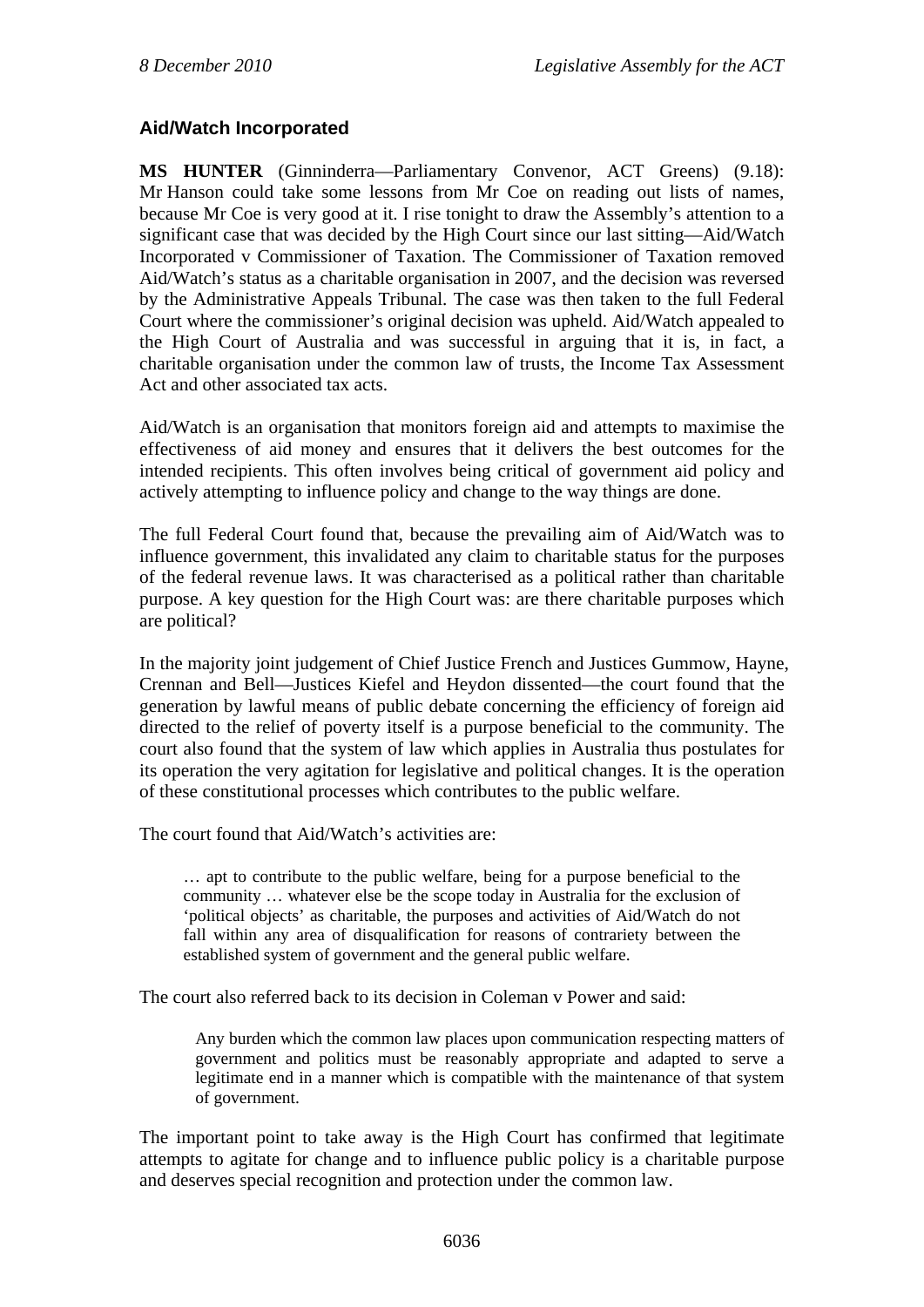### Aid/Watch Incorporated

**MS HUNTER** (Ginninderra—Parliamentary Convenor, ACT Greens) (9.18): Mr Hanson could take some lessons from Mr Coe on reading out lists of names, because Mr Coe is very good at it. I rise tonight to draw the Assembly's attention to a significant case that was decided by the High Court since our last sitting—Aid/Watch Incorporated v Commissioner of Taxation. The Commissioner of Taxation removed Aid/Watch's status as a charitable organisation in 2007, and the decision was reversed by the Administrative Appeals Tribunal. The case was then taken to the full Federal Court where the commissioner's original decision was upheld. Aid/Watch appealed to the High Court of Australia and was successful in arguing that it is, in fact, a charitable organisation under the common law of trusts, the Income Tax Assessment Act and other associated tax acts.

Aid/Watch is an organisation that monitors foreign aid and attempts to maximise the effectiveness of aid money and ensures that it delivers the best outcomes for the intended recipients. This often involves being critical of government aid policy and actively attempting to influence policy and change to the way things are done.

The full Federal Court found that, because the prevailing aim of Aid/Watch was to influence government, this invalidated any claim to charitable status for the purposes of the federal revenue laws. It was characterised as a political rather than charitable purpose. A key question for the High Court was: are there charitable purposes which are political?

In the majority joint judgement of Chief Justice French and Justices Gummow, Hayne, Crennan and Bell—Justices Kiefel and Heydon dissented—the court found that the generation by lawful means of public debate concerning the efficiency of foreign aid directed to the relief of poverty itself is a purpose beneficial to the community. The court also found that the system of law which applies in Australia thus postulates for its operation the very agitation for legislative and political changes. It is the operation of these constitutional processes which contributes to the public welfare.

The court found that Aid/Watch's activities are:

> … apt to contribute to the public welfare, being for a purpose beneficial to the community … whatever else be the scope today in Australia for the exclusion of 'political objects' as charitable, the purposes and activities of Aid/Watch do not fall within any area of disqualification for reasons of contrariety between the established system of government and the general public welfare.

The court also referred back to its decision in Coleman v Power and said:

> Any burden which the common law places upon communication respecting matters of government and politics must be reasonably appropriate and adapted to serve a legitimate end in a manner which is compatible with the maintenance of that system of government.

The important point to take away is the High Court has confirmed that legitimate attempts to agitate for change and to influence public policy is a charitable purpose and deserves special recognition and protection under the common law.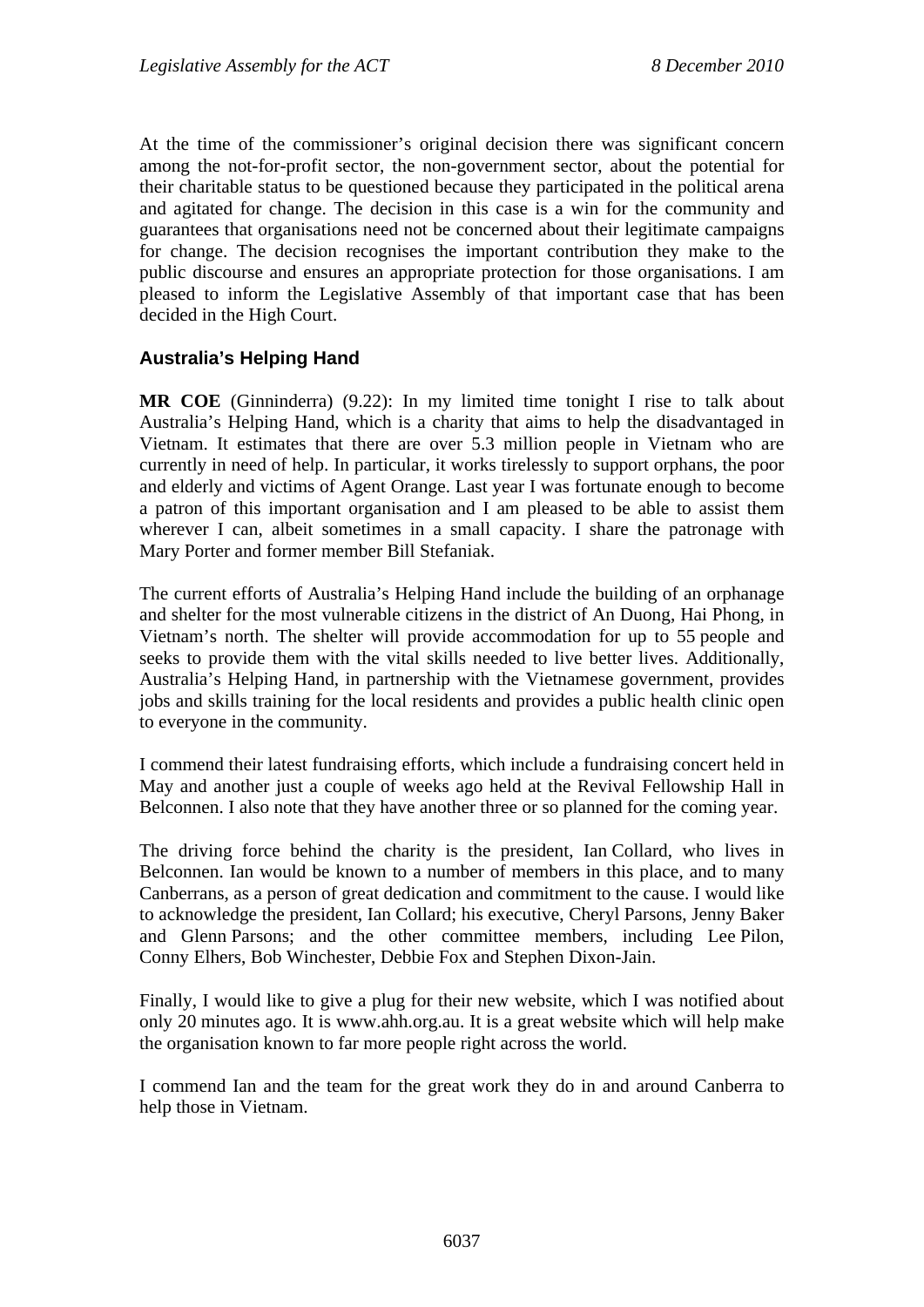At the time of the commissioner's original decision there was significant concern among the not-for-profit sector, the non-government sector, about the potential for their charitable status to be questioned because they participated in the political arena and agitated for change. The decision in this case is a win for the community and guarantees that organisations need not be concerned about their legitimate campaigns for change. The decision recognises the important contribution they make to the public discourse and ensures an appropriate protection for those organisations. I am pleased to inform the Legislative Assembly of that important case that has been decided in the High Court.

### Australia's Helping Hand

**MR COE** (Ginninderra) (9.22): In my limited time tonight I rise to talk about Australia's Helping Hand, which is a charity that aims to help the disadvantaged in Vietnam. It estimates that there are over 5.3 million people in Vietnam who are currently in need of help. In particular, it works tirelessly to support orphans, the poor and elderly and victims of Agent Orange. Last year I was fortunate enough to become a patron of this important organisation and I am pleased to be able to assist them wherever I can, albeit sometimes in a small capacity. I share the patronage with Mary Porter and former member Bill Stefaniak.

The current efforts of Australia's Helping Hand include the building of an orphanage and shelter for the most vulnerable citizens in the district of An Duong, Hai Phong, in Vietnam's north. The shelter will provide accommodation for up to 55 people and seeks to provide them with the vital skills needed to live better lives. Additionally, Australia's Helping Hand, in partnership with the Vietnamese government, provides jobs and skills training for the local residents and provides a public health clinic open to everyone in the community.

I commend their latest fundraising efforts, which include a fundraising concert held in May and another just a couple of weeks ago held at the Revival Fellowship Hall in Belconnen. I also note that they have another three or so planned for the coming year.

The driving force behind the charity is the president, Ian Collard, who lives in Belconnen. Ian would be known to a number of members in this place, and to many Canberrans, as a person of great dedication and commitment to the cause. I would like to acknowledge the president, Ian Collard; his executive, Cheryl Parsons, Jenny Baker and Glenn Parsons; and the other committee members, including Lee Pilon, Conny Elhers, Bob Winchester, Debbie Fox and Stephen Dixon-Jain.

Finally, I would like to give a plug for their new website, which I was notified about only 20 minutes ago. It is www.ahh.org.au. It is a great website which will help make the organisation known to far more people right across the world.

I commend Ian and the team for the great work they do in and around Canberra to help those in Vietnam.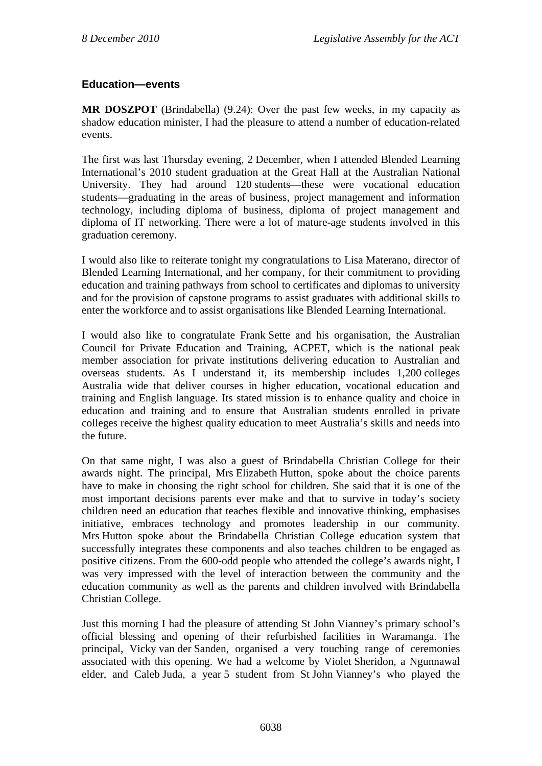## Education—events

**MR DOSZPOT** (Brindabella) (9.24): Over the past few weeks, in my capacity as shadow education minister, I had the pleasure to attend a number of education-related events.

The first was last Thursday evening, 2 December, when I attended Blended Learning International's 2010 student graduation at the Great Hall at the Australian National University. They had around 120 students—these were vocational education students—graduating in the areas of business, project management and information technology, including diploma of business, diploma of project management and diploma of IT networking. There were a lot of mature-age students involved in this graduation ceremony.

I would also like to reiterate tonight my congratulations to Lisa Materano, director of Blended Learning International, and her company, for their commitment to providing education and training pathways from school to certificates and diplomas to university and for the provision of capstone programs to assist graduates with additional skills to enter the workforce and to assist organisations like Blended Learning International.

I would also like to congratulate Frank Sette and his organisation, the Australian Council for Private Education and Training, ACPET, which is the national peak member association for private institutions delivering education to Australian and overseas students. As I understand it, its membership includes 1,200 colleges Australia wide that deliver courses in higher education, vocational education and training and English language. Its stated mission is to enhance quality and choice in education and training and to ensure that Australian students enrolled in private colleges receive the highest quality education to meet Australia's skills and needs into the future.

On that same night, I was also a guest of Brindabella Christian College for their awards night. The principal, Mrs Elizabeth Hutton, spoke about the choice parents have to make in choosing the right school for children. She said that it is one of the most important decisions parents ever make and that to survive in today's society children need an education that teaches flexible and innovative thinking, emphasises initiative, embraces technology and promotes leadership in our community. Mrs Hutton spoke about the Brindabella Christian College education system that successfully integrates these components and also teaches children to be engaged as positive citizens. From the 600-odd people who attended the college's awards night, I was very impressed with the level of interaction between the community and the education community as well as the parents and children involved with Brindabella Christian College.

Just this morning I had the pleasure of attending St John Vianney's primary school's official blessing and opening of their refurbished facilities in Waramanga. The principal, Vicky van der Sanden, organised a very touching range of ceremonies associated with this opening. We had a welcome by Violet Sheridon, a Ngunnawal elder, and Caleb Juda, a year 5 student from St John Vianney's who played the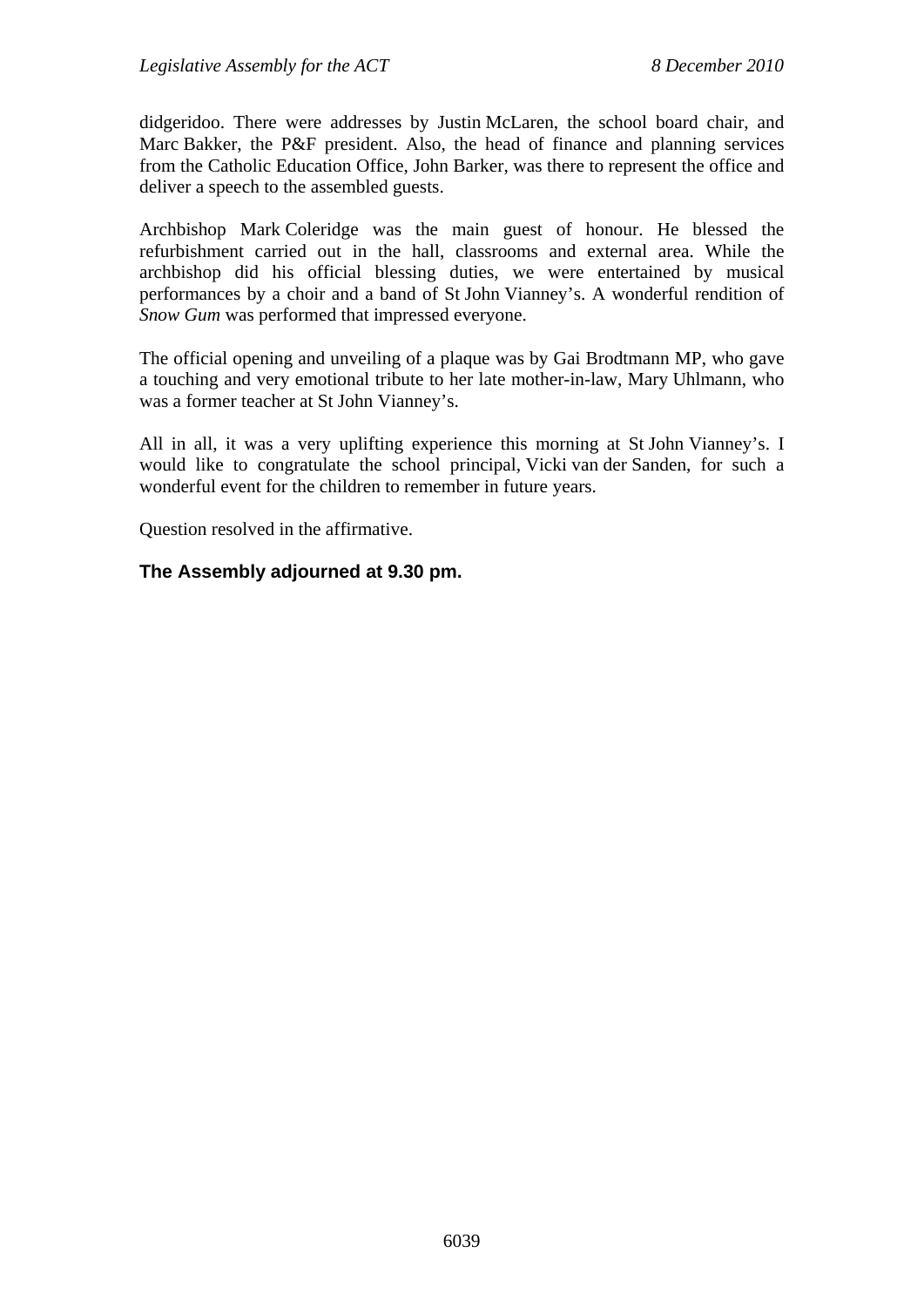didgeridoo. There were addresses by Justin McLaren, the school board chair, and Marc Bakker, the P&F president. Also, the head of finance and planning services from the Catholic Education Office, John Barker, was there to represent the office and deliver a speech to the assembled guests.

Archbishop Mark Coleridge was the main guest of honour. He blessed the refurbishment carried out in the hall, classrooms and external area. While the archbishop did his official blessing duties, we were entertained by musical performances by a choir and a band of St John Vianney's. A wonderful rendition of *Snow Gum* was performed that impressed everyone.

The official opening and unveiling of a plaque was by Gai Brodtmann MP, who gave a touching and very emotional tribute to her late mother-in-law, Mary Uhlmann, who was a former teacher at St John Vianney's.

All in all, it was a very uplifting experience this morning at St John Vianney's. I would like to congratulate the school principal, Vicki van der Sanden, for such a wonderful event for the children to remember in future years.

Question resolved in the affirmative.

**The Assembly adjourned at 9.30 pm.**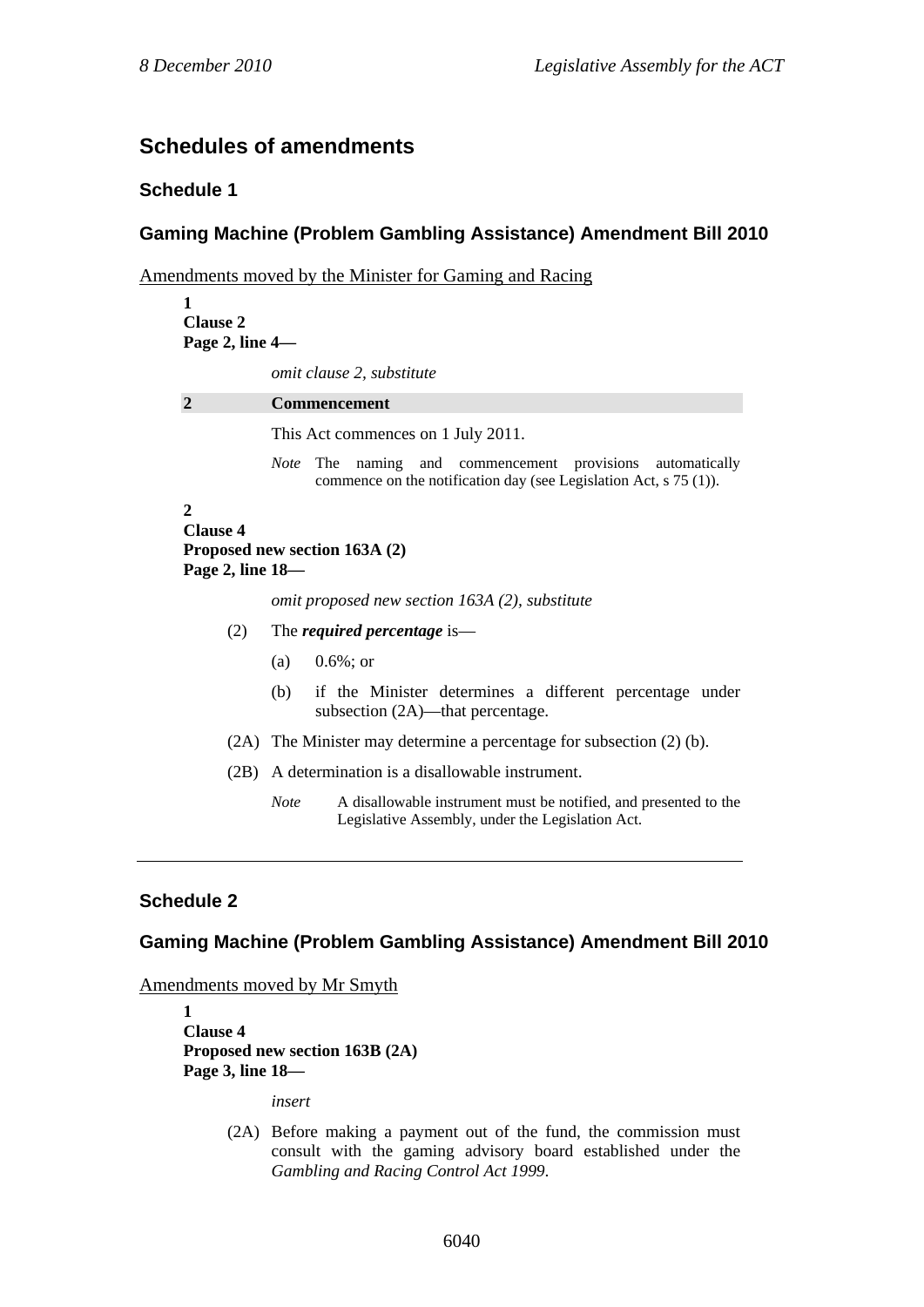## Schedules of amendments

### Schedule 1

### Gaming Machine (Problem Gambling Assistance) Amendment Bill 2010

Amendments moved by the Minister for Gaming and Racing

**1**
**Clause 2**
**Page 2, line 4—**

*omit clause 2, substitute*

**2 Commencement**

This Act commences on 1 July 2011.

*Note* The naming and commencement provisions automatically commence on the notification day (see Legislation Act, s 75 (1)).

**2**
**Clause 4**
**Proposed new section 163A (2)**
**Page 2, line 18—**

*omit proposed new section 163A (2), substitute*

(2) The ***required percentage*** is—

(a) 0.6%; or

(b) if the Minister determines a different percentage under subsection (2A)—that percentage.

(2A) The Minister may determine a percentage for subsection (2) (b).

(2B) A determination is a disallowable instrument.

*Note* A disallowable instrument must be notified, and presented to the Legislative Assembly, under the Legislation Act.

---

### Schedule 2

### Gaming Machine (Problem Gambling Assistance) Amendment Bill 2010

Amendments moved by Mr Smyth

**1**
**Clause 4**
**Proposed new section 163B (2A)**
**Page 3, line 18—**

*insert*

(2A) Before making a payment out of the fund, the commission must consult with the gaming advisory board established under the *Gambling and Racing Control Act 1999*.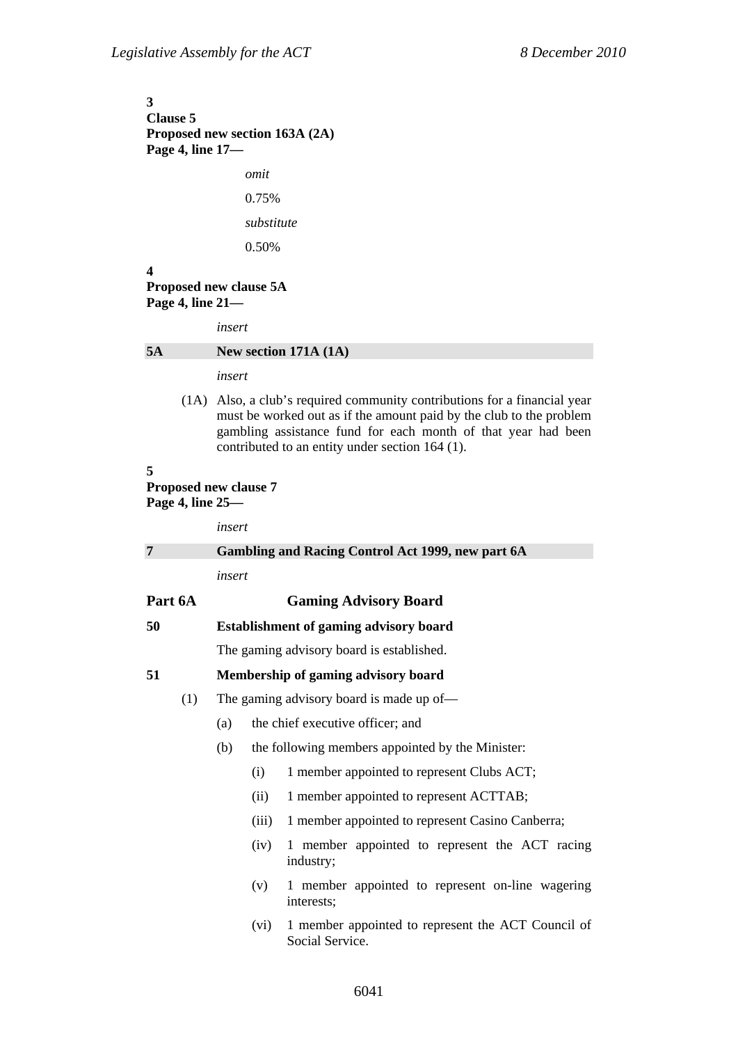**3**
**Clause 5**
**Proposed new section 163A (2A)**
**Page 4, line 17—**

*omit*

0.75%

*substitute*

0.50%

**4**
**Proposed new clause 5A**
**Page 4, line 21—**

*insert*

**5A New section 171A (1A)**

*insert*

(1A) Also, a club's required community contributions for a financial year must be worked out as if the amount paid by the club to the problem gambling assistance fund for each month of that year had been contributed to an entity under section 164 (1).

**5**
**Proposed new clause 7**
**Page 4, line 25—**

*insert*

**7 Gambling and Racing Control Act 1999, new part 6A**

*insert*

## Part 6A Gaming Advisory Board

**50 Establishment of gaming advisory board**

The gaming advisory board is established.

**51 Membership of gaming advisory board**

(1) The gaming advisory board is made up of—

(a) the chief executive officer; and

(b) the following members appointed by the Minister:

(i) 1 member appointed to represent Clubs ACT;

(ii) 1 member appointed to represent ACTTAB;

(iii) 1 member appointed to represent Casino Canberra;

(iv) 1 member appointed to represent the ACT racing industry;

(v) 1 member appointed to represent on-line wagering interests;

(vi) 1 member appointed to represent the ACT Council of Social Service.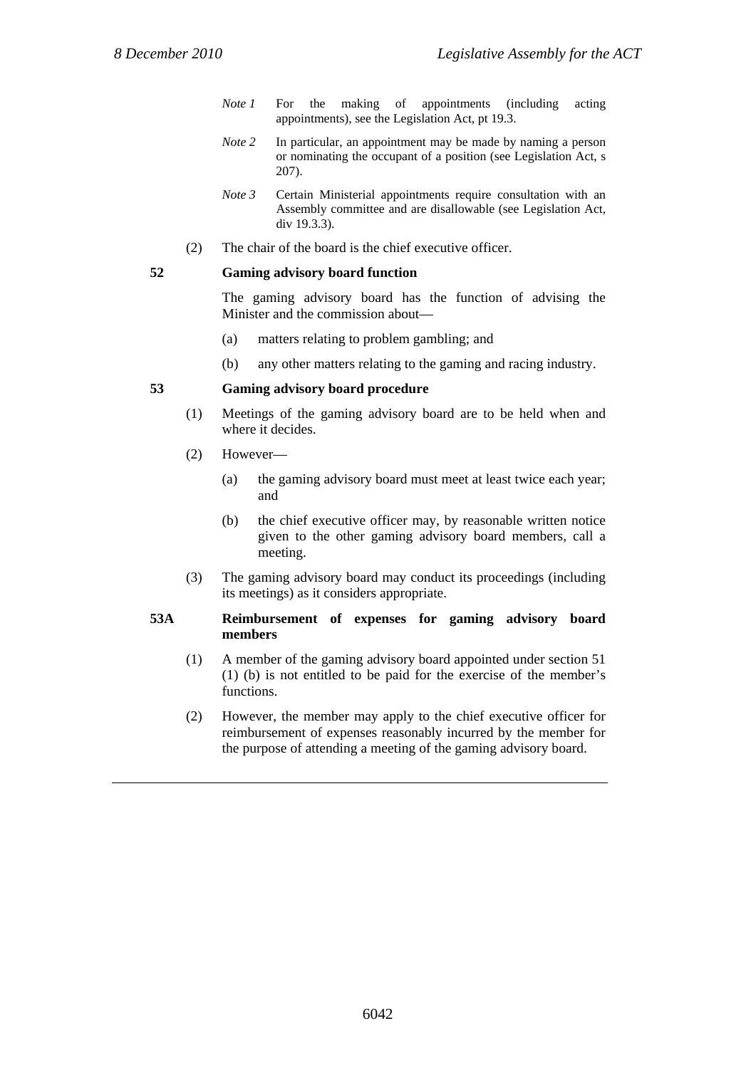*Note 1* For the making of appointments (including acting appointments), see the Legislation Act, pt 19.3.

*Note 2* In particular, an appointment may be made by naming a person or nominating the occupant of a position (see Legislation Act, s 207).

*Note 3* Certain Ministerial appointments require consultation with an Assembly committee and are disallowable (see Legislation Act, div 19.3.3).

(2) The chair of the board is the chief executive officer.

**52 Gaming advisory board function**

The gaming advisory board has the function of advising the Minister and the commission about—

(a) matters relating to problem gambling; and

(b) any other matters relating to the gaming and racing industry.

**53 Gaming advisory board procedure**

(1) Meetings of the gaming advisory board are to be held when and where it decides.

(2) However—

(a) the gaming advisory board must meet at least twice each year; and

(b) the chief executive officer may, by reasonable written notice given to the other gaming advisory board members, call a meeting.

(3) The gaming advisory board may conduct its proceedings (including its meetings) as it considers appropriate.

**53A Reimbursement of expenses for gaming advisory board members**

(1) A member of the gaming advisory board appointed under section 51 (1) (b) is not entitled to be paid for the exercise of the member's functions.

(2) However, the member may apply to the chief executive officer for reimbursement of expenses reasonably incurred by the member for the purpose of attending a meeting of the gaming advisory board.